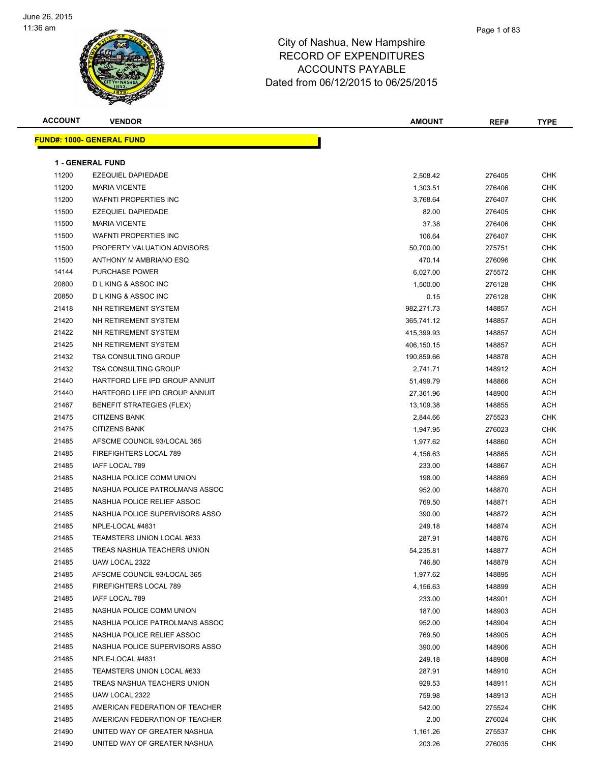June 26, 2015
11:36 am

# City of Nashua, New Hampshire
## RECORD OF EXPENDITURES
## ACCOUNTS PAYABLE
## Dated from 06/12/2015 to 06/25/2015

**FUND#: 1000- GENERAL FUND**

**1 - GENERAL FUND**

| ACCOUNT | VENDOR | AMOUNT | REF# | TYPE |
|---|---|---|---|---|
| 11200 | EZEQUIEL DAPIEDADE | 2,508.42 | 276405 | CHK |
| 11200 | MARIA VICENTE | 1,303.51 | 276406 | CHK |
| 11200 | WAFNTI PROPERTIES INC | 3,768.64 | 276407 | CHK |
| 11500 | EZEQUIEL DAPIEDADE | 82.00 | 276405 | CHK |
| 11500 | MARIA VICENTE | 37.38 | 276406 | CHK |
| 11500 | WAFNTI PROPERTIES INC | 106.64 | 276407 | CHK |
| 11500 | PROPERTY VALUATION ADVISORS | 50,700.00 | 275751 | CHK |
| 11500 | ANTHONY M AMBRIANO ESQ | 470.14 | 276096 | CHK |
| 14144 | PURCHASE POWER | 6,027.00 | 275572 | CHK |
| 20800 | D L KING & ASSOC INC | 1,500.00 | 276128 | CHK |
| 20850 | D L KING & ASSOC INC | 0.15 | 276128 | CHK |
| 21418 | NH RETIREMENT SYSTEM | 982,271.73 | 148857 | ACH |
| 21420 | NH RETIREMENT SYSTEM | 365,741.12 | 148857 | ACH |
| 21422 | NH RETIREMENT SYSTEM | 415,399.93 | 148857 | ACH |
| 21425 | NH RETIREMENT SYSTEM | 406,150.15 | 148857 | ACH |
| 21432 | TSA CONSULTING GROUP | 190,859.66 | 148878 | ACH |
| 21432 | TSA CONSULTING GROUP | 2,741.71 | 148912 | ACH |
| 21440 | HARTFORD LIFE IPD GROUP ANNUIT | 51,499.79 | 148866 | ACH |
| 21440 | HARTFORD LIFE IPD GROUP ANNUIT | 27,361.96 | 148900 | ACH |
| 21467 | BENEFIT STRATEGIES (FLEX) | 13,109.38 | 148855 | ACH |
| 21475 | CITIZENS BANK | 2,844.66 | 275523 | CHK |
| 21475 | CITIZENS BANK | 1,947.95 | 276023 | CHK |
| 21485 | AFSCME COUNCIL 93/LOCAL 365 | 1,977.62 | 148860 | ACH |
| 21485 | FIREFIGHTERS LOCAL 789 | 4,156.63 | 148865 | ACH |
| 21485 | IAFF LOCAL 789 | 233.00 | 148867 | ACH |
| 21485 | NASHUA POLICE COMM UNION | 198.00 | 148869 | ACH |
| 21485 | NASHUA POLICE PATROLMANS ASSOC | 952.00 | 148870 | ACH |
| 21485 | NASHUA POLICE RELIEF ASSOC | 769.50 | 148871 | ACH |
| 21485 | NASHUA POLICE SUPERVISORS ASSO | 390.00 | 148872 | ACH |
| 21485 | NPLE-LOCAL #4831 | 249.18 | 148874 | ACH |
| 21485 | TEAMSTERS UNION LOCAL #633 | 287.91 | 148876 | ACH |
| 21485 | TREAS NASHUA TEACHERS UNION | 54,235.81 | 148877 | ACH |
| 21485 | UAW LOCAL 2322 | 746.80 | 148879 | ACH |
| 21485 | AFSCME COUNCIL 93/LOCAL 365 | 1,977.62 | 148895 | ACH |
| 21485 | FIREFIGHTERS LOCAL 789 | 4,156.63 | 148899 | ACH |
| 21485 | IAFF LOCAL 789 | 233.00 | 148901 | ACH |
| 21485 | NASHUA POLICE COMM UNION | 187.00 | 148903 | ACH |
| 21485 | NASHUA POLICE PATROLMANS ASSOC | 952.00 | 148904 | ACH |
| 21485 | NASHUA POLICE RELIEF ASSOC | 769.50 | 148905 | ACH |
| 21485 | NASHUA POLICE SUPERVISORS ASSO | 390.00 | 148906 | ACH |
| 21485 | NPLE-LOCAL #4831 | 249.18 | 148908 | ACH |
| 21485 | TEAMSTERS UNION LOCAL #633 | 287.91 | 148910 | ACH |
| 21485 | TREAS NASHUA TEACHERS UNION | 929.53 | 148911 | ACH |
| 21485 | UAW LOCAL 2322 | 759.98 | 148913 | ACH |
| 21485 | AMERICAN FEDERATION OF TEACHER | 542.00 | 275524 | CHK |
| 21485 | AMERICAN FEDERATION OF TEACHER | 2.00 | 276024 | CHK |
| 21490 | UNITED WAY OF GREATER NASHUA | 1,161.26 | 275537 | CHK |
| 21490 | UNITED WAY OF GREATER NASHUA | 203.26 | 276035 | CHK |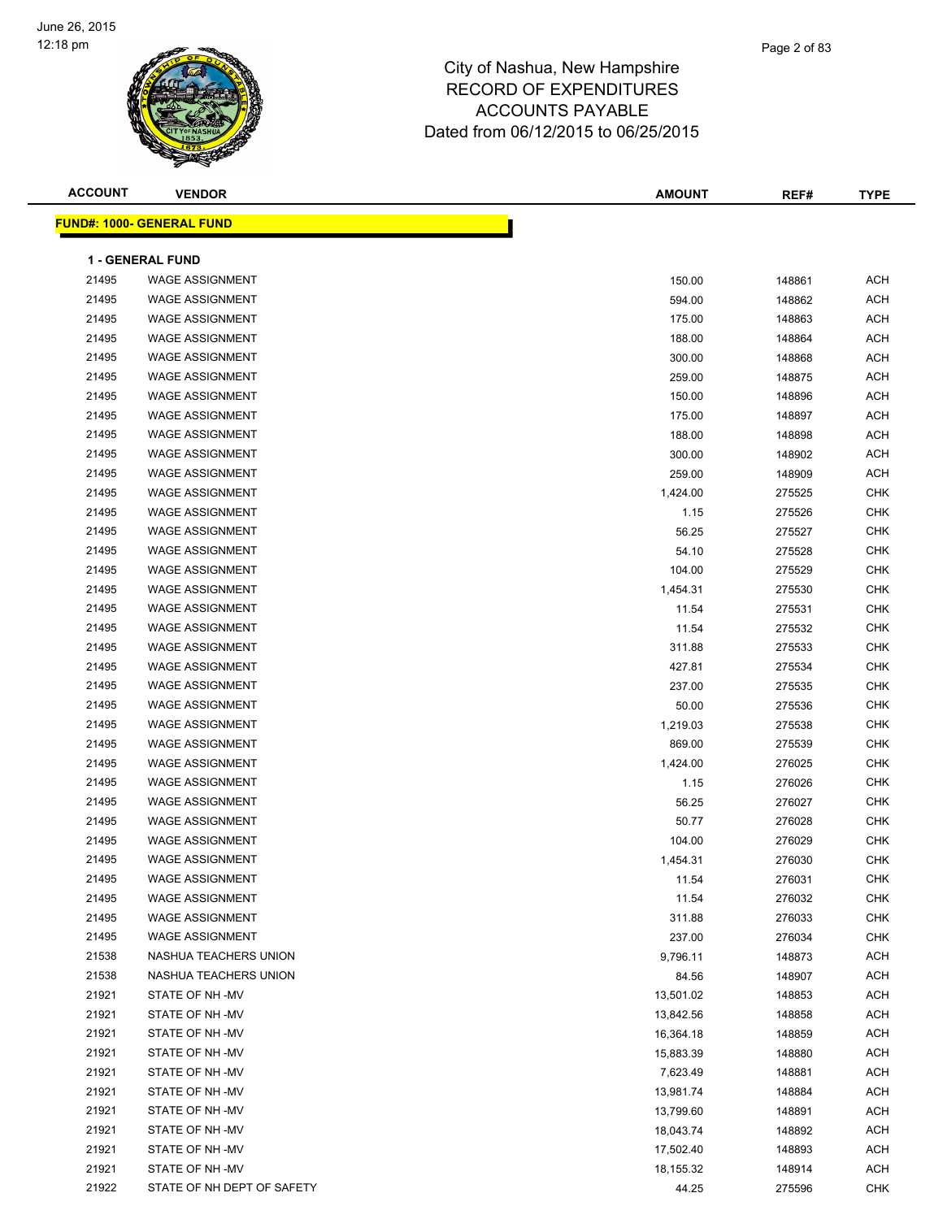City of Nashua, New Hampshire
RECORD OF EXPENDITURES
ACCOUNTS PAYABLE
Dated from 06/12/2015 to 06/25/2015

| ACCOUNT | VENDOR | AMOUNT | REF# | TYPE |
|---|---|---|---|---|

**FUND#: 1000- GENERAL FUND**

**1 - GENERAL FUND**

| ACCOUNT | VENDOR | AMOUNT | REF# | TYPE |
|---|---|---|---|---|
| 21495 | WAGE ASSIGNMENT | 150.00 | 148861 | ACH |
| 21495 | WAGE ASSIGNMENT | 594.00 | 148862 | ACH |
| 21495 | WAGE ASSIGNMENT | 175.00 | 148863 | ACH |
| 21495 | WAGE ASSIGNMENT | 188.00 | 148864 | ACH |
| 21495 | WAGE ASSIGNMENT | 300.00 | 148868 | ACH |
| 21495 | WAGE ASSIGNMENT | 259.00 | 148875 | ACH |
| 21495 | WAGE ASSIGNMENT | 150.00 | 148896 | ACH |
| 21495 | WAGE ASSIGNMENT | 175.00 | 148897 | ACH |
| 21495 | WAGE ASSIGNMENT | 188.00 | 148898 | ACH |
| 21495 | WAGE ASSIGNMENT | 300.00 | 148902 | ACH |
| 21495 | WAGE ASSIGNMENT | 259.00 | 148909 | ACH |
| 21495 | WAGE ASSIGNMENT | 1,424.00 | 275525 | CHK |
| 21495 | WAGE ASSIGNMENT | 1.15 | 275526 | CHK |
| 21495 | WAGE ASSIGNMENT | 56.25 | 275527 | CHK |
| 21495 | WAGE ASSIGNMENT | 54.10 | 275528 | CHK |
| 21495 | WAGE ASSIGNMENT | 104.00 | 275529 | CHK |
| 21495 | WAGE ASSIGNMENT | 1,454.31 | 275530 | CHK |
| 21495 | WAGE ASSIGNMENT | 11.54 | 275531 | CHK |
| 21495 | WAGE ASSIGNMENT | 11.54 | 275532 | CHK |
| 21495 | WAGE ASSIGNMENT | 311.88 | 275533 | CHK |
| 21495 | WAGE ASSIGNMENT | 427.81 | 275534 | CHK |
| 21495 | WAGE ASSIGNMENT | 237.00 | 275535 | CHK |
| 21495 | WAGE ASSIGNMENT | 50.00 | 275536 | CHK |
| 21495 | WAGE ASSIGNMENT | 1,219.03 | 275538 | CHK |
| 21495 | WAGE ASSIGNMENT | 869.00 | 275539 | CHK |
| 21495 | WAGE ASSIGNMENT | 1,424.00 | 276025 | CHK |
| 21495 | WAGE ASSIGNMENT | 1.15 | 276026 | CHK |
| 21495 | WAGE ASSIGNMENT | 56.25 | 276027 | CHK |
| 21495 | WAGE ASSIGNMENT | 50.77 | 276028 | CHK |
| 21495 | WAGE ASSIGNMENT | 104.00 | 276029 | CHK |
| 21495 | WAGE ASSIGNMENT | 1,454.31 | 276030 | CHK |
| 21495 | WAGE ASSIGNMENT | 11.54 | 276031 | CHK |
| 21495 | WAGE ASSIGNMENT | 11.54 | 276032 | CHK |
| 21495 | WAGE ASSIGNMENT | 311.88 | 276033 | CHK |
| 21495 | WAGE ASSIGNMENT | 237.00 | 276034 | CHK |
| 21538 | NASHUA TEACHERS UNION | 9,796.11 | 148873 | ACH |
| 21538 | NASHUA TEACHERS UNION | 84.56 | 148907 | ACH |
| 21921 | STATE OF NH -MV | 13,501.02 | 148853 | ACH |
| 21921 | STATE OF NH -MV | 13,842.56 | 148858 | ACH |
| 21921 | STATE OF NH -MV | 16,364.18 | 148859 | ACH |
| 21921 | STATE OF NH -MV | 15,883.39 | 148880 | ACH |
| 21921 | STATE OF NH -MV | 7,623.49 | 148881 | ACH |
| 21921 | STATE OF NH -MV | 13,981.74 | 148884 | ACH |
| 21921 | STATE OF NH -MV | 13,799.60 | 148891 | ACH |
| 21921 | STATE OF NH -MV | 18,043.74 | 148892 | ACH |
| 21921 | STATE OF NH -MV | 17,502.40 | 148893 | ACH |
| 21921 | STATE OF NH -MV | 18,155.32 | 148914 | ACH |
| 21922 | STATE OF NH DEPT OF SAFETY | 44.25 | 275596 | CHK |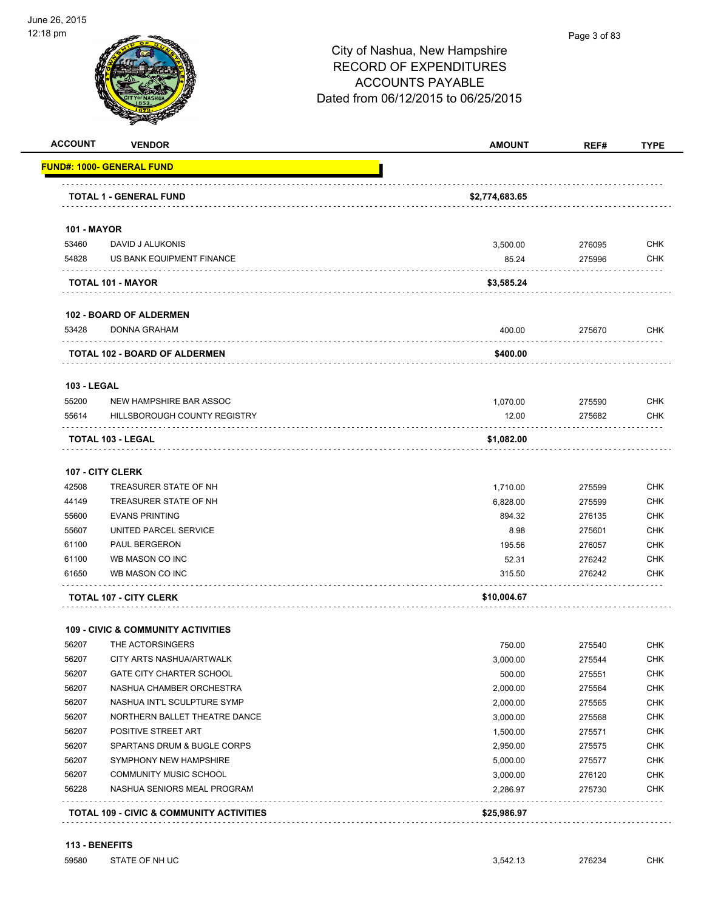City of Nashua, New Hampshire
RECORD OF EXPENDITURES
ACCOUNTS PAYABLE
Dated from 06/12/2015 to 06/25/2015

| ACCOUNT | VENDOR | AMOUNT | REF# | TYPE |
|---|---|---|---|---|
| **FUND#: 1000- GENERAL FUND** | | | | |
| | **TOTAL 1 - GENERAL FUND** | **$2,774,683.65** | | |
| **101 - MAYOR** | | | | |
| 53460 | DAVID J ALUKONIS | 3,500.00 | 276095 | CHK |
| 54828 | US BANK EQUIPMENT FINANCE | 85.24 | 275996 | CHK |
| | **TOTAL 101 - MAYOR** | **$3,585.24** | | |
| **102 - BOARD OF ALDERMEN** | | | | |
| 53428 | DONNA GRAHAM | 400.00 | 275670 | CHK |
| | **TOTAL 102 - BOARD OF ALDERMEN** | **$400.00** | | |
| **103 - LEGAL** | | | | |
| 55200 | NEW HAMPSHIRE BAR ASSOC | 1,070.00 | 275590 | CHK |
| 55614 | HILLSBOROUGH COUNTY REGISTRY | 12.00 | 275682 | CHK |
| | **TOTAL 103 - LEGAL** | **$1,082.00** | | |
| **107 - CITY CLERK** | | | | |
| 42508 | TREASURER STATE OF NH | 1,710.00 | 275599 | CHK |
| 44149 | TREASURER STATE OF NH | 6,828.00 | 275599 | CHK |
| 55600 | EVANS PRINTING | 894.32 | 276135 | CHK |
| 55607 | UNITED PARCEL SERVICE | 8.98 | 275601 | CHK |
| 61100 | PAUL BERGERON | 195.56 | 276057 | CHK |
| 61100 | WB MASON CO INC | 52.31 | 276242 | CHK |
| 61650 | WB MASON CO INC | 315.50 | 276242 | CHK |
| | **TOTAL 107 - CITY CLERK** | **$10,004.67** | | |
| **109 - CIVIC & COMMUNITY ACTIVITIES** | | | | |
| 56207 | THE ACTORSINGERS | 750.00 | 275540 | CHK |
| 56207 | CITY ARTS NASHUA/ARTWALK | 3,000.00 | 275544 | CHK |
| 56207 | GATE CITY CHARTER SCHOOL | 500.00 | 275551 | CHK |
| 56207 | NASHUA CHAMBER ORCHESTRA | 2,000.00 | 275564 | CHK |
| 56207 | NASHUA INT'L SCULPTURE SYMP | 2,000.00 | 275565 | CHK |
| 56207 | NORTHERN BALLET THEATRE DANCE | 3,000.00 | 275568 | CHK |
| 56207 | POSITIVE STREET ART | 1,500.00 | 275571 | CHK |
| 56207 | SPARTANS DRUM & BUGLE CORPS | 2,950.00 | 275575 | CHK |
| 56207 | SYMPHONY NEW HAMPSHIRE | 5,000.00 | 275577 | CHK |
| 56207 | COMMUNITY MUSIC SCHOOL | 3,000.00 | 276120 | CHK |
| 56228 | NASHUA SENIORS MEAL PROGRAM | 2,286.97 | 275730 | CHK |
| | **TOTAL 109 - CIVIC & COMMUNITY ACTIVITIES** | **$25,986.97** | | |
| **113 - BENEFITS** | | | | |
| 59580 | STATE OF NH UC | 3,542.13 | 276234 | CHK |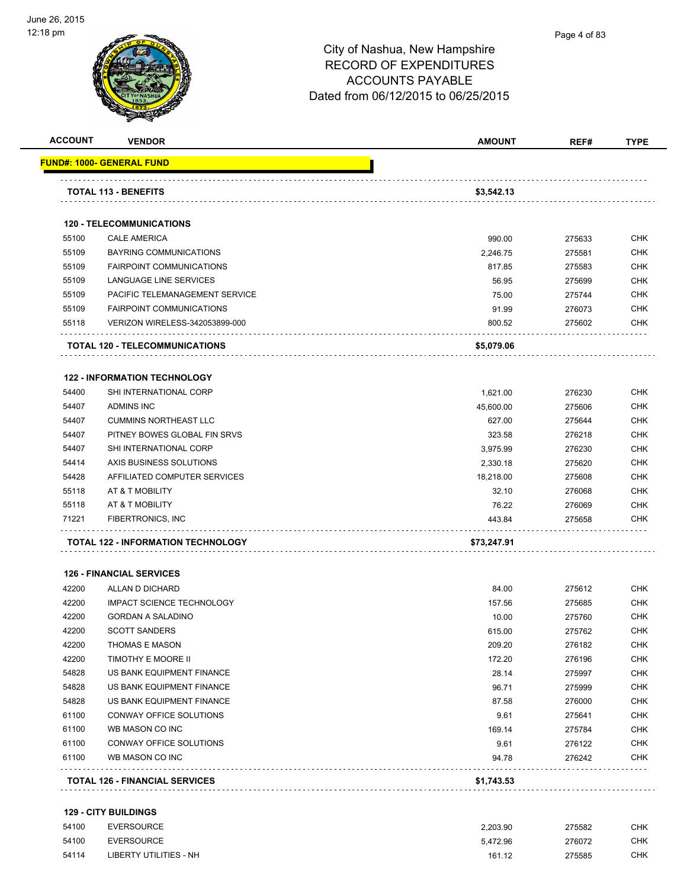# City of Nashua, New Hampshire
## RECORD OF EXPENDITURES
## ACCOUNTS PAYABLE
## Dated from 06/12/2015 to 06/25/2015

| ACCOUNT | VENDOR | AMOUNT | REF# | TYPE |
|---|---|---|---|---|
| **FUND#: 1000- GENERAL FUND** | | | | |
| | **TOTAL 113 - BENEFITS** | **$3,542.13** | | |
| | **120 - TELECOMMUNICATIONS** | | | |
| 55100 | CALE AMERICA | 990.00 | 275633 | CHK |
| 55109 | BAYRING COMMUNICATIONS | 2,246.75 | 275581 | CHK |
| 55109 | FAIRPOINT COMMUNICATIONS | 817.85 | 275583 | CHK |
| 55109 | LANGUAGE LINE SERVICES | 56.95 | 275699 | CHK |
| 55109 | PACIFIC TELEMANAGEMENT SERVICE | 75.00 | 275744 | CHK |
| 55109 | FAIRPOINT COMMUNICATIONS | 91.99 | 276073 | CHK |
| 55118 | VERIZON WIRELESS-342053899-000 | 800.52 | 275602 | CHK |
| | **TOTAL 120 - TELECOMMUNICATIONS** | **$5,079.06** | | |
| | **122 - INFORMATION TECHNOLOGY** | | | |
| 54400 | SHI INTERNATIONAL CORP | 1,621.00 | 276230 | CHK |
| 54407 | ADMINS INC | 45,600.00 | 275606 | CHK |
| 54407 | CUMMINS NORTHEAST LLC | 627.00 | 275644 | CHK |
| 54407 | PITNEY BOWES GLOBAL FIN SRVS | 323.58 | 276218 | CHK |
| 54407 | SHI INTERNATIONAL CORP | 3,975.99 | 276230 | CHK |
| 54414 | AXIS BUSINESS SOLUTIONS | 2,330.18 | 275620 | CHK |
| 54428 | AFFILIATED COMPUTER SERVICES | 18,218.00 | 275608 | CHK |
| 55118 | AT & T MOBILITY | 32.10 | 276068 | CHK |
| 55118 | AT & T MOBILITY | 76.22 | 276069 | CHK |
| 71221 | FIBERTRONICS, INC | 443.84 | 275658 | CHK |
| | **TOTAL 122 - INFORMATION TECHNOLOGY** | **$73,247.91** | | |
| | **126 - FINANCIAL SERVICES** | | | |
| 42200 | ALLAN D DICHARD | 84.00 | 275612 | CHK |
| 42200 | IMPACT SCIENCE TECHNOLOGY | 157.56 | 275685 | CHK |
| 42200 | GORDAN A SALADINO | 10.00 | 275760 | CHK |
| 42200 | SCOTT SANDERS | 615.00 | 275762 | CHK |
| 42200 | THOMAS E MASON | 209.20 | 276182 | CHK |
| 42200 | TIMOTHY E MOORE II | 172.20 | 276196 | CHK |
| 54828 | US BANK EQUIPMENT FINANCE | 28.14 | 275997 | CHK |
| 54828 | US BANK EQUIPMENT FINANCE | 96.71 | 275999 | CHK |
| 54828 | US BANK EQUIPMENT FINANCE | 87.58 | 276000 | CHK |
| 61100 | CONWAY OFFICE SOLUTIONS | 9.61 | 275641 | CHK |
| 61100 | WB MASON CO INC | 169.14 | 275784 | CHK |
| 61100 | CONWAY OFFICE SOLUTIONS | 9.61 | 276122 | CHK |
| 61100 | WB MASON CO INC | 94.78 | 276242 | CHK |
| | **TOTAL 126 - FINANCIAL SERVICES** | **$1,743.53** | | |
| | **129 - CITY BUILDINGS** | | | |
| 54100 | EVERSOURCE | 2,203.90 | 275582 | CHK |
| 54100 | EVERSOURCE | 5,472.96 | 276072 | CHK |
| 54114 | LIBERTY UTILITIES - NH | 161.12 | 275585 | CHK |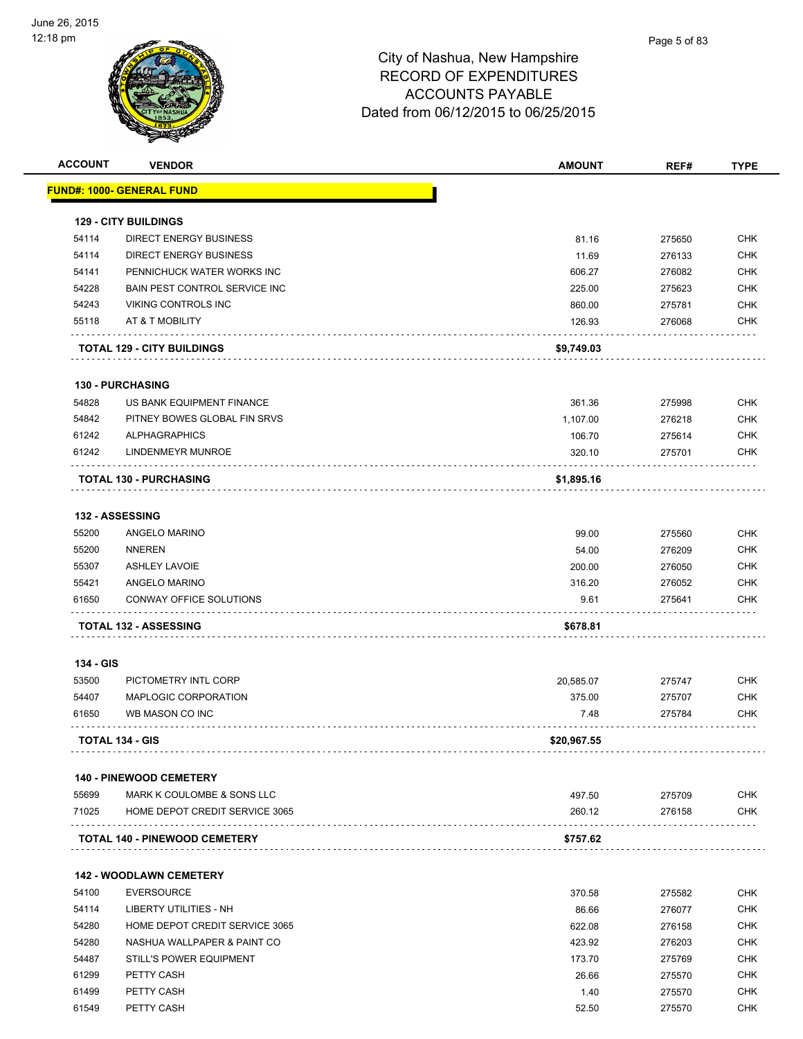City of Nashua, New Hampshire
RECORD OF EXPENDITURES
ACCOUNTS PAYABLE
Dated from 06/12/2015 to 06/25/2015

| ACCOUNT | VENDOR | AMOUNT | REF# | TYPE |
|---|---|---|---|---|
| **FUND#: 1000- GENERAL FUND** | | | | |
| **129 - CITY BUILDINGS** | | | | |
| 54114 | DIRECT ENERGY BUSINESS | 81.16 | 275650 | CHK |
| 54114 | DIRECT ENERGY BUSINESS | 11.69 | 276133 | CHK |
| 54141 | PENNICHUCK WATER WORKS INC | 606.27 | 276082 | CHK |
| 54228 | BAIN PEST CONTROL SERVICE INC | 225.00 | 275623 | CHK |
| 54243 | VIKING CONTROLS INC | 860.00 | 275781 | CHK |
| 55118 | AT & T MOBILITY | 126.93 | 276068 | CHK |
| **TOTAL 129 - CITY BUILDINGS** | | **$9,749.03** | | |
| **130 - PURCHASING** | | | | |
| 54828 | US BANK EQUIPMENT FINANCE | 361.36 | 275998 | CHK |
| 54842 | PITNEY BOWES GLOBAL FIN SRVS | 1,107.00 | 276218 | CHK |
| 61242 | ALPHAGRAPHICS | 106.70 | 275614 | CHK |
| 61242 | LINDENMEYR MUNROE | 320.10 | 275701 | CHK |
| **TOTAL 130 - PURCHASING** | | **$1,895.16** | | |
| **132 - ASSESSING** | | | | |
| 55200 | ANGELO MARINO | 99.00 | 275560 | CHK |
| 55200 | NNEREN | 54.00 | 276209 | CHK |
| 55307 | ASHLEY LAVOIE | 200.00 | 276050 | CHK |
| 55421 | ANGELO MARINO | 316.20 | 276052 | CHK |
| 61650 | CONWAY OFFICE SOLUTIONS | 9.61 | 275641 | CHK |
| **TOTAL 132 - ASSESSING** | | **$678.81** | | |
| **134 - GIS** | | | | |
| 53500 | PICTOMETRY INTL CORP | 20,585.07 | 275747 | CHK |
| 54407 | MAPLOGIC CORPORATION | 375.00 | 275707 | CHK |
| 61650 | WB MASON CO INC | 7.48 | 275784 | CHK |
| **TOTAL 134 - GIS** | | **$20,967.55** | | |
| **140 - PINEWOOD CEMETERY** | | | | |
| 55699 | MARK K COULOMBE & SONS LLC | 497.50 | 275709 | CHK |
| 71025 | HOME DEPOT CREDIT SERVICE 3065 | 260.12 | 276158 | CHK |
| **TOTAL 140 - PINEWOOD CEMETERY** | | **$757.62** | | |
| **142 - WOODLAWN CEMETERY** | | | | |
| 54100 | EVERSOURCE | 370.58 | 275582 | CHK |
| 54114 | LIBERTY UTILITIES - NH | 86.66 | 276077 | CHK |
| 54280 | HOME DEPOT CREDIT SERVICE 3065 | 622.08 | 276158 | CHK |
| 54280 | NASHUA WALLPAPER & PAINT CO | 423.92 | 276203 | CHK |
| 54487 | STILL'S POWER EQUIPMENT | 173.70 | 275769 | CHK |
| 61299 | PETTY CASH | 26.66 | 275570 | CHK |
| 61499 | PETTY CASH | 1.40 | 275570 | CHK |
| 61549 | PETTY CASH | 52.50 | 275570 | CHK |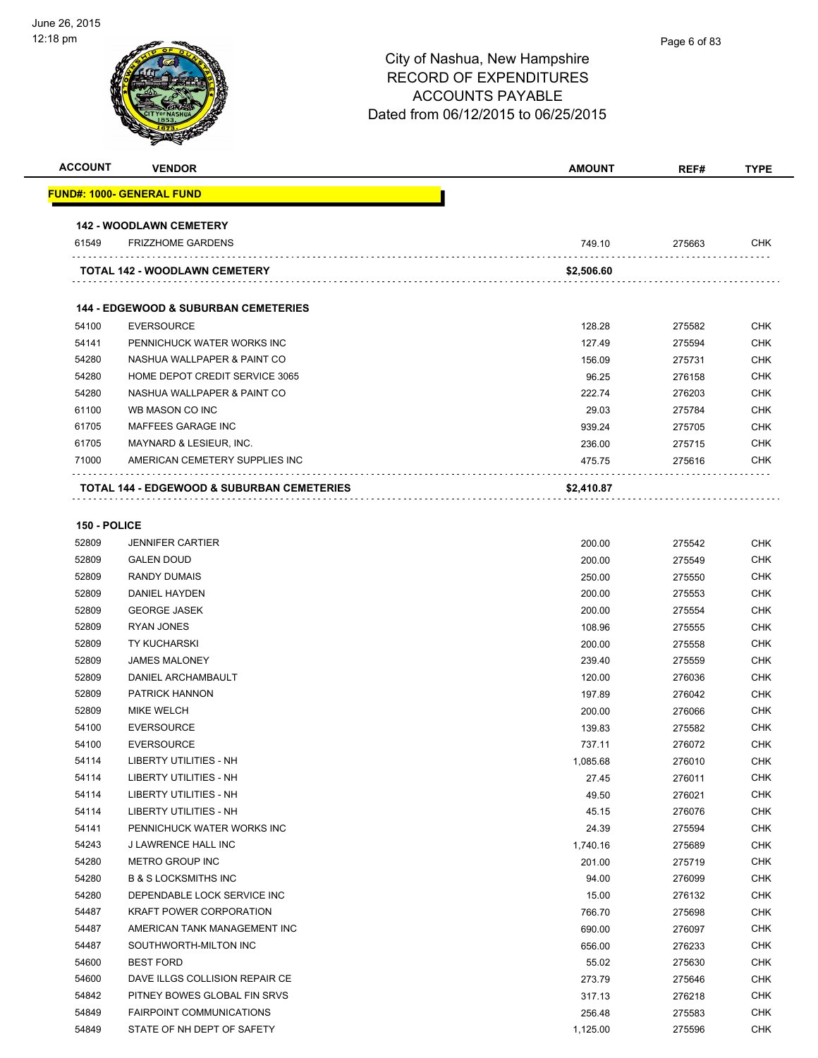City of Nashua, New Hampshire
RECORD OF EXPENDITURES
ACCOUNTS PAYABLE
Dated from 06/12/2015 to 06/25/2015

| ACCOUNT | VENDOR | AMOUNT | REF# | TYPE |
|---|---|---|---|---|
| **FUND#: 1000- GENERAL FUND** | | | | |
| **142 - WOODLAWN CEMETERY** | | | | |
| 61549 | FRIZZHOME GARDENS | 749.10 | 275663 | CHK |
| **TOTAL 142 - WOODLAWN CEMETERY** | | **$2,506.60** | | |
| **144 - EDGEWOOD & SUBURBAN CEMETERIES** | | | | |
| 54100 | EVERSOURCE | 128.28 | 275582 | CHK |
| 54141 | PENNICHUCK WATER WORKS INC | 127.49 | 275594 | CHK |
| 54280 | NASHUA WALLPAPER & PAINT CO | 156.09 | 275731 | CHK |
| 54280 | HOME DEPOT CREDIT SERVICE 3065 | 96.25 | 276158 | CHK |
| 54280 | NASHUA WALLPAPER & PAINT CO | 222.74 | 276203 | CHK |
| 61100 | WB MASON CO INC | 29.03 | 275784 | CHK |
| 61705 | MAFFEES GARAGE INC | 939.24 | 275705 | CHK |
| 61705 | MAYNARD & LESIEUR, INC. | 236.00 | 275715 | CHK |
| 71000 | AMERICAN CEMETERY SUPPLIES INC | 475.75 | 275616 | CHK |
| **TOTAL 144 - EDGEWOOD & SUBURBAN CEMETERIES** | | **$2,410.87** | | |
| **150 - POLICE** | | | | |
| 52809 | JENNIFER CARTIER | 200.00 | 275542 | CHK |
| 52809 | GALEN DOUD | 200.00 | 275549 | CHK |
| 52809 | RANDY DUMAIS | 250.00 | 275550 | CHK |
| 52809 | DANIEL HAYDEN | 200.00 | 275553 | CHK |
| 52809 | GEORGE JASEK | 200.00 | 275554 | CHK |
| 52809 | RYAN JONES | 108.96 | 275555 | CHK |
| 52809 | TY KUCHARSKI | 200.00 | 275558 | CHK |
| 52809 | JAMES MALONEY | 239.40 | 275559 | CHK |
| 52809 | DANIEL ARCHAMBAULT | 120.00 | 276036 | CHK |
| 52809 | PATRICK HANNON | 197.89 | 276042 | CHK |
| 52809 | MIKE WELCH | 200.00 | 276066 | CHK |
| 54100 | EVERSOURCE | 139.83 | 275582 | CHK |
| 54100 | EVERSOURCE | 737.11 | 276072 | CHK |
| 54114 | LIBERTY UTILITIES - NH | 1,085.68 | 276010 | CHK |
| 54114 | LIBERTY UTILITIES - NH | 27.45 | 276011 | CHK |
| 54114 | LIBERTY UTILITIES - NH | 49.50 | 276021 | CHK |
| 54114 | LIBERTY UTILITIES - NH | 45.15 | 276076 | CHK |
| 54141 | PENNICHUCK WATER WORKS INC | 24.39 | 275594 | CHK |
| 54243 | J LAWRENCE HALL INC | 1,740.16 | 275689 | CHK |
| 54280 | METRO GROUP INC | 201.00 | 275719 | CHK |
| 54280 | B & S LOCKSMITHS INC | 94.00 | 276099 | CHK |
| 54280 | DEPENDABLE LOCK SERVICE INC | 15.00 | 276132 | CHK |
| 54487 | KRAFT POWER CORPORATION | 766.70 | 275698 | CHK |
| 54487 | AMERICAN TANK MANAGEMENT INC | 690.00 | 276097 | CHK |
| 54487 | SOUTHWORTH-MILTON INC | 656.00 | 276233 | CHK |
| 54600 | BEST FORD | 55.02 | 275630 | CHK |
| 54600 | DAVE ILLGS COLLISION REPAIR CE | 273.79 | 275646 | CHK |
| 54842 | PITNEY BOWES GLOBAL FIN SRVS | 317.13 | 276218 | CHK |
| 54849 | FAIRPOINT COMMUNICATIONS | 256.48 | 275583 | CHK |
| 54849 | STATE OF NH DEPT OF SAFETY | 1,125.00 | 275596 | CHK |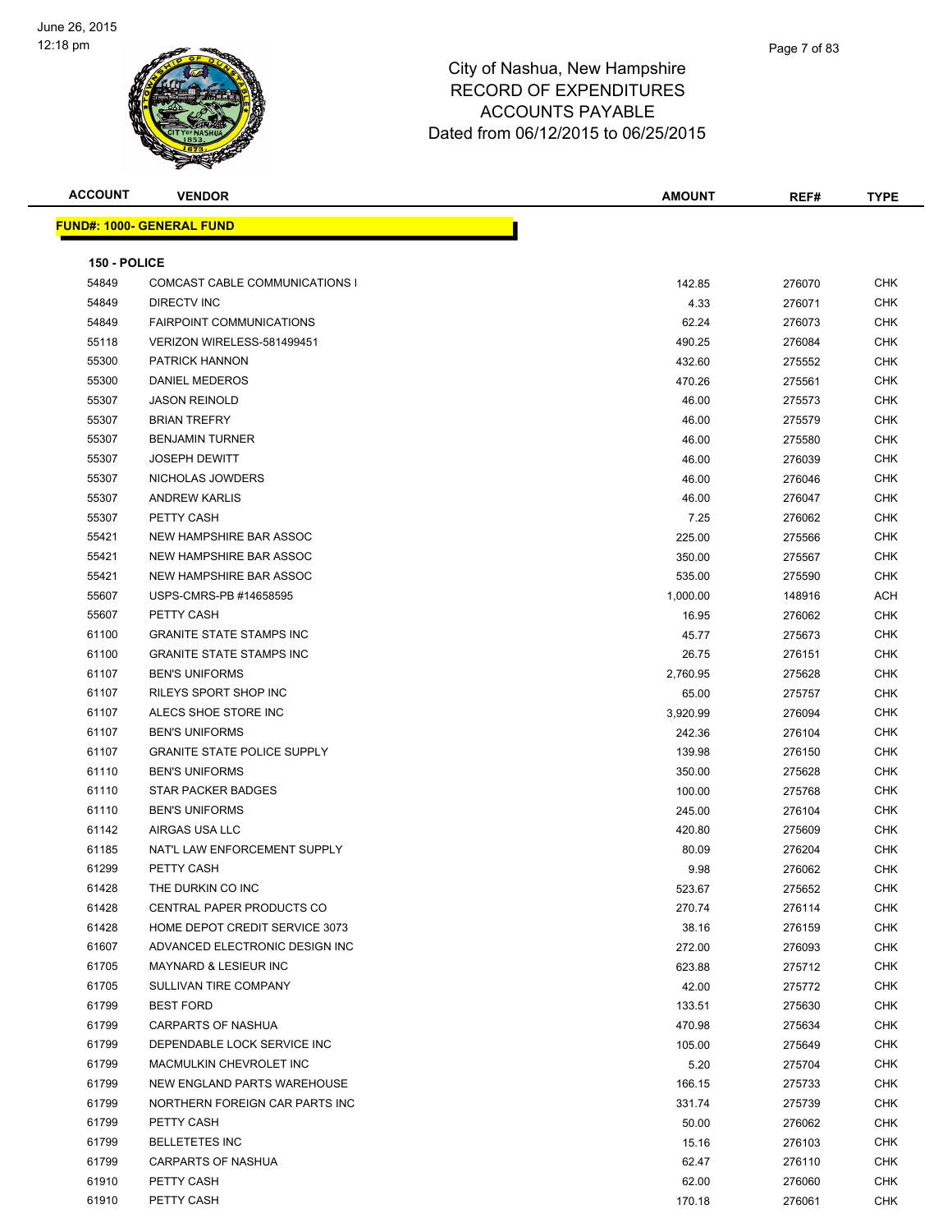# City of Nashua, New Hampshire
## RECORD OF EXPENDITURES
## ACCOUNTS PAYABLE
## Dated from 06/12/2015 to 06/25/2015

| ACCOUNT | VENDOR | AMOUNT | REF# | TYPE |
|---|---|---|---|---|

**FUND#: 1000- GENERAL FUND**

**150 - POLICE**

| ACCOUNT | VENDOR | AMOUNT | REF# | TYPE |
|---|---|---|---|---|
| 54849 | COMCAST CABLE COMMUNICATIONS I | 142.85 | 276070 | CHK |
| 54849 | DIRECTV INC | 4.33 | 276071 | CHK |
| 54849 | FAIRPOINT COMMUNICATIONS | 62.24 | 276073 | CHK |
| 55118 | VERIZON WIRELESS-581499451 | 490.25 | 276084 | CHK |
| 55300 | PATRICK HANNON | 432.60 | 275552 | CHK |
| 55300 | DANIEL MEDEROS | 470.26 | 275561 | CHK |
| 55307 | JASON REINOLD | 46.00 | 275573 | CHK |
| 55307 | BRIAN TREFRY | 46.00 | 275579 | CHK |
| 55307 | BENJAMIN TURNER | 46.00 | 275580 | CHK |
| 55307 | JOSEPH DEWITT | 46.00 | 276039 | CHK |
| 55307 | NICHOLAS JOWDERS | 46.00 | 276046 | CHK |
| 55307 | ANDREW KARLIS | 46.00 | 276047 | CHK |
| 55307 | PETTY CASH | 7.25 | 276062 | CHK |
| 55421 | NEW HAMPSHIRE BAR ASSOC | 225.00 | 275566 | CHK |
| 55421 | NEW HAMPSHIRE BAR ASSOC | 350.00 | 275567 | CHK |
| 55421 | NEW HAMPSHIRE BAR ASSOC | 535.00 | 275590 | CHK |
| 55607 | USPS-CMRS-PB #14658595 | 1,000.00 | 148916 | ACH |
| 55607 | PETTY CASH | 16.95 | 276062 | CHK |
| 61100 | GRANITE STATE STAMPS INC | 45.77 | 275673 | CHK |
| 61100 | GRANITE STATE STAMPS INC | 26.75 | 276151 | CHK |
| 61107 | BEN'S UNIFORMS | 2,760.95 | 275628 | CHK |
| 61107 | RILEYS SPORT SHOP INC | 65.00 | 275757 | CHK |
| 61107 | ALECS SHOE STORE INC | 3,920.99 | 276094 | CHK |
| 61107 | BEN'S UNIFORMS | 242.36 | 276104 | CHK |
| 61107 | GRANITE STATE POLICE SUPPLY | 139.98 | 276150 | CHK |
| 61110 | BEN'S UNIFORMS | 350.00 | 275628 | CHK |
| 61110 | STAR PACKER BADGES | 100.00 | 275768 | CHK |
| 61110 | BEN'S UNIFORMS | 245.00 | 276104 | CHK |
| 61142 | AIRGAS USA LLC | 420.80 | 275609 | CHK |
| 61185 | NAT'L LAW ENFORCEMENT SUPPLY | 80.09 | 276204 | CHK |
| 61299 | PETTY CASH | 9.98 | 276062 | CHK |
| 61428 | THE DURKIN CO INC | 523.67 | 275652 | CHK |
| 61428 | CENTRAL PAPER PRODUCTS CO | 270.74 | 276114 | CHK |
| 61428 | HOME DEPOT CREDIT SERVICE 3073 | 38.16 | 276159 | CHK |
| 61607 | ADVANCED ELECTRONIC DESIGN INC | 272.00 | 276093 | CHK |
| 61705 | MAYNARD & LESIEUR INC | 623.88 | 275712 | CHK |
| 61705 | SULLIVAN TIRE COMPANY | 42.00 | 275772 | CHK |
| 61799 | BEST FORD | 133.51 | 275630 | CHK |
| 61799 | CARPARTS OF NASHUA | 470.98 | 275634 | CHK |
| 61799 | DEPENDABLE LOCK SERVICE INC | 105.00 | 275649 | CHK |
| 61799 | MACMULKIN CHEVROLET INC | 5.20 | 275704 | CHK |
| 61799 | NEW ENGLAND PARTS WAREHOUSE | 166.15 | 275733 | CHK |
| 61799 | NORTHERN FOREIGN CAR PARTS INC | 331.74 | 275739 | CHK |
| 61799 | PETTY CASH | 50.00 | 276062 | CHK |
| 61799 | BELLETETES INC | 15.16 | 276103 | CHK |
| 61799 | CARPARTS OF NASHUA | 62.47 | 276110 | CHK |
| 61910 | PETTY CASH | 62.00 | 276060 | CHK |
| 61910 | PETTY CASH | 170.18 | 276061 | CHK |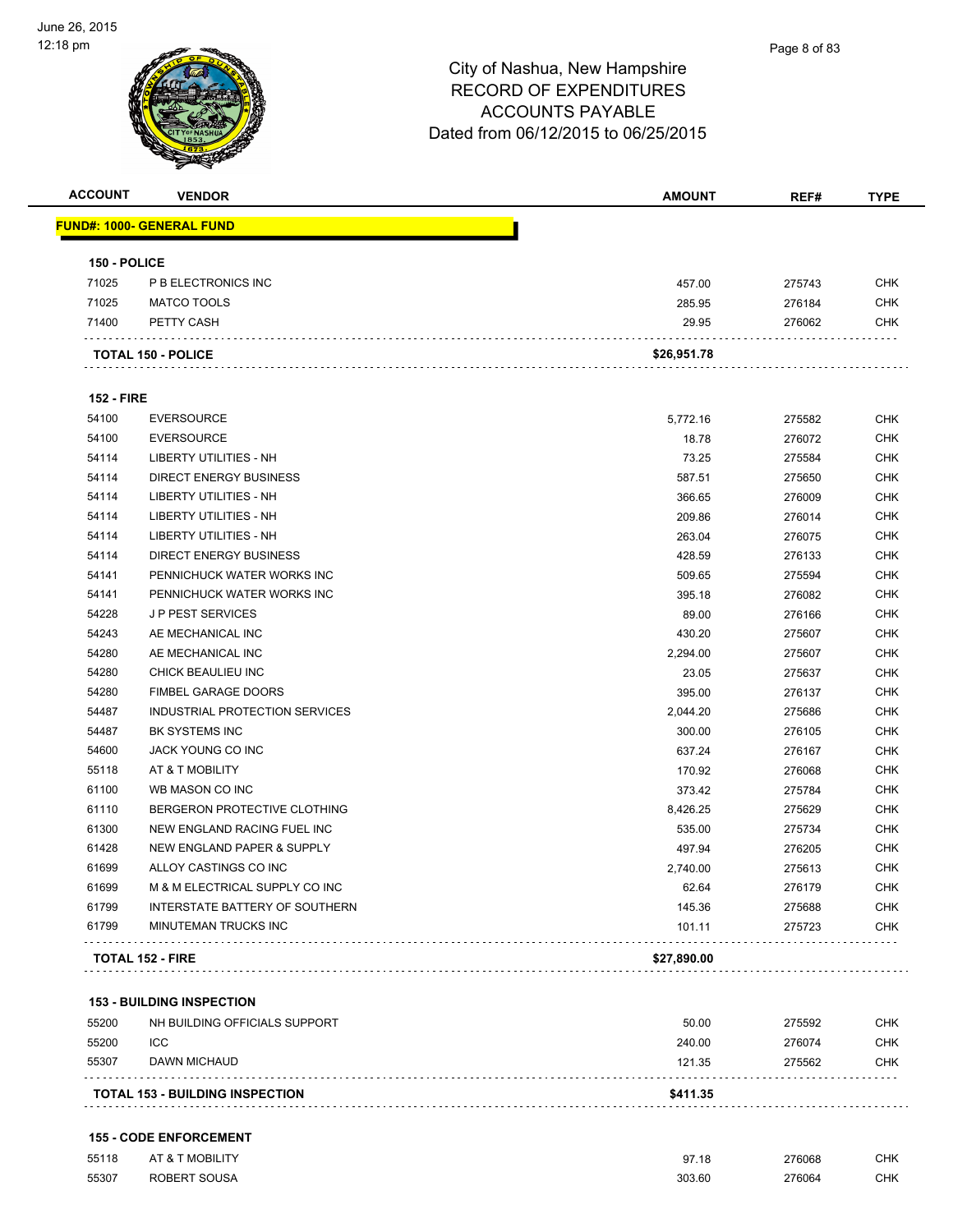City of Nashua, New Hampshire
RECORD OF EXPENDITURES
ACCOUNTS PAYABLE
Dated from 06/12/2015 to 06/25/2015

| ACCOUNT | VENDOR | AMOUNT | REF# | TYPE |
|---|---|---|---|---|
| **FUND#: 1000- GENERAL FUND** | | | | |
| **150 - POLICE** | | | | |
| 71025 | P B ELECTRONICS INC | 457.00 | 275743 | CHK |
| 71025 | MATCO TOOLS | 285.95 | 276184 | CHK |
| 71400 | PETTY CASH | 29.95 | 276062 | CHK |
| **TOTAL 150 - POLICE** | | **$26,951.78** | | |
| **152 - FIRE** | | | | |
| 54100 | EVERSOURCE | 5,772.16 | 275582 | CHK |
| 54100 | EVERSOURCE | 18.78 | 276072 | CHK |
| 54114 | LIBERTY UTILITIES - NH | 73.25 | 275584 | CHK |
| 54114 | DIRECT ENERGY BUSINESS | 587.51 | 275650 | CHK |
| 54114 | LIBERTY UTILITIES - NH | 366.65 | 276009 | CHK |
| 54114 | LIBERTY UTILITIES - NH | 209.86 | 276014 | CHK |
| 54114 | LIBERTY UTILITIES - NH | 263.04 | 276075 | CHK |
| 54114 | DIRECT ENERGY BUSINESS | 428.59 | 276133 | CHK |
| 54141 | PENNICHUCK WATER WORKS INC | 509.65 | 275594 | CHK |
| 54141 | PENNICHUCK WATER WORKS INC | 395.18 | 276082 | CHK |
| 54228 | J P PEST SERVICES | 89.00 | 276166 | CHK |
| 54243 | AE MECHANICAL INC | 430.20 | 275607 | CHK |
| 54280 | AE MECHANICAL INC | 2,294.00 | 275607 | CHK |
| 54280 | CHICK BEAULIEU INC | 23.05 | 275637 | CHK |
| 54280 | FIMBEL GARAGE DOORS | 395.00 | 276137 | CHK |
| 54487 | INDUSTRIAL PROTECTION SERVICES | 2,044.20 | 275686 | CHK |
| 54487 | BK SYSTEMS INC | 300.00 | 276105 | CHK |
| 54600 | JACK YOUNG CO INC | 637.24 | 276167 | CHK |
| 55118 | AT & T MOBILITY | 170.92 | 276068 | CHK |
| 61100 | WB MASON CO INC | 373.42 | 275784 | CHK |
| 61110 | BERGERON PROTECTIVE CLOTHING | 8,426.25 | 275629 | CHK |
| 61300 | NEW ENGLAND RACING FUEL INC | 535.00 | 275734 | CHK |
| 61428 | NEW ENGLAND PAPER & SUPPLY | 497.94 | 276205 | CHK |
| 61699 | ALLOY CASTINGS CO INC | 2,740.00 | 275613 | CHK |
| 61699 | M & M ELECTRICAL SUPPLY CO INC | 62.64 | 276179 | CHK |
| 61799 | INTERSTATE BATTERY OF SOUTHERN | 145.36 | 275688 | CHK |
| 61799 | MINUTEMAN TRUCKS INC | 101.11 | 275723 | CHK |
| **TOTAL 152 - FIRE** | | **$27,890.00** | | |
| **153 - BUILDING INSPECTION** | | | | |
| 55200 | NH BUILDING OFFICIALS SUPPORT | 50.00 | 275592 | CHK |
| 55200 | ICC | 240.00 | 276074 | CHK |
| 55307 | DAWN MICHAUD | 121.35 | 275562 | CHK |
| **TOTAL 153 - BUILDING INSPECTION** | | **$411.35** | | |
| **155 - CODE ENFORCEMENT** | | | | |
| 55118 | AT & T MOBILITY | 97.18 | 276068 | CHK |
| 55307 | ROBERT SOUSA | 303.60 | 276064 | CHK |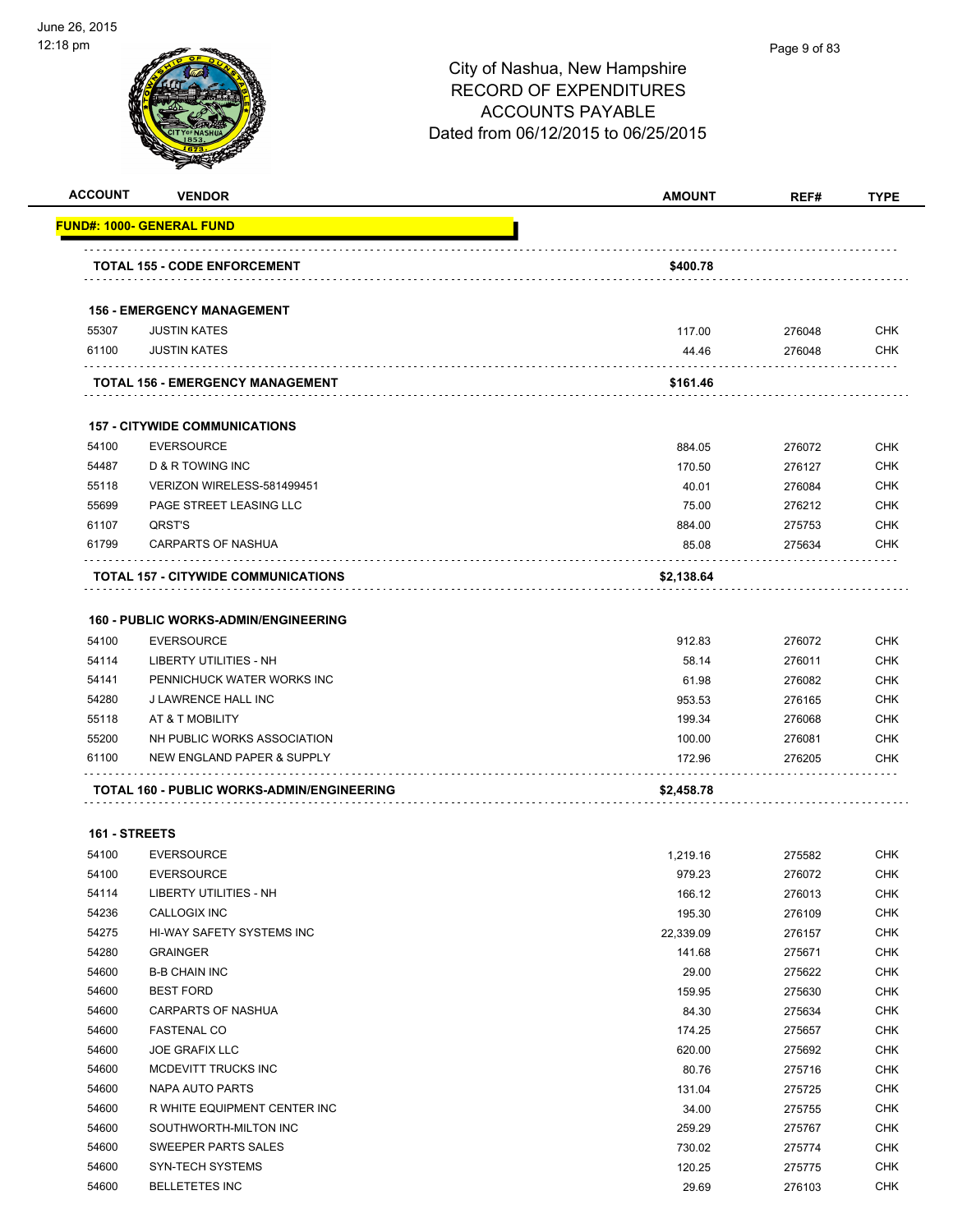# City of Nashua, New Hampshire
## RECORD OF EXPENDITURES
## ACCOUNTS PAYABLE
## Dated from 06/12/2015 to 06/25/2015

| ACCOUNT | VENDOR | AMOUNT | REF# | TYPE |
|---|---|---|---|---|
| **FUND#: 1000- GENERAL FUND** | | | | |
| | **TOTAL 155 - CODE ENFORCEMENT** | **$400.78** | | |
| | **156 - EMERGENCY MANAGEMENT** | | | |
| 55307 | JUSTIN KATES | 117.00 | 276048 | CHK |
| 61100 | JUSTIN KATES | 44.46 | 276048 | CHK |
| | **TOTAL 156 - EMERGENCY MANAGEMENT** | **$161.46** | | |
| | **157 - CITYWIDE COMMUNICATIONS** | | | |
| 54100 | EVERSOURCE | 884.05 | 276072 | CHK |
| 54487 | D & R TOWING INC | 170.50 | 276127 | CHK |
| 55118 | VERIZON WIRELESS-581499451 | 40.01 | 276084 | CHK |
| 55699 | PAGE STREET LEASING LLC | 75.00 | 276212 | CHK |
| 61107 | QRST'S | 884.00 | 275753 | CHK |
| 61799 | CARPARTS OF NASHUA | 85.08 | 275634 | CHK |
| | **TOTAL 157 - CITYWIDE COMMUNICATIONS** | **$2,138.64** | | |
| | **160 - PUBLIC WORKS-ADMIN/ENGINEERING** | | | |
| 54100 | EVERSOURCE | 912.83 | 276072 | CHK |
| 54114 | LIBERTY UTILITIES - NH | 58.14 | 276011 | CHK |
| 54141 | PENNICHUCK WATER WORKS INC | 61.98 | 276082 | CHK |
| 54280 | J LAWRENCE HALL INC | 953.53 | 276165 | CHK |
| 55118 | AT & T MOBILITY | 199.34 | 276068 | CHK |
| 55200 | NH PUBLIC WORKS ASSOCIATION | 100.00 | 276081 | CHK |
| 61100 | NEW ENGLAND PAPER & SUPPLY | 172.96 | 276205 | CHK |
| | **TOTAL 160 - PUBLIC WORKS-ADMIN/ENGINEERING** | **$2,458.78** | | |
| **161 - STREETS** | | | | |
| 54100 | EVERSOURCE | 1,219.16 | 275582 | CHK |
| 54100 | EVERSOURCE | 979.23 | 276072 | CHK |
| 54114 | LIBERTY UTILITIES - NH | 166.12 | 276013 | CHK |
| 54236 | CALLOGIX INC | 195.30 | 276109 | CHK |
| 54275 | HI-WAY SAFETY SYSTEMS INC | 22,339.09 | 276157 | CHK |
| 54280 | GRAINGER | 141.68 | 275671 | CHK |
| 54600 | B-B CHAIN INC | 29.00 | 275622 | CHK |
| 54600 | BEST FORD | 159.95 | 275630 | CHK |
| 54600 | CARPARTS OF NASHUA | 84.30 | 275634 | CHK |
| 54600 | FASTENAL CO | 174.25 | 275657 | CHK |
| 54600 | JOE GRAFIX LLC | 620.00 | 275692 | CHK |
| 54600 | MCDEVITT TRUCKS INC | 80.76 | 275716 | CHK |
| 54600 | NAPA AUTO PARTS | 131.04 | 275725 | CHK |
| 54600 | R WHITE EQUIPMENT CENTER INC | 34.00 | 275755 | CHK |
| 54600 | SOUTHWORTH-MILTON INC | 259.29 | 275767 | CHK |
| 54600 | SWEEPER PARTS SALES | 730.02 | 275774 | CHK |
| 54600 | SYN-TECH SYSTEMS | 120.25 | 275775 | CHK |
| 54600 | BELLETETES INC | 29.69 | 276103 | CHK |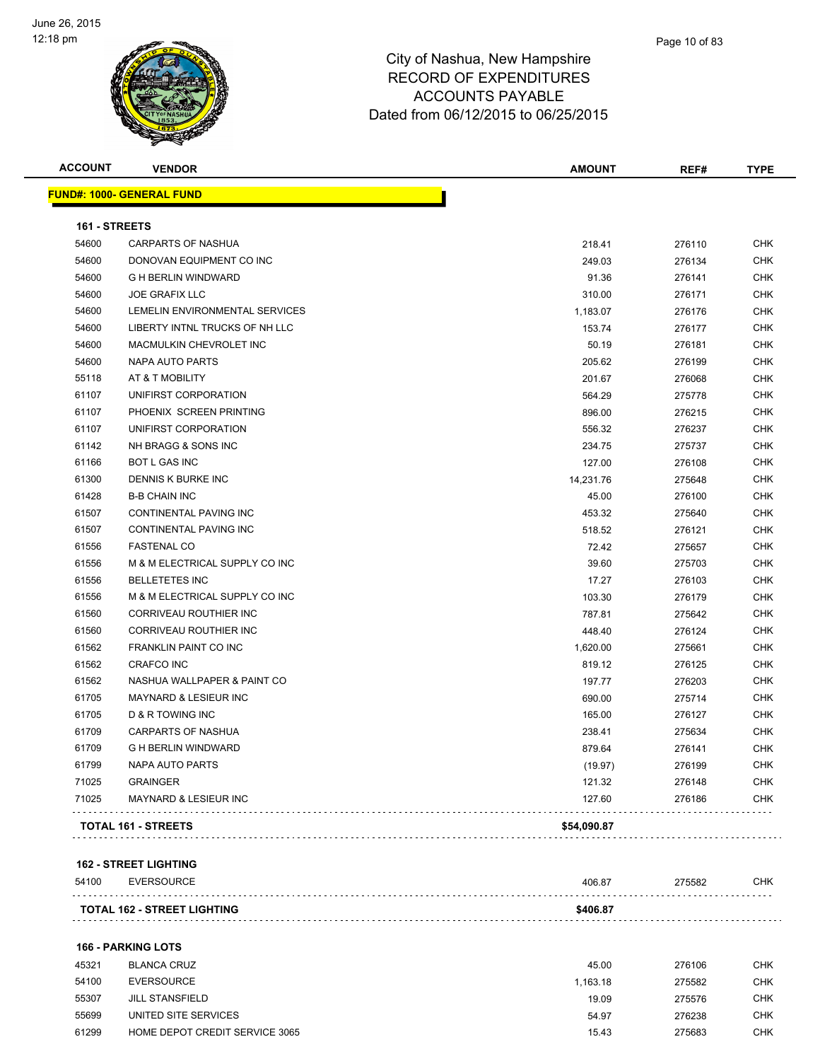City of Nashua, New Hampshire
RECORD OF EXPENDITURES
ACCOUNTS PAYABLE
Dated from 06/12/2015 to 06/25/2015

| ACCOUNT | VENDOR | AMOUNT | REF# | TYPE |
|---|---|---|---|---|
| **FUND#: 1000- GENERAL FUND** | | | | |
| **161 - STREETS** | | | | |
| 54600 | CARPARTS OF NASHUA | 218.41 | 276110 | CHK |
| 54600 | DONOVAN EQUIPMENT CO INC | 249.03 | 276134 | CHK |
| 54600 | G H BERLIN WINDWARD | 91.36 | 276141 | CHK |
| 54600 | JOE GRAFIX LLC | 310.00 | 276171 | CHK |
| 54600 | LEMELIN ENVIRONMENTAL SERVICES | 1,183.07 | 276176 | CHK |
| 54600 | LIBERTY INTNL TRUCKS OF NH LLC | 153.74 | 276177 | CHK |
| 54600 | MACMULKIN CHEVROLET INC | 50.19 | 276181 | CHK |
| 54600 | NAPA AUTO PARTS | 205.62 | 276199 | CHK |
| 55118 | AT & T MOBILITY | 201.67 | 276068 | CHK |
| 61107 | UNIFIRST CORPORATION | 564.29 | 275778 | CHK |
| 61107 | PHOENIX SCREEN PRINTING | 896.00 | 276215 | CHK |
| 61107 | UNIFIRST CORPORATION | 556.32 | 276237 | CHK |
| 61142 | NH BRAGG & SONS INC | 234.75 | 275737 | CHK |
| 61166 | BOT L GAS INC | 127.00 | 276108 | CHK |
| 61300 | DENNIS K BURKE INC | 14,231.76 | 275648 | CHK |
| 61428 | B-B CHAIN INC | 45.00 | 276100 | CHK |
| 61507 | CONTINENTAL PAVING INC | 453.32 | 275640 | CHK |
| 61507 | CONTINENTAL PAVING INC | 518.52 | 276121 | CHK |
| 61556 | FASTENAL CO | 72.42 | 275657 | CHK |
| 61556 | M & M ELECTRICAL SUPPLY CO INC | 39.60 | 275703 | CHK |
| 61556 | BELLETETES INC | 17.27 | 276103 | CHK |
| 61556 | M & M ELECTRICAL SUPPLY CO INC | 103.30 | 276179 | CHK |
| 61560 | CORRIVEAU ROUTHIER INC | 787.81 | 275642 | CHK |
| 61560 | CORRIVEAU ROUTHIER INC | 448.40 | 276124 | CHK |
| 61562 | FRANKLIN PAINT CO INC | 1,620.00 | 275661 | CHK |
| 61562 | CRAFCO INC | 819.12 | 276125 | CHK |
| 61562 | NASHUA WALLPAPER & PAINT CO | 197.77 | 276203 | CHK |
| 61705 | MAYNARD & LESIEUR INC | 690.00 | 275714 | CHK |
| 61705 | D & R TOWING INC | 165.00 | 276127 | CHK |
| 61709 | CARPARTS OF NASHUA | 238.41 | 275634 | CHK |
| 61709 | G H BERLIN WINDWARD | 879.64 | 276141 | CHK |
| 61799 | NAPA AUTO PARTS | (19.97) | 276199 | CHK |
| 71025 | GRAINGER | 121.32 | 276148 | CHK |
| 71025 | MAYNARD & LESIEUR INC | 127.60 | 276186 | CHK |
| **TOTAL 161 - STREETS** | | **$54,090.87** | | |
| **162 - STREET LIGHTING** | | | | |
| 54100 | EVERSOURCE | 406.87 | 275582 | CHK |
| **TOTAL 162 - STREET LIGHTING** | | **$406.87** | | |
| **166 - PARKING LOTS** | | | | |
| 45321 | BLANCA CRUZ | 45.00 | 276106 | CHK |
| 54100 | EVERSOURCE | 1,163.18 | 275582 | CHK |
| 55307 | JILL STANSFIELD | 19.09 | 275576 | CHK |
| 55699 | UNITED SITE SERVICES | 54.97 | 276238 | CHK |
| 61299 | HOME DEPOT CREDIT SERVICE 3065 | 15.43 | 275683 | CHK |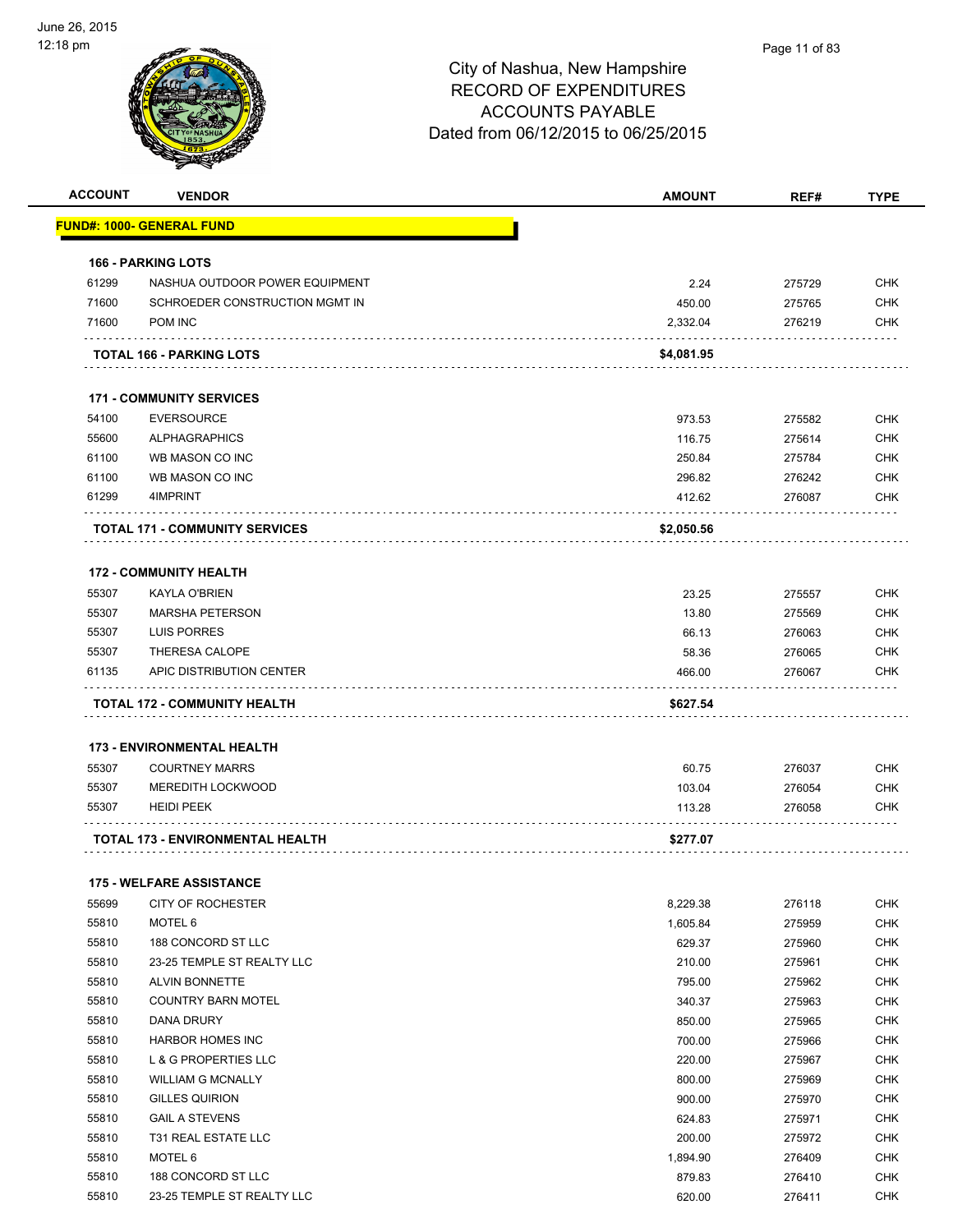June 26, 2015
12:18 pm

# City of Nashua, New Hampshire
## RECORD OF EXPENDITURES
## ACCOUNTS PAYABLE
## Dated from 06/12/2015 to 06/25/2015

| ACCOUNT | VENDOR | AMOUNT | REF# | TYPE |
|---|---|---|---|---|
| **FUND#: 1000- GENERAL FUND** | | | | |
| **166 - PARKING LOTS** | | | | |
| 61299 | NASHUA OUTDOOR POWER EQUIPMENT | 2.24 | 275729 | CHK |
| 71600 | SCHROEDER CONSTRUCTION MGMT IN | 450.00 | 275765 | CHK |
| 71600 | POM INC | 2,332.04 | 276219 | CHK |
| | **TOTAL 166 - PARKING LOTS** | **$4,081.95** | | |
| **171 - COMMUNITY SERVICES** | | | | |
| 54100 | EVERSOURCE | 973.53 | 275582 | CHK |
| 55600 | ALPHAGRAPHICS | 116.75 | 275614 | CHK |
| 61100 | WB MASON CO INC | 250.84 | 275784 | CHK |
| 61100 | WB MASON CO INC | 296.82 | 276242 | CHK |
| 61299 | 4IMPRINT | 412.62 | 276087 | CHK |
| | **TOTAL 171 - COMMUNITY SERVICES** | **$2,050.56** | | |
| **172 - COMMUNITY HEALTH** | | | | |
| 55307 | KAYLA O'BRIEN | 23.25 | 275557 | CHK |
| 55307 | MARSHA PETERSON | 13.80 | 275569 | CHK |
| 55307 | LUIS PORRES | 66.13 | 276063 | CHK |
| 55307 | THERESA CALOPE | 58.36 | 276065 | CHK |
| 61135 | APIC DISTRIBUTION CENTER | 466.00 | 276067 | CHK |
| | **TOTAL 172 - COMMUNITY HEALTH** | **$627.54** | | |
| **173 - ENVIRONMENTAL HEALTH** | | | | |
| 55307 | COURTNEY MARRS | 60.75 | 276037 | CHK |
| 55307 | MEREDITH LOCKWOOD | 103.04 | 276054 | CHK |
| 55307 | HEIDI PEEK | 113.28 | 276058 | CHK |
| | **TOTAL 173 - ENVIRONMENTAL HEALTH** | **$277.07** | | |
| **175 - WELFARE ASSISTANCE** | | | | |
| 55699 | CITY OF ROCHESTER | 8,229.38 | 276118 | CHK |
| 55810 | MOTEL 6 | 1,605.84 | 275959 | CHK |
| 55810 | 188 CONCORD ST LLC | 629.37 | 275960 | CHK |
| 55810 | 23-25 TEMPLE ST REALTY LLC | 210.00 | 275961 | CHK |
| 55810 | ALVIN BONNETTE | 795.00 | 275962 | CHK |
| 55810 | COUNTRY BARN MOTEL | 340.37 | 275963 | CHK |
| 55810 | DANA DRURY | 850.00 | 275965 | CHK |
| 55810 | HARBOR HOMES INC | 700.00 | 275966 | CHK |
| 55810 | L & G PROPERTIES LLC | 220.00 | 275967 | CHK |
| 55810 | WILLIAM G MCNALLY | 800.00 | 275969 | CHK |
| 55810 | GILLES QUIRION | 900.00 | 275970 | CHK |
| 55810 | GAIL A STEVENS | 624.83 | 275971 | CHK |
| 55810 | T31 REAL ESTATE LLC | 200.00 | 275972 | CHK |
| 55810 | MOTEL 6 | 1,894.90 | 276409 | CHK |
| 55810 | 188 CONCORD ST LLC | 879.83 | 276410 | CHK |
| 55810 | 23-25 TEMPLE ST REALTY LLC | 620.00 | 276411 | CHK |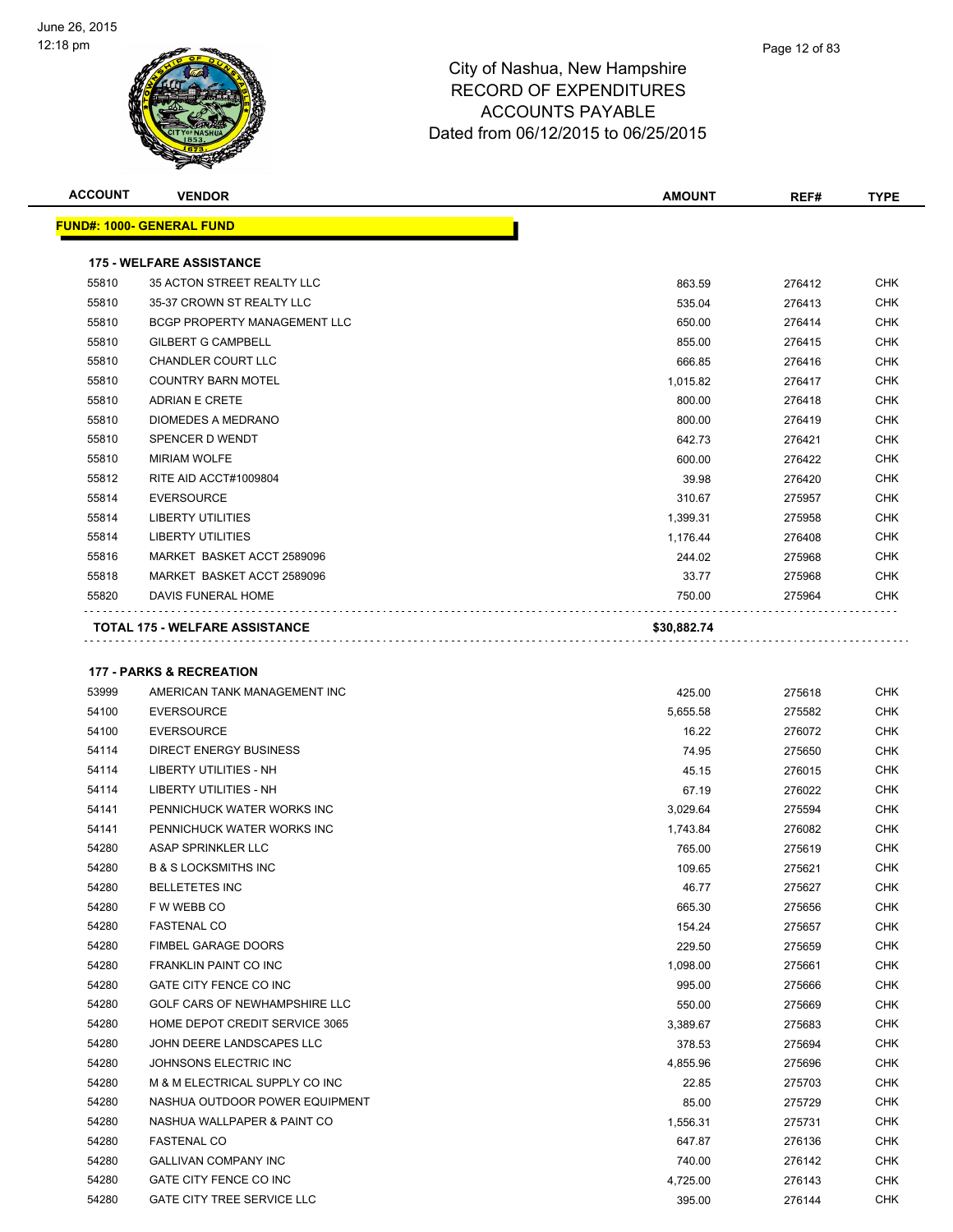# City of Nashua, New Hampshire
## RECORD OF EXPENDITURES
## ACCOUNTS PAYABLE
## Dated from 06/12/2015 to 06/25/2015

| ACCOUNT | VENDOR | AMOUNT | REF# | TYPE |
|---|---|---|---|---|
| **FUND#: 1000- GENERAL FUND** | | | | |
| **175 - WELFARE ASSISTANCE** | | | | |
| 55810 | 35 ACTON STREET REALTY LLC | 863.59 | 276412 | CHK |
| 55810 | 35-37 CROWN ST REALTY LLC | 535.04 | 276413 | CHK |
| 55810 | BCGP PROPERTY MANAGEMENT LLC | 650.00 | 276414 | CHK |
| 55810 | GILBERT G CAMPBELL | 855.00 | 276415 | CHK |
| 55810 | CHANDLER COURT LLC | 666.85 | 276416 | CHK |
| 55810 | COUNTRY BARN MOTEL | 1,015.82 | 276417 | CHK |
| 55810 | ADRIAN E CRETE | 800.00 | 276418 | CHK |
| 55810 | DIOMEDES A MEDRANO | 800.00 | 276419 | CHK |
| 55810 | SPENCER D WENDT | 642.73 | 276421 | CHK |
| 55810 | MIRIAM WOLFE | 600.00 | 276422 | CHK |
| 55812 | RITE AID ACCT#1009804 | 39.98 | 276420 | CHK |
| 55814 | EVERSOURCE | 310.67 | 275957 | CHK |
| 55814 | LIBERTY UTILITIES | 1,399.31 | 275958 | CHK |
| 55814 | LIBERTY UTILITIES | 1,176.44 | 276408 | CHK |
| 55816 | MARKET BASKET ACCT 2589096 | 244.02 | 275968 | CHK |
| 55818 | MARKET BASKET ACCT 2589096 | 33.77 | 275968 | CHK |
| 55820 | DAVIS FUNERAL HOME | 750.00 | 275964 | CHK |
| **TOTAL 175 - WELFARE ASSISTANCE** | | **$30,882.74** | | |
| **177 - PARKS & RECREATION** | | | | |
| 53999 | AMERICAN TANK MANAGEMENT INC | 425.00 | 275618 | CHK |
| 54100 | EVERSOURCE | 5,655.58 | 275582 | CHK |
| 54100 | EVERSOURCE | 16.22 | 276072 | CHK |
| 54114 | DIRECT ENERGY BUSINESS | 74.95 | 275650 | CHK |
| 54114 | LIBERTY UTILITIES - NH | 45.15 | 276015 | CHK |
| 54114 | LIBERTY UTILITIES - NH | 67.19 | 276022 | CHK |
| 54141 | PENNICHUCK WATER WORKS INC | 3,029.64 | 275594 | CHK |
| 54141 | PENNICHUCK WATER WORKS INC | 1,743.84 | 276082 | CHK |
| 54280 | ASAP SPRINKLER LLC | 765.00 | 275619 | CHK |
| 54280 | B & S LOCKSMITHS INC | 109.65 | 275621 | CHK |
| 54280 | BELLETETES INC | 46.77 | 275627 | CHK |
| 54280 | F W WEBB CO | 665.30 | 275656 | CHK |
| 54280 | FASTENAL CO | 154.24 | 275657 | CHK |
| 54280 | FIMBEL GARAGE DOORS | 229.50 | 275659 | CHK |
| 54280 | FRANKLIN PAINT CO INC | 1,098.00 | 275661 | CHK |
| 54280 | GATE CITY FENCE CO INC | 995.00 | 275666 | CHK |
| 54280 | GOLF CARS OF NEWHAMPSHIRE LLC | 550.00 | 275669 | CHK |
| 54280 | HOME DEPOT CREDIT SERVICE 3065 | 3,389.67 | 275683 | CHK |
| 54280 | JOHN DEERE LANDSCAPES LLC | 378.53 | 275694 | CHK |
| 54280 | JOHNSONS ELECTRIC INC | 4,855.96 | 275696 | CHK |
| 54280 | M & M ELECTRICAL SUPPLY CO INC | 22.85 | 275703 | CHK |
| 54280 | NASHUA OUTDOOR POWER EQUIPMENT | 85.00 | 275729 | CHK |
| 54280 | NASHUA WALLPAPER & PAINT CO | 1,556.31 | 275731 | CHK |
| 54280 | FASTENAL CO | 647.87 | 276136 | CHK |
| 54280 | GALLIVAN COMPANY INC | 740.00 | 276142 | CHK |
| 54280 | GATE CITY FENCE CO INC | 4,725.00 | 276143 | CHK |
| 54280 | GATE CITY TREE SERVICE LLC | 395.00 | 276144 | CHK |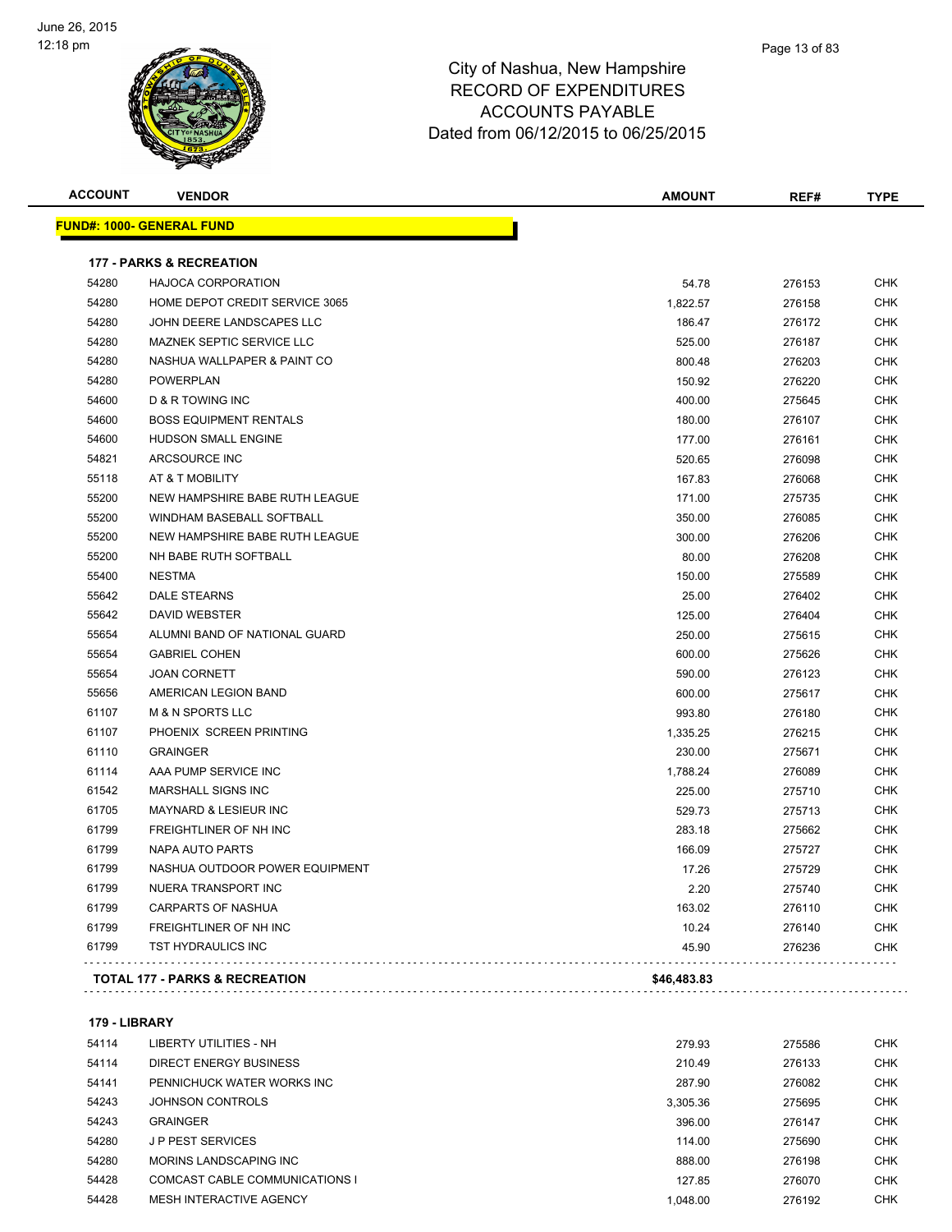City of Nashua, New Hampshire
RECORD OF EXPENDITURES
ACCOUNTS PAYABLE
Dated from 06/12/2015 to 06/25/2015

**FUND#: 1000- GENERAL FUND**

### 177 - PARKS & RECREATION

| ACCOUNT | VENDOR | AMOUNT | REF# | TYPE |
|---|---|---|---|---|
| 54280 | HAJOCA CORPORATION | 54.78 | 276153 | CHK |
| 54280 | HOME DEPOT CREDIT SERVICE 3065 | 1,822.57 | 276158 | CHK |
| 54280 | JOHN DEERE LANDSCAPES LLC | 186.47 | 276172 | CHK |
| 54280 | MAZNEK SEPTIC SERVICE LLC | 525.00 | 276187 | CHK |
| 54280 | NASHUA WALLPAPER & PAINT CO | 800.48 | 276203 | CHK |
| 54280 | POWERPLAN | 150.92 | 276220 | CHK |
| 54600 | D & R TOWING INC | 400.00 | 275645 | CHK |
| 54600 | BOSS EQUIPMENT RENTALS | 180.00 | 276107 | CHK |
| 54600 | HUDSON SMALL ENGINE | 177.00 | 276161 | CHK |
| 54821 | ARCSOURCE INC | 520.65 | 276098 | CHK |
| 55118 | AT & T MOBILITY | 167.83 | 276068 | CHK |
| 55200 | NEW HAMPSHIRE BABE RUTH LEAGUE | 171.00 | 275735 | CHK |
| 55200 | WINDHAM BASEBALL SOFTBALL | 350.00 | 276085 | CHK |
| 55200 | NEW HAMPSHIRE BABE RUTH LEAGUE | 300.00 | 276206 | CHK |
| 55200 | NH BABE RUTH SOFTBALL | 80.00 | 276208 | CHK |
| 55400 | NESTMA | 150.00 | 275589 | CHK |
| 55642 | DALE STEARNS | 25.00 | 276402 | CHK |
| 55642 | DAVID WEBSTER | 125.00 | 276404 | CHK |
| 55654 | ALUMNI BAND OF NATIONAL GUARD | 250.00 | 275615 | CHK |
| 55654 | GABRIEL COHEN | 600.00 | 275626 | CHK |
| 55654 | JOAN CORNETT | 590.00 | 276123 | CHK |
| 55656 | AMERICAN LEGION BAND | 600.00 | 275617 | CHK |
| 61107 | M & N SPORTS LLC | 993.80 | 276180 | CHK |
| 61107 | PHOENIX SCREEN PRINTING | 1,335.25 | 276215 | CHK |
| 61110 | GRAINGER | 230.00 | 275671 | CHK |
| 61114 | AAA PUMP SERVICE INC | 1,788.24 | 276089 | CHK |
| 61542 | MARSHALL SIGNS INC | 225.00 | 275710 | CHK |
| 61705 | MAYNARD & LESIEUR INC | 529.73 | 275713 | CHK |
| 61799 | FREIGHTLINER OF NH INC | 283.18 | 275662 | CHK |
| 61799 | NAPA AUTO PARTS | 166.09 | 275727 | CHK |
| 61799 | NASHUA OUTDOOR POWER EQUIPMENT | 17.26 | 275729 | CHK |
| 61799 | NUERA TRANSPORT INC | 2.20 | 275740 | CHK |
| 61799 | CARPARTS OF NASHUA | 163.02 | 276110 | CHK |
| 61799 | FREIGHTLINER OF NH INC | 10.24 | 276140 | CHK |
| 61799 | TST HYDRAULICS INC | 45.90 | 276236 | CHK |
| | **TOTAL 177 - PARKS & RECREATION** | **$46,483.83** | | |

### 179 - LIBRARY

| ACCOUNT | VENDOR | AMOUNT | REF# | TYPE |
|---|---|---|---|---|
| 54114 | LIBERTY UTILITIES - NH | 279.93 | 275586 | CHK |
| 54114 | DIRECT ENERGY BUSINESS | 210.49 | 276133 | CHK |
| 54141 | PENNICHUCK WATER WORKS INC | 287.90 | 276082 | CHK |
| 54243 | JOHNSON CONTROLS | 3,305.36 | 275695 | CHK |
| 54243 | GRAINGER | 396.00 | 276147 | CHK |
| 54280 | J P PEST SERVICES | 114.00 | 275690 | CHK |
| 54280 | MORINS LANDSCAPING INC | 888.00 | 276198 | CHK |
| 54428 | COMCAST CABLE COMMUNICATIONS I | 127.85 | 276070 | CHK |
| 54428 | MESH INTERACTIVE AGENCY | 1,048.00 | 276192 | CHK |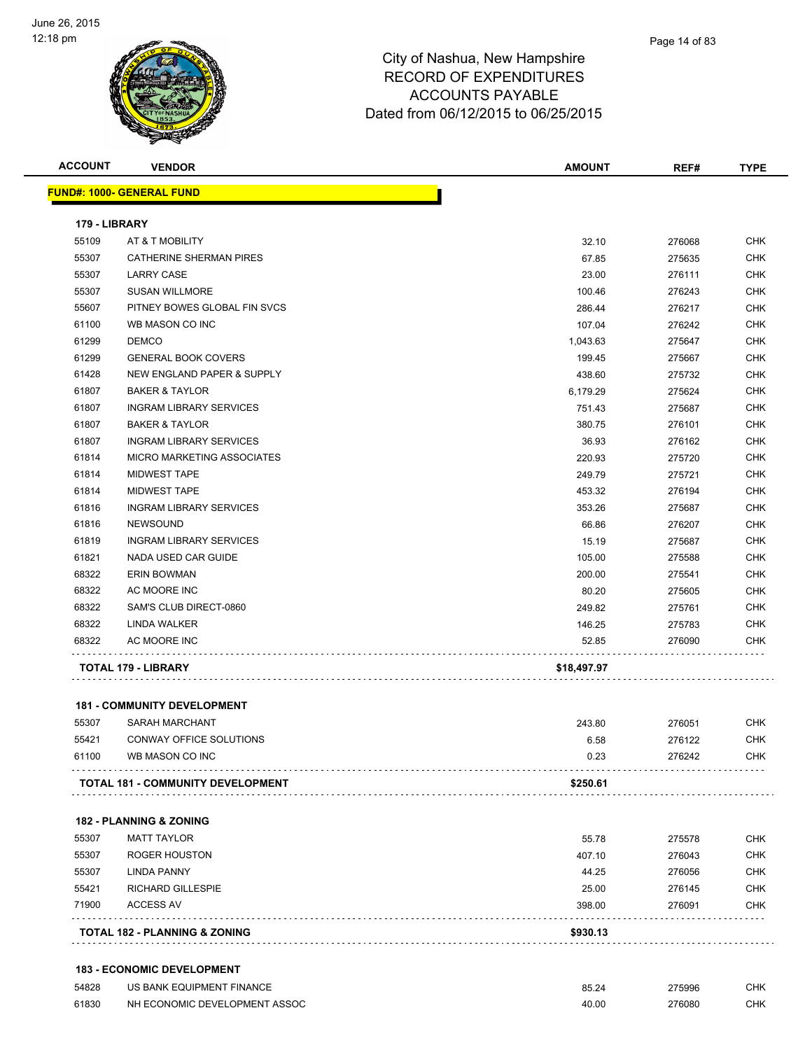# City of Nashua, New Hampshire
## RECORD OF EXPENDITURES
## ACCOUNTS PAYABLE
## Dated from 06/12/2015 to 06/25/2015

| ACCOUNT | VENDOR | AMOUNT | REF# | TYPE |
|---|---|---|---|---|
| **FUND#: 1000- GENERAL FUND** | | | | |
| **179 - LIBRARY** | | | | |
| 55109 | AT & T MOBILITY | 32.10 | 276068 | CHK |
| 55307 | CATHERINE SHERMAN PIRES | 67.85 | 275635 | CHK |
| 55307 | LARRY CASE | 23.00 | 276111 | CHK |
| 55307 | SUSAN WILLMORE | 100.46 | 276243 | CHK |
| 55607 | PITNEY BOWES GLOBAL FIN SVCS | 286.44 | 276217 | CHK |
| 61100 | WB MASON CO INC | 107.04 | 276242 | CHK |
| 61299 | DEMCO | 1,043.63 | 275647 | CHK |
| 61299 | GENERAL BOOK COVERS | 199.45 | 275667 | CHK |
| 61428 | NEW ENGLAND PAPER & SUPPLY | 438.60 | 275732 | CHK |
| 61807 | BAKER & TAYLOR | 6,179.29 | 275624 | CHK |
| 61807 | INGRAM LIBRARY SERVICES | 751.43 | 275687 | CHK |
| 61807 | BAKER & TAYLOR | 380.75 | 276101 | CHK |
| 61807 | INGRAM LIBRARY SERVICES | 36.93 | 276162 | CHK |
| 61814 | MICRO MARKETING ASSOCIATES | 220.93 | 275720 | CHK |
| 61814 | MIDWEST TAPE | 249.79 | 275721 | CHK |
| 61814 | MIDWEST TAPE | 453.32 | 276194 | CHK |
| 61816 | INGRAM LIBRARY SERVICES | 353.26 | 275687 | CHK |
| 61816 | NEWSOUND | 66.86 | 276207 | CHK |
| 61819 | INGRAM LIBRARY SERVICES | 15.19 | 275687 | CHK |
| 61821 | NADA USED CAR GUIDE | 105.00 | 275588 | CHK |
| 68322 | ERIN BOWMAN | 200.00 | 275541 | CHK |
| 68322 | AC MOORE INC | 80.20 | 275605 | CHK |
| 68322 | SAM'S CLUB DIRECT-0860 | 249.82 | 275761 | CHK |
| 68322 | LINDA WALKER | 146.25 | 275783 | CHK |
| 68322 | AC MOORE INC | 52.85 | 276090 | CHK |
| | **TOTAL 179 - LIBRARY** | **$18,497.97** | | |
| **181 - COMMUNITY DEVELOPMENT** | | | | |
| 55307 | SARAH MARCHANT | 243.80 | 276051 | CHK |
| 55421 | CONWAY OFFICE SOLUTIONS | 6.58 | 276122 | CHK |
| 61100 | WB MASON CO INC | 0.23 | 276242 | CHK |
| | **TOTAL 181 - COMMUNITY DEVELOPMENT** | **$250.61** | | |
| **182 - PLANNING & ZONING** | | | | |
| 55307 | MATT TAYLOR | 55.78 | 275578 | CHK |
| 55307 | ROGER HOUSTON | 407.10 | 276043 | CHK |
| 55307 | LINDA PANNY | 44.25 | 276056 | CHK |
| 55421 | RICHARD GILLESPIE | 25.00 | 276145 | CHK |
| 71900 | ACCESS AV | 398.00 | 276091 | CHK |
| | **TOTAL 182 - PLANNING & ZONING** | **$930.13** | | |
| **183 - ECONOMIC DEVELOPMENT** | | | | |
| 54828 | US BANK EQUIPMENT FINANCE | 85.24 | 275996 | CHK |
| 61830 | NH ECONOMIC DEVELOPMENT ASSOC | 40.00 | 276080 | CHK |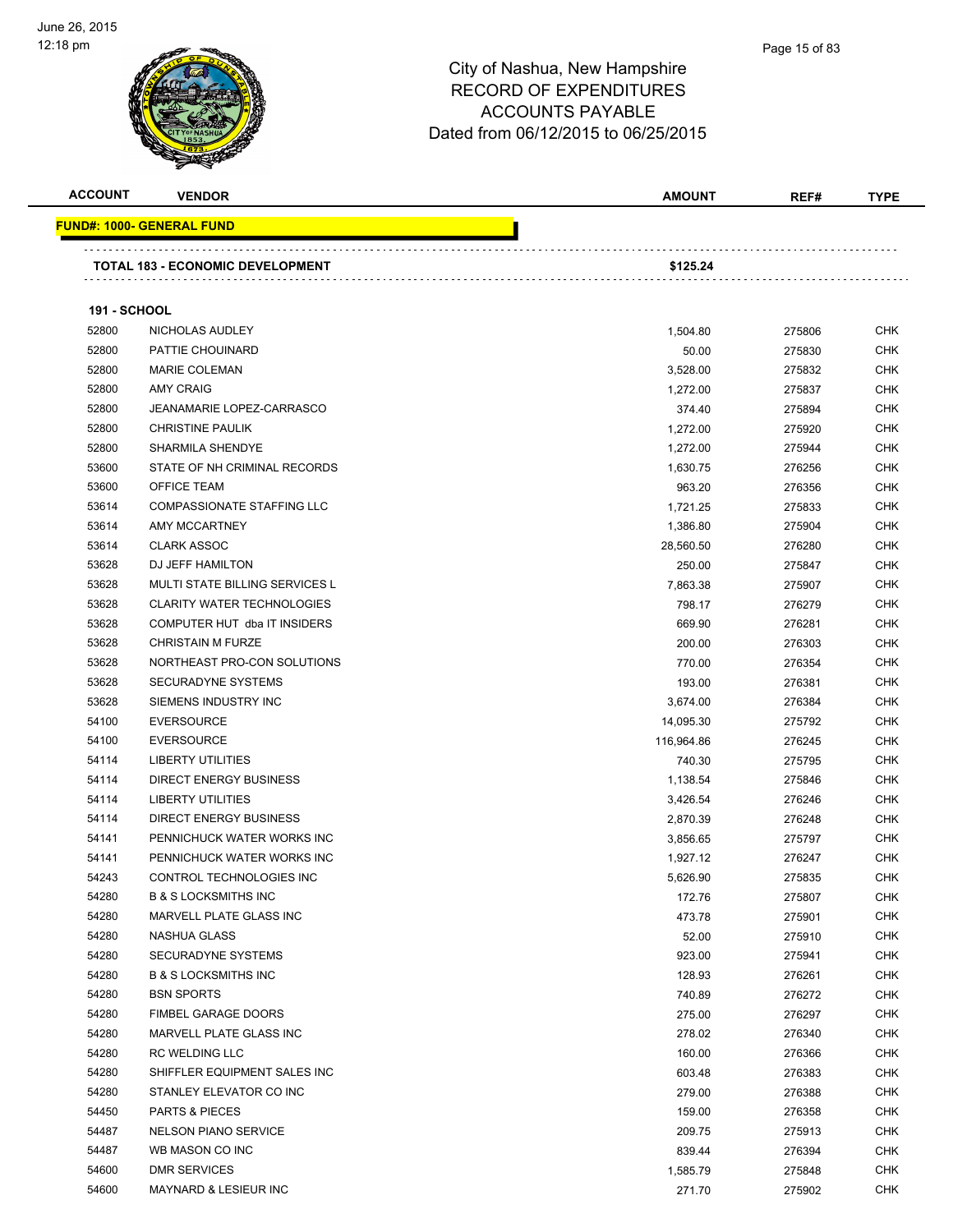# City of Nashua, New Hampshire
## RECORD OF EXPENDITURES
## ACCOUNTS PAYABLE
## Dated from 06/12/2015 to 06/25/2015

| ACCOUNT | VENDOR | AMOUNT | REF# | TYPE |
|---|---|---|---|---|
| **FUND#: 1000- GENERAL FUND** | | | | |
| | **TOTAL 183 - ECONOMIC DEVELOPMENT** | **$125.24** | | |
| **191 - SCHOOL** | | | | |
| 52800 | NICHOLAS AUDLEY | 1,504.80 | 275806 | CHK |
| 52800 | PATTIE CHOUINARD | 50.00 | 275830 | CHK |
| 52800 | MARIE COLEMAN | 3,528.00 | 275832 | CHK |
| 52800 | AMY CRAIG | 1,272.00 | 275837 | CHK |
| 52800 | JEANAMARIE LOPEZ-CARRASCO | 374.40 | 275894 | CHK |
| 52800 | CHRISTINE PAULIK | 1,272.00 | 275920 | CHK |
| 52800 | SHARMILA SHENDYE | 1,272.00 | 275944 | CHK |
| 53600 | STATE OF NH CRIMINAL RECORDS | 1,630.75 | 276256 | CHK |
| 53600 | OFFICE TEAM | 963.20 | 276356 | CHK |
| 53614 | COMPASSIONATE STAFFING LLC | 1,721.25 | 275833 | CHK |
| 53614 | AMY MCCARTNEY | 1,386.80 | 275904 | CHK |
| 53614 | CLARK ASSOC | 28,560.50 | 276280 | CHK |
| 53628 | DJ JEFF HAMILTON | 250.00 | 275847 | CHK |
| 53628 | MULTI STATE BILLING SERVICES L | 7,863.38 | 275907 | CHK |
| 53628 | CLARITY WATER TECHNOLOGIES | 798.17 | 276279 | CHK |
| 53628 | COMPUTER HUT dba IT INSIDERS | 669.90 | 276281 | CHK |
| 53628 | CHRISTAIN M FURZE | 200.00 | 276303 | CHK |
| 53628 | NORTHEAST PRO-CON SOLUTIONS | 770.00 | 276354 | CHK |
| 53628 | SECURADYNE SYSTEMS | 193.00 | 276381 | CHK |
| 53628 | SIEMENS INDUSTRY INC | 3,674.00 | 276384 | CHK |
| 54100 | EVERSOURCE | 14,095.30 | 275792 | CHK |
| 54100 | EVERSOURCE | 116,964.86 | 276245 | CHK |
| 54114 | LIBERTY UTILITIES | 740.30 | 275795 | CHK |
| 54114 | DIRECT ENERGY BUSINESS | 1,138.54 | 275846 | CHK |
| 54114 | LIBERTY UTILITIES | 3,426.54 | 276246 | CHK |
| 54114 | DIRECT ENERGY BUSINESS | 2,870.39 | 276248 | CHK |
| 54141 | PENNICHUCK WATER WORKS INC | 3,856.65 | 275797 | CHK |
| 54141 | PENNICHUCK WATER WORKS INC | 1,927.12 | 276247 | CHK |
| 54243 | CONTROL TECHNOLOGIES INC | 5,626.90 | 275835 | CHK |
| 54280 | B & S LOCKSMITHS INC | 172.76 | 275807 | CHK |
| 54280 | MARVELL PLATE GLASS INC | 473.78 | 275901 | CHK |
| 54280 | NASHUA GLASS | 52.00 | 275910 | CHK |
| 54280 | SECURADYNE SYSTEMS | 923.00 | 275941 | CHK |
| 54280 | B & S LOCKSMITHS INC | 128.93 | 276261 | CHK |
| 54280 | BSN SPORTS | 740.89 | 276272 | CHK |
| 54280 | FIMBEL GARAGE DOORS | 275.00 | 276297 | CHK |
| 54280 | MARVELL PLATE GLASS INC | 278.02 | 276340 | CHK |
| 54280 | RC WELDING LLC | 160.00 | 276366 | CHK |
| 54280 | SHIFFLER EQUIPMENT SALES INC | 603.48 | 276383 | CHK |
| 54280 | STANLEY ELEVATOR CO INC | 279.00 | 276388 | CHK |
| 54450 | PARTS & PIECES | 159.00 | 276358 | CHK |
| 54487 | NELSON PIANO SERVICE | 209.75 | 275913 | CHK |
| 54487 | WB MASON CO INC | 839.44 | 276394 | CHK |
| 54600 | DMR SERVICES | 1,585.79 | 275848 | CHK |
| 54600 | MAYNARD & LESIEUR INC | 271.70 | 275902 | CHK |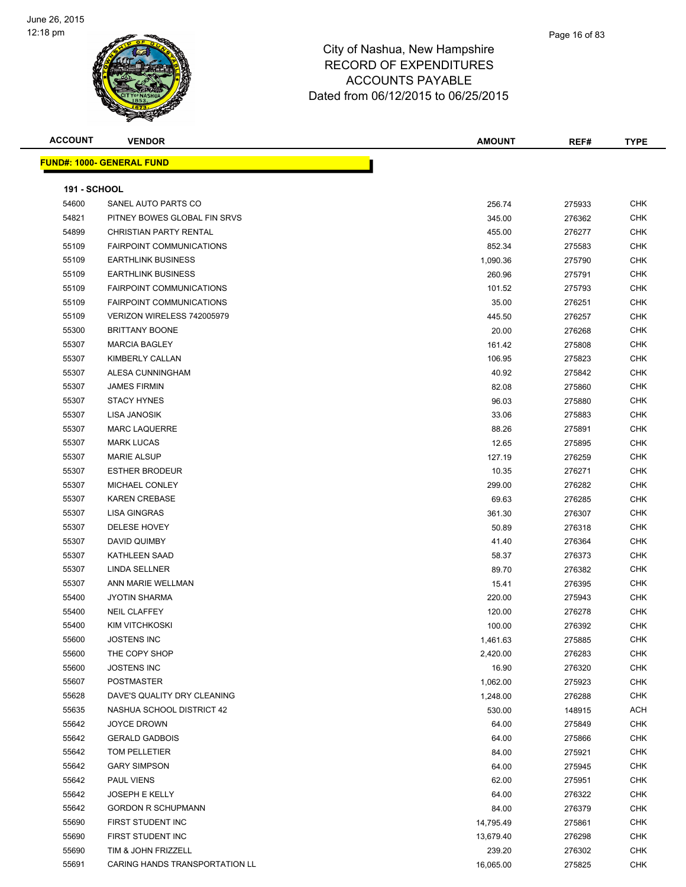City of Nashua, New Hampshire
RECORD OF EXPENDITURES
ACCOUNTS PAYABLE
Dated from 06/12/2015 to 06/25/2015

| ACCOUNT | VENDOR | AMOUNT | REF# | TYPE |
|---|---|---|---|---|

**FUND#: 1000- GENERAL FUND**

**191 - SCHOOL**

| ACCOUNT | VENDOR | AMOUNT | REF# | TYPE |
|---|---|---|---|---|
| 54600 | SANEL AUTO PARTS CO | 256.74 | 275933 | CHK |
| 54821 | PITNEY BOWES GLOBAL FIN SRVS | 345.00 | 276362 | CHK |
| 54899 | CHRISTIAN PARTY RENTAL | 455.00 | 276277 | CHK |
| 55109 | FAIRPOINT COMMUNICATIONS | 852.34 | 275583 | CHK |
| 55109 | EARTHLINK BUSINESS | 1,090.36 | 275790 | CHK |
| 55109 | EARTHLINK BUSINESS | 260.96 | 275791 | CHK |
| 55109 | FAIRPOINT COMMUNICATIONS | 101.52 | 275793 | CHK |
| 55109 | FAIRPOINT COMMUNICATIONS | 35.00 | 276251 | CHK |
| 55109 | VERIZON WIRELESS 742005979 | 445.50 | 276257 | CHK |
| 55300 | BRITTANY BOONE | 20.00 | 276268 | CHK |
| 55307 | MARCIA BAGLEY | 161.42 | 275808 | CHK |
| 55307 | KIMBERLY CALLAN | 106.95 | 275823 | CHK |
| 55307 | ALESA CUNNINGHAM | 40.92 | 275842 | CHK |
| 55307 | JAMES FIRMIN | 82.08 | 275860 | CHK |
| 55307 | STACY HYNES | 96.03 | 275880 | CHK |
| 55307 | LISA JANOSIK | 33.06 | 275883 | CHK |
| 55307 | MARC LAQUERRE | 88.26 | 275891 | CHK |
| 55307 | MARK LUCAS | 12.65 | 275895 | CHK |
| 55307 | MARIE ALSUP | 127.19 | 276259 | CHK |
| 55307 | ESTHER BRODEUR | 10.35 | 276271 | CHK |
| 55307 | MICHAEL CONLEY | 299.00 | 276282 | CHK |
| 55307 | KAREN CREBASE | 69.63 | 276285 | CHK |
| 55307 | LISA GINGRAS | 361.30 | 276307 | CHK |
| 55307 | DELESE HOVEY | 50.89 | 276318 | CHK |
| 55307 | DAVID QUIMBY | 41.40 | 276364 | CHK |
| 55307 | KATHLEEN SAAD | 58.37 | 276373 | CHK |
| 55307 | LINDA SELLNER | 89.70 | 276382 | CHK |
| 55307 | ANN MARIE WELLMAN | 15.41 | 276395 | CHK |
| 55400 | JYOTIN SHARMA | 220.00 | 275943 | CHK |
| 55400 | NEIL CLAFFEY | 120.00 | 276278 | CHK |
| 55400 | KIM VITCHKOSKI | 100.00 | 276392 | CHK |
| 55600 | JOSTENS INC | 1,461.63 | 275885 | CHK |
| 55600 | THE COPY SHOP | 2,420.00 | 276283 | CHK |
| 55600 | JOSTENS INC | 16.90 | 276320 | CHK |
| 55607 | POSTMASTER | 1,062.00 | 275923 | CHK |
| 55628 | DAVE'S QUALITY DRY CLEANING | 1,248.00 | 276288 | CHK |
| 55635 | NASHUA SCHOOL DISTRICT 42 | 530.00 | 148915 | ACH |
| 55642 | JOYCE DROWN | 64.00 | 275849 | CHK |
| 55642 | GERALD GADBOIS | 64.00 | 275866 | CHK |
| 55642 | TOM PELLETIER | 84.00 | 275921 | CHK |
| 55642 | GARY SIMPSON | 64.00 | 275945 | CHK |
| 55642 | PAUL VIENS | 62.00 | 275951 | CHK |
| 55642 | JOSEPH E KELLY | 64.00 | 276322 | CHK |
| 55642 | GORDON R SCHUPMANN | 84.00 | 276379 | CHK |
| 55690 | FIRST STUDENT INC | 14,795.49 | 275861 | CHK |
| 55690 | FIRST STUDENT INC | 13,679.40 | 276298 | CHK |
| 55690 | TIM & JOHN FRIZZELL | 239.20 | 276302 | CHK |
| 55691 | CARING HANDS TRANSPORTATION LL | 16,065.00 | 275825 | CHK |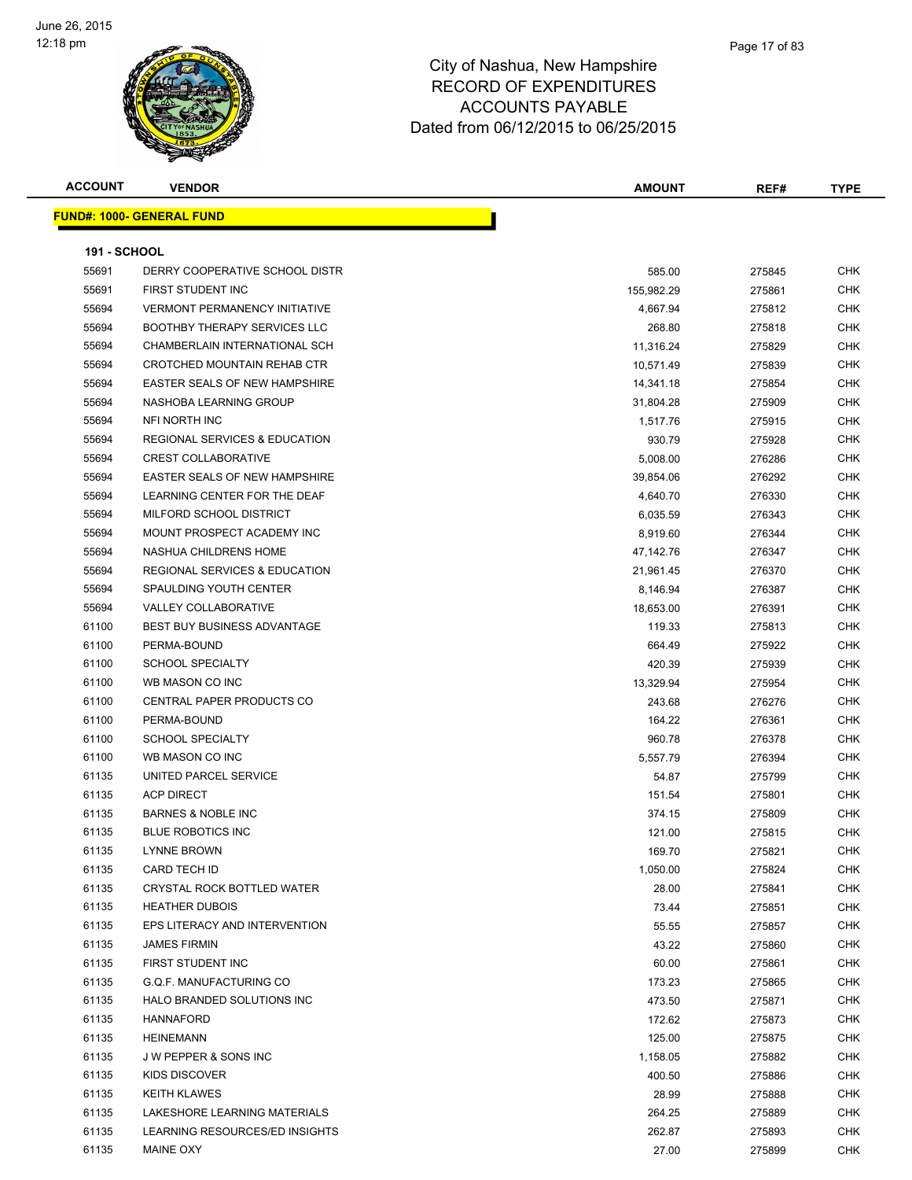# City of Nashua, New Hampshire
## RECORD OF EXPENDITURES
## ACCOUNTS PAYABLE
## Dated from 06/12/2015 to 06/25/2015

| ACCOUNT | VENDOR | AMOUNT | REF# | TYPE |
|---|---|---|---|---|

**FUND#: 1000- GENERAL FUND**

**191 - SCHOOL**

| ACCOUNT | VENDOR | AMOUNT | REF# | TYPE |
|---|---|---|---|---|
| 55691 | DERRY COOPERATIVE SCHOOL DISTR | 585.00 | 275845 | CHK |
| 55691 | FIRST STUDENT INC | 155,982.29 | 275861 | CHK |
| 55694 | VERMONT PERMANENCY INITIATIVE | 4,667.94 | 275812 | CHK |
| 55694 | BOOTHBY THERAPY SERVICES LLC | 268.80 | 275818 | CHK |
| 55694 | CHAMBERLAIN INTERNATIONAL SCH | 11,316.24 | 275829 | CHK |
| 55694 | CROTCHED MOUNTAIN REHAB CTR | 10,571.49 | 275839 | CHK |
| 55694 | EASTER SEALS OF NEW HAMPSHIRE | 14,341.18 | 275854 | CHK |
| 55694 | NASHOBA LEARNING GROUP | 31,804.28 | 275909 | CHK |
| 55694 | NFI NORTH INC | 1,517.76 | 275915 | CHK |
| 55694 | REGIONAL SERVICES & EDUCATION | 930.79 | 275928 | CHK |
| 55694 | CREST COLLABORATIVE | 5,008.00 | 276286 | CHK |
| 55694 | EASTER SEALS OF NEW HAMPSHIRE | 39,854.06 | 276292 | CHK |
| 55694 | LEARNING CENTER FOR THE DEAF | 4,640.70 | 276330 | CHK |
| 55694 | MILFORD SCHOOL DISTRICT | 6,035.59 | 276343 | CHK |
| 55694 | MOUNT PROSPECT ACADEMY INC | 8,919.60 | 276344 | CHK |
| 55694 | NASHUA CHILDRENS HOME | 47,142.76 | 276347 | CHK |
| 55694 | REGIONAL SERVICES & EDUCATION | 21,961.45 | 276370 | CHK |
| 55694 | SPAULDING YOUTH CENTER | 8,146.94 | 276387 | CHK |
| 55694 | VALLEY COLLABORATIVE | 18,653.00 | 276391 | CHK |
| 61100 | BEST BUY BUSINESS ADVANTAGE | 119.33 | 275813 | CHK |
| 61100 | PERMA-BOUND | 664.49 | 275922 | CHK |
| 61100 | SCHOOL SPECIALTY | 420.39 | 275939 | CHK |
| 61100 | WB MASON CO INC | 13,329.94 | 275954 | CHK |
| 61100 | CENTRAL PAPER PRODUCTS CO | 243.68 | 276276 | CHK |
| 61100 | PERMA-BOUND | 164.22 | 276361 | CHK |
| 61100 | SCHOOL SPECIALTY | 960.78 | 276378 | CHK |
| 61100 | WB MASON CO INC | 5,557.79 | 276394 | CHK |
| 61135 | UNITED PARCEL SERVICE | 54.87 | 275799 | CHK |
| 61135 | ACP DIRECT | 151.54 | 275801 | CHK |
| 61135 | BARNES & NOBLE INC | 374.15 | 275809 | CHK |
| 61135 | BLUE ROBOTICS INC | 121.00 | 275815 | CHK |
| 61135 | LYNNE BROWN | 169.70 | 275821 | CHK |
| 61135 | CARD TECH ID | 1,050.00 | 275824 | CHK |
| 61135 | CRYSTAL ROCK BOTTLED WATER | 28.00 | 275841 | CHK |
| 61135 | HEATHER DUBOIS | 73.44 | 275851 | CHK |
| 61135 | EPS LITERACY AND INTERVENTION | 55.55 | 275857 | CHK |
| 61135 | JAMES FIRMIN | 43.22 | 275860 | CHK |
| 61135 | FIRST STUDENT INC | 60.00 | 275861 | CHK |
| 61135 | G.Q.F. MANUFACTURING CO | 173.23 | 275865 | CHK |
| 61135 | HALO BRANDED SOLUTIONS INC | 473.50 | 275871 | CHK |
| 61135 | HANNAFORD | 172.62 | 275873 | CHK |
| 61135 | HEINEMANN | 125.00 | 275875 | CHK |
| 61135 | J W PEPPER & SONS INC | 1,158.05 | 275882 | CHK |
| 61135 | KIDS DISCOVER | 400.50 | 275886 | CHK |
| 61135 | KEITH KLAWES | 28.99 | 275888 | CHK |
| 61135 | LAKESHORE LEARNING MATERIALS | 264.25 | 275889 | CHK |
| 61135 | LEARNING RESOURCES/ED INSIGHTS | 262.87 | 275893 | CHK |
| 61135 | MAINE OXY | 27.00 | 275899 | CHK |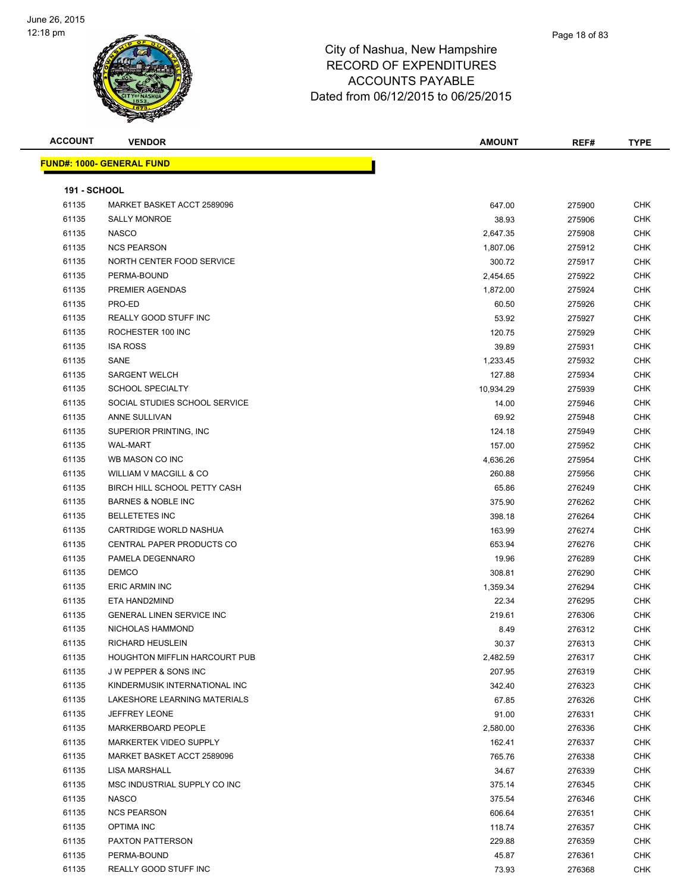# City of Nashua, New Hampshire
## RECORD OF EXPENDITURES
## ACCOUNTS PAYABLE
## Dated from 06/12/2015 to 06/25/2015

June 26, 2015
12:18 pm

| ACCOUNT | VENDOR | AMOUNT | REF# | TYPE |
|---|---|---|---|---|

**FUND#: 1000- GENERAL FUND**

**191 - SCHOOL**

| ACCOUNT | VENDOR | AMOUNT | REF# | TYPE |
|---|---|---|---|---|
| 61135 | MARKET BASKET ACCT 2589096 | 647.00 | 275900 | CHK |
| 61135 | SALLY MONROE | 38.93 | 275906 | CHK |
| 61135 | NASCO | 2,647.35 | 275908 | CHK |
| 61135 | NCS PEARSON | 1,807.06 | 275912 | CHK |
| 61135 | NORTH CENTER FOOD SERVICE | 300.72 | 275917 | CHK |
| 61135 | PERMA-BOUND | 2,454.65 | 275922 | CHK |
| 61135 | PREMIER AGENDAS | 1,872.00 | 275924 | CHK |
| 61135 | PRO-ED | 60.50 | 275926 | CHK |
| 61135 | REALLY GOOD STUFF INC | 53.92 | 275927 | CHK |
| 61135 | ROCHESTER 100 INC | 120.75 | 275929 | CHK |
| 61135 | ISA ROSS | 39.89 | 275931 | CHK |
| 61135 | SANE | 1,233.45 | 275932 | CHK |
| 61135 | SARGENT WELCH | 127.88 | 275934 | CHK |
| 61135 | SCHOOL SPECIALTY | 10,934.29 | 275939 | CHK |
| 61135 | SOCIAL STUDIES SCHOOL SERVICE | 14.00 | 275946 | CHK |
| 61135 | ANNE SULLIVAN | 69.92 | 275948 | CHK |
| 61135 | SUPERIOR PRINTING, INC | 124.18 | 275949 | CHK |
| 61135 | WAL-MART | 157.00 | 275952 | CHK |
| 61135 | WB MASON CO INC | 4,636.26 | 275954 | CHK |
| 61135 | WILLIAM V MACGILL & CO | 260.88 | 275956 | CHK |
| 61135 | BIRCH HILL SCHOOL PETTY CASH | 65.86 | 276249 | CHK |
| 61135 | BARNES & NOBLE INC | 375.90 | 276262 | CHK |
| 61135 | BELLETETES INC | 398.18 | 276264 | CHK |
| 61135 | CARTRIDGE WORLD NASHUA | 163.99 | 276274 | CHK |
| 61135 | CENTRAL PAPER PRODUCTS CO | 653.94 | 276276 | CHK |
| 61135 | PAMELA DEGENNARO | 19.96 | 276289 | CHK |
| 61135 | DEMCO | 308.81 | 276290 | CHK |
| 61135 | ERIC ARMIN INC | 1,359.34 | 276294 | CHK |
| 61135 | ETA HAND2MIND | 22.34 | 276295 | CHK |
| 61135 | GENERAL LINEN SERVICE INC | 219.61 | 276306 | CHK |
| 61135 | NICHOLAS HAMMOND | 8.49 | 276312 | CHK |
| 61135 | RICHARD HEUSLEIN | 30.37 | 276313 | CHK |
| 61135 | HOUGHTON MIFFLIN HARCOURT PUB | 2,482.59 | 276317 | CHK |
| 61135 | J W PEPPER & SONS INC | 207.95 | 276319 | CHK |
| 61135 | KINDERMUSIK INTERNATIONAL INC | 342.40 | 276323 | CHK |
| 61135 | LAKESHORE LEARNING MATERIALS | 67.85 | 276326 | CHK |
| 61135 | JEFFREY LEONE | 91.00 | 276331 | CHK |
| 61135 | MARKERBOARD PEOPLE | 2,580.00 | 276336 | CHK |
| 61135 | MARKERTEK VIDEO SUPPLY | 162.41 | 276337 | CHK |
| 61135 | MARKET BASKET ACCT 2589096 | 765.76 | 276338 | CHK |
| 61135 | LISA MARSHALL | 34.67 | 276339 | CHK |
| 61135 | MSC INDUSTRIAL SUPPLY CO INC | 375.14 | 276345 | CHK |
| 61135 | NASCO | 375.54 | 276346 | CHK |
| 61135 | NCS PEARSON | 606.64 | 276351 | CHK |
| 61135 | OPTIMA INC | 118.74 | 276357 | CHK |
| 61135 | PAXTON PATTERSON | 229.88 | 276359 | CHK |
| 61135 | PERMA-BOUND | 45.87 | 276361 | CHK |
| 61135 | REALLY GOOD STUFF INC | 73.93 | 276368 | CHK |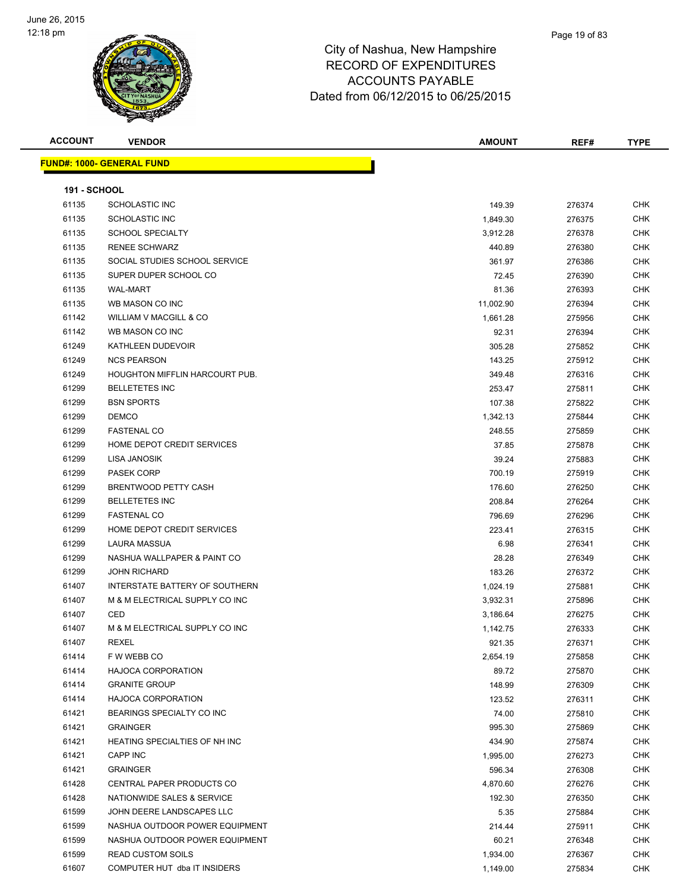City of Nashua, New Hampshire
RECORD OF EXPENDITURES
ACCOUNTS PAYABLE
Dated from 06/12/2015 to 06/25/2015

| ACCOUNT | VENDOR | AMOUNT | REF# | TYPE |
|---|---|---|---|---|

**FUND#: 1000- GENERAL FUND**

**191 - SCHOOL**

| ACCOUNT | VENDOR | AMOUNT | REF# | TYPE |
|---|---|---|---|---|
| 61135 | SCHOLASTIC INC | 149.39 | 276374 | CHK |
| 61135 | SCHOLASTIC INC | 1,849.30 | 276375 | CHK |
| 61135 | SCHOOL SPECIALTY | 3,912.28 | 276378 | CHK |
| 61135 | RENEE SCHWARZ | 440.89 | 276380 | CHK |
| 61135 | SOCIAL STUDIES SCHOOL SERVICE | 361.97 | 276386 | CHK |
| 61135 | SUPER DUPER SCHOOL CO | 72.45 | 276390 | CHK |
| 61135 | WAL-MART | 81.36 | 276393 | CHK |
| 61135 | WB MASON CO INC | 11,002.90 | 276394 | CHK |
| 61142 | WILLIAM V MACGILL & CO | 1,661.28 | 275956 | CHK |
| 61142 | WB MASON CO INC | 92.31 | 276394 | CHK |
| 61249 | KATHLEEN DUDEVOIR | 305.28 | 275852 | CHK |
| 61249 | NCS PEARSON | 143.25 | 275912 | CHK |
| 61249 | HOUGHTON MIFFLIN HARCOURT PUB. | 349.48 | 276316 | CHK |
| 61299 | BELLETETES INC | 253.47 | 275811 | CHK |
| 61299 | BSN SPORTS | 107.38 | 275822 | CHK |
| 61299 | DEMCO | 1,342.13 | 275844 | CHK |
| 61299 | FASTENAL CO | 248.55 | 275859 | CHK |
| 61299 | HOME DEPOT CREDIT SERVICES | 37.85 | 275878 | CHK |
| 61299 | LISA JANOSIK | 39.24 | 275883 | CHK |
| 61299 | PASEK CORP | 700.19 | 275919 | CHK |
| 61299 | BRENTWOOD PETTY CASH | 176.60 | 276250 | CHK |
| 61299 | BELLETETES INC | 208.84 | 276264 | CHK |
| 61299 | FASTENAL CO | 796.69 | 276296 | CHK |
| 61299 | HOME DEPOT CREDIT SERVICES | 223.41 | 276315 | CHK |
| 61299 | LAURA MASSUA | 6.98 | 276341 | CHK |
| 61299 | NASHUA WALLPAPER & PAINT CO | 28.28 | 276349 | CHK |
| 61299 | JOHN RICHARD | 183.26 | 276372 | CHK |
| 61407 | INTERSTATE BATTERY OF SOUTHERN | 1,024.19 | 275881 | CHK |
| 61407 | M & M ELECTRICAL SUPPLY CO INC | 3,932.31 | 275896 | CHK |
| 61407 | CED | 3,186.64 | 276275 | CHK |
| 61407 | M & M ELECTRICAL SUPPLY CO INC | 1,142.75 | 276333 | CHK |
| 61407 | REXEL | 921.35 | 276371 | CHK |
| 61414 | F W WEBB CO | 2,654.19 | 275858 | CHK |
| 61414 | HAJOCA CORPORATION | 89.72 | 275870 | CHK |
| 61414 | GRANITE GROUP | 148.99 | 276309 | CHK |
| 61414 | HAJOCA CORPORATION | 123.52 | 276311 | CHK |
| 61421 | BEARINGS SPECIALTY CO INC | 74.00 | 275810 | CHK |
| 61421 | GRAINGER | 995.30 | 275869 | CHK |
| 61421 | HEATING SPECIALTIES OF NH INC | 434.90 | 275874 | CHK |
| 61421 | CAPP INC | 1,995.00 | 276273 | CHK |
| 61421 | GRAINGER | 596.34 | 276308 | CHK |
| 61428 | CENTRAL PAPER PRODUCTS CO | 4,870.60 | 276276 | CHK |
| 61428 | NATIONWIDE SALES & SERVICE | 192.30 | 276350 | CHK |
| 61599 | JOHN DEERE LANDSCAPES LLC | 5.35 | 275884 | CHK |
| 61599 | NASHUA OUTDOOR POWER EQUIPMENT | 214.44 | 275911 | CHK |
| 61599 | NASHUA OUTDOOR POWER EQUIPMENT | 60.21 | 276348 | CHK |
| 61599 | READ CUSTOM SOILS | 1,934.00 | 276367 | CHK |
| 61607 | COMPUTER HUT dba IT INSIDERS | 1,149.00 | 275834 | CHK |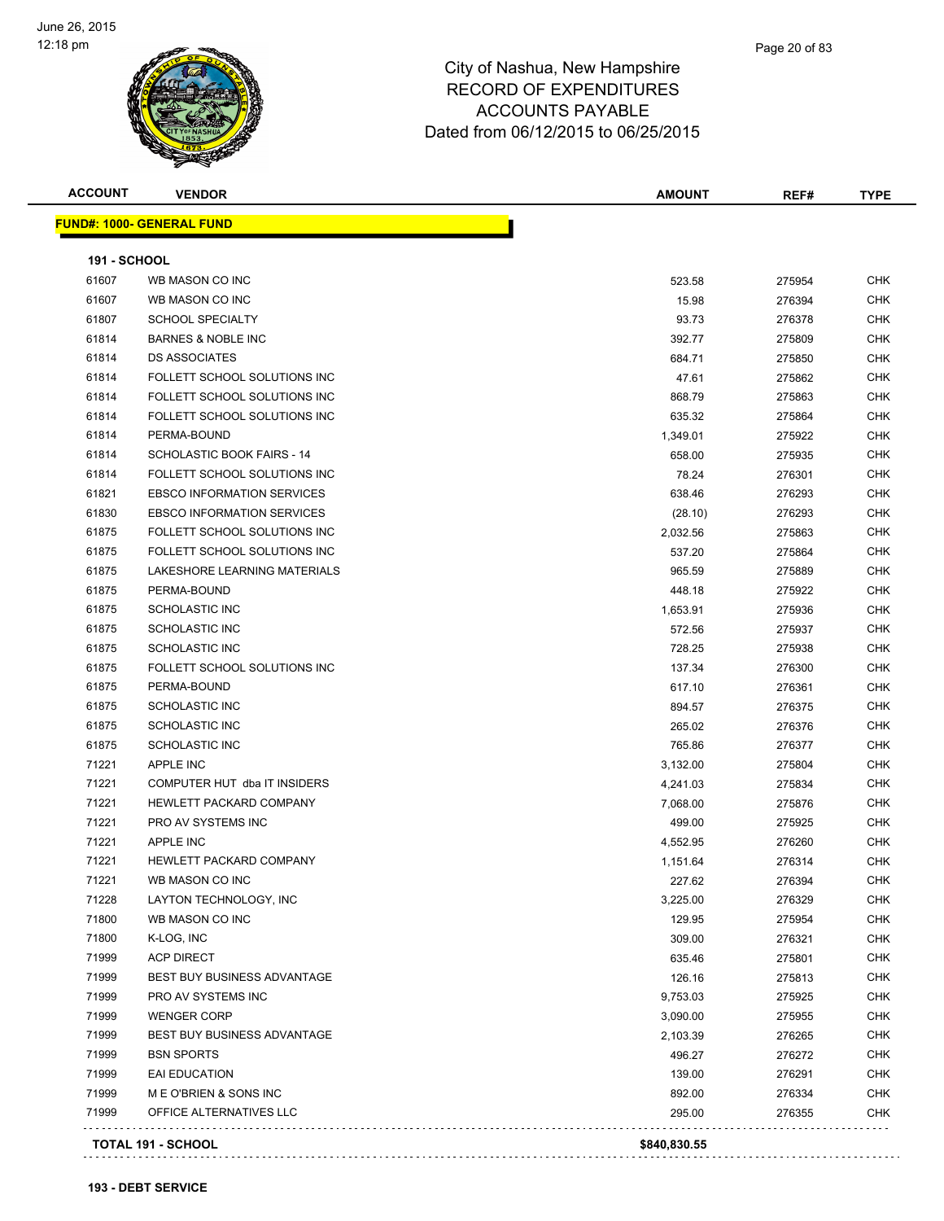# City of Nashua, New Hampshire
## RECORD OF EXPENDITURES
## ACCOUNTS PAYABLE
## Dated from 06/12/2015 to 06/25/2015

**FUND#: 1000- GENERAL FUND**

**191 - SCHOOL**

| ACCOUNT | VENDOR | AMOUNT | REF# | TYPE |
|---|---|---|---|---|
| 61607 | WB MASON CO INC | 523.58 | 275954 | CHK |
| 61607 | WB MASON CO INC | 15.98 | 276394 | CHK |
| 61807 | SCHOOL SPECIALTY | 93.73 | 276378 | CHK |
| 61814 | BARNES & NOBLE INC | 392.77 | 275809 | CHK |
| 61814 | DS ASSOCIATES | 684.71 | 275850 | CHK |
| 61814 | FOLLETT SCHOOL SOLUTIONS INC | 47.61 | 275862 | CHK |
| 61814 | FOLLETT SCHOOL SOLUTIONS INC | 868.79 | 275863 | CHK |
| 61814 | FOLLETT SCHOOL SOLUTIONS INC | 635.32 | 275864 | CHK |
| 61814 | PERMA-BOUND | 1,349.01 | 275922 | CHK |
| 61814 | SCHOLASTIC BOOK FAIRS - 14 | 658.00 | 275935 | CHK |
| 61814 | FOLLETT SCHOOL SOLUTIONS INC | 78.24 | 276301 | CHK |
| 61821 | EBSCO INFORMATION SERVICES | 638.46 | 276293 | CHK |
| 61830 | EBSCO INFORMATION SERVICES | (28.10) | 276293 | CHK |
| 61875 | FOLLETT SCHOOL SOLUTIONS INC | 2,032.56 | 275863 | CHK |
| 61875 | FOLLETT SCHOOL SOLUTIONS INC | 537.20 | 275864 | CHK |
| 61875 | LAKESHORE LEARNING MATERIALS | 965.59 | 275889 | CHK |
| 61875 | PERMA-BOUND | 448.18 | 275922 | CHK |
| 61875 | SCHOLASTIC INC | 1,653.91 | 275936 | CHK |
| 61875 | SCHOLASTIC INC | 572.56 | 275937 | CHK |
| 61875 | SCHOLASTIC INC | 728.25 | 275938 | CHK |
| 61875 | FOLLETT SCHOOL SOLUTIONS INC | 137.34 | 276300 | CHK |
| 61875 | PERMA-BOUND | 617.10 | 276361 | CHK |
| 61875 | SCHOLASTIC INC | 894.57 | 276375 | CHK |
| 61875 | SCHOLASTIC INC | 265.02 | 276376 | CHK |
| 61875 | SCHOLASTIC INC | 765.86 | 276377 | CHK |
| 71221 | APPLE INC | 3,132.00 | 275804 | CHK |
| 71221 | COMPUTER HUT dba IT INSIDERS | 4,241.03 | 275834 | CHK |
| 71221 | HEWLETT PACKARD COMPANY | 7,068.00 | 275876 | CHK |
| 71221 | PRO AV SYSTEMS INC | 499.00 | 275925 | CHK |
| 71221 | APPLE INC | 4,552.95 | 276260 | CHK |
| 71221 | HEWLETT PACKARD COMPANY | 1,151.64 | 276314 | CHK |
| 71221 | WB MASON CO INC | 227.62 | 276394 | CHK |
| 71228 | LAYTON TECHNOLOGY, INC | 3,225.00 | 276329 | CHK |
| 71800 | WB MASON CO INC | 129.95 | 275954 | CHK |
| 71800 | K-LOG, INC | 309.00 | 276321 | CHK |
| 71999 | ACP DIRECT | 635.46 | 275801 | CHK |
| 71999 | BEST BUY BUSINESS ADVANTAGE | 126.16 | 275813 | CHK |
| 71999 | PRO AV SYSTEMS INC | 9,753.03 | 275925 | CHK |
| 71999 | WENGER CORP | 3,090.00 | 275955 | CHK |
| 71999 | BEST BUY BUSINESS ADVANTAGE | 2,103.39 | 276265 | CHK |
| 71999 | BSN SPORTS | 496.27 | 276272 | CHK |
| 71999 | EAI EDUCATION | 139.00 | 276291 | CHK |
| 71999 | M E O'BRIEN & SONS INC | 892.00 | 276334 | CHK |
| 71999 | OFFICE ALTERNATIVES LLC | 295.00 | 276355 | CHK |
| **TOTAL 191 - SCHOOL** | | **$840,830.55** | | |

**193 - DEBT SERVICE**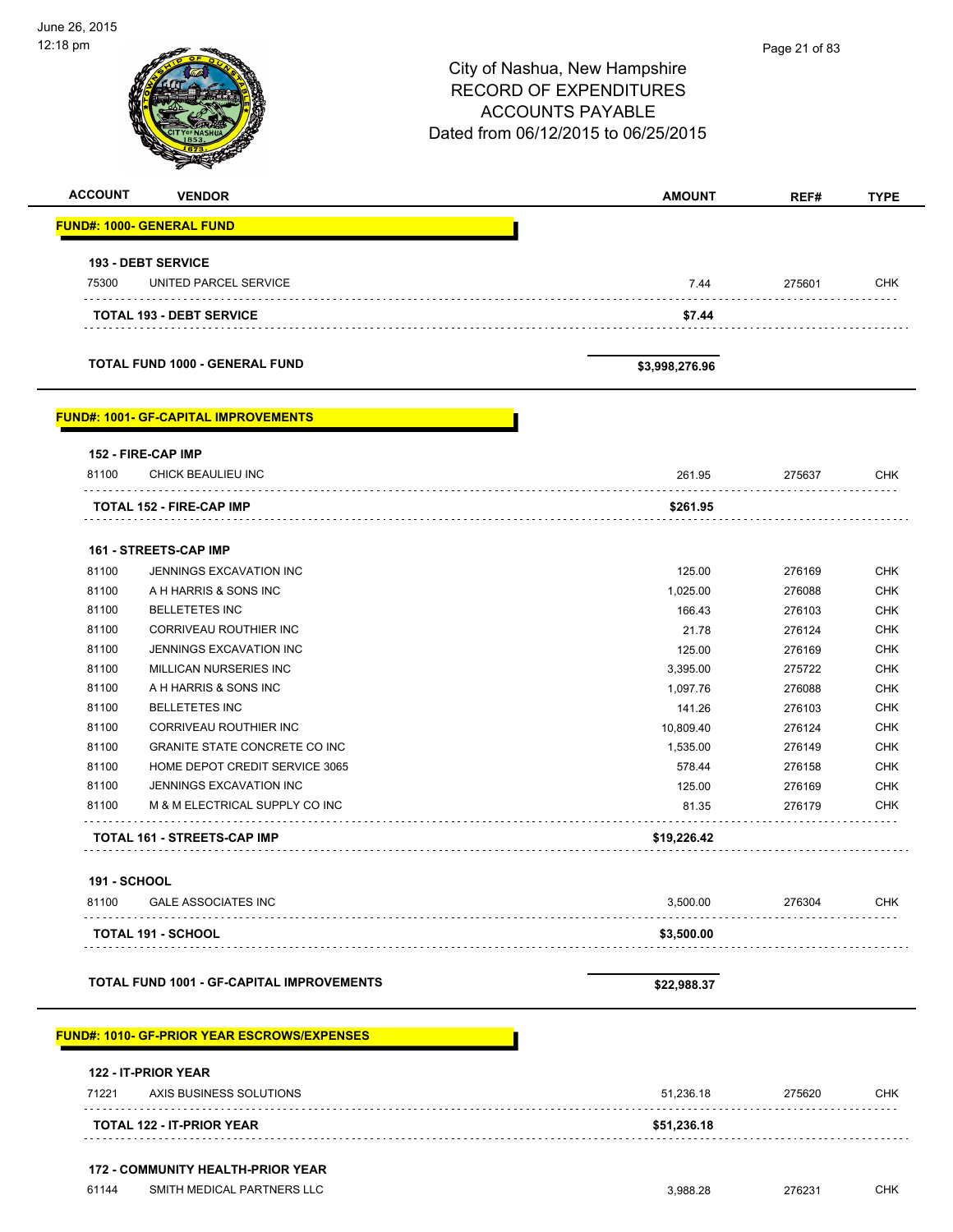June 26, 2015
12:18 pm

City of Nashua, New Hampshire
RECORD OF EXPENDITURES
ACCOUNTS PAYABLE
Dated from 06/12/2015 to 06/25/2015

| ACCOUNT | VENDOR | AMOUNT | REF# | TYPE |
|---|---|---|---|---|
| **FUND#: 1000- GENERAL FUND** | | | | |
| **193 - DEBT SERVICE** | | | | |
| 75300 | UNITED PARCEL SERVICE | 7.44 | 275601 | CHK |
| | **TOTAL 193 - DEBT SERVICE** | **$7.44** | | |
| | **TOTAL FUND 1000 - GENERAL FUND** | **$3,998,276.96** | | |
| **FUND#: 1001- GF-CAPITAL IMPROVEMENTS** | | | | |
| **152 - FIRE-CAP IMP** | | | | |
| 81100 | CHICK BEAULIEU INC | 261.95 | 275637 | CHK |
| | **TOTAL 152 - FIRE-CAP IMP** | **$261.95** | | |
| **161 - STREETS-CAP IMP** | | | | |
| 81100 | JENNINGS EXCAVATION INC | 125.00 | 276169 | CHK |
| 81100 | A H HARRIS & SONS INC | 1,025.00 | 276088 | CHK |
| 81100 | BELLETETES INC | 166.43 | 276103 | CHK |
| 81100 | CORRIVEAU ROUTHIER INC | 21.78 | 276124 | CHK |
| 81100 | JENNINGS EXCAVATION INC | 125.00 | 276169 | CHK |
| 81100 | MILLICAN NURSERIES INC | 3,395.00 | 275722 | CHK |
| 81100 | A H HARRIS & SONS INC | 1,097.76 | 276088 | CHK |
| 81100 | BELLETETES INC | 141.26 | 276103 | CHK |
| 81100 | CORRIVEAU ROUTHIER INC | 10,809.40 | 276124 | CHK |
| 81100 | GRANITE STATE CONCRETE CO INC | 1,535.00 | 276149 | CHK |
| 81100 | HOME DEPOT CREDIT SERVICE 3065 | 578.44 | 276158 | CHK |
| 81100 | JENNINGS EXCAVATION INC | 125.00 | 276169 | CHK |
| 81100 | M & M ELECTRICAL SUPPLY CO INC | 81.35 | 276179 | CHK |
| | **TOTAL 161 - STREETS-CAP IMP** | **$19,226.42** | | |
| **191 - SCHOOL** | | | | |
| 81100 | GALE ASSOCIATES INC | 3,500.00 | 276304 | CHK |
| | **TOTAL 191 - SCHOOL** | **$3,500.00** | | |
| | **TOTAL FUND 1001 - GF-CAPITAL IMPROVEMENTS** | **$22,988.37** | | |
| **FUND#: 1010- GF-PRIOR YEAR ESCROWS/EXPENSES** | | | | |
| **122 - IT-PRIOR YEAR** | | | | |
| 71221 | AXIS BUSINESS SOLUTIONS | 51,236.18 | 275620 | CHK |
| | **TOTAL 122 - IT-PRIOR YEAR** | **$51,236.18** | | |
| **172 - COMMUNITY HEALTH-PRIOR YEAR** | | | | |
| 61144 | SMITH MEDICAL PARTNERS LLC | 3,988.28 | 276231 | CHK |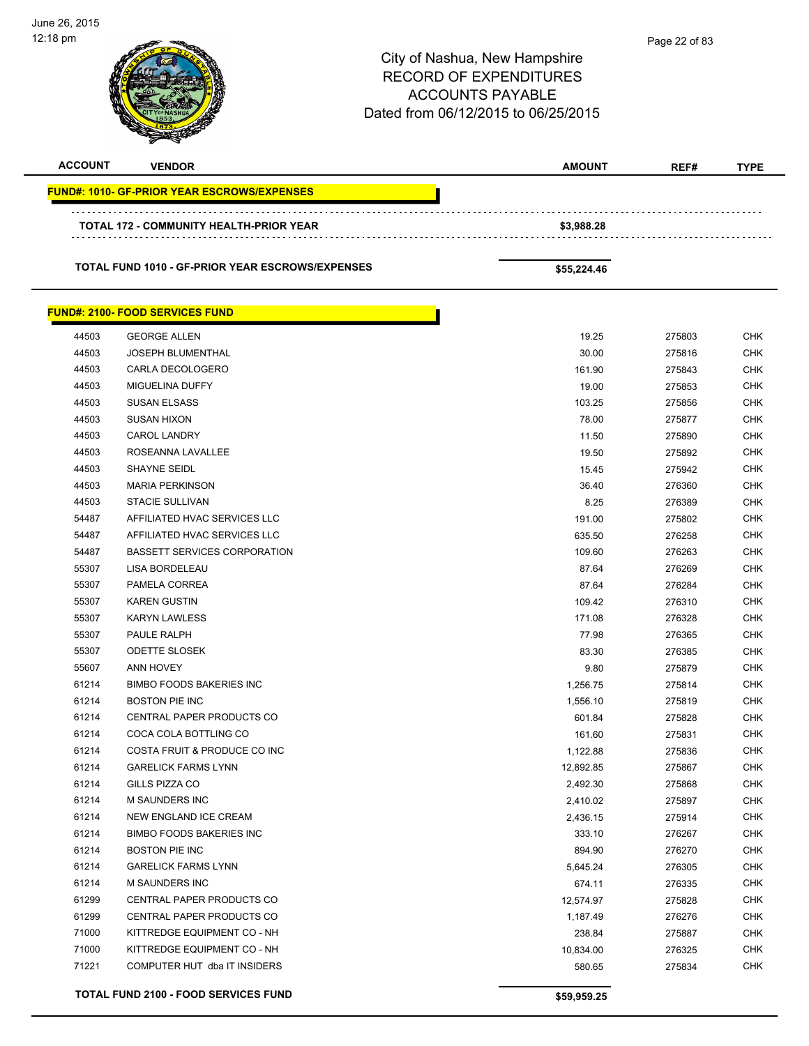City of Nashua, New Hampshire
RECORD OF EXPENDITURES
ACCOUNTS PAYABLE
Dated from 06/12/2015 to 06/25/2015

| ACCOUNT | VENDOR | AMOUNT | REF# | TYPE |
|---|---|---|---|---|
| **FUND#: 1010- GF-PRIOR YEAR ESCROWS/EXPENSES** | | | | |
| | **TOTAL 172 - COMMUNITY HEALTH-PRIOR YEAR** | **$3,988.28** | | |
| | **TOTAL FUND 1010 - GF-PRIOR YEAR ESCROWS/EXPENSES** | **$55,224.46** | | |
| **FUND#: 2100- FOOD SERVICES FUND** | | | | |
| 44503 | GEORGE ALLEN | 19.25 | 275803 | CHK |
| 44503 | JOSEPH BLUMENTHAL | 30.00 | 275816 | CHK |
| 44503 | CARLA DECOLOGERO | 161.90 | 275843 | CHK |
| 44503 | MIGUELINA DUFFY | 19.00 | 275853 | CHK |
| 44503 | SUSAN ELSASS | 103.25 | 275856 | CHK |
| 44503 | SUSAN HIXON | 78.00 | 275877 | CHK |
| 44503 | CAROL LANDRY | 11.50 | 275890 | CHK |
| 44503 | ROSEANNA LAVALLEE | 19.50 | 275892 | CHK |
| 44503 | SHAYNE SEIDL | 15.45 | 275942 | CHK |
| 44503 | MARIA PERKINSON | 36.40 | 276360 | CHK |
| 44503 | STACIE SULLIVAN | 8.25 | 276389 | CHK |
| 54487 | AFFILIATED HVAC SERVICES LLC | 191.00 | 275802 | CHK |
| 54487 | AFFILIATED HVAC SERVICES LLC | 635.50 | 276258 | CHK |
| 54487 | BASSETT SERVICES CORPORATION | 109.60 | 276263 | CHK |
| 55307 | LISA BORDELEAU | 87.64 | 276269 | CHK |
| 55307 | PAMELA CORREA | 87.64 | 276284 | CHK |
| 55307 | KAREN GUSTIN | 109.42 | 276310 | CHK |
| 55307 | KARYN LAWLESS | 171.08 | 276328 | CHK |
| 55307 | PAULE RALPH | 77.98 | 276365 | CHK |
| 55307 | ODETTE SLOSEK | 83.30 | 276385 | CHK |
| 55607 | ANN HOVEY | 9.80 | 275879 | CHK |
| 61214 | BIMBO FOODS BAKERIES INC | 1,256.75 | 275814 | CHK |
| 61214 | BOSTON PIE INC | 1,556.10 | 275819 | CHK |
| 61214 | CENTRAL PAPER PRODUCTS CO | 601.84 | 275828 | CHK |
| 61214 | COCA COLA BOTTLING CO | 161.60 | 275831 | CHK |
| 61214 | COSTA FRUIT & PRODUCE CO INC | 1,122.88 | 275836 | CHK |
| 61214 | GARELICK FARMS LYNN | 12,892.85 | 275867 | CHK |
| 61214 | GILLS PIZZA CO | 2,492.30 | 275868 | CHK |
| 61214 | M SAUNDERS INC | 2,410.02 | 275897 | CHK |
| 61214 | NEW ENGLAND ICE CREAM | 2,436.15 | 275914 | CHK |
| 61214 | BIMBO FOODS BAKERIES INC | 333.10 | 276267 | CHK |
| 61214 | BOSTON PIE INC | 894.90 | 276270 | CHK |
| 61214 | GARELICK FARMS LYNN | 5,645.24 | 276305 | CHK |
| 61214 | M SAUNDERS INC | 674.11 | 276335 | CHK |
| 61299 | CENTRAL PAPER PRODUCTS CO | 12,574.97 | 275828 | CHK |
| 61299 | CENTRAL PAPER PRODUCTS CO | 1,187.49 | 276276 | CHK |
| 71000 | KITTREDGE EQUIPMENT CO - NH | 238.84 | 275887 | CHK |
| 71000 | KITTREDGE EQUIPMENT CO - NH | 10,834.00 | 276325 | CHK |
| 71221 | COMPUTER HUT dba IT INSIDERS | 580.65 | 275834 | CHK |
| | **TOTAL FUND 2100 - FOOD SERVICES FUND** | **$59,959.25** | | |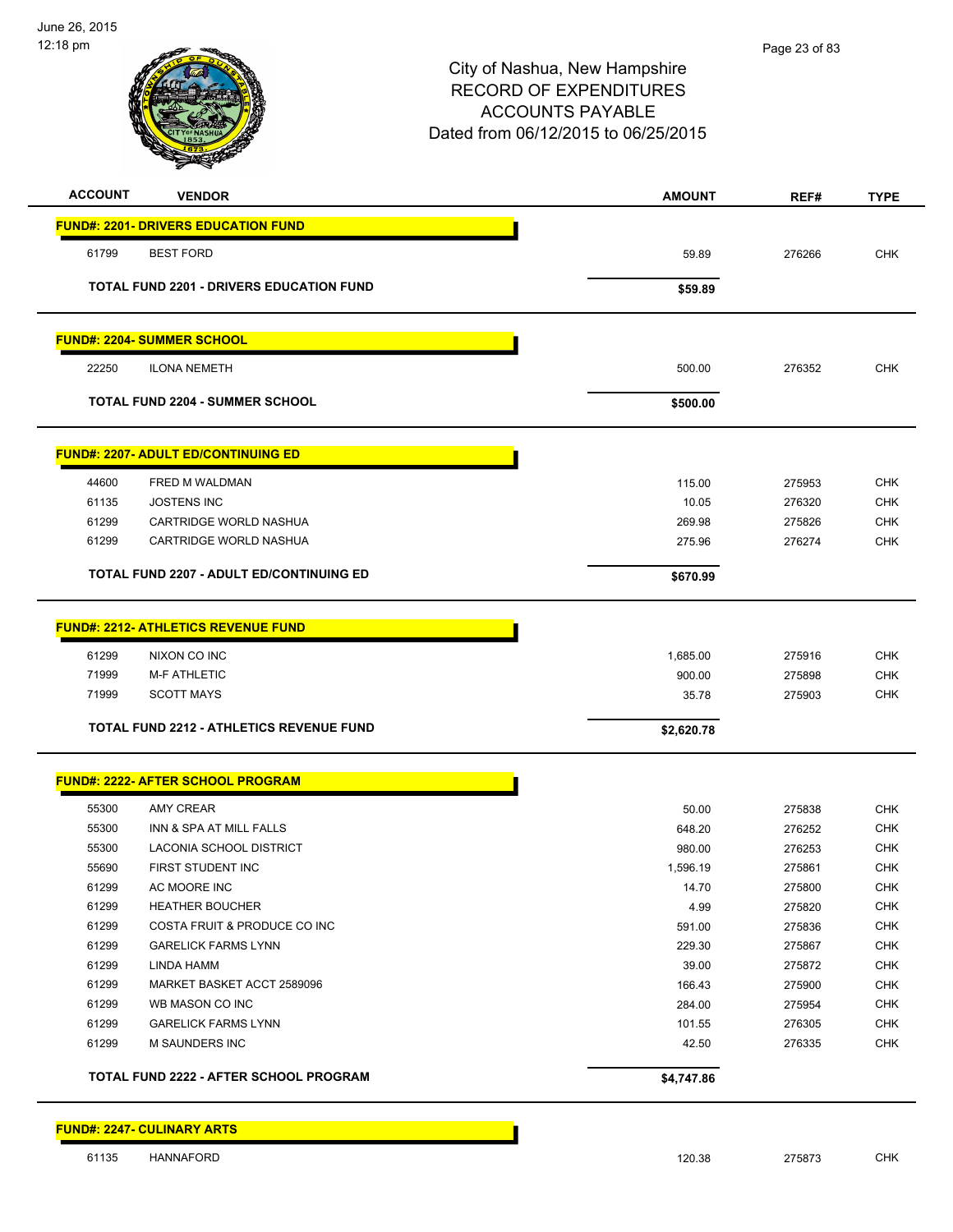City of Nashua, New Hampshire
RECORD OF EXPENDITURES
ACCOUNTS PAYABLE
Dated from 06/12/2015 to 06/25/2015

| ACCOUNT | VENDOR | AMOUNT | REF# | TYPE |
|---|---|---|---|---|
| **FUND#: 2201- DRIVERS EDUCATION FUND** | | | | |
| 61799 | BEST FORD | 59.89 | 276266 | CHK |
| | **TOTAL FUND 2201 - DRIVERS EDUCATION FUND** | **$59.89** | | |
| **FUND#: 2204- SUMMER SCHOOL** | | | | |
| 22250 | ILONA NEMETH | 500.00 | 276352 | CHK |
| | **TOTAL FUND 2204 - SUMMER SCHOOL** | **$500.00** | | |
| **FUND#: 2207- ADULT ED/CONTINUING ED** | | | | |
| 44600 | FRED M WALDMAN | 115.00 | 275953 | CHK |
| 61135 | JOSTENS INC | 10.05 | 276320 | CHK |
| 61299 | CARTRIDGE WORLD NASHUA | 269.98 | 275826 | CHK |
| 61299 | CARTRIDGE WORLD NASHUA | 275.96 | 276274 | CHK |
| | **TOTAL FUND 2207 - ADULT ED/CONTINUING ED** | **$670.99** | | |
| **FUND#: 2212- ATHLETICS REVENUE FUND** | | | | |
| 61299 | NIXON CO INC | 1,685.00 | 275916 | CHK |
| 71999 | M-F ATHLETIC | 900.00 | 275898 | CHK |
| 71999 | SCOTT MAYS | 35.78 | 275903 | CHK |
| | **TOTAL FUND 2212 - ATHLETICS REVENUE FUND** | **$2,620.78** | | |
| **FUND#: 2222- AFTER SCHOOL PROGRAM** | | | | |
| 55300 | AMY CREAR | 50.00 | 275838 | CHK |
| 55300 | INN & SPA AT MILL FALLS | 648.20 | 276252 | CHK |
| 55300 | LACONIA SCHOOL DISTRICT | 980.00 | 276253 | CHK |
| 55690 | FIRST STUDENT INC | 1,596.19 | 275861 | CHK |
| 61299 | AC MOORE INC | 14.70 | 275800 | CHK |
| 61299 | HEATHER BOUCHER | 4.99 | 275820 | CHK |
| 61299 | COSTA FRUIT & PRODUCE CO INC | 591.00 | 275836 | CHK |
| 61299 | GARELICK FARMS LYNN | 229.30 | 275867 | CHK |
| 61299 | LINDA HAMM | 39.00 | 275872 | CHK |
| 61299 | MARKET BASKET ACCT 2589096 | 166.43 | 275900 | CHK |
| 61299 | WB MASON CO INC | 284.00 | 275954 | CHK |
| 61299 | GARELICK FARMS LYNN | 101.55 | 276305 | CHK |
| 61299 | M SAUNDERS INC | 42.50 | 276335 | CHK |
| | **TOTAL FUND 2222 - AFTER SCHOOL PROGRAM** | **$4,747.86** | | |
| **FUND#: 2247- CULINARY ARTS** | | | | |
| 61135 | HANNAFORD | 120.38 | 275873 | CHK |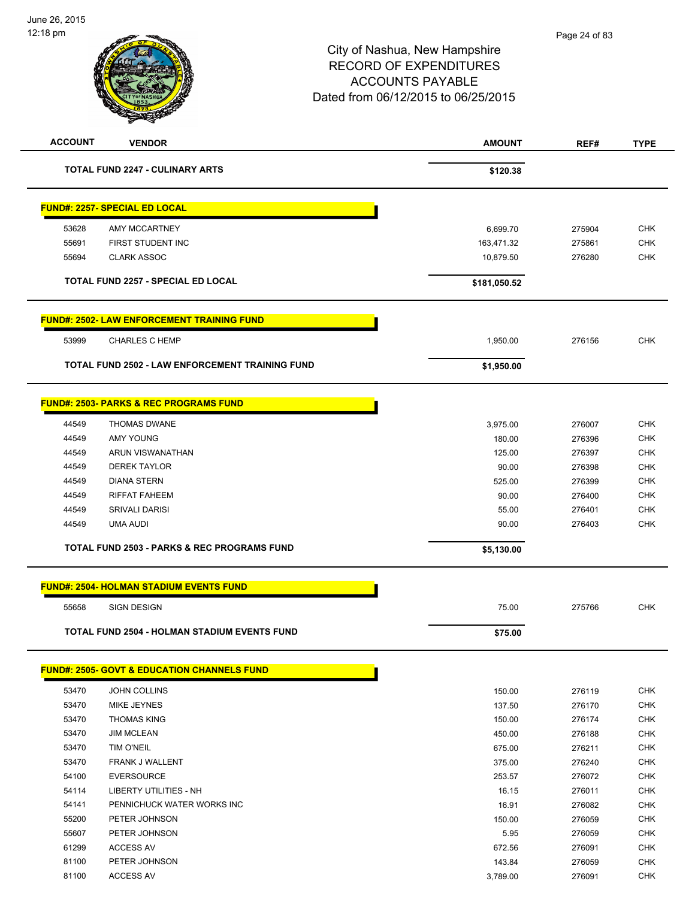City of Nashua, New Hampshire
RECORD OF EXPENDITURES
ACCOUNTS PAYABLE
Dated from 06/12/2015 to 06/25/2015

| ACCOUNT | VENDOR | AMOUNT | REF# | TYPE |
|---|---|---|---|---|
| | **TOTAL FUND 2247 - CULINARY ARTS** | **$120.38** | | |

**FUND#: 2257- SPECIAL ED LOCAL**

| ACCOUNT | VENDOR | AMOUNT | REF# | TYPE |
|---|---|---|---|---|
| 53628 | AMY MCCARTNEY | 6,699.70 | 275904 | CHK |
| 55691 | FIRST STUDENT INC | 163,471.32 | 275861 | CHK |
| 55694 | CLARK ASSOC | 10,879.50 | 276280 | CHK |
| | **TOTAL FUND 2257 - SPECIAL ED LOCAL** | **$181,050.52** | | |

**FUND#: 2502- LAW ENFORCEMENT TRAINING FUND**

| ACCOUNT | VENDOR | AMOUNT | REF# | TYPE |
|---|---|---|---|---|
| 53999 | CHARLES C HEMP | 1,950.00 | 276156 | CHK |
| | **TOTAL FUND 2502 - LAW ENFORCEMENT TRAINING FUND** | **$1,950.00** | | |

**FUND#: 2503- PARKS & REC PROGRAMS FUND**

| ACCOUNT | VENDOR | AMOUNT | REF# | TYPE |
|---|---|---|---|---|
| 44549 | THOMAS DWANE | 3,975.00 | 276007 | CHK |
| 44549 | AMY YOUNG | 180.00 | 276396 | CHK |
| 44549 | ARUN VISWANATHAN | 125.00 | 276397 | CHK |
| 44549 | DEREK TAYLOR | 90.00 | 276398 | CHK |
| 44549 | DIANA STERN | 525.00 | 276399 | CHK |
| 44549 | RIFFAT FAHEEM | 90.00 | 276400 | CHK |
| 44549 | SRIVALI DARISI | 55.00 | 276401 | CHK |
| 44549 | UMA AUDI | 90.00 | 276403 | CHK |
| | **TOTAL FUND 2503 - PARKS & REC PROGRAMS FUND** | **$5,130.00** | | |

**FUND#: 2504- HOLMAN STADIUM EVENTS FUND**

| ACCOUNT | VENDOR | AMOUNT | REF# | TYPE |
|---|---|---|---|---|
| 55658 | SIGN DESIGN | 75.00 | 275766 | CHK |
| | **TOTAL FUND 2504 - HOLMAN STADIUM EVENTS FUND** | **$75.00** | | |

**FUND#: 2505- GOVT & EDUCATION CHANNELS FUND**

| ACCOUNT | VENDOR | AMOUNT | REF# | TYPE |
|---|---|---|---|---|
| 53470 | JOHN COLLINS | 150.00 | 276119 | CHK |
| 53470 | MIKE JEYNES | 137.50 | 276170 | CHK |
| 53470 | THOMAS KING | 150.00 | 276174 | CHK |
| 53470 | JIM MCLEAN | 450.00 | 276188 | CHK |
| 53470 | TIM O'NEIL | 675.00 | 276211 | CHK |
| 53470 | FRANK J WALLENT | 375.00 | 276240 | CHK |
| 54100 | EVERSOURCE | 253.57 | 276072 | CHK |
| 54114 | LIBERTY UTILITIES - NH | 16.15 | 276011 | CHK |
| 54141 | PENNICHUCK WATER WORKS INC | 16.91 | 276082 | CHK |
| 55200 | PETER JOHNSON | 150.00 | 276059 | CHK |
| 55607 | PETER JOHNSON | 5.95 | 276059 | CHK |
| 61299 | ACCESS AV | 672.56 | 276091 | CHK |
| 81100 | PETER JOHNSON | 143.84 | 276059 | CHK |
| 81100 | ACCESS AV | 3,789.00 | 276091 | CHK |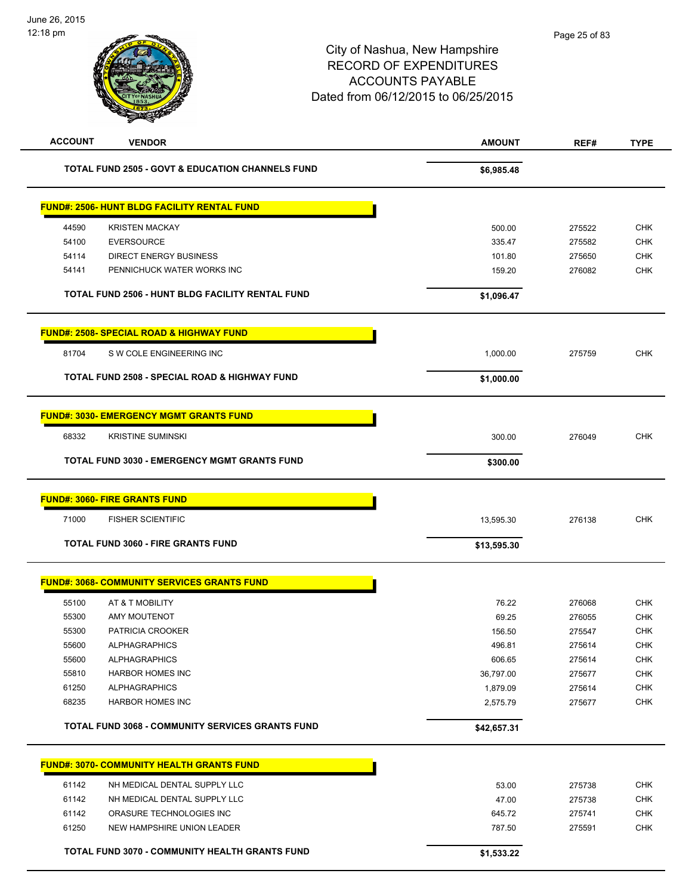# City of Nashua, New Hampshire
## RECORD OF EXPENDITURES
## ACCOUNTS PAYABLE
### Dated from 06/12/2015 to 06/25/2015

| ACCOUNT | VENDOR | AMOUNT | REF# | TYPE |
|---|---|---|---|---|
| | **TOTAL FUND 2505 - GOVT & EDUCATION CHANNELS FUND** | **$6,985.48** | | |
| **FUND#: 2506- HUNT BLDG FACILITY RENTAL FUND** | | | | |
| 44590 | KRISTEN MACKAY | 500.00 | 275522 | CHK |
| 54100 | EVERSOURCE | 335.47 | 275582 | CHK |
| 54114 | DIRECT ENERGY BUSINESS | 101.80 | 275650 | CHK |
| 54141 | PENNICHUCK WATER WORKS INC | 159.20 | 276082 | CHK |
| | **TOTAL FUND 2506 - HUNT BLDG FACILITY RENTAL FUND** | **$1,096.47** | | |
| **FUND#: 2508- SPECIAL ROAD & HIGHWAY FUND** | | | | |
| 81704 | S W COLE ENGINEERING INC | 1,000.00 | 275759 | CHK |
| | **TOTAL FUND 2508 - SPECIAL ROAD & HIGHWAY FUND** | **$1,000.00** | | |
| **FUND#: 3030- EMERGENCY MGMT GRANTS FUND** | | | | |
| 68332 | KRISTINE SUMINSKI | 300.00 | 276049 | CHK |
| | **TOTAL FUND 3030 - EMERGENCY MGMT GRANTS FUND** | **$300.00** | | |
| **FUND#: 3060- FIRE GRANTS FUND** | | | | |
| 71000 | FISHER SCIENTIFIC | 13,595.30 | 276138 | CHK |
| | **TOTAL FUND 3060 - FIRE GRANTS FUND** | **$13,595.30** | | |
| **FUND#: 3068- COMMUNITY SERVICES GRANTS FUND** | | | | |
| 55100 | AT & T MOBILITY | 76.22 | 276068 | CHK |
| 55300 | AMY MOUTENOT | 69.25 | 276055 | CHK |
| 55300 | PATRICIA CROOKER | 156.50 | 275547 | CHK |
| 55600 | ALPHAGRAPHICS | 496.81 | 275614 | CHK |
| 55600 | ALPHAGRAPHICS | 606.65 | 275614 | CHK |
| 55810 | HARBOR HOMES INC | 36,797.00 | 275677 | CHK |
| 61250 | ALPHAGRAPHICS | 1,879.09 | 275614 | CHK |
| 68235 | HARBOR HOMES INC | 2,575.79 | 275677 | CHK |
| | **TOTAL FUND 3068 - COMMUNITY SERVICES GRANTS FUND** | **$42,657.31** | | |
| **FUND#: 3070- COMMUNITY HEALTH GRANTS FUND** | | | | |
| 61142 | NH MEDICAL DENTAL SUPPLY LLC | 53.00 | 275738 | CHK |
| 61142 | NH MEDICAL DENTAL SUPPLY LLC | 47.00 | 275738 | CHK |
| 61142 | ORASURE TECHNOLOGIES INC | 645.72 | 275741 | CHK |
| 61250 | NEW HAMPSHIRE UNION LEADER | 787.50 | 275591 | CHK |
| | **TOTAL FUND 3070 - COMMUNITY HEALTH GRANTS FUND** | **$1,533.22** | | |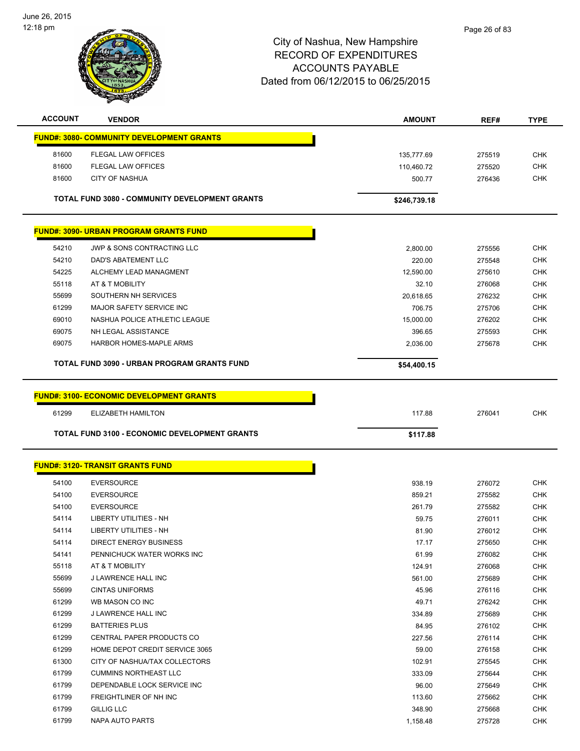June 26, 2015
12:18 pm

# City of Nashua, New Hampshire
## RECORD OF EXPENDITURES
## ACCOUNTS PAYABLE
## Dated from 06/12/2015 to 06/25/2015

| ACCOUNT | VENDOR | AMOUNT | REF# | TYPE |
|---|---|---|---|---|
| **FUND#: 3080- COMMUNITY DEVELOPMENT GRANTS** | | | | |
| 81600 | FLEGAL LAW OFFICES | 135,777.69 | 275519 | CHK |
| 81600 | FLEGAL LAW OFFICES | 110,460.72 | 275520 | CHK |
| 81600 | CITY OF NASHUA | 500.77 | 276436 | CHK |
| | **TOTAL FUND 3080 - COMMUNITY DEVELOPMENT GRANTS** | **$246,739.18** | | |
| **FUND#: 3090- URBAN PROGRAM GRANTS FUND** | | | | |
| 54210 | JWP & SONS CONTRACTING LLC | 2,800.00 | 275556 | CHK |
| 54210 | DAD'S ABATEMENT LLC | 220.00 | 275548 | CHK |
| 54225 | ALCHEMY LEAD MANAGMENT | 12,590.00 | 275610 | CHK |
| 55118 | AT & T MOBILITY | 32.10 | 276068 | CHK |
| 55699 | SOUTHERN NH SERVICES | 20,618.65 | 276232 | CHK |
| 61299 | MAJOR SAFETY SERVICE INC | 706.75 | 275706 | CHK |
| 69010 | NASHUA POLICE ATHLETIC LEAGUE | 15,000.00 | 276202 | CHK |
| 69075 | NH LEGAL ASSISTANCE | 396.65 | 275593 | CHK |
| 69075 | HARBOR HOMES-MAPLE ARMS | 2,036.00 | 275678 | CHK |
| | **TOTAL FUND 3090 - URBAN PROGRAM GRANTS FUND** | **$54,400.15** | | |
| **FUND#: 3100- ECONOMIC DEVELOPMENT GRANTS** | | | | |
| 61299 | ELIZABETH HAMILTON | 117.88 | 276041 | CHK |
| | **TOTAL FUND 3100 - ECONOMIC DEVELOPMENT GRANTS** | **$117.88** | | |
| **FUND#: 3120- TRANSIT GRANTS FUND** | | | | |
| 54100 | EVERSOURCE | 938.19 | 276072 | CHK |
| 54100 | EVERSOURCE | 859.21 | 275582 | CHK |
| 54100 | EVERSOURCE | 261.79 | 275582 | CHK |
| 54114 | LIBERTY UTILITIES - NH | 59.75 | 276011 | CHK |
| 54114 | LIBERTY UTILITIES - NH | 81.90 | 276012 | CHK |
| 54114 | DIRECT ENERGY BUSINESS | 17.17 | 275650 | CHK |
| 54141 | PENNICHUCK WATER WORKS INC | 61.99 | 276082 | CHK |
| 55118 | AT & T MOBILITY | 124.91 | 276068 | CHK |
| 55699 | J LAWRENCE HALL INC | 561.00 | 275689 | CHK |
| 55699 | CINTAS UNIFORMS | 45.96 | 276116 | CHK |
| 61299 | WB MASON CO INC | 49.71 | 276242 | CHK |
| 61299 | J LAWRENCE HALL INC | 334.89 | 275689 | CHK |
| 61299 | BATTERIES PLUS | 84.95 | 276102 | CHK |
| 61299 | CENTRAL PAPER PRODUCTS CO | 227.56 | 276114 | CHK |
| 61299 | HOME DEPOT CREDIT SERVICE 3065 | 59.00 | 276158 | CHK |
| 61300 | CITY OF NASHUA/TAX COLLECTORS | 102.91 | 275545 | CHK |
| 61799 | CUMMINS NORTHEAST LLC | 333.09 | 275644 | CHK |
| 61799 | DEPENDABLE LOCK SERVICE INC | 96.00 | 275649 | CHK |
| 61799 | FREIGHTLINER OF NH INC | 113.60 | 275662 | CHK |
| 61799 | GILLIG LLC | 348.90 | 275668 | CHK |
| 61799 | NAPA AUTO PARTS | 1,158.48 | 275728 | CHK |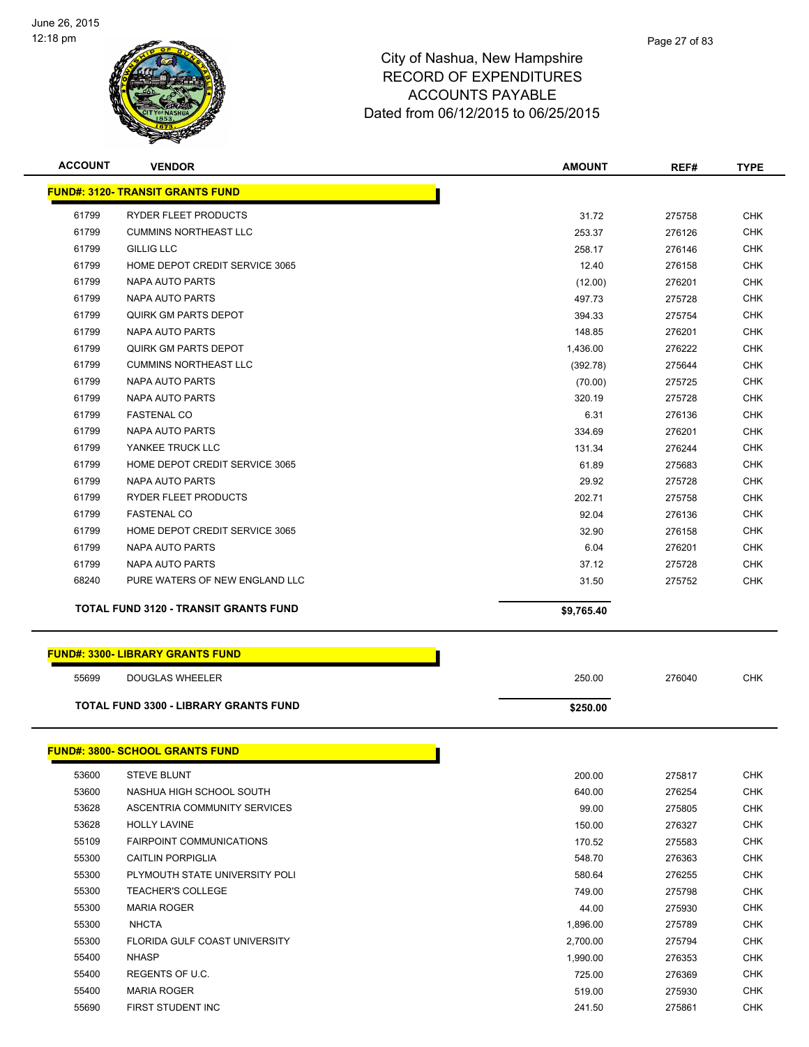# City of Nashua, New Hampshire
## RECORD OF EXPENDITURES
## ACCOUNTS PAYABLE
## Dated from 06/12/2015 to 06/25/2015

| ACCOUNT | VENDOR | AMOUNT | REF# | TYPE |
|---|---|---|---|---|
| **FUND#: 3120- TRANSIT GRANTS FUND** | | | | |
| 61799 | RYDER FLEET PRODUCTS | 31.72 | 275758 | CHK |
| 61799 | CUMMINS NORTHEAST LLC | 253.37 | 276126 | CHK |
| 61799 | GILLIG LLC | 258.17 | 276146 | CHK |
| 61799 | HOME DEPOT CREDIT SERVICE 3065 | 12.40 | 276158 | CHK |
| 61799 | NAPA AUTO PARTS | (12.00) | 276201 | CHK |
| 61799 | NAPA AUTO PARTS | 497.73 | 275728 | CHK |
| 61799 | QUIRK GM PARTS DEPOT | 394.33 | 275754 | CHK |
| 61799 | NAPA AUTO PARTS | 148.85 | 276201 | CHK |
| 61799 | QUIRK GM PARTS DEPOT | 1,436.00 | 276222 | CHK |
| 61799 | CUMMINS NORTHEAST LLC | (392.78) | 275644 | CHK |
| 61799 | NAPA AUTO PARTS | (70.00) | 275725 | CHK |
| 61799 | NAPA AUTO PARTS | 320.19 | 275728 | CHK |
| 61799 | FASTENAL CO | 6.31 | 276136 | CHK |
| 61799 | NAPA AUTO PARTS | 334.69 | 276201 | CHK |
| 61799 | YANKEE TRUCK LLC | 131.34 | 276244 | CHK |
| 61799 | HOME DEPOT CREDIT SERVICE 3065 | 61.89 | 275683 | CHK |
| 61799 | NAPA AUTO PARTS | 29.92 | 275728 | CHK |
| 61799 | RYDER FLEET PRODUCTS | 202.71 | 275758 | CHK |
| 61799 | FASTENAL CO | 92.04 | 276136 | CHK |
| 61799 | HOME DEPOT CREDIT SERVICE 3065 | 32.90 | 276158 | CHK |
| 61799 | NAPA AUTO PARTS | 6.04 | 276201 | CHK |
| 61799 | NAPA AUTO PARTS | 37.12 | 275728 | CHK |
| 68240 | PURE WATERS OF NEW ENGLAND LLC | 31.50 | 275752 | CHK |
| **TOTAL FUND 3120 - TRANSIT GRANTS FUND** | | **$9,765.40** | | |
| **FUND#: 3300- LIBRARY GRANTS FUND** | | | | |
| 55699 | DOUGLAS WHEELER | 250.00 | 276040 | CHK |
| **TOTAL FUND 3300 - LIBRARY GRANTS FUND** | | **$250.00** | | |
| **FUND#: 3800- SCHOOL GRANTS FUND** | | | | |
| 53600 | STEVE BLUNT | 200.00 | 275817 | CHK |
| 53600 | NASHUA HIGH SCHOOL SOUTH | 640.00 | 276254 | CHK |
| 53628 | ASCENTRIA COMMUNITY SERVICES | 99.00 | 275805 | CHK |
| 53628 | HOLLY LAVINE | 150.00 | 276327 | CHK |
| 55109 | FAIRPOINT COMMUNICATIONS | 170.52 | 275583 | CHK |
| 55300 | CAITLIN PORPIGLIA | 548.70 | 276363 | CHK |
| 55300 | PLYMOUTH STATE UNIVERSITY POLI | 580.64 | 276255 | CHK |
| 55300 | TEACHER'S COLLEGE | 749.00 | 275798 | CHK |
| 55300 | MARIA ROGER | 44.00 | 275930 | CHK |
| 55300 | NHCTA | 1,896.00 | 275789 | CHK |
| 55300 | FLORIDA GULF COAST UNIVERSITY | 2,700.00 | 275794 | CHK |
| 55400 | NHASP | 1,990.00 | 276353 | CHK |
| 55400 | REGENTS OF U.C. | 725.00 | 276369 | CHK |
| 55400 | MARIA ROGER | 519.00 | 275930 | CHK |
| 55690 | FIRST STUDENT INC | 241.50 | 275861 | CHK |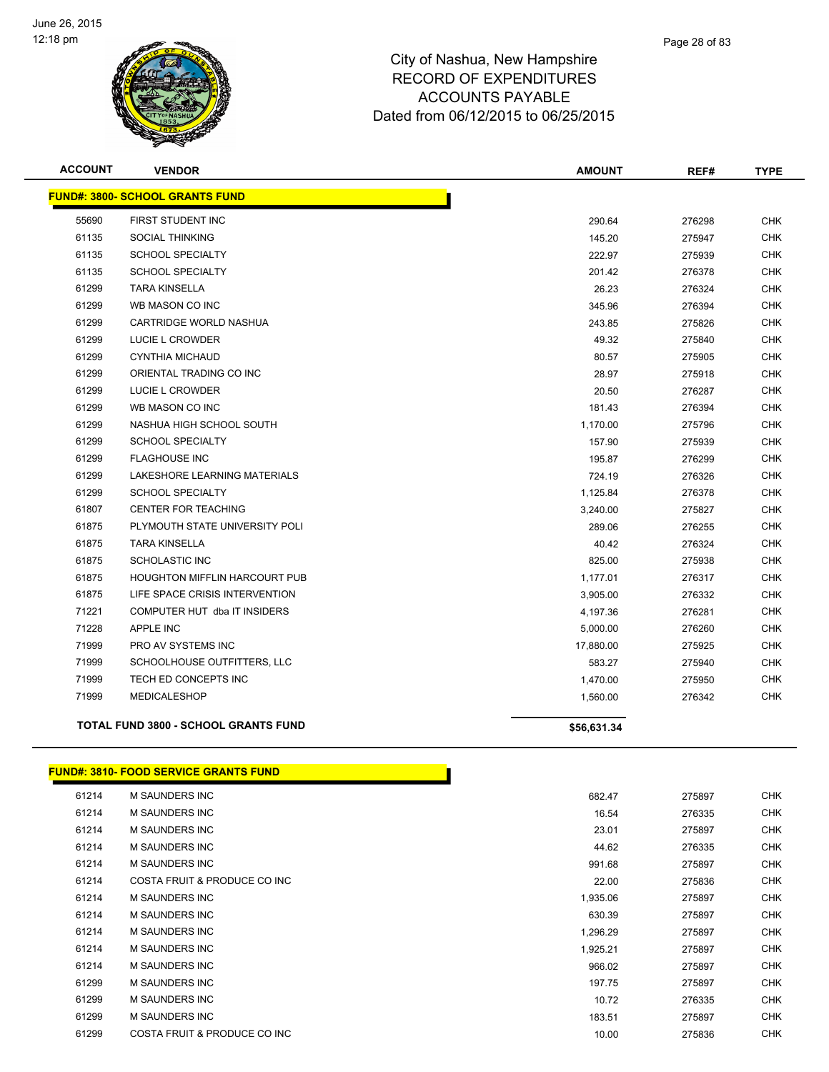City of Nashua, New Hampshire
RECORD OF EXPENDITURES
ACCOUNTS PAYABLE
Dated from 06/12/2015 to 06/25/2015

June 26, 2015
12:18 pm

| ACCOUNT | VENDOR | AMOUNT | REF# | TYPE |
|---|---|---|---|---|

**FUND#: 3800- SCHOOL GRANTS FUND**

| ACCOUNT | VENDOR | AMOUNT | REF# | TYPE |
|---|---|---|---|---|
| 55690 | FIRST STUDENT INC | 290.64 | 276298 | CHK |
| 61135 | SOCIAL THINKING | 145.20 | 275947 | CHK |
| 61135 | SCHOOL SPECIALTY | 222.97 | 275939 | CHK |
| 61135 | SCHOOL SPECIALTY | 201.42 | 276378 | CHK |
| 61299 | TARA KINSELLA | 26.23 | 276324 | CHK |
| 61299 | WB MASON CO INC | 345.96 | 276394 | CHK |
| 61299 | CARTRIDGE WORLD NASHUA | 243.85 | 275826 | CHK |
| 61299 | LUCIE L CROWDER | 49.32 | 275840 | CHK |
| 61299 | CYNTHIA MICHAUD | 80.57 | 275905 | CHK |
| 61299 | ORIENTAL TRADING CO INC | 28.97 | 275918 | CHK |
| 61299 | LUCIE L CROWDER | 20.50 | 276287 | CHK |
| 61299 | WB MASON CO INC | 181.43 | 276394 | CHK |
| 61299 | NASHUA HIGH SCHOOL SOUTH | 1,170.00 | 275796 | CHK |
| 61299 | SCHOOL SPECIALTY | 157.90 | 275939 | CHK |
| 61299 | FLAGHOUSE INC | 195.87 | 276299 | CHK |
| 61299 | LAKESHORE LEARNING MATERIALS | 724.19 | 276326 | CHK |
| 61299 | SCHOOL SPECIALTY | 1,125.84 | 276378 | CHK |
| 61807 | CENTER FOR TEACHING | 3,240.00 | 275827 | CHK |
| 61875 | PLYMOUTH STATE UNIVERSITY POLI | 289.06 | 276255 | CHK |
| 61875 | TARA KINSELLA | 40.42 | 276324 | CHK |
| 61875 | SCHOLASTIC INC | 825.00 | 275938 | CHK |
| 61875 | HOUGHTON MIFFLIN HARCOURT PUB | 1,177.01 | 276317 | CHK |
| 61875 | LIFE SPACE CRISIS INTERVENTION | 3,905.00 | 276332 | CHK |
| 71221 | COMPUTER HUT dba IT INSIDERS | 4,197.36 | 276281 | CHK |
| 71228 | APPLE INC | 5,000.00 | 276260 | CHK |
| 71999 | PRO AV SYSTEMS INC | 17,880.00 | 275925 | CHK |
| 71999 | SCHOOLHOUSE OUTFITTERS, LLC | 583.27 | 275940 | CHK |
| 71999 | TECH ED CONCEPTS INC | 1,470.00 | 275950 | CHK |
| 71999 | MEDICALESHOP | 1,560.00 | 276342 | CHK |

**TOTAL FUND 3800 - SCHOOL GRANTS FUND** **$56,631.34**

**FUND#: 3810- FOOD SERVICE GRANTS FUND**

| ACCOUNT | VENDOR | AMOUNT | REF# | TYPE |
|---|---|---|---|---|
| 61214 | M SAUNDERS INC | 682.47 | 275897 | CHK |
| 61214 | M SAUNDERS INC | 16.54 | 276335 | CHK |
| 61214 | M SAUNDERS INC | 23.01 | 275897 | CHK |
| 61214 | M SAUNDERS INC | 44.62 | 276335 | CHK |
| 61214 | M SAUNDERS INC | 991.68 | 275897 | CHK |
| 61214 | COSTA FRUIT & PRODUCE CO INC | 22.00 | 275836 | CHK |
| 61214 | M SAUNDERS INC | 1,935.06 | 275897 | CHK |
| 61214 | M SAUNDERS INC | 630.39 | 275897 | CHK |
| 61214 | M SAUNDERS INC | 1,296.29 | 275897 | CHK |
| 61214 | M SAUNDERS INC | 1,925.21 | 275897 | CHK |
| 61214 | M SAUNDERS INC | 966.02 | 275897 | CHK |
| 61299 | M SAUNDERS INC | 197.75 | 275897 | CHK |
| 61299 | M SAUNDERS INC | 10.72 | 276335 | CHK |
| 61299 | M SAUNDERS INC | 183.51 | 275897 | CHK |
| 61299 | COSTA FRUIT & PRODUCE CO INC | 10.00 | 275836 | CHK |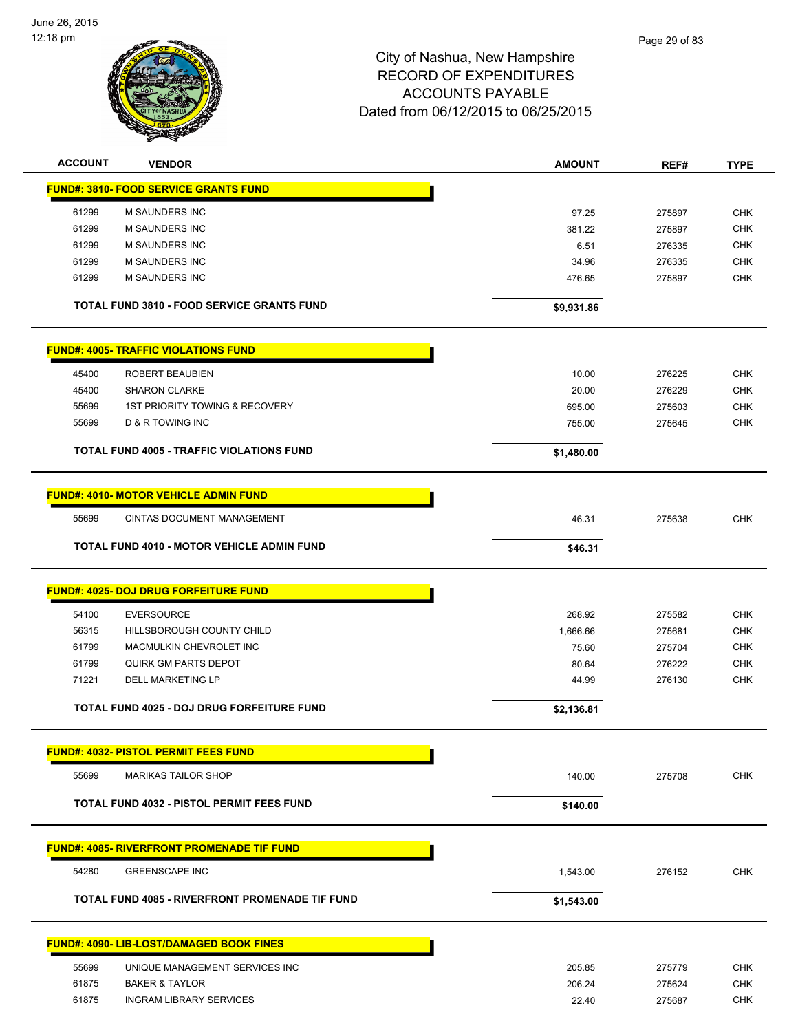City of Nashua, New Hampshire
RECORD OF EXPENDITURES
ACCOUNTS PAYABLE
Dated from 06/12/2015 to 06/25/2015

| ACCOUNT | VENDOR | AMOUNT | REF# | TYPE |
|---|---|---|---|---|
| **FUND#: 3810- FOOD SERVICE GRANTS FUND** | | | | |
| 61299 | M SAUNDERS INC | 97.25 | 275897 | CHK |
| 61299 | M SAUNDERS INC | 381.22 | 275897 | CHK |
| 61299 | M SAUNDERS INC | 6.51 | 276335 | CHK |
| 61299 | M SAUNDERS INC | 34.96 | 276335 | CHK |
| 61299 | M SAUNDERS INC | 476.65 | 275897 | CHK |
| | **TOTAL FUND 3810 - FOOD SERVICE GRANTS FUND** | **$9,931.86** | | |
| **FUND#: 4005- TRAFFIC VIOLATIONS FUND** | | | | |
| 45400 | ROBERT BEAUBIEN | 10.00 | 276225 | CHK |
| 45400 | SHARON CLARKE | 20.00 | 276229 | CHK |
| 55699 | 1ST PRIORITY TOWING & RECOVERY | 695.00 | 275603 | CHK |
| 55699 | D & R TOWING INC | 755.00 | 275645 | CHK |
| | **TOTAL FUND 4005 - TRAFFIC VIOLATIONS FUND** | **$1,480.00** | | |
| **FUND#: 4010- MOTOR VEHICLE ADMIN FUND** | | | | |
| 55699 | CINTAS DOCUMENT MANAGEMENT | 46.31 | 275638 | CHK |
| | **TOTAL FUND 4010 - MOTOR VEHICLE ADMIN FUND** | **$46.31** | | |
| **FUND#: 4025- DOJ DRUG FORFEITURE FUND** | | | | |
| 54100 | EVERSOURCE | 268.92 | 275582 | CHK |
| 56315 | HILLSBOROUGH COUNTY CHILD | 1,666.66 | 275681 | CHK |
| 61799 | MACMULKIN CHEVROLET INC | 75.60 | 275704 | CHK |
| 61799 | QUIRK GM PARTS DEPOT | 80.64 | 276222 | CHK |
| 71221 | DELL MARKETING LP | 44.99 | 276130 | CHK |
| | **TOTAL FUND 4025 - DOJ DRUG FORFEITURE FUND** | **$2,136.81** | | |
| **FUND#: 4032- PISTOL PERMIT FEES FUND** | | | | |
| 55699 | MARIKAS TAILOR SHOP | 140.00 | 275708 | CHK |
| | **TOTAL FUND 4032 - PISTOL PERMIT FEES FUND** | **$140.00** | | |
| **FUND#: 4085- RIVERFRONT PROMENADE TIF FUND** | | | | |
| 54280 | GREENSCAPE INC | 1,543.00 | 276152 | CHK |
| | **TOTAL FUND 4085 - RIVERFRONT PROMENADE TIF FUND** | **$1,543.00** | | |
| **FUND#: 4090- LIB-LOST/DAMAGED BOOK FINES** | | | | |
| 55699 | UNIQUE MANAGEMENT SERVICES INC | 205.85 | 275779 | CHK |
| 61875 | BAKER & TAYLOR | 206.24 | 275624 | CHK |
| 61875 | INGRAM LIBRARY SERVICES | 22.40 | 275687 | CHK |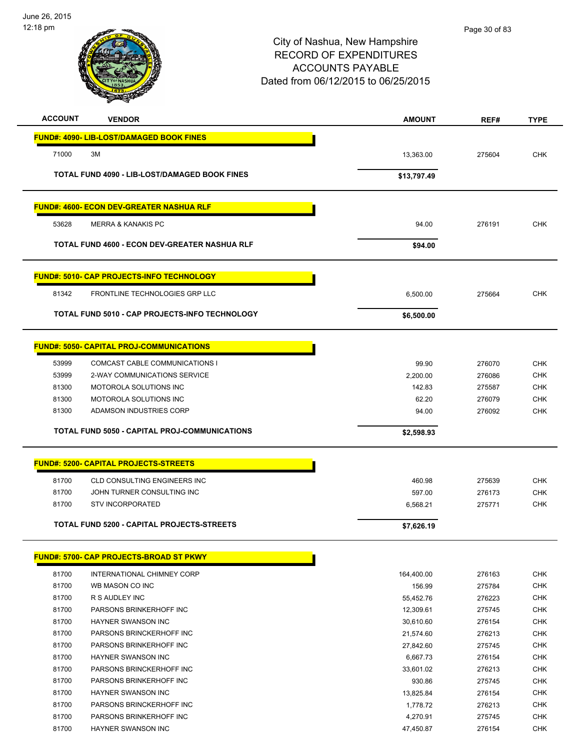City of Nashua, New Hampshire
RECORD OF EXPENDITURES
ACCOUNTS PAYABLE
Dated from 06/12/2015 to 06/25/2015

| ACCOUNT | VENDOR | AMOUNT | REF# | TYPE |
|---|---|---|---|---|
| **FUND#: 4090- LIB-LOST/DAMAGED BOOK FINES** | | | | |
| 71000 | 3M | 13,363.00 | 275604 | CHK |
| **TOTAL FUND 4090 - LIB-LOST/DAMAGED BOOK FINES** | | **$13,797.49** | | |
| **FUND#: 4600- ECON DEV-GREATER NASHUA RLF** | | | | |
| 53628 | MERRA & KANAKIS PC | 94.00 | 276191 | CHK |
| **TOTAL FUND 4600 - ECON DEV-GREATER NASHUA RLF** | | **$94.00** | | |
| **FUND#: 5010- CAP PROJECTS-INFO TECHNOLOGY** | | | | |
| 81342 | FRONTLINE TECHNOLOGIES GRP LLC | 6,500.00 | 275664 | CHK |
| **TOTAL FUND 5010 - CAP PROJECTS-INFO TECHNOLOGY** | | **$6,500.00** | | |
| **FUND#: 5050- CAPITAL PROJ-COMMUNICATIONS** | | | | |
| 53999 | COMCAST CABLE COMMUNICATIONS I | 99.90 | 276070 | CHK |
| 53999 | 2-WAY COMMUNICATIONS SERVICE | 2,200.00 | 276086 | CHK |
| 81300 | MOTOROLA SOLUTIONS INC | 142.83 | 275587 | CHK |
| 81300 | MOTOROLA SOLUTIONS INC | 62.20 | 276079 | CHK |
| 81300 | ADAMSON INDUSTRIES CORP | 94.00 | 276092 | CHK |
| **TOTAL FUND 5050 - CAPITAL PROJ-COMMUNICATIONS** | | **$2,598.93** | | |
| **FUND#: 5200- CAPITAL PROJECTS-STREETS** | | | | |
| 81700 | CLD CONSULTING ENGINEERS INC | 460.98 | 275639 | CHK |
| 81700 | JOHN TURNER CONSULTING INC | 597.00 | 276173 | CHK |
| 81700 | STV INCORPORATED | 6,568.21 | 275771 | CHK |
| **TOTAL FUND 5200 - CAPITAL PROJECTS-STREETS** | | **$7,626.19** | | |
| **FUND#: 5700- CAP PROJECTS-BROAD ST PKWY** | | | | |
| 81700 | INTERNATIONAL CHIMNEY CORP | 164,400.00 | 276163 | CHK |
| 81700 | WB MASON CO INC | 156.99 | 275784 | CHK |
| 81700 | R S AUDLEY INC | 55,452.76 | 276223 | CHK |
| 81700 | PARSONS BRINKERHOFF INC | 12,309.61 | 275745 | CHK |
| 81700 | HAYNER SWANSON INC | 30,610.60 | 276154 | CHK |
| 81700 | PARSONS BRINCKERHOFF INC | 21,574.60 | 276213 | CHK |
| 81700 | PARSONS BRINKERHOFF INC | 27,842.60 | 275745 | CHK |
| 81700 | HAYNER SWANSON INC | 6,667.73 | 276154 | CHK |
| 81700 | PARSONS BRINCKERHOFF INC | 33,601.02 | 276213 | CHK |
| 81700 | PARSONS BRINKERHOFF INC | 930.86 | 275745 | CHK |
| 81700 | HAYNER SWANSON INC | 13,825.84 | 276154 | CHK |
| 81700 | PARSONS BRINCKERHOFF INC | 1,778.72 | 276213 | CHK |
| 81700 | PARSONS BRINKERHOFF INC | 4,270.91 | 275745 | CHK |
| 81700 | HAYNER SWANSON INC | 47,450.87 | 276154 | CHK |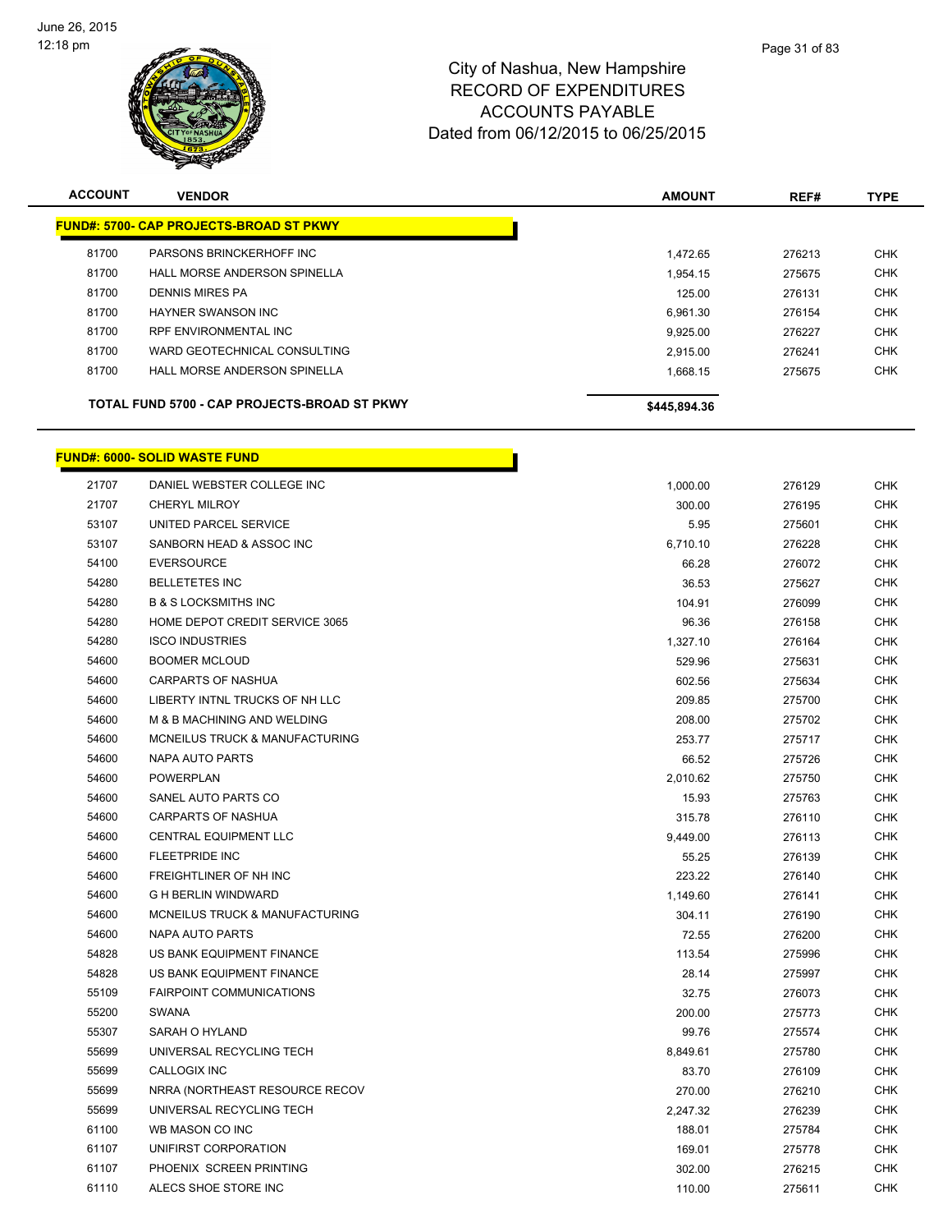# City of Nashua, New Hampshire
# RECORD OF EXPENDITURES
# ACCOUNTS PAYABLE
# Dated from 06/12/2015 to 06/25/2015

| ACCOUNT | VENDOR | AMOUNT | REF# | TYPE |
|---|---|---|---|---|
| **FUND#: 5700- CAP PROJECTS-BROAD ST PKWY** | | | | |
| 81700 | PARSONS BRINCKERHOFF INC | 1,472.65 | 276213 | CHK |
| 81700 | HALL MORSE ANDERSON SPINELLA | 1,954.15 | 275675 | CHK |
| 81700 | DENNIS MIRES PA | 125.00 | 276131 | CHK |
| 81700 | HAYNER SWANSON INC | 6,961.30 | 276154 | CHK |
| 81700 | RPF ENVIRONMENTAL INC | 9,925.00 | 276227 | CHK |
| 81700 | WARD GEOTECHNICAL CONSULTING | 2,915.00 | 276241 | CHK |
| 81700 | HALL MORSE ANDERSON SPINELLA | 1,668.15 | 275675 | CHK |
| **TOTAL FUND 5700 - CAP PROJECTS-BROAD ST PKWY** | | **$445,894.36** | | |

| ACCOUNT | VENDOR | AMOUNT | REF# | TYPE |
|---|---|---|---|---|
| **FUND#: 6000- SOLID WASTE FUND** | | | | |
| 21707 | DANIEL WEBSTER COLLEGE INC | 1,000.00 | 276129 | CHK |
| 21707 | CHERYL MILROY | 300.00 | 276195 | CHK |
| 53107 | UNITED PARCEL SERVICE | 5.95 | 275601 | CHK |
| 53107 | SANBORN HEAD & ASSOC INC | 6,710.10 | 276228 | CHK |
| 54100 | EVERSOURCE | 66.28 | 276072 | CHK |
| 54280 | BELLETETES INC | 36.53 | 275627 | CHK |
| 54280 | B & S LOCKSMITHS INC | 104.91 | 276099 | CHK |
| 54280 | HOME DEPOT CREDIT SERVICE 3065 | 96.36 | 276158 | CHK |
| 54280 | ISCO INDUSTRIES | 1,327.10 | 276164 | CHK |
| 54600 | BOOMER MCLOUD | 529.96 | 275631 | CHK |
| 54600 | CARPARTS OF NASHUA | 602.56 | 275634 | CHK |
| 54600 | LIBERTY INTNL TRUCKS OF NH LLC | 209.85 | 275700 | CHK |
| 54600 | M & B MACHINING AND WELDING | 208.00 | 275702 | CHK |
| 54600 | MCNEILUS TRUCK & MANUFACTURING | 253.77 | 275717 | CHK |
| 54600 | NAPA AUTO PARTS | 66.52 | 275726 | CHK |
| 54600 | POWERPLAN | 2,010.62 | 275750 | CHK |
| 54600 | SANEL AUTO PARTS CO | 15.93 | 275763 | CHK |
| 54600 | CARPARTS OF NASHUA | 315.78 | 276110 | CHK |
| 54600 | CENTRAL EQUIPMENT LLC | 9,449.00 | 276113 | CHK |
| 54600 | FLEETPRIDE INC | 55.25 | 276139 | CHK |
| 54600 | FREIGHTLINER OF NH INC | 223.22 | 276140 | CHK |
| 54600 | G H BERLIN WINDWARD | 1,149.60 | 276141 | CHK |
| 54600 | MCNEILUS TRUCK & MANUFACTURING | 304.11 | 276190 | CHK |
| 54600 | NAPA AUTO PARTS | 72.55 | 276200 | CHK |
| 54828 | US BANK EQUIPMENT FINANCE | 113.54 | 275996 | CHK |
| 54828 | US BANK EQUIPMENT FINANCE | 28.14 | 275997 | CHK |
| 55109 | FAIRPOINT COMMUNICATIONS | 32.75 | 276073 | CHK |
| 55200 | SWANA | 200.00 | 275773 | CHK |
| 55307 | SARAH O HYLAND | 99.76 | 275574 | CHK |
| 55699 | UNIVERSAL RECYCLING TECH | 8,849.61 | 275780 | CHK |
| 55699 | CALLOGIX INC | 83.70 | 276109 | CHK |
| 55699 | NRRA (NORTHEAST RESOURCE RECOV | 270.00 | 276210 | CHK |
| 55699 | UNIVERSAL RECYCLING TECH | 2,247.32 | 276239 | CHK |
| 61100 | WB MASON CO INC | 188.01 | 275784 | CHK |
| 61107 | UNIFIRST CORPORATION | 169.01 | 275778 | CHK |
| 61107 | PHOENIX SCREEN PRINTING | 302.00 | 276215 | CHK |
| 61110 | ALECS SHOE STORE INC | 110.00 | 275611 | CHK |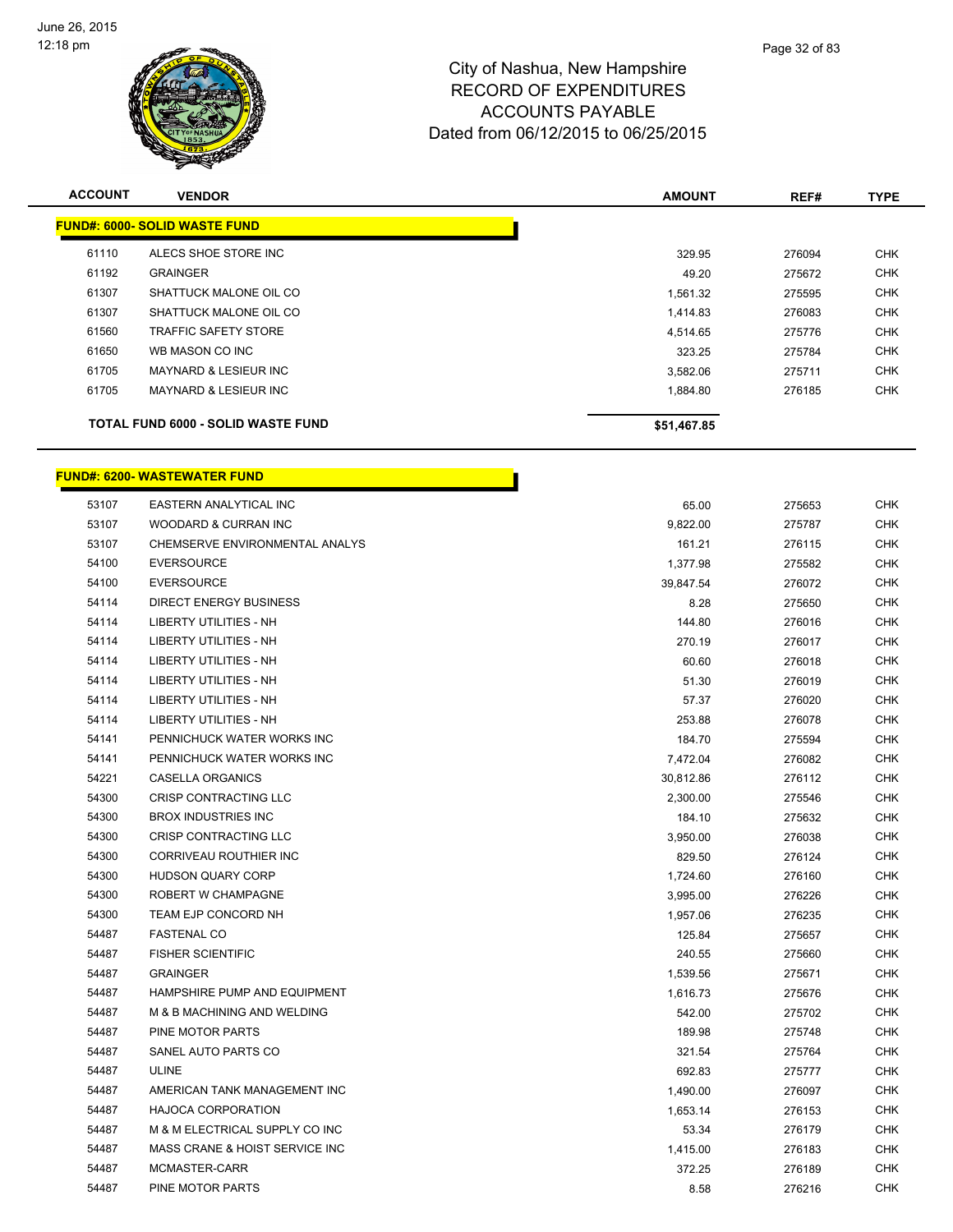# City of Nashua, New Hampshire
# RECORD OF EXPENDITURES
# ACCOUNTS PAYABLE
# Dated from 06/12/2015 to 06/25/2015

| ACCOUNT | VENDOR | AMOUNT | REF# | TYPE |
|---|---|---|---|---|
| **FUND#: 6000- SOLID WASTE FUND** | | | | |
| 61110 | ALECS SHOE STORE INC | 329.95 | 276094 | CHK |
| 61192 | GRAINGER | 49.20 | 275672 | CHK |
| 61307 | SHATTUCK MALONE OIL CO | 1,561.32 | 275595 | CHK |
| 61307 | SHATTUCK MALONE OIL CO | 1,414.83 | 276083 | CHK |
| 61560 | TRAFFIC SAFETY STORE | 4,514.65 | 275776 | CHK |
| 61650 | WB MASON CO INC | 323.25 | 275784 | CHK |
| 61705 | MAYNARD & LESIEUR INC | 3,582.06 | 275711 | CHK |
| 61705 | MAYNARD & LESIEUR INC | 1,884.80 | 276185 | CHK |
| **TOTAL FUND 6000 - SOLID WASTE FUND** | | **$51,467.85** | | |

| ACCOUNT | VENDOR | AMOUNT | REF# | TYPE |
|---|---|---|---|---|
| **FUND#: 6200- WASTEWATER FUND** | | | | |
| 53107 | EASTERN ANALYTICAL INC | 65.00 | 275653 | CHK |
| 53107 | WOODARD & CURRAN INC | 9,822.00 | 275787 | CHK |
| 53107 | CHEMSERVE ENVIRONMENTAL ANALYS | 161.21 | 276115 | CHK |
| 54100 | EVERSOURCE | 1,377.98 | 275582 | CHK |
| 54100 | EVERSOURCE | 39,847.54 | 276072 | CHK |
| 54114 | DIRECT ENERGY BUSINESS | 8.28 | 275650 | CHK |
| 54114 | LIBERTY UTILITIES - NH | 144.80 | 276016 | CHK |
| 54114 | LIBERTY UTILITIES - NH | 270.19 | 276017 | CHK |
| 54114 | LIBERTY UTILITIES - NH | 60.60 | 276018 | CHK |
| 54114 | LIBERTY UTILITIES - NH | 51.30 | 276019 | CHK |
| 54114 | LIBERTY UTILITIES - NH | 57.37 | 276020 | CHK |
| 54114 | LIBERTY UTILITIES - NH | 253.88 | 276078 | CHK |
| 54141 | PENNICHUCK WATER WORKS INC | 184.70 | 275594 | CHK |
| 54141 | PENNICHUCK WATER WORKS INC | 7,472.04 | 276082 | CHK |
| 54221 | CASELLA ORGANICS | 30,812.86 | 276112 | CHK |
| 54300 | CRISP CONTRACTING LLC | 2,300.00 | 275546 | CHK |
| 54300 | BROX INDUSTRIES INC | 184.10 | 275632 | CHK |
| 54300 | CRISP CONTRACTING LLC | 3,950.00 | 276038 | CHK |
| 54300 | CORRIVEAU ROUTHIER INC | 829.50 | 276124 | CHK |
| 54300 | HUDSON QUARY CORP | 1,724.60 | 276160 | CHK |
| 54300 | ROBERT W CHAMPAGNE | 3,995.00 | 276226 | CHK |
| 54300 | TEAM EJP CONCORD NH | 1,957.06 | 276235 | CHK |
| 54487 | FASTENAL CO | 125.84 | 275657 | CHK |
| 54487 | FISHER SCIENTIFIC | 240.55 | 275660 | CHK |
| 54487 | GRAINGER | 1,539.56 | 275671 | CHK |
| 54487 | HAMPSHIRE PUMP AND EQUIPMENT | 1,616.73 | 275676 | CHK |
| 54487 | M & B MACHINING AND WELDING | 542.00 | 275702 | CHK |
| 54487 | PINE MOTOR PARTS | 189.98 | 275748 | CHK |
| 54487 | SANEL AUTO PARTS CO | 321.54 | 275764 | CHK |
| 54487 | ULINE | 692.83 | 275777 | CHK |
| 54487 | AMERICAN TANK MANAGEMENT INC | 1,490.00 | 276097 | CHK |
| 54487 | HAJOCA CORPORATION | 1,653.14 | 276153 | CHK |
| 54487 | M & M ELECTRICAL SUPPLY CO INC | 53.34 | 276179 | CHK |
| 54487 | MASS CRANE & HOIST SERVICE INC | 1,415.00 | 276183 | CHK |
| 54487 | MCMASTER-CARR | 372.25 | 276189 | CHK |
| 54487 | PINE MOTOR PARTS | 8.58 | 276216 | CHK |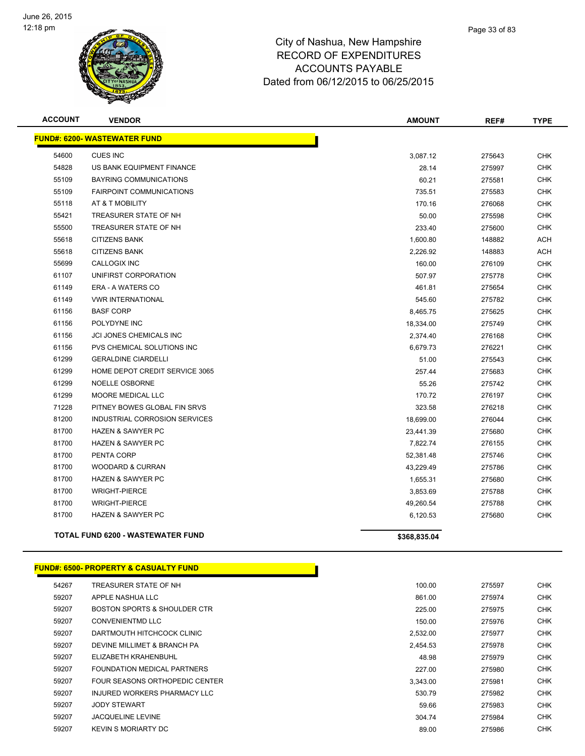City of Nashua, New Hampshire
RECORD OF EXPENDITURES
ACCOUNTS PAYABLE
Dated from 06/12/2015 to 06/25/2015

| ACCOUNT | VENDOR | AMOUNT | REF# | TYPE |
|---|---|---|---|---|
| **FUND#: 6200- WASTEWATER FUND** | | | | |
| 54600 | CUES INC | 3,087.12 | 275643 | CHK |
| 54828 | US BANK EQUIPMENT FINANCE | 28.14 | 275997 | CHK |
| 55109 | BAYRING COMMUNICATIONS | 60.21 | 275581 | CHK |
| 55109 | FAIRPOINT COMMUNICATIONS | 735.51 | 275583 | CHK |
| 55118 | AT & T MOBILITY | 170.16 | 276068 | CHK |
| 55421 | TREASURER STATE OF NH | 50.00 | 275598 | CHK |
| 55500 | TREASURER STATE OF NH | 233.40 | 275600 | CHK |
| 55618 | CITIZENS BANK | 1,600.80 | 148882 | ACH |
| 55618 | CITIZENS BANK | 2,226.92 | 148883 | ACH |
| 55699 | CALLOGIX INC | 160.00 | 276109 | CHK |
| 61107 | UNIFIRST CORPORATION | 507.97 | 275778 | CHK |
| 61149 | ERA - A WATERS CO | 461.81 | 275654 | CHK |
| 61149 | VWR INTERNATIONAL | 545.60 | 275782 | CHK |
| 61156 | BASF CORP | 8,465.75 | 275625 | CHK |
| 61156 | POLYDYNE INC | 18,334.00 | 275749 | CHK |
| 61156 | JCI JONES CHEMICALS INC | 2,374.40 | 276168 | CHK |
| 61156 | PVS CHEMICAL SOLUTIONS INC | 6,679.73 | 276221 | CHK |
| 61299 | GERALDINE CIARDELLI | 51.00 | 275543 | CHK |
| 61299 | HOME DEPOT CREDIT SERVICE 3065 | 257.44 | 275683 | CHK |
| 61299 | NOELLE OSBORNE | 55.26 | 275742 | CHK |
| 61299 | MOORE MEDICAL LLC | 170.72 | 276197 | CHK |
| 71228 | PITNEY BOWES GLOBAL FIN SRVS | 323.58 | 276218 | CHK |
| 81200 | INDUSTRIAL CORROSION SERVICES | 18,699.00 | 276044 | CHK |
| 81700 | HAZEN & SAWYER PC | 23,441.39 | 275680 | CHK |
| 81700 | HAZEN & SAWYER PC | 7,822.74 | 276155 | CHK |
| 81700 | PENTA CORP | 52,381.48 | 275746 | CHK |
| 81700 | WOODARD & CURRAN | 43,229.49 | 275786 | CHK |
| 81700 | HAZEN & SAWYER PC | 1,655.31 | 275680 | CHK |
| 81700 | WRIGHT-PIERCE | 3,853.69 | 275788 | CHK |
| 81700 | WRIGHT-PIERCE | 49,260.54 | 275788 | CHK |
| 81700 | HAZEN & SAWYER PC | 6,120.53 | 275680 | CHK |
| **TOTAL FUND 6200 - WASTEWATER FUND** | | **$368,835.04** | | |

| ACCOUNT | VENDOR | AMOUNT | REF# | TYPE |
|---|---|---|---|---|
| **FUND#: 6500- PROPERTY & CASUALTY FUND** | | | | |
| 54267 | TREASURER STATE OF NH | 100.00 | 275597 | CHK |
| 59207 | APPLE NASHUA LLC | 861.00 | 275974 | CHK |
| 59207 | BOSTON SPORTS & SHOULDER CTR | 225.00 | 275975 | CHK |
| 59207 | CONVENIENTMD LLC | 150.00 | 275976 | CHK |
| 59207 | DARTMOUTH HITCHCOCK CLINIC | 2,532.00 | 275977 | CHK |
| 59207 | DEVINE MILLIMET & BRANCH PA | 2,454.53 | 275978 | CHK |
| 59207 | ELIZABETH KRAHENBUHL | 48.98 | 275979 | CHK |
| 59207 | FOUNDATION MEDICAL PARTNERS | 227.00 | 275980 | CHK |
| 59207 | FOUR SEASONS ORTHOPEDIC CENTER | 3,343.00 | 275981 | CHK |
| 59207 | INJURED WORKERS PHARMACY LLC | 530.79 | 275982 | CHK |
| 59207 | JODY STEWART | 59.66 | 275983 | CHK |
| 59207 | JACQUELINE LEVINE | 304.74 | 275984 | CHK |
| 59207 | KEVIN S MORIARTY DC | 89.00 | 275986 | CHK |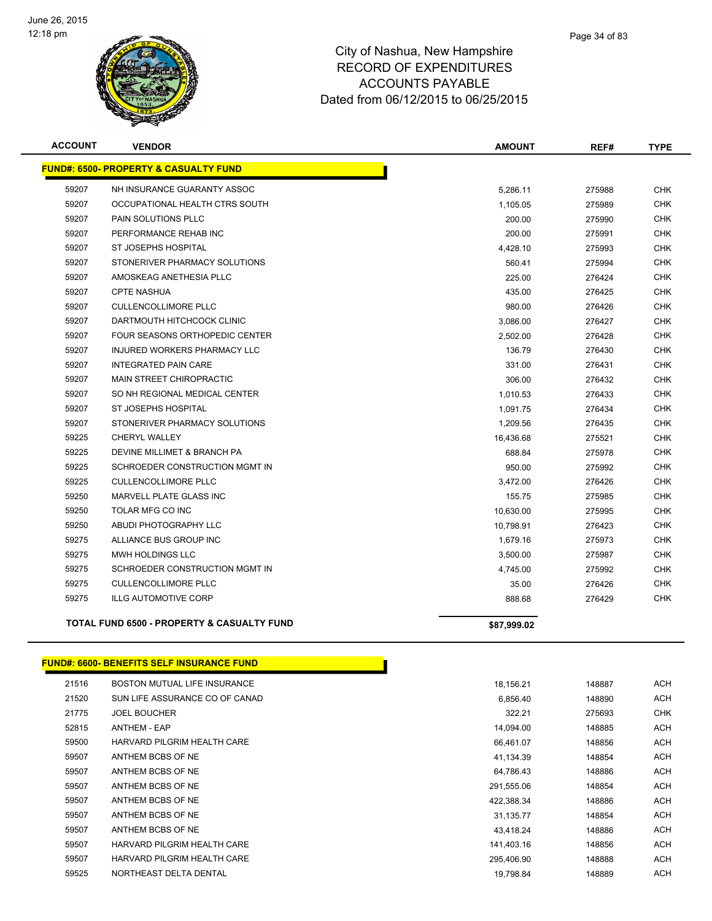# City of Nashua, New Hampshire
# RECORD OF EXPENDITURES
# ACCOUNTS PAYABLE
# Dated from 06/12/2015 to 06/25/2015

| ACCOUNT | VENDOR | AMOUNT | REF# | TYPE |
|---|---|---|---|---|
| **FUND#: 6500- PROPERTY & CASUALTY FUND** | | | | |
| 59207 | NH INSURANCE GUARANTY ASSOC | 5,286.11 | 275988 | CHK |
| 59207 | OCCUPATIONAL HEALTH CTRS SOUTH | 1,105.05 | 275989 | CHK |
| 59207 | PAIN SOLUTIONS PLLC | 200.00 | 275990 | CHK |
| 59207 | PERFORMANCE REHAB INC | 200.00 | 275991 | CHK |
| 59207 | ST JOSEPHS HOSPITAL | 4,428.10 | 275993 | CHK |
| 59207 | STONERIVER PHARMACY SOLUTIONS | 560.41 | 275994 | CHK |
| 59207 | AMOSKEAG ANETHESIA PLLC | 225.00 | 276424 | CHK |
| 59207 | CPTE NASHUA | 435.00 | 276425 | CHK |
| 59207 | CULLENCOLLIMORE PLLC | 980.00 | 276426 | CHK |
| 59207 | DARTMOUTH HITCHCOCK CLINIC | 3,086.00 | 276427 | CHK |
| 59207 | FOUR SEASONS ORTHOPEDIC CENTER | 2,502.00 | 276428 | CHK |
| 59207 | INJURED WORKERS PHARMACY LLC | 136.79 | 276430 | CHK |
| 59207 | INTEGRATED PAIN CARE | 331.00 | 276431 | CHK |
| 59207 | MAIN STREET CHIROPRACTIC | 306.00 | 276432 | CHK |
| 59207 | SO NH REGIONAL MEDICAL CENTER | 1,010.53 | 276433 | CHK |
| 59207 | ST JOSEPHS HOSPITAL | 1,091.75 | 276434 | CHK |
| 59207 | STONERIVER PHARMACY SOLUTIONS | 1,209.56 | 276435 | CHK |
| 59225 | CHERYL WALLEY | 16,436.68 | 275521 | CHK |
| 59225 | DEVINE MILLIMET & BRANCH PA | 688.84 | 275978 | CHK |
| 59225 | SCHROEDER CONSTRUCTION MGMT IN | 950.00 | 275992 | CHK |
| 59225 | CULLENCOLLIMORE PLLC | 3,472.00 | 276426 | CHK |
| 59250 | MARVELL PLATE GLASS INC | 155.75 | 275985 | CHK |
| 59250 | TOLAR MFG CO INC | 10,630.00 | 275995 | CHK |
| 59250 | ABUDI PHOTOGRAPHY LLC | 10,798.91 | 276423 | CHK |
| 59275 | ALLIANCE BUS GROUP INC | 1,679.16 | 275973 | CHK |
| 59275 | MWH HOLDINGS LLC | 3,500.00 | 275987 | CHK |
| 59275 | SCHROEDER CONSTRUCTION MGMT IN | 4,745.00 | 275992 | CHK |
| 59275 | CULLENCOLLIMORE PLLC | 35.00 | 276426 | CHK |
| 59275 | ILLG AUTOMOTIVE CORP | 888.68 | 276429 | CHK |
| | **TOTAL FUND 6500 - PROPERTY & CASUALTY FUND** | **$87,999.02** | | |

| ACCOUNT | VENDOR | AMOUNT | REF# | TYPE |
|---|---|---|---|---|
| **FUND#: 6600- BENEFITS SELF INSURANCE FUND** | | | | |
| 21516 | BOSTON MUTUAL LIFE INSURANCE | 18,156.21 | 148887 | ACH |
| 21520 | SUN LIFE ASSURANCE CO OF CANAD | 6,856.40 | 148890 | ACH |
| 21775 | JOEL BOUCHER | 322.21 | 275693 | CHK |
| 52815 | ANTHEM - EAP | 14,094.00 | 148885 | ACH |
| 59500 | HARVARD PILGRIM HEALTH CARE | 66,461.07 | 148856 | ACH |
| 59507 | ANTHEM BCBS OF NE | 41,134.39 | 148854 | ACH |
| 59507 | ANTHEM BCBS OF NE | 64,786.43 | 148886 | ACH |
| 59507 | ANTHEM BCBS OF NE | 291,555.06 | 148854 | ACH |
| 59507 | ANTHEM BCBS OF NE | 422,388.34 | 148886 | ACH |
| 59507 | ANTHEM BCBS OF NE | 31,135.77 | 148854 | ACH |
| 59507 | ANTHEM BCBS OF NE | 43,418.24 | 148886 | ACH |
| 59507 | HARVARD PILGRIM HEALTH CARE | 141,403.16 | 148856 | ACH |
| 59507 | HARVARD PILGRIM HEALTH CARE | 295,406.90 | 148888 | ACH |
| 59525 | NORTHEAST DELTA DENTAL | 19,798.84 | 148889 | ACH |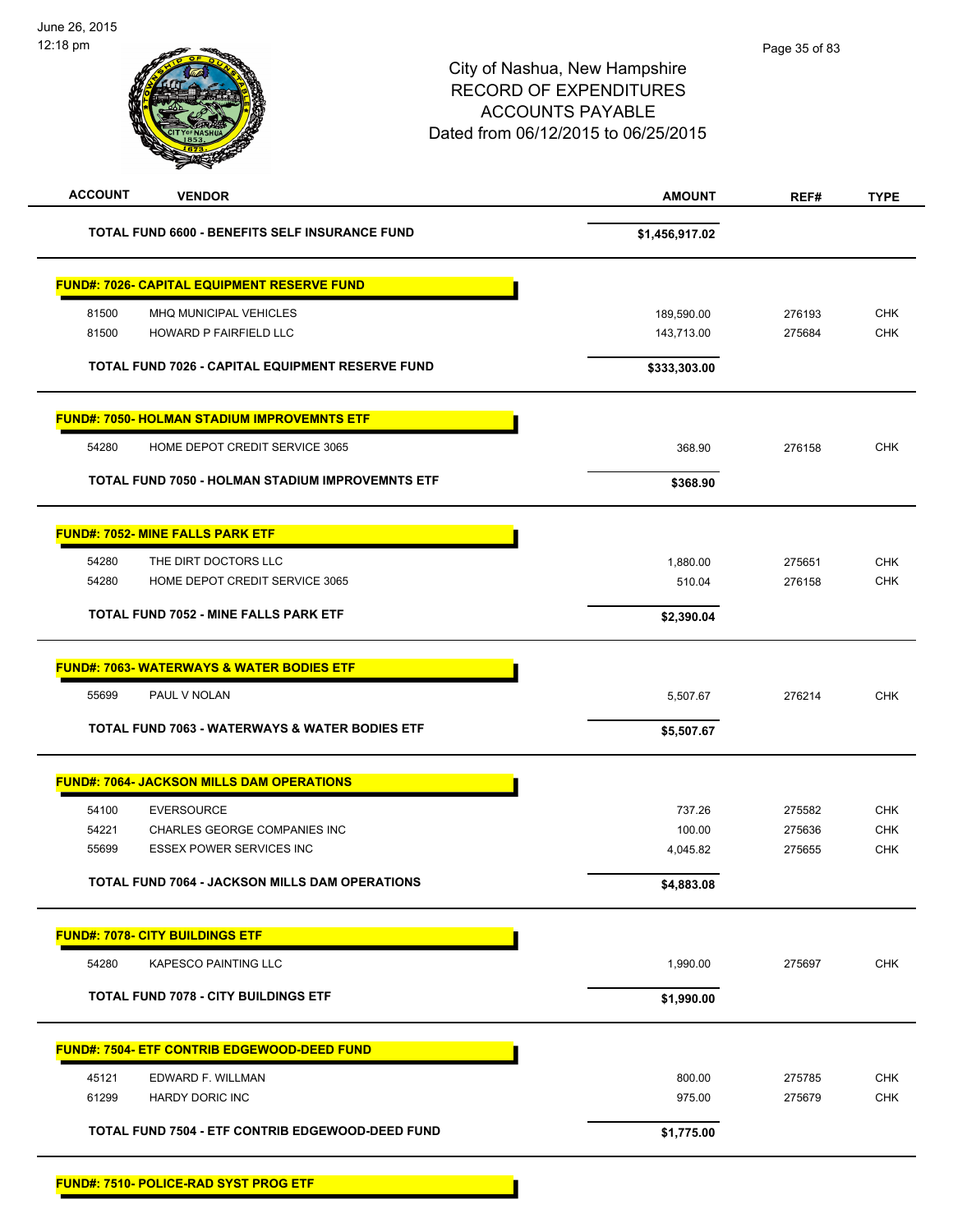City of Nashua, New Hampshire
RECORD OF EXPENDITURES
ACCOUNTS PAYABLE
Dated from 06/12/2015 to 06/25/2015

| ACCOUNT | VENDOR | AMOUNT | REF# | TYPE |
|---|---|---|---|---|
| | **TOTAL FUND 6600 - BENEFITS SELF INSURANCE FUND** | **$1,456,917.02** | | |
| **FUND#: 7026- CAPITAL EQUIPMENT RESERVE FUND** | | | | |
| 81500 | MHQ MUNICIPAL VEHICLES | 189,590.00 | 276193 | CHK |
| 81500 | HOWARD P FAIRFIELD LLC | 143,713.00 | 275684 | CHK |
| | **TOTAL FUND 7026 - CAPITAL EQUIPMENT RESERVE FUND** | **$333,303.00** | | |
| **FUND#: 7050- HOLMAN STADIUM IMPROVEMNTS ETF** | | | | |
| 54280 | HOME DEPOT CREDIT SERVICE 3065 | 368.90 | 276158 | CHK |
| | **TOTAL FUND 7050 - HOLMAN STADIUM IMPROVEMNTS ETF** | **$368.90** | | |
| **FUND#: 7052- MINE FALLS PARK ETF** | | | | |
| 54280 | THE DIRT DOCTORS LLC | 1,880.00 | 275651 | CHK |
| 54280 | HOME DEPOT CREDIT SERVICE 3065 | 510.04 | 276158 | CHK |
| | **TOTAL FUND 7052 - MINE FALLS PARK ETF** | **$2,390.04** | | |
| **FUND#: 7063- WATERWAYS & WATER BODIES ETF** | | | | |
| 55699 | PAUL V NOLAN | 5,507.67 | 276214 | CHK |
| | **TOTAL FUND 7063 - WATERWAYS & WATER BODIES ETF** | **$5,507.67** | | |
| **FUND#: 7064- JACKSON MILLS DAM OPERATIONS** | | | | |
| 54100 | EVERSOURCE | 737.26 | 275582 | CHK |
| 54221 | CHARLES GEORGE COMPANIES INC | 100.00 | 275636 | CHK |
| 55699 | ESSEX POWER SERVICES INC | 4,045.82 | 275655 | CHK |
| | **TOTAL FUND 7064 - JACKSON MILLS DAM OPERATIONS** | **$4,883.08** | | |
| **FUND#: 7078- CITY BUILDINGS ETF** | | | | |
| 54280 | KAPESCO PAINTING LLC | 1,990.00 | 275697 | CHK |
| | **TOTAL FUND 7078 - CITY BUILDINGS ETF** | **$1,990.00** | | |
| **FUND#: 7504- ETF CONTRIB EDGEWOOD-DEED FUND** | | | | |
| 45121 | EDWARD F. WILLMAN | 800.00 | 275785 | CHK |
| 61299 | HARDY DORIC INC | 975.00 | 275679 | CHK |
| | **TOTAL FUND 7504 - ETF CONTRIB EDGEWOOD-DEED FUND** | **$1,775.00** | | |
| **FUND#: 7510- POLICE-RAD SYST PROG ETF** | | | | |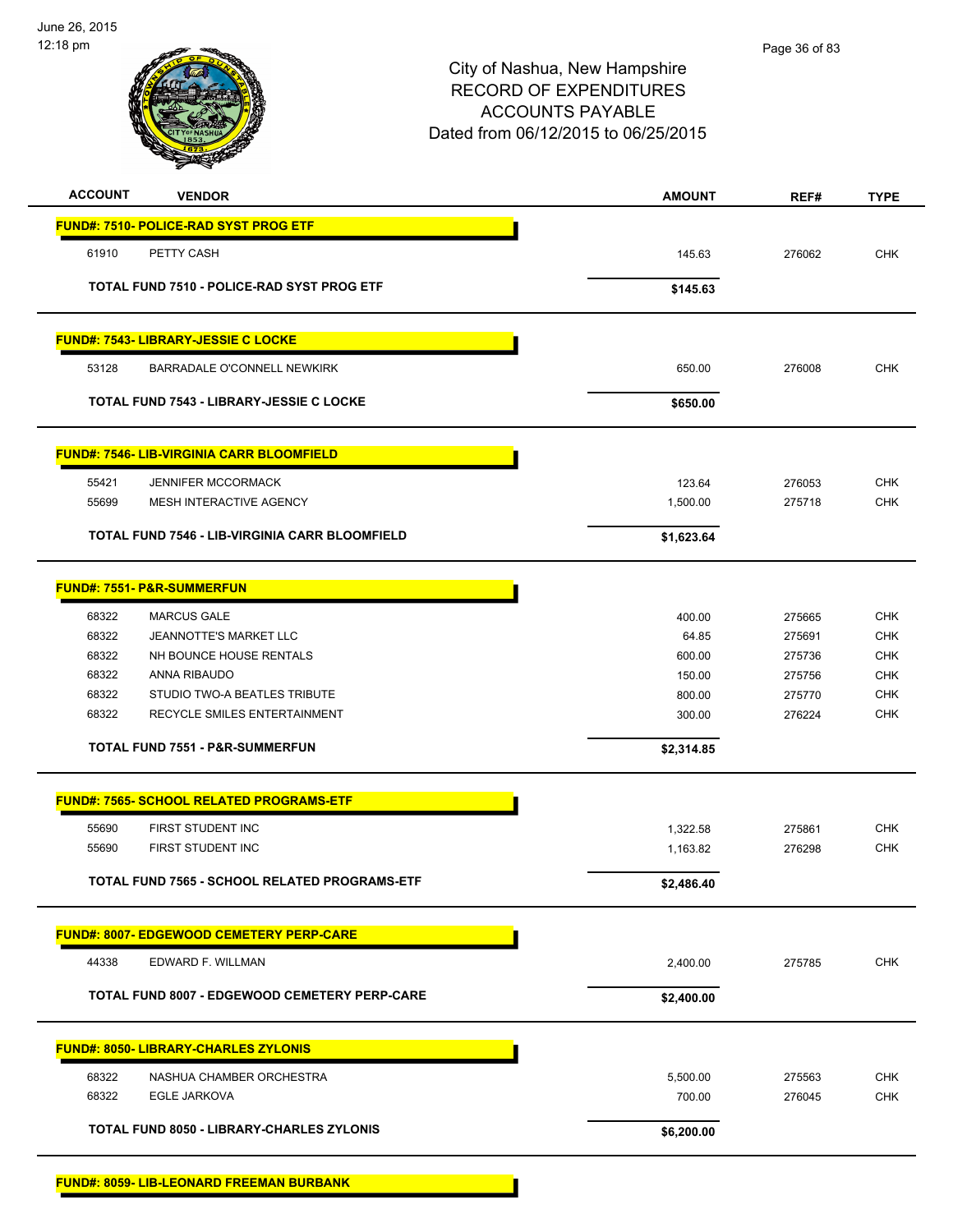City of Nashua, New Hampshire
RECORD OF EXPENDITURES
ACCOUNTS PAYABLE
Dated from 06/12/2015 to 06/25/2015

| ACCOUNT | VENDOR | AMOUNT | REF# | TYPE |
|---|---|---|---|---|
| **FUND#: 7510- POLICE-RAD SYST PROG ETF** | | | | |
| 61910 | PETTY CASH | 145.63 | 276062 | CHK |
| | **TOTAL FUND 7510 - POLICE-RAD SYST PROG ETF** | **$145.63** | | |
| **FUND#: 7543- LIBRARY-JESSIE C LOCKE** | | | | |
| 53128 | BARRADALE O'CONNELL NEWKIRK | 650.00 | 276008 | CHK |
| | **TOTAL FUND 7543 - LIBRARY-JESSIE C LOCKE** | **$650.00** | | |
| **FUND#: 7546- LIB-VIRGINIA CARR BLOOMFIELD** | | | | |
| 55421 | JENNIFER MCCORMACK | 123.64 | 276053 | CHK |
| 55699 | MESH INTERACTIVE AGENCY | 1,500.00 | 275718 | CHK |
| | **TOTAL FUND 7546 - LIB-VIRGINIA CARR BLOOMFIELD** | **$1,623.64** | | |
| **FUND#: 7551- P&R-SUMMERFUN** | | | | |
| 68322 | MARCUS GALE | 400.00 | 275665 | CHK |
| 68322 | JEANNOTTE'S MARKET LLC | 64.85 | 275691 | CHK |
| 68322 | NH BOUNCE HOUSE RENTALS | 600.00 | 275736 | CHK |
| 68322 | ANNA RIBAUDO | 150.00 | 275756 | CHK |
| 68322 | STUDIO TWO-A BEATLES TRIBUTE | 800.00 | 275770 | CHK |
| 68322 | RECYCLE SMILES ENTERTAINMENT | 300.00 | 276224 | CHK |
| | **TOTAL FUND 7551 - P&R-SUMMERFUN** | **$2,314.85** | | |
| **FUND#: 7565- SCHOOL RELATED PROGRAMS-ETF** | | | | |
| 55690 | FIRST STUDENT INC | 1,322.58 | 275861 | CHK |
| 55690 | FIRST STUDENT INC | 1,163.82 | 276298 | CHK |
| | **TOTAL FUND 7565 - SCHOOL RELATED PROGRAMS-ETF** | **$2,486.40** | | |
| **FUND#: 8007- EDGEWOOD CEMETERY PERP-CARE** | | | | |
| 44338 | EDWARD F. WILLMAN | 2,400.00 | 275785 | CHK |
| | **TOTAL FUND 8007 - EDGEWOOD CEMETERY PERP-CARE** | **$2,400.00** | | |
| **FUND#: 8050- LIBRARY-CHARLES ZYLONIS** | | | | |
| 68322 | NASHUA CHAMBER ORCHESTRA | 5,500.00 | 275563 | CHK |
| 68322 | EGLE JARKOVA | 700.00 | 276045 | CHK |
| | **TOTAL FUND 8050 - LIBRARY-CHARLES ZYLONIS** | **$6,200.00** | | |
| **FUND#: 8059- LIB-LEONARD FREEMAN BURBANK** | | | | |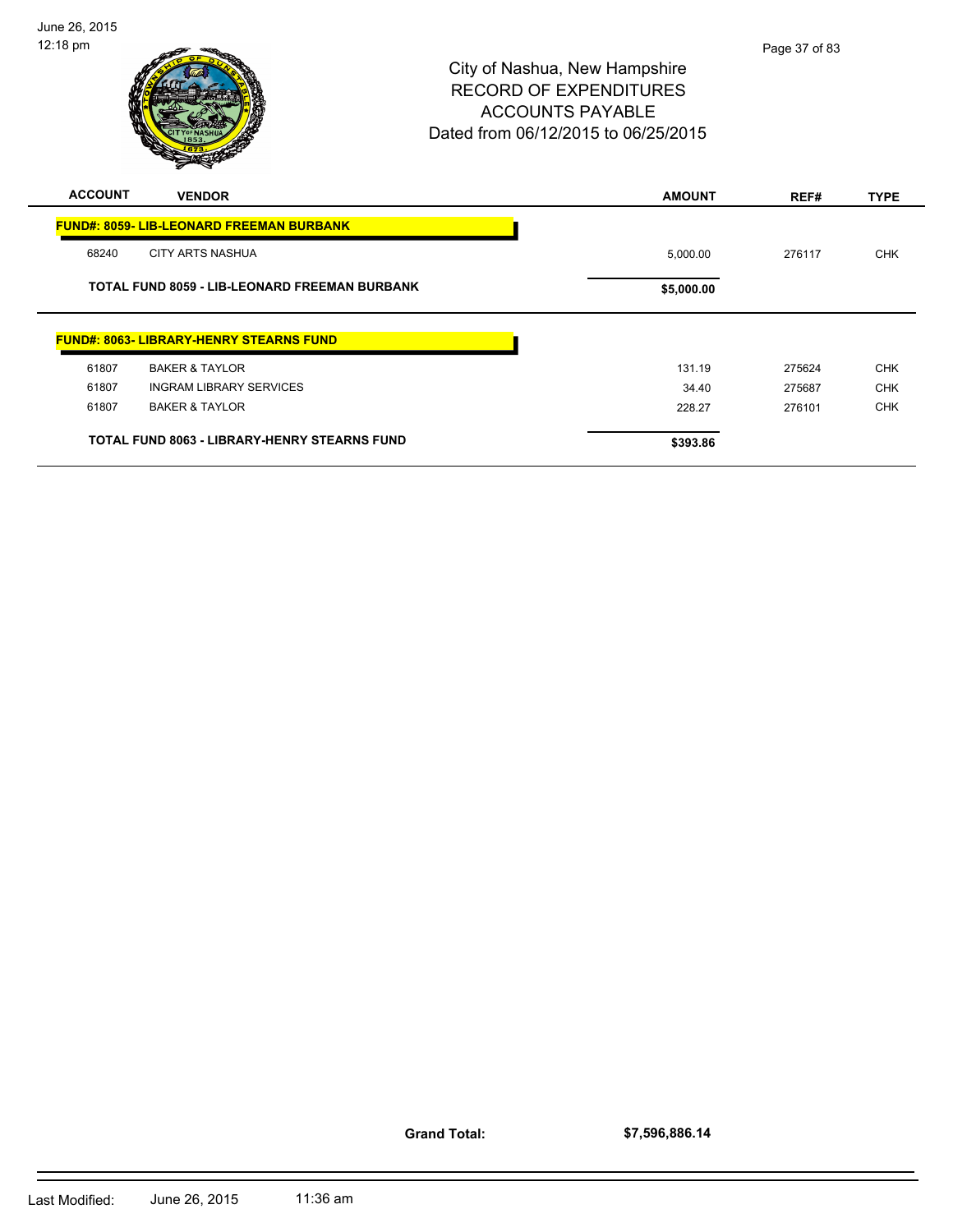City of Nashua, New Hampshire
RECORD OF EXPENDITURES
ACCOUNTS PAYABLE
Dated from 06/12/2015 to 06/25/2015

| ACCOUNT | VENDOR | AMOUNT | REF# | TYPE |
|---|---|---|---|---|
| **FUND#: 8059- LIB-LEONARD FREEMAN BURBANK** | | | | |
| 68240 | CITY ARTS NASHUA | 5,000.00 | 276117 | CHK |
| | **TOTAL FUND 8059 - LIB-LEONARD FREEMAN BURBANK** | **$5,000.00** | | |
| **FUND#: 8063- LIBRARY-HENRY STEARNS FUND** | | | | |
| 61807 | BAKER & TAYLOR | 131.19 | 275624 | CHK |
| 61807 | INGRAM LIBRARY SERVICES | 34.40 | 275687 | CHK |
| 61807 | BAKER & TAYLOR | 228.27 | 276101 | CHK |
| | **TOTAL FUND 8063 - LIBRARY-HENRY STEARNS FUND** | **$393.86** | | |

**Grand Total:** **$7,596,886.14**

Last Modified: June 26, 2015 11:36 am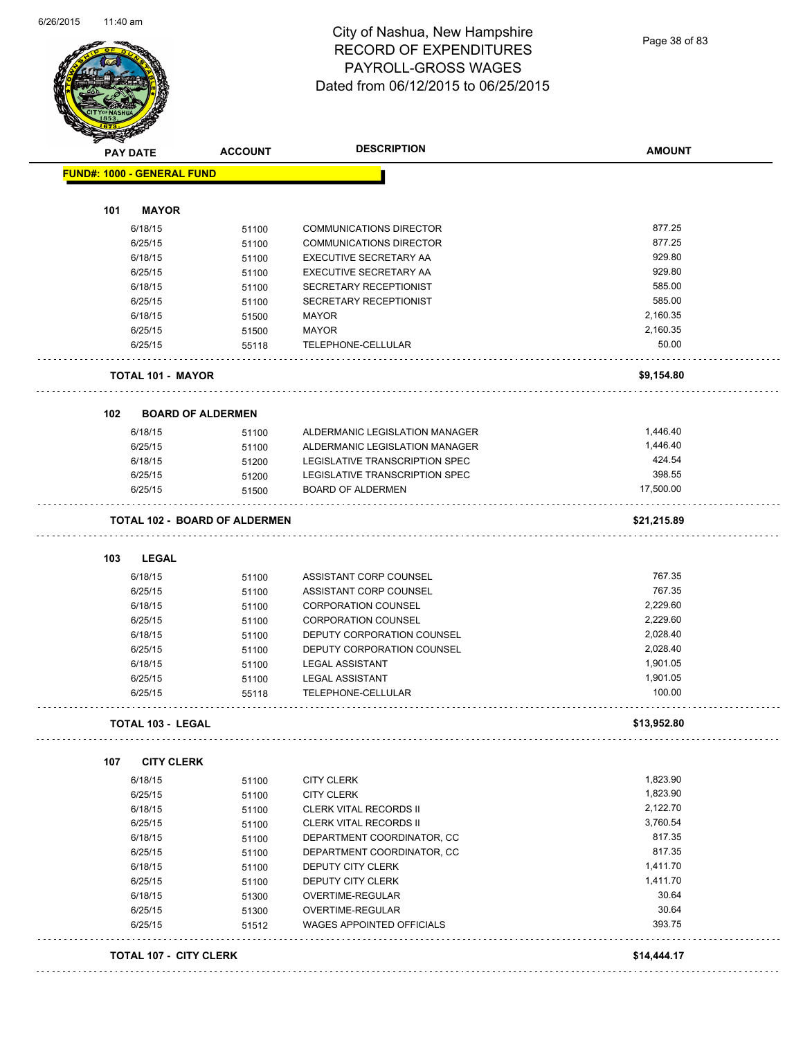# City of Nashua, New Hampshire
# RECORD OF EXPENDITURES
# PAYROLL-GROSS WAGES
# Dated from 06/12/2015 to 06/25/2015

| PAY DATE | ACCOUNT | DESCRIPTION | AMOUNT |
|---|---|---|---|
| **FUND#: 1000 - GENERAL FUND** | | | |
| **101 MAYOR** | | | |
| 6/18/15 | 51100 | COMMUNICATIONS DIRECTOR | 877.25 |
| 6/25/15 | 51100 | COMMUNICATIONS DIRECTOR | 877.25 |
| 6/18/15 | 51100 | EXECUTIVE SECRETARY AA | 929.80 |
| 6/25/15 | 51100 | EXECUTIVE SECRETARY AA | 929.80 |
| 6/18/15 | 51100 | SECRETARY RECEPTIONIST | 585.00 |
| 6/25/15 | 51100 | SECRETARY RECEPTIONIST | 585.00 |
| 6/18/15 | 51500 | MAYOR | 2,160.35 |
| 6/25/15 | 51500 | MAYOR | 2,160.35 |
| 6/25/15 | 55118 | TELEPHONE-CELLULAR | 50.00 |
| **TOTAL 101 - MAYOR** | | | **$9,154.80** |
| **102 BOARD OF ALDERMEN** | | | |
| 6/18/15 | 51100 | ALDERMANIC LEGISLATION MANAGER | 1,446.40 |
| 6/25/15 | 51100 | ALDERMANIC LEGISLATION MANAGER | 1,446.40 |
| 6/18/15 | 51200 | LEGISLATIVE TRANSCRIPTION SPEC | 424.54 |
| 6/25/15 | 51200 | LEGISLATIVE TRANSCRIPTION SPEC | 398.55 |
| 6/25/15 | 51500 | BOARD OF ALDERMEN | 17,500.00 |
| **TOTAL 102 - BOARD OF ALDERMEN** | | | **$21,215.89** |
| **103 LEGAL** | | | |
| 6/18/15 | 51100 | ASSISTANT CORP COUNSEL | 767.35 |
| 6/25/15 | 51100 | ASSISTANT CORP COUNSEL | 767.35 |
| 6/18/15 | 51100 | CORPORATION COUNSEL | 2,229.60 |
| 6/25/15 | 51100 | CORPORATION COUNSEL | 2,229.60 |
| 6/18/15 | 51100 | DEPUTY CORPORATION COUNSEL | 2,028.40 |
| 6/25/15 | 51100 | DEPUTY CORPORATION COUNSEL | 2,028.40 |
| 6/18/15 | 51100 | LEGAL ASSISTANT | 1,901.05 |
| 6/25/15 | 51100 | LEGAL ASSISTANT | 1,901.05 |
| 6/25/15 | 55118 | TELEPHONE-CELLULAR | 100.00 |
| **TOTAL 103 - LEGAL** | | | **$13,952.80** |
| **107 CITY CLERK** | | | |
| 6/18/15 | 51100 | CITY CLERK | 1,823.90 |
| 6/25/15 | 51100 | CITY CLERK | 1,823.90 |
| 6/18/15 | 51100 | CLERK VITAL RECORDS II | 2,122.70 |
| 6/25/15 | 51100 | CLERK VITAL RECORDS II | 3,760.54 |
| 6/18/15 | 51100 | DEPARTMENT COORDINATOR, CC | 817.35 |
| 6/25/15 | 51100 | DEPARTMENT COORDINATOR, CC | 817.35 |
| 6/18/15 | 51100 | DEPUTY CITY CLERK | 1,411.70 |
| 6/25/15 | 51100 | DEPUTY CITY CLERK | 1,411.70 |
| 6/18/15 | 51300 | OVERTIME-REGULAR | 30.64 |
| 6/25/15 | 51300 | OVERTIME-REGULAR | 30.64 |
| 6/25/15 | 51512 | WAGES APPOINTED OFFICIALS | 393.75 |
| **TOTAL 107 - CITY CLERK** | | | **$14,444.17** |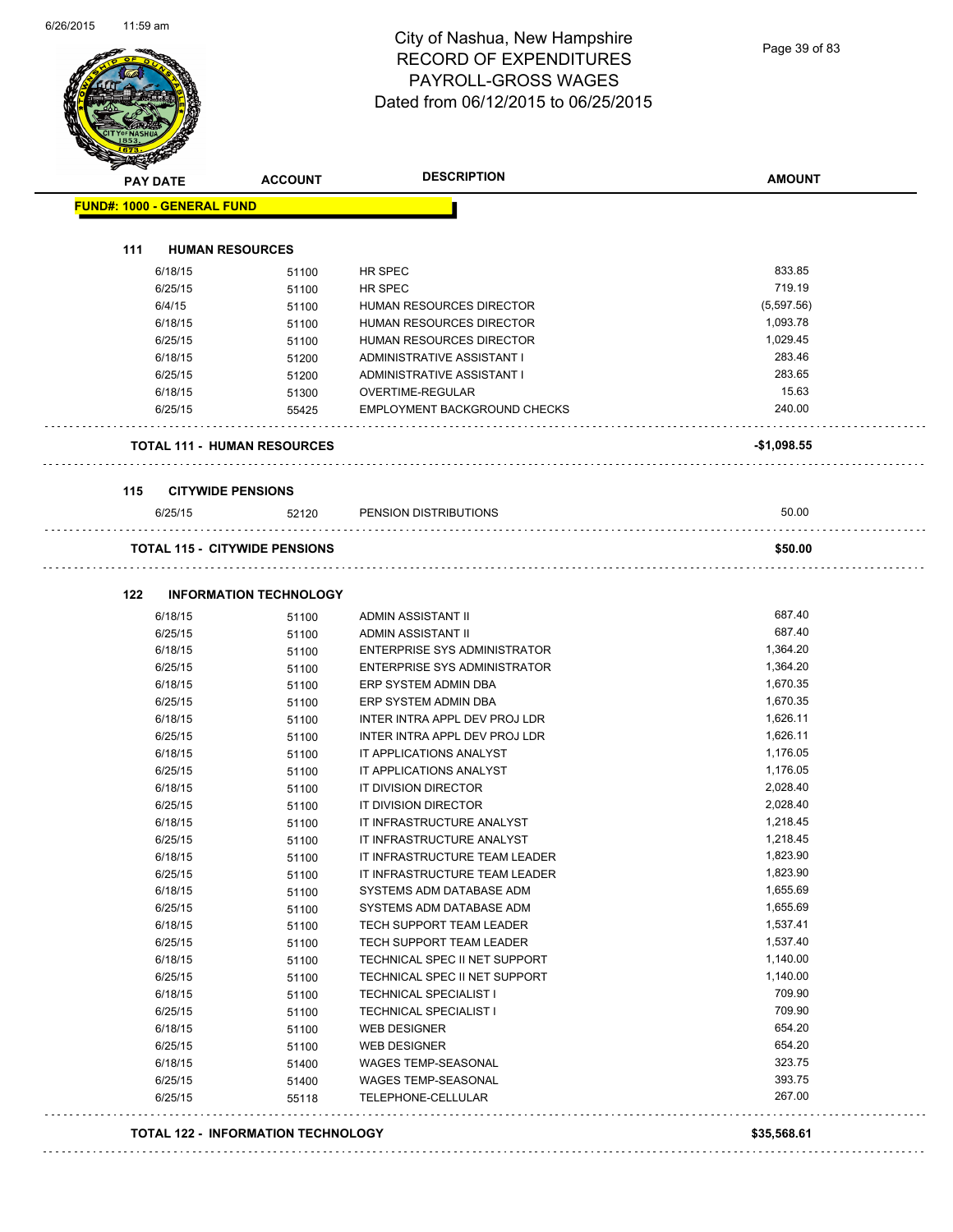# City of Nashua, New Hampshire
## RECORD OF EXPENDITURES
## PAYROLL-GROSS WAGES
## Dated from 06/12/2015 to 06/25/2015

| PAY DATE | ACCOUNT | DESCRIPTION | AMOUNT |
|---|---|---|---|

**FUND#: 1000 - GENERAL FUND**

### 111 HUMAN RESOURCES

| PAY DATE | ACCOUNT | DESCRIPTION | AMOUNT |
|---|---|---|---|
| 6/18/15 | 51100 | HR SPEC | 833.85 |
| 6/25/15 | 51100 | HR SPEC | 719.19 |
| 6/4/15 | 51100 | HUMAN RESOURCES DIRECTOR | (5,597.56) |
| 6/18/15 | 51100 | HUMAN RESOURCES DIRECTOR | 1,093.78 |
| 6/25/15 | 51100 | HUMAN RESOURCES DIRECTOR | 1,029.45 |
| 6/18/15 | 51200 | ADMINISTRATIVE ASSISTANT I | 283.46 |
| 6/25/15 | 51200 | ADMINISTRATIVE ASSISTANT I | 283.65 |
| 6/18/15 | 51300 | OVERTIME-REGULAR | 15.63 |
| 6/25/15 | 55425 | EMPLOYMENT BACKGROUND CHECKS | 240.00 |

**TOTAL 111 - HUMAN RESOURCES** **-$1,098.55**

### 115 CITYWIDE PENSIONS

| PAY DATE | ACCOUNT | DESCRIPTION | AMOUNT |
|---|---|---|---|
| 6/25/15 | 52120 | PENSION DISTRIBUTIONS | 50.00 |

**TOTAL 115 - CITYWIDE PENSIONS** **$50.00**

### 122 INFORMATION TECHNOLOGY

| PAY DATE | ACCOUNT | DESCRIPTION | AMOUNT |
|---|---|---|---|
| 6/18/15 | 51100 | ADMIN ASSISTANT II | 687.40 |
| 6/25/15 | 51100 | ADMIN ASSISTANT II | 687.40 |
| 6/18/15 | 51100 | ENTERPRISE SYS ADMINISTRATOR | 1,364.20 |
| 6/25/15 | 51100 | ENTERPRISE SYS ADMINISTRATOR | 1,364.20 |
| 6/18/15 | 51100 | ERP SYSTEM ADMIN DBA | 1,670.35 |
| 6/25/15 | 51100 | ERP SYSTEM ADMIN DBA | 1,670.35 |
| 6/18/15 | 51100 | INTER INTRA APPL DEV PROJ LDR | 1,626.11 |
| 6/25/15 | 51100 | INTER INTRA APPL DEV PROJ LDR | 1,626.11 |
| 6/18/15 | 51100 | IT APPLICATIONS ANALYST | 1,176.05 |
| 6/25/15 | 51100 | IT APPLICATIONS ANALYST | 1,176.05 |
| 6/18/15 | 51100 | IT DIVISION DIRECTOR | 2,028.40 |
| 6/25/15 | 51100 | IT DIVISION DIRECTOR | 2,028.40 |
| 6/18/15 | 51100 | IT INFRASTRUCTURE ANALYST | 1,218.45 |
| 6/25/15 | 51100 | IT INFRASTRUCTURE ANALYST | 1,218.45 |
| 6/18/15 | 51100 | IT INFRASTRUCTURE TEAM LEADER | 1,823.90 |
| 6/25/15 | 51100 | IT INFRASTRUCTURE TEAM LEADER | 1,823.90 |
| 6/18/15 | 51100 | SYSTEMS ADM DATABASE ADM | 1,655.69 |
| 6/25/15 | 51100 | SYSTEMS ADM DATABASE ADM | 1,655.69 |
| 6/18/15 | 51100 | TECH SUPPORT TEAM LEADER | 1,537.41 |
| 6/25/15 | 51100 | TECH SUPPORT TEAM LEADER | 1,537.40 |
| 6/18/15 | 51100 | TECHNICAL SPEC II NET SUPPORT | 1,140.00 |
| 6/25/15 | 51100 | TECHNICAL SPEC II NET SUPPORT | 1,140.00 |
| 6/18/15 | 51100 | TECHNICAL SPECIALIST I | 709.90 |
| 6/25/15 | 51100 | TECHNICAL SPECIALIST I | 709.90 |
| 6/18/15 | 51100 | WEB DESIGNER | 654.20 |
| 6/25/15 | 51100 | WEB DESIGNER | 654.20 |
| 6/18/15 | 51400 | WAGES TEMP-SEASONAL | 323.75 |
| 6/25/15 | 51400 | WAGES TEMP-SEASONAL | 393.75 |
| 6/25/15 | 55118 | TELEPHONE-CELLULAR | 267.00 |

**TOTAL 122 - INFORMATION TECHNOLOGY** **$35,568.61**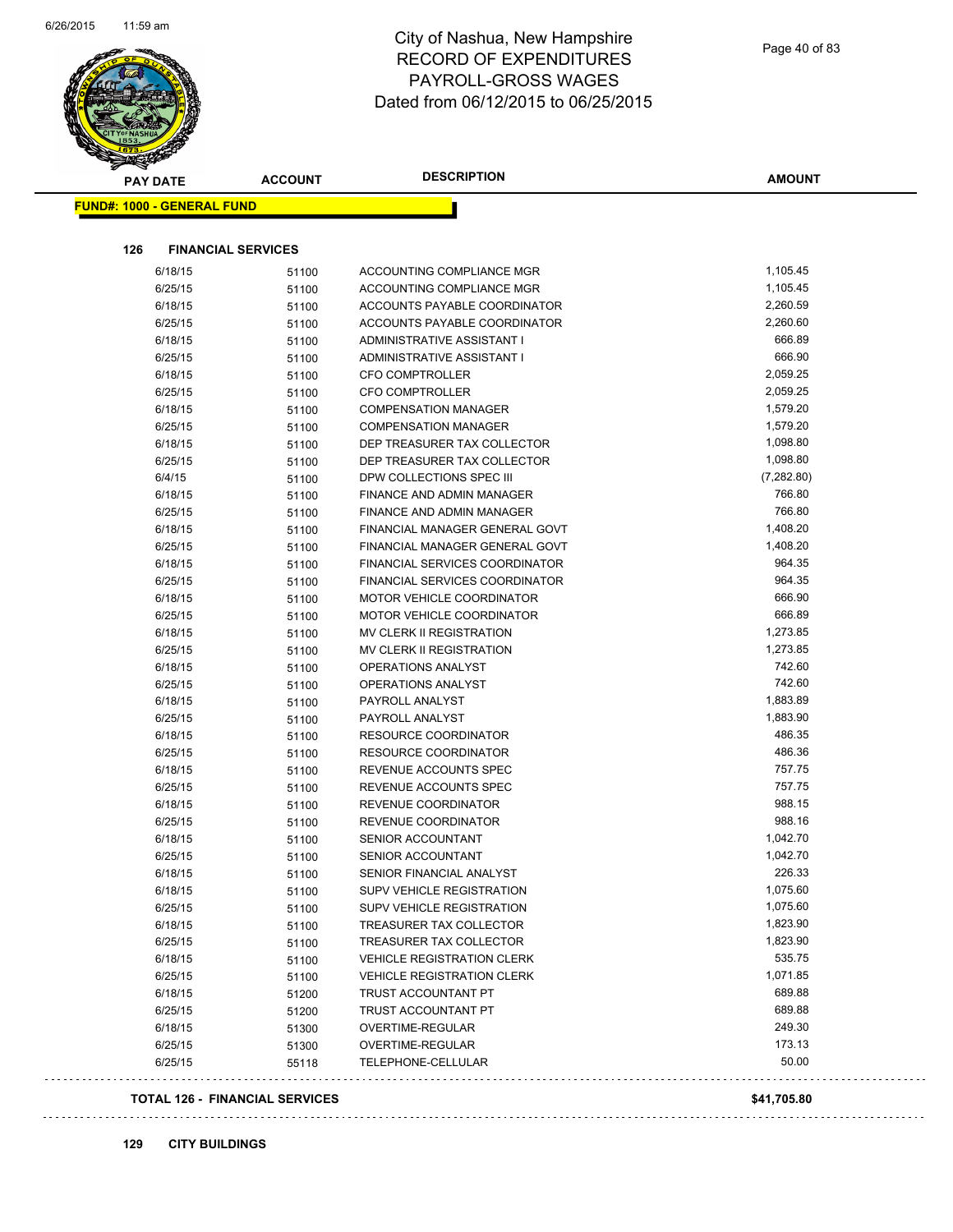# City of Nashua, New Hampshire
## RECORD OF EXPENDITURES
## PAYROLL-GROSS WAGES
## Dated from 06/12/2015 to 06/25/2015

**FUND#: 1000 - GENERAL FUND**

### 126 FINANCIAL SERVICES

| PAY DATE | ACCOUNT | DESCRIPTION | AMOUNT |
|---|---|---|---|
| 6/18/15 | 51100 | ACCOUNTING COMPLIANCE MGR | 1,105.45 |
| 6/25/15 | 51100 | ACCOUNTING COMPLIANCE MGR | 1,105.45 |
| 6/18/15 | 51100 | ACCOUNTS PAYABLE COORDINATOR | 2,260.59 |
| 6/25/15 | 51100 | ACCOUNTS PAYABLE COORDINATOR | 2,260.60 |
| 6/18/15 | 51100 | ADMINISTRATIVE ASSISTANT I | 666.89 |
| 6/25/15 | 51100 | ADMINISTRATIVE ASSISTANT I | 666.90 |
| 6/18/15 | 51100 | CFO COMPTROLLER | 2,059.25 |
| 6/25/15 | 51100 | CFO COMPTROLLER | 2,059.25 |
| 6/18/15 | 51100 | COMPENSATION MANAGER | 1,579.20 |
| 6/25/15 | 51100 | COMPENSATION MANAGER | 1,579.20 |
| 6/18/15 | 51100 | DEP TREASURER TAX COLLECTOR | 1,098.80 |
| 6/25/15 | 51100 | DEP TREASURER TAX COLLECTOR | 1,098.80 |
| 6/4/15 | 51100 | DPW COLLECTIONS SPEC III | (7,282.80) |
| 6/18/15 | 51100 | FINANCE AND ADMIN MANAGER | 766.80 |
| 6/25/15 | 51100 | FINANCE AND ADMIN MANAGER | 766.80 |
| 6/18/15 | 51100 | FINANCIAL MANAGER GENERAL GOVT | 1,408.20 |
| 6/25/15 | 51100 | FINANCIAL MANAGER GENERAL GOVT | 1,408.20 |
| 6/18/15 | 51100 | FINANCIAL SERVICES COORDINATOR | 964.35 |
| 6/25/15 | 51100 | FINANCIAL SERVICES COORDINATOR | 964.35 |
| 6/18/15 | 51100 | MOTOR VEHICLE COORDINATOR | 666.90 |
| 6/25/15 | 51100 | MOTOR VEHICLE COORDINATOR | 666.89 |
| 6/18/15 | 51100 | MV CLERK II REGISTRATION | 1,273.85 |
| 6/25/15 | 51100 | MV CLERK II REGISTRATION | 1,273.85 |
| 6/18/15 | 51100 | OPERATIONS ANALYST | 742.60 |
| 6/25/15 | 51100 | OPERATIONS ANALYST | 742.60 |
| 6/18/15 | 51100 | PAYROLL ANALYST | 1,883.89 |
| 6/25/15 | 51100 | PAYROLL ANALYST | 1,883.90 |
| 6/18/15 | 51100 | RESOURCE COORDINATOR | 486.35 |
| 6/25/15 | 51100 | RESOURCE COORDINATOR | 486.36 |
| 6/18/15 | 51100 | REVENUE ACCOUNTS SPEC | 757.75 |
| 6/25/15 | 51100 | REVENUE ACCOUNTS SPEC | 757.75 |
| 6/18/15 | 51100 | REVENUE COORDINATOR | 988.15 |
| 6/25/15 | 51100 | REVENUE COORDINATOR | 988.16 |
| 6/18/15 | 51100 | SENIOR ACCOUNTANT | 1,042.70 |
| 6/25/15 | 51100 | SENIOR ACCOUNTANT | 1,042.70 |
| 6/18/15 | 51100 | SENIOR FINANCIAL ANALYST | 226.33 |
| 6/18/15 | 51100 | SUPV VEHICLE REGISTRATION | 1,075.60 |
| 6/25/15 | 51100 | SUPV VEHICLE REGISTRATION | 1,075.60 |
| 6/18/15 | 51100 | TREASURER TAX COLLECTOR | 1,823.90 |
| 6/25/15 | 51100 | TREASURER TAX COLLECTOR | 1,823.90 |
| 6/18/15 | 51100 | VEHICLE REGISTRATION CLERK | 535.75 |
| 6/25/15 | 51100 | VEHICLE REGISTRATION CLERK | 1,071.85 |
| 6/18/15 | 51200 | TRUST ACCOUNTANT PT | 689.88 |
| 6/25/15 | 51200 | TRUST ACCOUNTANT PT | 689.88 |
| 6/18/15 | 51300 | OVERTIME-REGULAR | 249.30 |
| 6/25/15 | 51300 | OVERTIME-REGULAR | 173.13 |
| 6/25/15 | 55118 | TELEPHONE-CELLULAR | 50.00 |

**TOTAL 126 - FINANCIAL SERVICES** **$41,705.80**

### 129 CITY BUILDINGS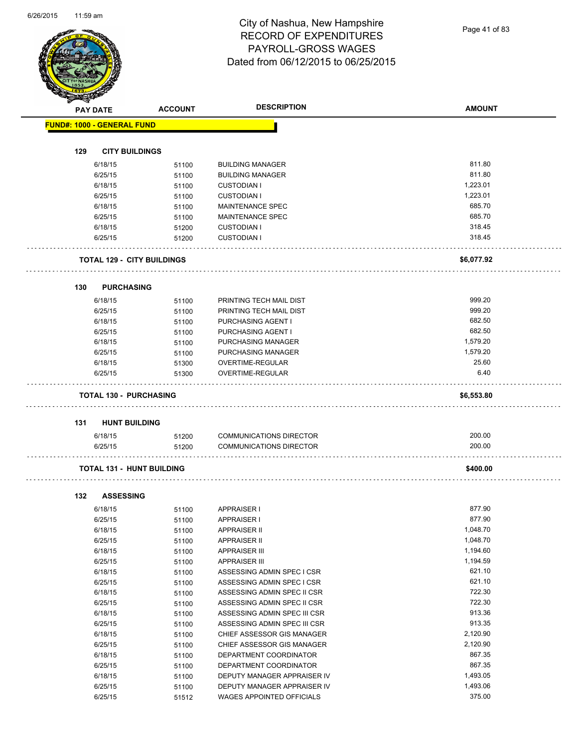# City of Nashua, New Hampshire
## RECORD OF EXPENDITURES
## PAYROLL-GROSS WAGES
## Dated from 06/12/2015 to 06/25/2015

| PAY DATE | ACCOUNT | DESCRIPTION | AMOUNT |
|---|---|---|---|
| **FUND#: 1000 - GENERAL FUND** | | | |
| **129 CITY BUILDINGS** | | | |
| 6/18/15 | 51100 | BUILDING MANAGER | 811.80 |
| 6/25/15 | 51100 | BUILDING MANAGER | 811.80 |
| 6/18/15 | 51100 | CUSTODIAN I | 1,223.01 |
| 6/25/15 | 51100 | CUSTODIAN I | 1,223.01 |
| 6/18/15 | 51100 | MAINTENANCE SPEC | 685.70 |
| 6/25/15 | 51100 | MAINTENANCE SPEC | 685.70 |
| 6/18/15 | 51200 | CUSTODIAN I | 318.45 |
| 6/25/15 | 51200 | CUSTODIAN I | 318.45 |
| **TOTAL 129 - CITY BUILDINGS** | | | **$6,077.92** |
| **130 PURCHASING** | | | |
| 6/18/15 | 51100 | PRINTING TECH MAIL DIST | 999.20 |
| 6/25/15 | 51100 | PRINTING TECH MAIL DIST | 999.20 |
| 6/18/15 | 51100 | PURCHASING AGENT I | 682.50 |
| 6/25/15 | 51100 | PURCHASING AGENT I | 682.50 |
| 6/18/15 | 51100 | PURCHASING MANAGER | 1,579.20 |
| 6/25/15 | 51100 | PURCHASING MANAGER | 1,579.20 |
| 6/18/15 | 51300 | OVERTIME-REGULAR | 25.60 |
| 6/25/15 | 51300 | OVERTIME-REGULAR | 6.40 |
| **TOTAL 130 - PURCHASING** | | | **$6,553.80** |
| **131 HUNT BUILDING** | | | |
| 6/18/15 | 51200 | COMMUNICATIONS DIRECTOR | 200.00 |
| 6/25/15 | 51200 | COMMUNICATIONS DIRECTOR | 200.00 |
| **TOTAL 131 - HUNT BUILDING** | | | **$400.00** |
| **132 ASSESSING** | | | |
| 6/18/15 | 51100 | APPRAISER I | 877.90 |
| 6/25/15 | 51100 | APPRAISER I | 877.90 |
| 6/18/15 | 51100 | APPRAISER II | 1,048.70 |
| 6/25/15 | 51100 | APPRAISER II | 1,048.70 |
| 6/18/15 | 51100 | APPRAISER III | 1,194.60 |
| 6/25/15 | 51100 | APPRAISER III | 1,194.59 |
| 6/18/15 | 51100 | ASSESSING ADMIN SPEC I CSR | 621.10 |
| 6/25/15 | 51100 | ASSESSING ADMIN SPEC I CSR | 621.10 |
| 6/18/15 | 51100 | ASSESSING ADMIN SPEC II CSR | 722.30 |
| 6/25/15 | 51100 | ASSESSING ADMIN SPEC II CSR | 722.30 |
| 6/18/15 | 51100 | ASSESSING ADMIN SPEC III CSR | 913.36 |
| 6/25/15 | 51100 | ASSESSING ADMIN SPEC III CSR | 913.35 |
| 6/18/15 | 51100 | CHIEF ASSESSOR GIS MANAGER | 2,120.90 |
| 6/25/15 | 51100 | CHIEF ASSESSOR GIS MANAGER | 2,120.90 |
| 6/18/15 | 51100 | DEPARTMENT COORDINATOR | 867.35 |
| 6/25/15 | 51100 | DEPARTMENT COORDINATOR | 867.35 |
| 6/18/15 | 51100 | DEPUTY MANAGER APPRAISER IV | 1,493.05 |
| 6/25/15 | 51100 | DEPUTY MANAGER APPRAISER IV | 1,493.06 |
| 6/25/15 | 51512 | WAGES APPOINTED OFFICIALS | 375.00 |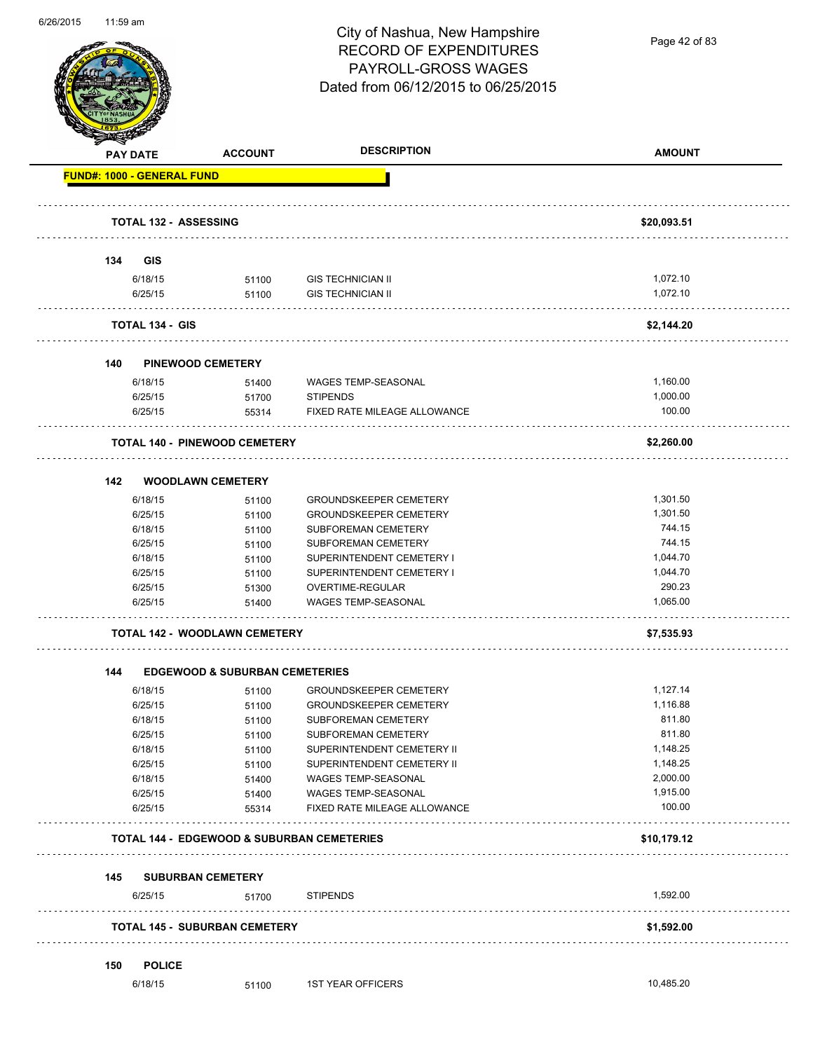# City of Nashua, New Hampshire
## RECORD OF EXPENDITURES
## PAYROLL-GROSS WAGES
## Dated from 06/12/2015 to 06/25/2015

**FUND#: 1000 - GENERAL FUND**

| PAY DATE | ACCOUNT | DESCRIPTION | AMOUNT |
|---|---|---|---|
| **TOTAL 132 - ASSESSING** | | | **$20,093.51** |
| **134 GIS** | | | |
| 6/18/15 | 51100 | GIS TECHNICIAN II | 1,072.10 |
| 6/25/15 | 51100 | GIS TECHNICIAN II | 1,072.10 |
| **TOTAL 134 - GIS** | | | **$2,144.20** |
| **140 PINEWOOD CEMETERY** | | | |
| 6/18/15 | 51400 | WAGES TEMP-SEASONAL | 1,160.00 |
| 6/25/15 | 51700 | STIPENDS | 1,000.00 |
| 6/25/15 | 55314 | FIXED RATE MILEAGE ALLOWANCE | 100.00 |
| **TOTAL 140 - PINEWOOD CEMETERY** | | | **$2,260.00** |
| **142 WOODLAWN CEMETERY** | | | |
| 6/18/15 | 51100 | GROUNDSKEEPER CEMETERY | 1,301.50 |
| 6/25/15 | 51100 | GROUNDSKEEPER CEMETERY | 1,301.50 |
| 6/18/15 | 51100 | SUBFOREMAN CEMETERY | 744.15 |
| 6/25/15 | 51100 | SUBFOREMAN CEMETERY | 744.15 |
| 6/18/15 | 51100 | SUPERINTENDENT CEMETERY I | 1,044.70 |
| 6/25/15 | 51100 | SUPERINTENDENT CEMETERY I | 1,044.70 |
| 6/25/15 | 51300 | OVERTIME-REGULAR | 290.23 |
| 6/25/15 | 51400 | WAGES TEMP-SEASONAL | 1,065.00 |
| **TOTAL 142 - WOODLAWN CEMETERY** | | | **$7,535.93** |
| **144 EDGEWOOD & SUBURBAN CEMETERIES** | | | |
| 6/18/15 | 51100 | GROUNDSKEEPER CEMETERY | 1,127.14 |
| 6/25/15 | 51100 | GROUNDSKEEPER CEMETERY | 1,116.88 |
| 6/18/15 | 51100 | SUBFOREMAN CEMETERY | 811.80 |
| 6/25/15 | 51100 | SUBFOREMAN CEMETERY | 811.80 |
| 6/18/15 | 51100 | SUPERINTENDENT CEMETERY II | 1,148.25 |
| 6/25/15 | 51100 | SUPERINTENDENT CEMETERY II | 1,148.25 |
| 6/18/15 | 51400 | WAGES TEMP-SEASONAL | 2,000.00 |
| 6/25/15 | 51400 | WAGES TEMP-SEASONAL | 1,915.00 |
| 6/25/15 | 55314 | FIXED RATE MILEAGE ALLOWANCE | 100.00 |
| **TOTAL 144 - EDGEWOOD & SUBURBAN CEMETERIES** | | | **$10,179.12** |
| **145 SUBURBAN CEMETERY** | | | |
| 6/25/15 | 51700 | STIPENDS | 1,592.00 |
| **TOTAL 145 - SUBURBAN CEMETERY** | | | **$1,592.00** |
| **150 POLICE** | | | |
| 6/18/15 | 51100 | 1ST YEAR OFFICERS | 10,485.20 |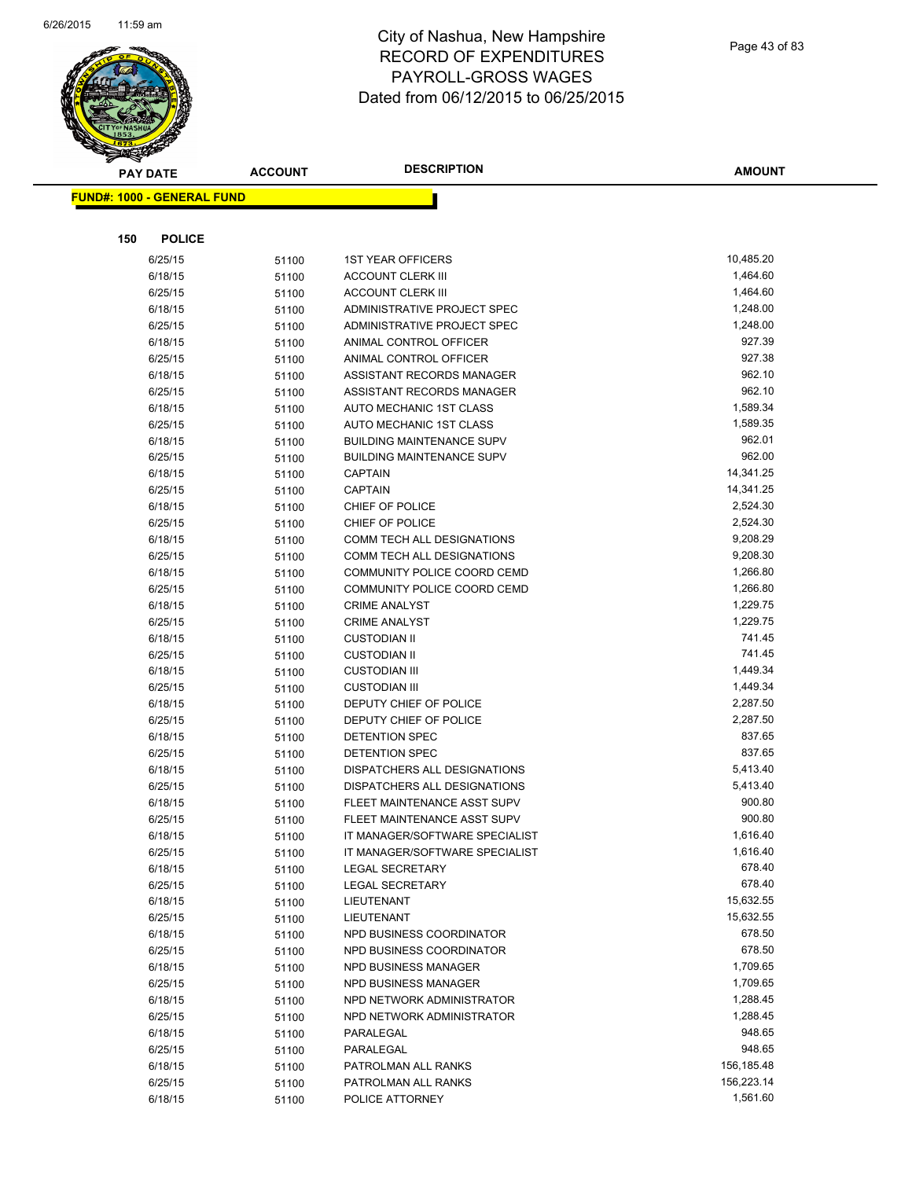# City of Nashua, New Hampshire
## RECORD OF EXPENDITURES
## PAYROLL-GROSS WAGES
## Dated from 06/12/2015 to 06/25/2015

**FUND#: 1000 - GENERAL FUND**

**150 POLICE**

| PAY DATE | ACCOUNT | DESCRIPTION | AMOUNT |
|---|---|---|---|
| 6/25/15 | 51100 | 1ST YEAR OFFICERS | 10,485.20 |
| 6/18/15 | 51100 | ACCOUNT CLERK III | 1,464.60 |
| 6/25/15 | 51100 | ACCOUNT CLERK III | 1,464.60 |
| 6/18/15 | 51100 | ADMINISTRATIVE PROJECT SPEC | 1,248.00 |
| 6/25/15 | 51100 | ADMINISTRATIVE PROJECT SPEC | 1,248.00 |
| 6/18/15 | 51100 | ANIMAL CONTROL OFFICER | 927.39 |
| 6/25/15 | 51100 | ANIMAL CONTROL OFFICER | 927.38 |
| 6/18/15 | 51100 | ASSISTANT RECORDS MANAGER | 962.10 |
| 6/25/15 | 51100 | ASSISTANT RECORDS MANAGER | 962.10 |
| 6/18/15 | 51100 | AUTO MECHANIC 1ST CLASS | 1,589.34 |
| 6/25/15 | 51100 | AUTO MECHANIC 1ST CLASS | 1,589.35 |
| 6/18/15 | 51100 | BUILDING MAINTENANCE SUPV | 962.01 |
| 6/25/15 | 51100 | BUILDING MAINTENANCE SUPV | 962.00 |
| 6/18/15 | 51100 | CAPTAIN | 14,341.25 |
| 6/25/15 | 51100 | CAPTAIN | 14,341.25 |
| 6/18/15 | 51100 | CHIEF OF POLICE | 2,524.30 |
| 6/25/15 | 51100 | CHIEF OF POLICE | 2,524.30 |
| 6/18/15 | 51100 | COMM TECH ALL DESIGNATIONS | 9,208.29 |
| 6/25/15 | 51100 | COMM TECH ALL DESIGNATIONS | 9,208.30 |
| 6/18/15 | 51100 | COMMUNITY POLICE COORD CEMD | 1,266.80 |
| 6/25/15 | 51100 | COMMUNITY POLICE COORD CEMD | 1,266.80 |
| 6/18/15 | 51100 | CRIME ANALYST | 1,229.75 |
| 6/25/15 | 51100 | CRIME ANALYST | 1,229.75 |
| 6/18/15 | 51100 | CUSTODIAN II | 741.45 |
| 6/25/15 | 51100 | CUSTODIAN II | 741.45 |
| 6/18/15 | 51100 | CUSTODIAN III | 1,449.34 |
| 6/25/15 | 51100 | CUSTODIAN III | 1,449.34 |
| 6/18/15 | 51100 | DEPUTY CHIEF OF POLICE | 2,287.50 |
| 6/25/15 | 51100 | DEPUTY CHIEF OF POLICE | 2,287.50 |
| 6/18/15 | 51100 | DETENTION SPEC | 837.65 |
| 6/25/15 | 51100 | DETENTION SPEC | 837.65 |
| 6/18/15 | 51100 | DISPATCHERS ALL DESIGNATIONS | 5,413.40 |
| 6/25/15 | 51100 | DISPATCHERS ALL DESIGNATIONS | 5,413.40 |
| 6/18/15 | 51100 | FLEET MAINTENANCE ASST SUPV | 900.80 |
| 6/25/15 | 51100 | FLEET MAINTENANCE ASST SUPV | 900.80 |
| 6/18/15 | 51100 | IT MANAGER/SOFTWARE SPECIALIST | 1,616.40 |
| 6/25/15 | 51100 | IT MANAGER/SOFTWARE SPECIALIST | 1,616.40 |
| 6/18/15 | 51100 | LEGAL SECRETARY | 678.40 |
| 6/25/15 | 51100 | LEGAL SECRETARY | 678.40 |
| 6/18/15 | 51100 | LIEUTENANT | 15,632.55 |
| 6/25/15 | 51100 | LIEUTENANT | 15,632.55 |
| 6/18/15 | 51100 | NPD BUSINESS COORDINATOR | 678.50 |
| 6/25/15 | 51100 | NPD BUSINESS COORDINATOR | 678.50 |
| 6/18/15 | 51100 | NPD BUSINESS MANAGER | 1,709.65 |
| 6/25/15 | 51100 | NPD BUSINESS MANAGER | 1,709.65 |
| 6/18/15 | 51100 | NPD NETWORK ADMINISTRATOR | 1,288.45 |
| 6/25/15 | 51100 | NPD NETWORK ADMINISTRATOR | 1,288.45 |
| 6/18/15 | 51100 | PARALEGAL | 948.65 |
| 6/25/15 | 51100 | PARALEGAL | 948.65 |
| 6/18/15 | 51100 | PATROLMAN ALL RANKS | 156,185.48 |
| 6/25/15 | 51100 | PATROLMAN ALL RANKS | 156,223.14 |
| 6/18/15 | 51100 | POLICE ATTORNEY | 1,561.60 |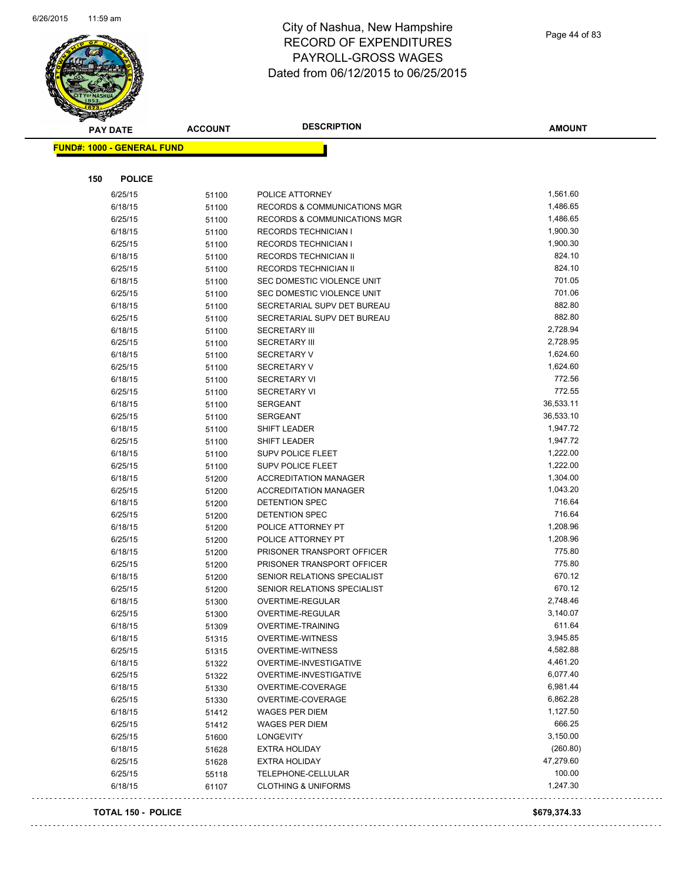# City of Nashua, New Hampshire
# RECORD OF EXPENDITURES
# PAYROLL-GROSS WAGES
# Dated from 06/12/2015 to 06/25/2015

**FUND#: 1000 - GENERAL FUND**

**150 POLICE**

| PAY DATE | ACCOUNT | DESCRIPTION | AMOUNT |
|---|---|---|---|
| 6/25/15 | 51100 | POLICE ATTORNEY | 1,561.60 |
| 6/18/15 | 51100 | RECORDS & COMMUNICATIONS MGR | 1,486.65 |
| 6/25/15 | 51100 | RECORDS & COMMUNICATIONS MGR | 1,486.65 |
| 6/18/15 | 51100 | RECORDS TECHNICIAN I | 1,900.30 |
| 6/25/15 | 51100 | RECORDS TECHNICIAN I | 1,900.30 |
| 6/18/15 | 51100 | RECORDS TECHNICIAN II | 824.10 |
| 6/25/15 | 51100 | RECORDS TECHNICIAN II | 824.10 |
| 6/18/15 | 51100 | SEC DOMESTIC VIOLENCE UNIT | 701.05 |
| 6/25/15 | 51100 | SEC DOMESTIC VIOLENCE UNIT | 701.06 |
| 6/18/15 | 51100 | SECRETARIAL SUPV DET BUREAU | 882.80 |
| 6/25/15 | 51100 | SECRETARIAL SUPV DET BUREAU | 882.80 |
| 6/18/15 | 51100 | SECRETARY III | 2,728.94 |
| 6/25/15 | 51100 | SECRETARY III | 2,728.95 |
| 6/18/15 | 51100 | SECRETARY V | 1,624.60 |
| 6/25/15 | 51100 | SECRETARY V | 1,624.60 |
| 6/18/15 | 51100 | SECRETARY VI | 772.56 |
| 6/25/15 | 51100 | SECRETARY VI | 772.55 |
| 6/18/15 | 51100 | SERGEANT | 36,533.11 |
| 6/25/15 | 51100 | SERGEANT | 36,533.10 |
| 6/18/15 | 51100 | SHIFT LEADER | 1,947.72 |
| 6/25/15 | 51100 | SHIFT LEADER | 1,947.72 |
| 6/18/15 | 51100 | SUPV POLICE FLEET | 1,222.00 |
| 6/25/15 | 51100 | SUPV POLICE FLEET | 1,222.00 |
| 6/18/15 | 51200 | ACCREDITATION MANAGER | 1,304.00 |
| 6/25/15 | 51200 | ACCREDITATION MANAGER | 1,043.20 |
| 6/18/15 | 51200 | DETENTION SPEC | 716.64 |
| 6/25/15 | 51200 | DETENTION SPEC | 716.64 |
| 6/18/15 | 51200 | POLICE ATTORNEY PT | 1,208.96 |
| 6/25/15 | 51200 | POLICE ATTORNEY PT | 1,208.96 |
| 6/18/15 | 51200 | PRISONER TRANSPORT OFFICER | 775.80 |
| 6/25/15 | 51200 | PRISONER TRANSPORT OFFICER | 775.80 |
| 6/18/15 | 51200 | SENIOR RELATIONS SPECIALIST | 670.12 |
| 6/25/15 | 51200 | SENIOR RELATIONS SPECIALIST | 670.12 |
| 6/18/15 | 51300 | OVERTIME-REGULAR | 2,748.46 |
| 6/25/15 | 51300 | OVERTIME-REGULAR | 3,140.07 |
| 6/18/15 | 51309 | OVERTIME-TRAINING | 611.64 |
| 6/18/15 | 51315 | OVERTIME-WITNESS | 3,945.85 |
| 6/25/15 | 51315 | OVERTIME-WITNESS | 4,582.88 |
| 6/18/15 | 51322 | OVERTIME-INVESTIGATIVE | 4,461.20 |
| 6/25/15 | 51322 | OVERTIME-INVESTIGATIVE | 6,077.40 |
| 6/18/15 | 51330 | OVERTIME-COVERAGE | 6,981.44 |
| 6/25/15 | 51330 | OVERTIME-COVERAGE | 6,862.28 |
| 6/18/15 | 51412 | WAGES PER DIEM | 1,127.50 |
| 6/25/15 | 51412 | WAGES PER DIEM | 666.25 |
| 6/25/15 | 51600 | LONGEVITY | 3,150.00 |
| 6/18/15 | 51628 | EXTRA HOLIDAY | (260.80) |
| 6/25/15 | 51628 | EXTRA HOLIDAY | 47,279.60 |
| 6/25/15 | 55118 | TELEPHONE-CELLULAR | 100.00 |
| 6/18/15 | 61107 | CLOTHING & UNIFORMS | 1,247.30 |

**TOTAL 150 - POLICE** **$679,374.33**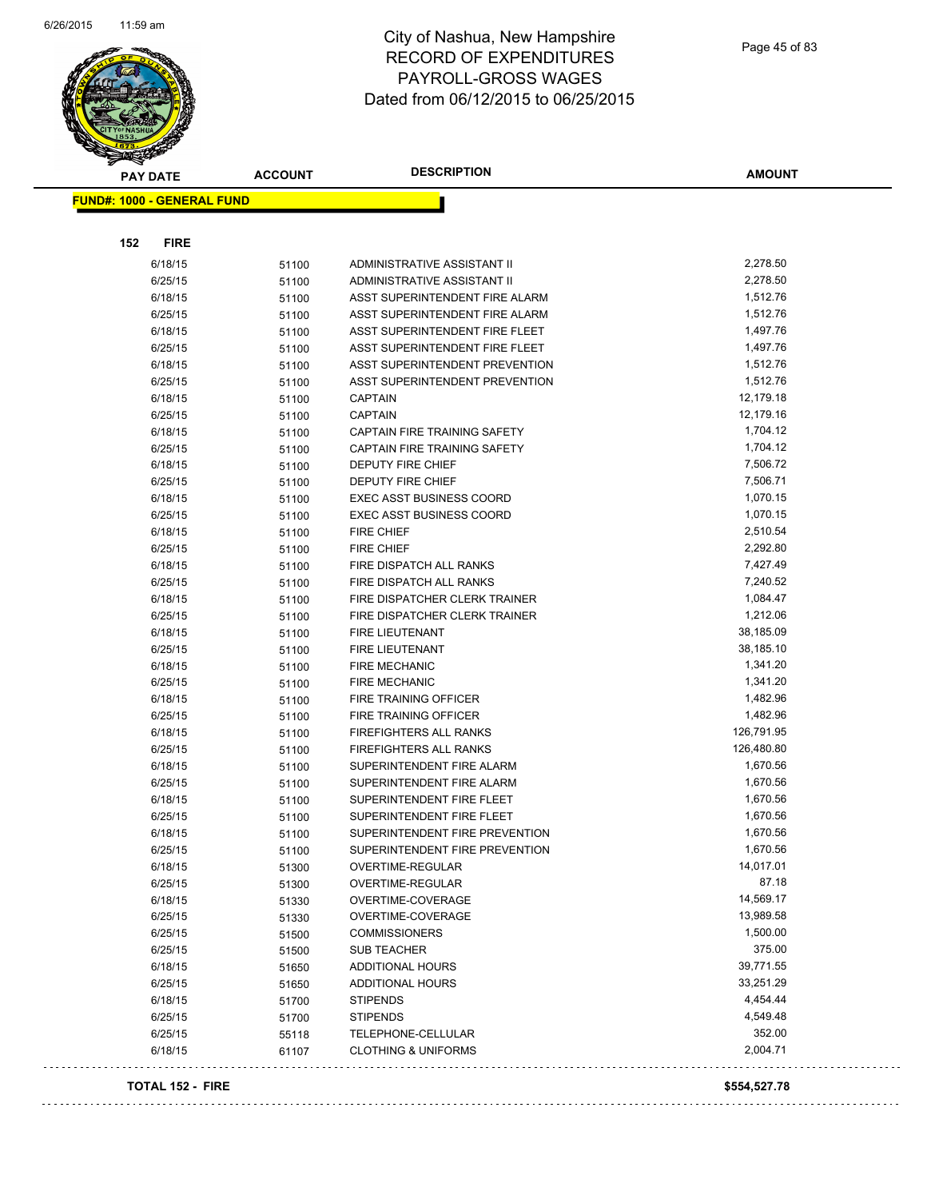# City of Nashua, New Hampshire
## RECORD OF EXPENDITURES
## PAYROLL-GROSS WAGES
## Dated from 06/12/2015 to 06/25/2015

**FUND#: 1000 - GENERAL FUND**

**152 FIRE**

| PAY DATE | ACCOUNT | DESCRIPTION | AMOUNT |
|---|---|---|---|
| 6/18/15 | 51100 | ADMINISTRATIVE ASSISTANT II | 2,278.50 |
| 6/25/15 | 51100 | ADMINISTRATIVE ASSISTANT II | 2,278.50 |
| 6/18/15 | 51100 | ASST SUPERINTENDENT FIRE ALARM | 1,512.76 |
| 6/25/15 | 51100 | ASST SUPERINTENDENT FIRE ALARM | 1,512.76 |
| 6/18/15 | 51100 | ASST SUPERINTENDENT FIRE FLEET | 1,497.76 |
| 6/25/15 | 51100 | ASST SUPERINTENDENT FIRE FLEET | 1,497.76 |
| 6/18/15 | 51100 | ASST SUPERINTENDENT PREVENTION | 1,512.76 |
| 6/25/15 | 51100 | ASST SUPERINTENDENT PREVENTION | 1,512.76 |
| 6/18/15 | 51100 | CAPTAIN | 12,179.18 |
| 6/25/15 | 51100 | CAPTAIN | 12,179.16 |
| 6/18/15 | 51100 | CAPTAIN FIRE TRAINING SAFETY | 1,704.12 |
| 6/25/15 | 51100 | CAPTAIN FIRE TRAINING SAFETY | 1,704.12 |
| 6/18/15 | 51100 | DEPUTY FIRE CHIEF | 7,506.72 |
| 6/25/15 | 51100 | DEPUTY FIRE CHIEF | 7,506.71 |
| 6/18/15 | 51100 | EXEC ASST BUSINESS COORD | 1,070.15 |
| 6/25/15 | 51100 | EXEC ASST BUSINESS COORD | 1,070.15 |
| 6/18/15 | 51100 | FIRE CHIEF | 2,510.54 |
| 6/25/15 | 51100 | FIRE CHIEF | 2,292.80 |
| 6/18/15 | 51100 | FIRE DISPATCH ALL RANKS | 7,427.49 |
| 6/25/15 | 51100 | FIRE DISPATCH ALL RANKS | 7,240.52 |
| 6/18/15 | 51100 | FIRE DISPATCHER CLERK TRAINER | 1,084.47 |
| 6/25/15 | 51100 | FIRE DISPATCHER CLERK TRAINER | 1,212.06 |
| 6/18/15 | 51100 | FIRE LIEUTENANT | 38,185.09 |
| 6/25/15 | 51100 | FIRE LIEUTENANT | 38,185.10 |
| 6/18/15 | 51100 | FIRE MECHANIC | 1,341.20 |
| 6/25/15 | 51100 | FIRE MECHANIC | 1,341.20 |
| 6/18/15 | 51100 | FIRE TRAINING OFFICER | 1,482.96 |
| 6/25/15 | 51100 | FIRE TRAINING OFFICER | 1,482.96 |
| 6/18/15 | 51100 | FIREFIGHTERS ALL RANKS | 126,791.95 |
| 6/25/15 | 51100 | FIREFIGHTERS ALL RANKS | 126,480.80 |
| 6/18/15 | 51100 | SUPERINTENDENT FIRE ALARM | 1,670.56 |
| 6/25/15 | 51100 | SUPERINTENDENT FIRE ALARM | 1,670.56 |
| 6/18/15 | 51100 | SUPERINTENDENT FIRE FLEET | 1,670.56 |
| 6/25/15 | 51100 | SUPERINTENDENT FIRE FLEET | 1,670.56 |
| 6/18/15 | 51100 | SUPERINTENDENT FIRE PREVENTION | 1,670.56 |
| 6/25/15 | 51100 | SUPERINTENDENT FIRE PREVENTION | 1,670.56 |
| 6/18/15 | 51300 | OVERTIME-REGULAR | 14,017.01 |
| 6/25/15 | 51300 | OVERTIME-REGULAR | 87.18 |
| 6/18/15 | 51330 | OVERTIME-COVERAGE | 14,569.17 |
| 6/25/15 | 51330 | OVERTIME-COVERAGE | 13,989.58 |
| 6/25/15 | 51500 | COMMISSIONERS | 1,500.00 |
| 6/25/15 | 51500 | SUB TEACHER | 375.00 |
| 6/18/15 | 51650 | ADDITIONAL HOURS | 39,771.55 |
| 6/25/15 | 51650 | ADDITIONAL HOURS | 33,251.29 |
| 6/18/15 | 51700 | STIPENDS | 4,454.44 |
| 6/25/15 | 51700 | STIPENDS | 4,549.48 |
| 6/25/15 | 55118 | TELEPHONE-CELLULAR | 352.00 |
| 6/18/15 | 61107 | CLOTHING & UNIFORMS | 2,004.71 |

**TOTAL 152 - FIRE** **$554,527.78**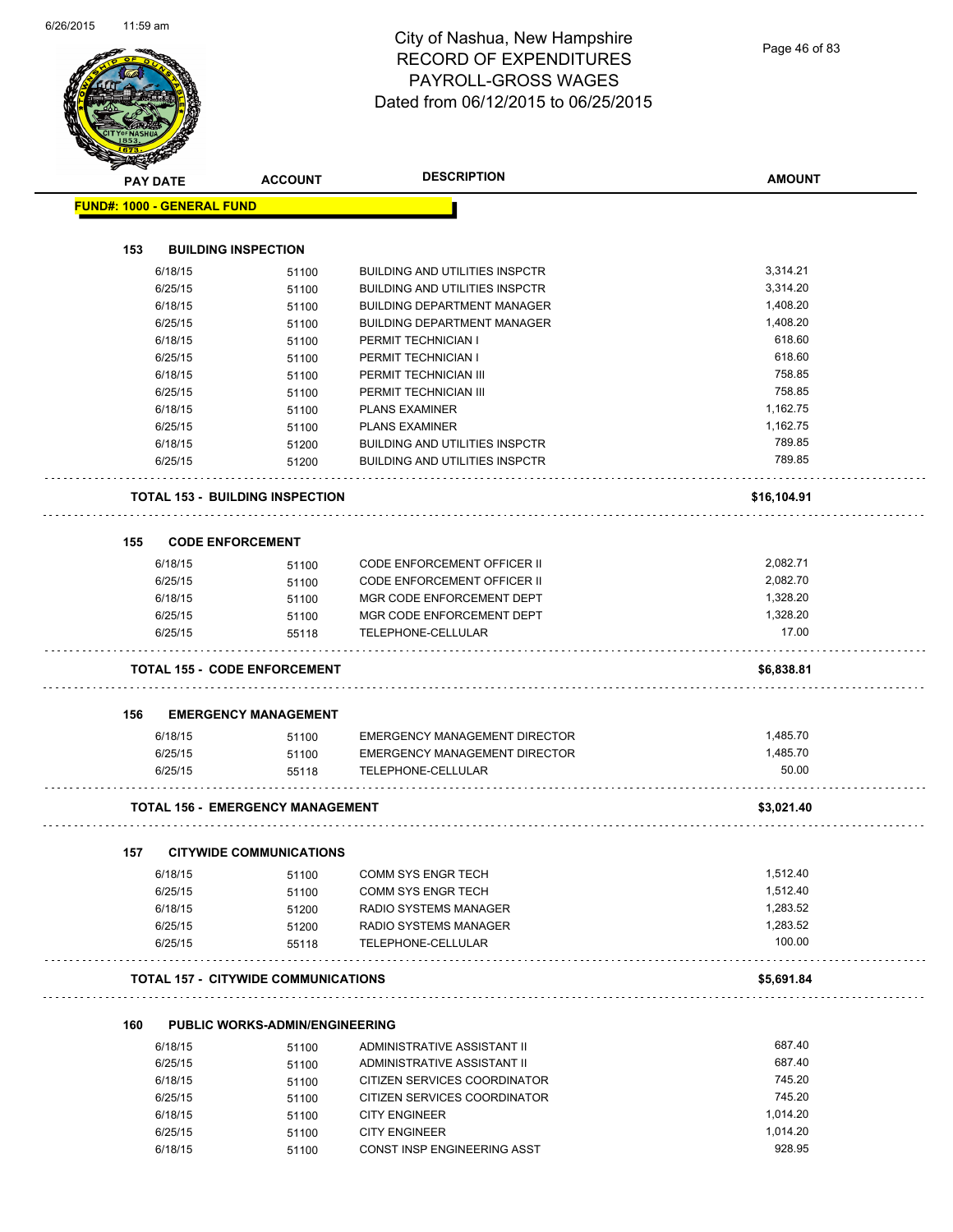# City of Nashua, New Hampshire
## RECORD OF EXPENDITURES
## PAYROLL-GROSS WAGES
## Dated from 06/12/2015 to 06/25/2015

| PAY DATE | ACCOUNT | DESCRIPTION | AMOUNT |
|---|---|---|---|
| **FUND#: 1000 - GENERAL FUND** | | | |
| **153 BUILDING INSPECTION** | | | |
| 6/18/15 | 51100 | BUILDING AND UTILITIES INSPCTR | 3,314.21 |
| 6/25/15 | 51100 | BUILDING AND UTILITIES INSPCTR | 3,314.20 |
| 6/18/15 | 51100 | BUILDING DEPARTMENT MANAGER | 1,408.20 |
| 6/25/15 | 51100 | BUILDING DEPARTMENT MANAGER | 1,408.20 |
| 6/18/15 | 51100 | PERMIT TECHNICIAN I | 618.60 |
| 6/25/15 | 51100 | PERMIT TECHNICIAN I | 618.60 |
| 6/18/15 | 51100 | PERMIT TECHNICIAN III | 758.85 |
| 6/25/15 | 51100 | PERMIT TECHNICIAN III | 758.85 |
| 6/18/15 | 51100 | PLANS EXAMINER | 1,162.75 |
| 6/25/15 | 51100 | PLANS EXAMINER | 1,162.75 |
| 6/18/15 | 51200 | BUILDING AND UTILITIES INSPCTR | 789.85 |
| 6/25/15 | 51200 | BUILDING AND UTILITIES INSPCTR | 789.85 |
| **TOTAL 153 - BUILDING INSPECTION** | | | **$16,104.91** |
| **155 CODE ENFORCEMENT** | | | |
| 6/18/15 | 51100 | CODE ENFORCEMENT OFFICER II | 2,082.71 |
| 6/25/15 | 51100 | CODE ENFORCEMENT OFFICER II | 2,082.70 |
| 6/18/15 | 51100 | MGR CODE ENFORCEMENT DEPT | 1,328.20 |
| 6/25/15 | 51100 | MGR CODE ENFORCEMENT DEPT | 1,328.20 |
| 6/25/15 | 55118 | TELEPHONE-CELLULAR | 17.00 |
| **TOTAL 155 - CODE ENFORCEMENT** | | | **$6,838.81** |
| **156 EMERGENCY MANAGEMENT** | | | |
| 6/18/15 | 51100 | EMERGENCY MANAGEMENT DIRECTOR | 1,485.70 |
| 6/25/15 | 51100 | EMERGENCY MANAGEMENT DIRECTOR | 1,485.70 |
| 6/25/15 | 55118 | TELEPHONE-CELLULAR | 50.00 |
| **TOTAL 156 - EMERGENCY MANAGEMENT** | | | **$3,021.40** |
| **157 CITYWIDE COMMUNICATIONS** | | | |
| 6/18/15 | 51100 | COMM SYS ENGR TECH | 1,512.40 |
| 6/25/15 | 51100 | COMM SYS ENGR TECH | 1,512.40 |
| 6/18/15 | 51200 | RADIO SYSTEMS MANAGER | 1,283.52 |
| 6/25/15 | 51200 | RADIO SYSTEMS MANAGER | 1,283.52 |
| 6/25/15 | 55118 | TELEPHONE-CELLULAR | 100.00 |
| **TOTAL 157 - CITYWIDE COMMUNICATIONS** | | | **$5,691.84** |
| **160 PUBLIC WORKS-ADMIN/ENGINEERING** | | | |
| 6/18/15 | 51100 | ADMINISTRATIVE ASSISTANT II | 687.40 |
| 6/25/15 | 51100 | ADMINISTRATIVE ASSISTANT II | 687.40 |
| 6/18/15 | 51100 | CITIZEN SERVICES COORDINATOR | 745.20 |
| 6/25/15 | 51100 | CITIZEN SERVICES COORDINATOR | 745.20 |
| 6/18/15 | 51100 | CITY ENGINEER | 1,014.20 |
| 6/25/15 | 51100 | CITY ENGINEER | 1,014.20 |
| 6/18/15 | 51100 | CONST INSP ENGINEERING ASST | 928.95 |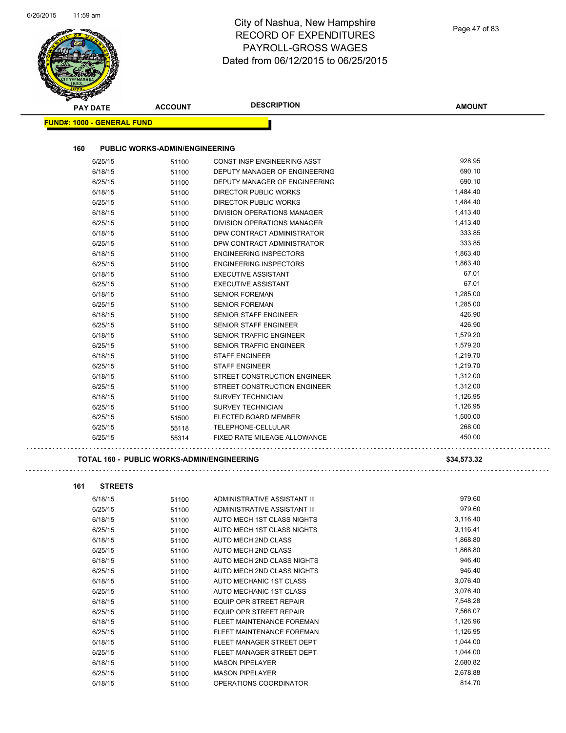# City of Nashua, New Hampshire
# RECORD OF EXPENDITURES
# PAYROLL-GROSS WAGES
# Dated from 06/12/2015 to 06/25/2015

**FUND#: 1000 - GENERAL FUND**

**160 PUBLIC WORKS-ADMIN/ENGINEERING**

| PAY DATE | ACCOUNT | DESCRIPTION | AMOUNT |
|---|---|---|---|
| 6/25/15 | 51100 | CONST INSP ENGINEERING ASST | 928.95 |
| 6/18/15 | 51100 | DEPUTY MANAGER OF ENGINEERING | 690.10 |
| 6/25/15 | 51100 | DEPUTY MANAGER OF ENGINEERING | 690.10 |
| 6/18/15 | 51100 | DIRECTOR PUBLIC WORKS | 1,484.40 |
| 6/25/15 | 51100 | DIRECTOR PUBLIC WORKS | 1,484.40 |
| 6/18/15 | 51100 | DIVISION OPERATIONS MANAGER | 1,413.40 |
| 6/25/15 | 51100 | DIVISION OPERATIONS MANAGER | 1,413.40 |
| 6/18/15 | 51100 | DPW CONTRACT ADMINISTRATOR | 333.85 |
| 6/25/15 | 51100 | DPW CONTRACT ADMINISTRATOR | 333.85 |
| 6/18/15 | 51100 | ENGINEERING INSPECTORS | 1,863.40 |
| 6/25/15 | 51100 | ENGINEERING INSPECTORS | 1,863.40 |
| 6/18/15 | 51100 | EXECUTIVE ASSISTANT | 67.01 |
| 6/25/15 | 51100 | EXECUTIVE ASSISTANT | 67.01 |
| 6/18/15 | 51100 | SENIOR FOREMAN | 1,285.00 |
| 6/25/15 | 51100 | SENIOR FOREMAN | 1,285.00 |
| 6/18/15 | 51100 | SENIOR STAFF ENGINEER | 426.90 |
| 6/25/15 | 51100 | SENIOR STAFF ENGINEER | 426.90 |
| 6/18/15 | 51100 | SENIOR TRAFFIC ENGINEER | 1,579.20 |
| 6/25/15 | 51100 | SENIOR TRAFFIC ENGINEER | 1,579.20 |
| 6/18/15 | 51100 | STAFF ENGINEER | 1,219.70 |
| 6/25/15 | 51100 | STAFF ENGINEER | 1,219.70 |
| 6/18/15 | 51100 | STREET CONSTRUCTION ENGINEER | 1,312.00 |
| 6/25/15 | 51100 | STREET CONSTRUCTION ENGINEER | 1,312.00 |
| 6/18/15 | 51100 | SURVEY TECHNICIAN | 1,126.95 |
| 6/25/15 | 51100 | SURVEY TECHNICIAN | 1,126.95 |
| 6/25/15 | 51500 | ELECTED BOARD MEMBER | 1,500.00 |
| 6/25/15 | 55118 | TELEPHONE-CELLULAR | 268.00 |
| 6/25/15 | 55314 | FIXED RATE MILEAGE ALLOWANCE | 450.00 |

**TOTAL 160 - PUBLIC WORKS-ADMIN/ENGINEERING** **$34,573.32**

**161 STREETS**

| PAY DATE | ACCOUNT | DESCRIPTION | AMOUNT |
|---|---|---|---|
| 6/18/15 | 51100 | ADMINISTRATIVE ASSISTANT III | 979.60 |
| 6/25/15 | 51100 | ADMINISTRATIVE ASSISTANT III | 979.60 |
| 6/18/15 | 51100 | AUTO MECH 1ST CLASS NIGHTS | 3,116.40 |
| 6/25/15 | 51100 | AUTO MECH 1ST CLASS NIGHTS | 3,116.41 |
| 6/18/15 | 51100 | AUTO MECH 2ND CLASS | 1,868.80 |
| 6/25/15 | 51100 | AUTO MECH 2ND CLASS | 1,868.80 |
| 6/18/15 | 51100 | AUTO MECH 2ND CLASS NIGHTS | 946.40 |
| 6/25/15 | 51100 | AUTO MECH 2ND CLASS NIGHTS | 946.40 |
| 6/18/15 | 51100 | AUTO MECHANIC 1ST CLASS | 3,076.40 |
| 6/25/15 | 51100 | AUTO MECHANIC 1ST CLASS | 3,076.40 |
| 6/18/15 | 51100 | EQUIP OPR STREET REPAIR | 7,548.28 |
| 6/25/15 | 51100 | EQUIP OPR STREET REPAIR | 7,568.07 |
| 6/18/15 | 51100 | FLEET MAINTENANCE FOREMAN | 1,126.96 |
| 6/25/15 | 51100 | FLEET MAINTENANCE FOREMAN | 1,126.95 |
| 6/18/15 | 51100 | FLEET MANAGER STREET DEPT | 1,044.00 |
| 6/25/15 | 51100 | FLEET MANAGER STREET DEPT | 1,044.00 |
| 6/18/15 | 51100 | MASON PIPELAYER | 2,680.82 |
| 6/25/15 | 51100 | MASON PIPELAYER | 2,678.88 |
| 6/18/15 | 51100 | OPERATIONS COORDINATOR | 814.70 |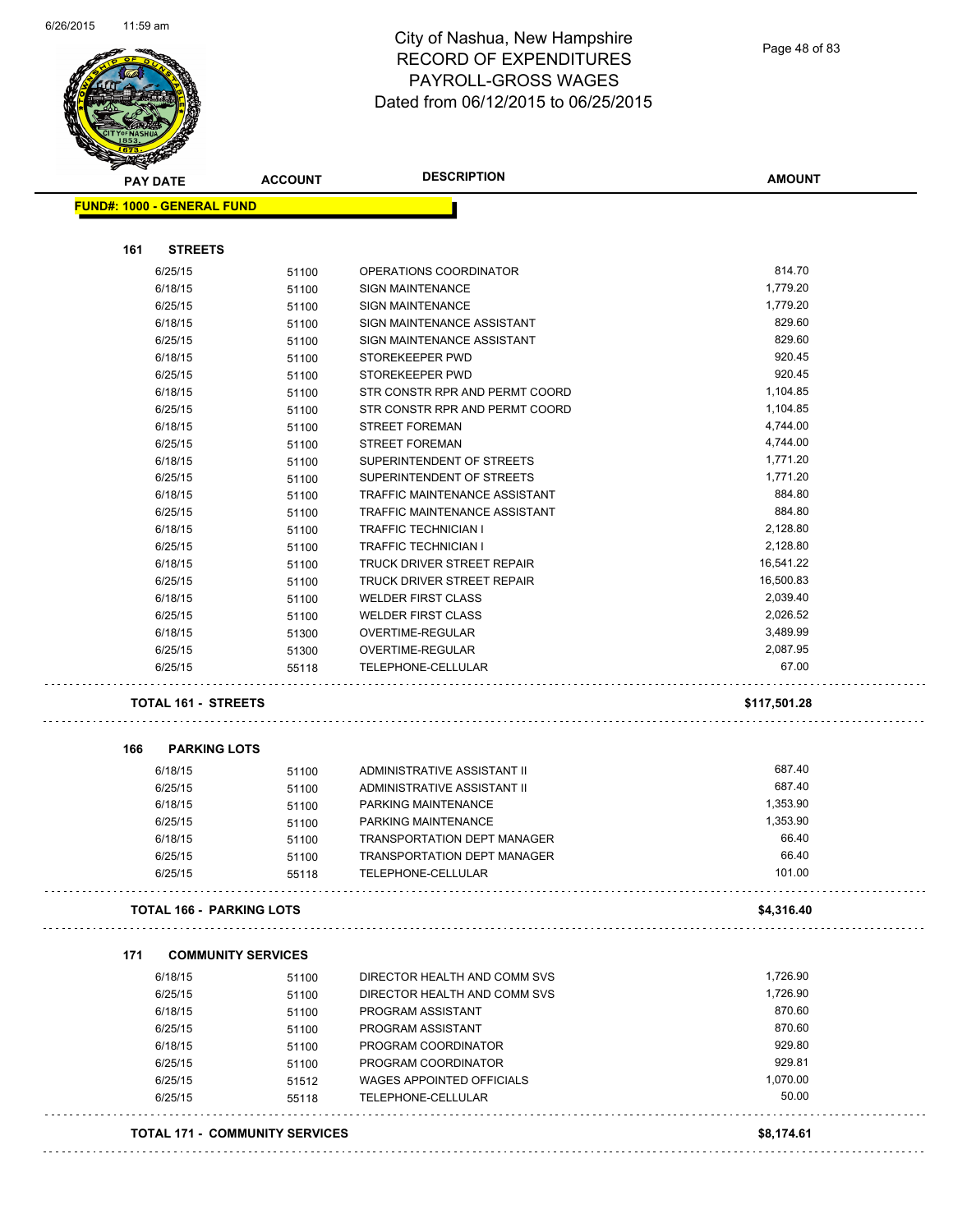# City of Nashua, New Hampshire
## RECORD OF EXPENDITURES
## PAYROLL-GROSS WAGES
## Dated from 06/12/2015 to 06/25/2015

| PAY DATE | ACCOUNT | DESCRIPTION | AMOUNT |
|---|---|---|---|
| **FUND#: 1000 - GENERAL FUND** | | | |
| **161 STREETS** | | | |
| 6/25/15 | 51100 | OPERATIONS COORDINATOR | 814.70 |
| 6/18/15 | 51100 | SIGN MAINTENANCE | 1,779.20 |
| 6/25/15 | 51100 | SIGN MAINTENANCE | 1,779.20 |
| 6/18/15 | 51100 | SIGN MAINTENANCE ASSISTANT | 829.60 |
| 6/25/15 | 51100 | SIGN MAINTENANCE ASSISTANT | 829.60 |
| 6/18/15 | 51100 | STOREKEEPER PWD | 920.45 |
| 6/25/15 | 51100 | STOREKEEPER PWD | 920.45 |
| 6/18/15 | 51100 | STR CONSTR RPR AND PERMT COORD | 1,104.85 |
| 6/25/15 | 51100 | STR CONSTR RPR AND PERMT COORD | 1,104.85 |
| 6/18/15 | 51100 | STREET FOREMAN | 4,744.00 |
| 6/25/15 | 51100 | STREET FOREMAN | 4,744.00 |
| 6/18/15 | 51100 | SUPERINTENDENT OF STREETS | 1,771.20 |
| 6/25/15 | 51100 | SUPERINTENDENT OF STREETS | 1,771.20 |
| 6/18/15 | 51100 | TRAFFIC MAINTENANCE ASSISTANT | 884.80 |
| 6/25/15 | 51100 | TRAFFIC MAINTENANCE ASSISTANT | 884.80 |
| 6/18/15 | 51100 | TRAFFIC TECHNICIAN I | 2,128.80 |
| 6/25/15 | 51100 | TRAFFIC TECHNICIAN I | 2,128.80 |
| 6/18/15 | 51100 | TRUCK DRIVER STREET REPAIR | 16,541.22 |
| 6/25/15 | 51100 | TRUCK DRIVER STREET REPAIR | 16,500.83 |
| 6/18/15 | 51100 | WELDER FIRST CLASS | 2,039.40 |
| 6/25/15 | 51100 | WELDER FIRST CLASS | 2,026.52 |
| 6/18/15 | 51300 | OVERTIME-REGULAR | 3,489.99 |
| 6/25/15 | 51300 | OVERTIME-REGULAR | 2,087.95 |
| 6/25/15 | 55118 | TELEPHONE-CELLULAR | 67.00 |
| **TOTAL 161 - STREETS** | | | **$117,501.28** |
| **166 PARKING LOTS** | | | |
| 6/18/15 | 51100 | ADMINISTRATIVE ASSISTANT II | 687.40 |
| 6/25/15 | 51100 | ADMINISTRATIVE ASSISTANT II | 687.40 |
| 6/18/15 | 51100 | PARKING MAINTENANCE | 1,353.90 |
| 6/25/15 | 51100 | PARKING MAINTENANCE | 1,353.90 |
| 6/18/15 | 51100 | TRANSPORTATION DEPT MANAGER | 66.40 |
| 6/25/15 | 51100 | TRANSPORTATION DEPT MANAGER | 66.40 |
| 6/25/15 | 55118 | TELEPHONE-CELLULAR | 101.00 |
| **TOTAL 166 - PARKING LOTS** | | | **$4,316.40** |
| **171 COMMUNITY SERVICES** | | | |
| 6/18/15 | 51100 | DIRECTOR HEALTH AND COMM SVS | 1,726.90 |
| 6/25/15 | 51100 | DIRECTOR HEALTH AND COMM SVS | 1,726.90 |
| 6/18/15 | 51100 | PROGRAM ASSISTANT | 870.60 |
| 6/25/15 | 51100 | PROGRAM ASSISTANT | 870.60 |
| 6/18/15 | 51100 | PROGRAM COORDINATOR | 929.80 |
| 6/25/15 | 51100 | PROGRAM COORDINATOR | 929.81 |
| 6/25/15 | 51512 | WAGES APPOINTED OFFICIALS | 1,070.00 |
| 6/25/15 | 55118 | TELEPHONE-CELLULAR | 50.00 |
| **TOTAL 171 - COMMUNITY SERVICES** | | | **$8,174.61** |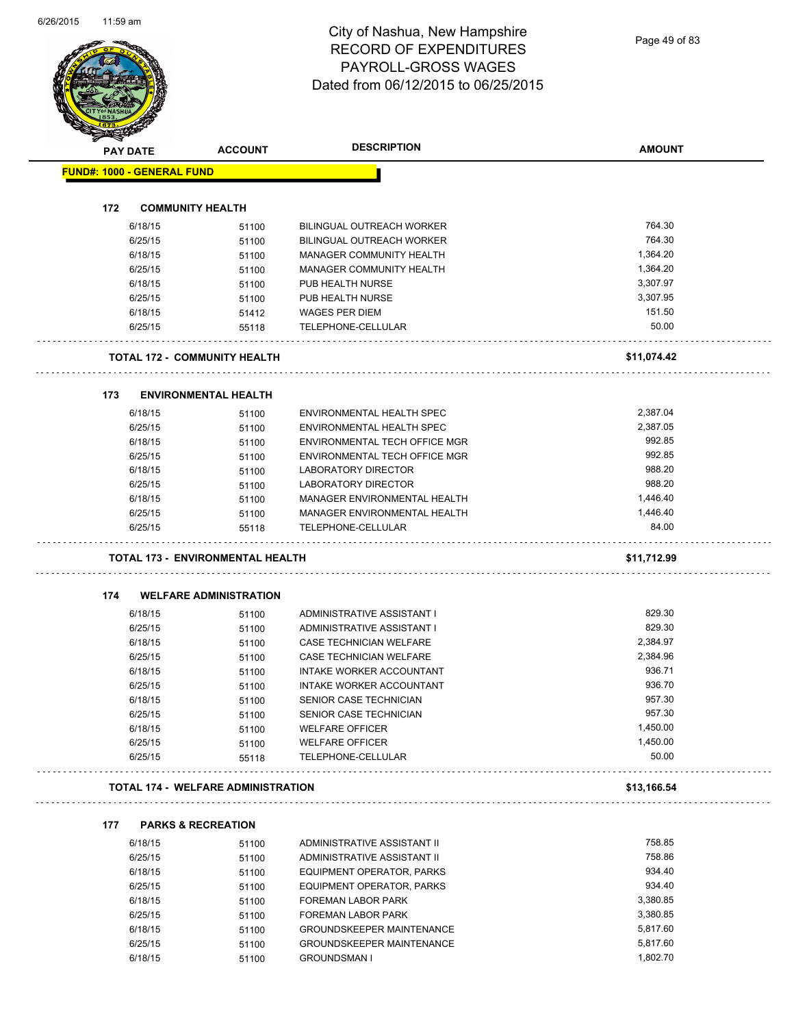# City of Nashua, New Hampshire
## RECORD OF EXPENDITURES
## PAYROLL-GROSS WAGES
## Dated from 06/12/2015 to 06/25/2015

| PAY DATE | ACCOUNT | DESCRIPTION | AMOUNT |
|---|---|---|---|
| **FUND#: 1000 - GENERAL FUND** | | | |
| **172 COMMUNITY HEALTH** | | | |
| 6/18/15 | 51100 | BILINGUAL OUTREACH WORKER | 764.30 |
| 6/25/15 | 51100 | BILINGUAL OUTREACH WORKER | 764.30 |
| 6/18/15 | 51100 | MANAGER COMMUNITY HEALTH | 1,364.20 |
| 6/25/15 | 51100 | MANAGER COMMUNITY HEALTH | 1,364.20 |
| 6/18/15 | 51100 | PUB HEALTH NURSE | 3,307.97 |
| 6/25/15 | 51100 | PUB HEALTH NURSE | 3,307.95 |
| 6/18/15 | 51412 | WAGES PER DIEM | 151.50 |
| 6/25/15 | 55118 | TELEPHONE-CELLULAR | 50.00 |
| **TOTAL 172 - COMMUNITY HEALTH** | | | **$11,074.42** |
| **173 ENVIRONMENTAL HEALTH** | | | |
| 6/18/15 | 51100 | ENVIRONMENTAL HEALTH SPEC | 2,387.04 |
| 6/25/15 | 51100 | ENVIRONMENTAL HEALTH SPEC | 2,387.05 |
| 6/18/15 | 51100 | ENVIRONMENTAL TECH OFFICE MGR | 992.85 |
| 6/25/15 | 51100 | ENVIRONMENTAL TECH OFFICE MGR | 992.85 |
| 6/18/15 | 51100 | LABORATORY DIRECTOR | 988.20 |
| 6/25/15 | 51100 | LABORATORY DIRECTOR | 988.20 |
| 6/18/15 | 51100 | MANAGER ENVIRONMENTAL HEALTH | 1,446.40 |
| 6/25/15 | 51100 | MANAGER ENVIRONMENTAL HEALTH | 1,446.40 |
| 6/25/15 | 55118 | TELEPHONE-CELLULAR | 84.00 |
| **TOTAL 173 - ENVIRONMENTAL HEALTH** | | | **$11,712.99** |
| **174 WELFARE ADMINISTRATION** | | | |
| 6/18/15 | 51100 | ADMINISTRATIVE ASSISTANT I | 829.30 |
| 6/25/15 | 51100 | ADMINISTRATIVE ASSISTANT I | 829.30 |
| 6/18/15 | 51100 | CASE TECHNICIAN WELFARE | 2,384.97 |
| 6/25/15 | 51100 | CASE TECHNICIAN WELFARE | 2,384.96 |
| 6/18/15 | 51100 | INTAKE WORKER ACCOUNTANT | 936.71 |
| 6/25/15 | 51100 | INTAKE WORKER ACCOUNTANT | 936.70 |
| 6/18/15 | 51100 | SENIOR CASE TECHNICIAN | 957.30 |
| 6/25/15 | 51100 | SENIOR CASE TECHNICIAN | 957.30 |
| 6/18/15 | 51100 | WELFARE OFFICER | 1,450.00 |
| 6/25/15 | 51100 | WELFARE OFFICER | 1,450.00 |
| 6/25/15 | 55118 | TELEPHONE-CELLULAR | 50.00 |
| **TOTAL 174 - WELFARE ADMINISTRATION** | | | **$13,166.54** |
| **177 PARKS & RECREATION** | | | |
| 6/18/15 | 51100 | ADMINISTRATIVE ASSISTANT II | 758.85 |
| 6/25/15 | 51100 | ADMINISTRATIVE ASSISTANT II | 758.86 |
| 6/18/15 | 51100 | EQUIPMENT OPERATOR, PARKS | 934.40 |
| 6/25/15 | 51100 | EQUIPMENT OPERATOR, PARKS | 934.40 |
| 6/18/15 | 51100 | FOREMAN LABOR PARK | 3,380.85 |
| 6/25/15 | 51100 | FOREMAN LABOR PARK | 3,380.85 |
| 6/18/15 | 51100 | GROUNDSKEEPER MAINTENANCE | 5,817.60 |
| 6/25/15 | 51100 | GROUNDSKEEPER MAINTENANCE | 5,817.60 |
| 6/18/15 | 51100 | GROUNDSMAN I | 1,802.70 |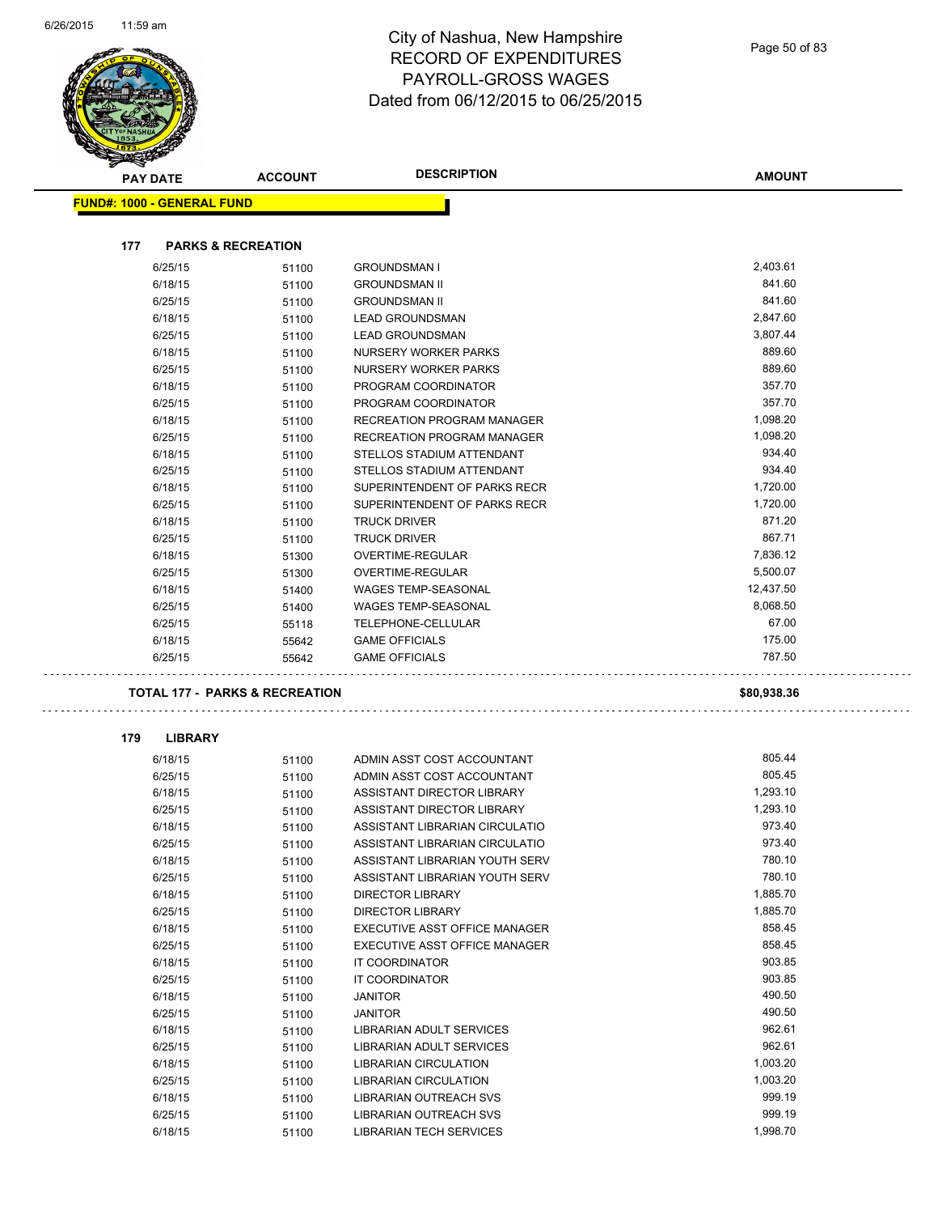# City of Nashua, New Hampshire
## RECORD OF EXPENDITURES
## PAYROLL-GROSS WAGES
## Dated from 06/12/2015 to 06/25/2015

**FUND#: 1000 - GENERAL FUND**

### 177 PARKS & RECREATION

| PAY DATE | ACCOUNT | DESCRIPTION | AMOUNT |
|---|---|---|---|
| 6/25/15 | 51100 | GROUNDSMAN I | 2,403.61 |
| 6/18/15 | 51100 | GROUNDSMAN II | 841.60 |
| 6/25/15 | 51100 | GROUNDSMAN II | 841.60 |
| 6/18/15 | 51100 | LEAD GROUNDSMAN | 2,847.60 |
| 6/25/15 | 51100 | LEAD GROUNDSMAN | 3,807.44 |
| 6/18/15 | 51100 | NURSERY WORKER PARKS | 889.60 |
| 6/25/15 | 51100 | NURSERY WORKER PARKS | 889.60 |
| 6/18/15 | 51100 | PROGRAM COORDINATOR | 357.70 |
| 6/25/15 | 51100 | PROGRAM COORDINATOR | 357.70 |
| 6/18/15 | 51100 | RECREATION PROGRAM MANAGER | 1,098.20 |
| 6/25/15 | 51100 | RECREATION PROGRAM MANAGER | 1,098.20 |
| 6/18/15 | 51100 | STELLOS STADIUM ATTENDANT | 934.40 |
| 6/25/15 | 51100 | STELLOS STADIUM ATTENDANT | 934.40 |
| 6/18/15 | 51100 | SUPERINTENDENT OF PARKS RECR | 1,720.00 |
| 6/25/15 | 51100 | SUPERINTENDENT OF PARKS RECR | 1,720.00 |
| 6/18/15 | 51100 | TRUCK DRIVER | 871.20 |
| 6/25/15 | 51100 | TRUCK DRIVER | 867.71 |
| 6/18/15 | 51300 | OVERTIME-REGULAR | 7,836.12 |
| 6/25/15 | 51300 | OVERTIME-REGULAR | 5,500.07 |
| 6/18/15 | 51400 | WAGES TEMP-SEASONAL | 12,437.50 |
| 6/25/15 | 51400 | WAGES TEMP-SEASONAL | 8,068.50 |
| 6/25/15 | 55118 | TELEPHONE-CELLULAR | 67.00 |
| 6/18/15 | 55642 | GAME OFFICIALS | 175.00 |
| 6/25/15 | 55642 | GAME OFFICIALS | 787.50 |

**TOTAL 177 - PARKS & RECREATION** **$80,938.36**

### 179 LIBRARY

| PAY DATE | ACCOUNT | DESCRIPTION | AMOUNT |
|---|---|---|---|
| 6/18/15 | 51100 | ADMIN ASST COST ACCOUNTANT | 805.44 |
| 6/25/15 | 51100 | ADMIN ASST COST ACCOUNTANT | 805.45 |
| 6/18/15 | 51100 | ASSISTANT DIRECTOR LIBRARY | 1,293.10 |
| 6/25/15 | 51100 | ASSISTANT DIRECTOR LIBRARY | 1,293.10 |
| 6/18/15 | 51100 | ASSISTANT LIBRARIAN CIRCULATIO | 973.40 |
| 6/25/15 | 51100 | ASSISTANT LIBRARIAN CIRCULATIO | 973.40 |
| 6/18/15 | 51100 | ASSISTANT LIBRARIAN YOUTH SERV | 780.10 |
| 6/25/15 | 51100 | ASSISTANT LIBRARIAN YOUTH SERV | 780.10 |
| 6/18/15 | 51100 | DIRECTOR LIBRARY | 1,885.70 |
| 6/25/15 | 51100 | DIRECTOR LIBRARY | 1,885.70 |
| 6/18/15 | 51100 | EXECUTIVE ASST OFFICE MANAGER | 858.45 |
| 6/25/15 | 51100 | EXECUTIVE ASST OFFICE MANAGER | 858.45 |
| 6/18/15 | 51100 | IT COORDINATOR | 903.85 |
| 6/25/15 | 51100 | IT COORDINATOR | 903.85 |
| 6/18/15 | 51100 | JANITOR | 490.50 |
| 6/25/15 | 51100 | JANITOR | 490.50 |
| 6/18/15 | 51100 | LIBRARIAN ADULT SERVICES | 962.61 |
| 6/25/15 | 51100 | LIBRARIAN ADULT SERVICES | 962.61 |
| 6/18/15 | 51100 | LIBRARIAN CIRCULATION | 1,003.20 |
| 6/25/15 | 51100 | LIBRARIAN CIRCULATION | 1,003.20 |
| 6/18/15 | 51100 | LIBRARIAN OUTREACH SVS | 999.19 |
| 6/25/15 | 51100 | LIBRARIAN OUTREACH SVS | 999.19 |
| 6/18/15 | 51100 | LIBRARIAN TECH SERVICES | 1,998.70 |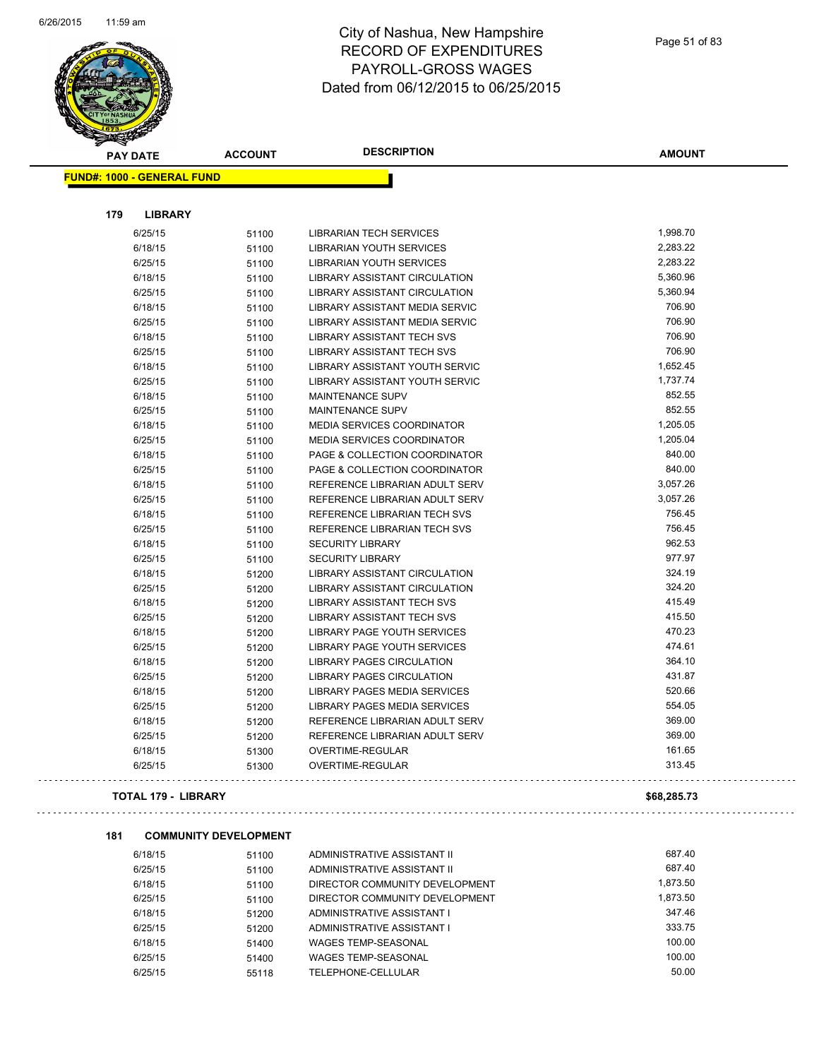# City of Nashua, New Hampshire
## RECORD OF EXPENDITURES
## PAYROLL-GROSS WAGES
## Dated from 06/12/2015 to 06/25/2015

| PAY DATE | ACCOUNT | DESCRIPTION | AMOUNT |
|---|---|---|---|

**FUND#: 1000 - GENERAL FUND**

**179 LIBRARY**

| PAY DATE | ACCOUNT | DESCRIPTION | AMOUNT |
|---|---|---|---|
| 6/25/15 | 51100 | LIBRARIAN TECH SERVICES | 1,998.70 |
| 6/18/15 | 51100 | LIBRARIAN YOUTH SERVICES | 2,283.22 |
| 6/25/15 | 51100 | LIBRARIAN YOUTH SERVICES | 2,283.22 |
| 6/18/15 | 51100 | LIBRARY ASSISTANT CIRCULATION | 5,360.96 |
| 6/25/15 | 51100 | LIBRARY ASSISTANT CIRCULATION | 5,360.94 |
| 6/18/15 | 51100 | LIBRARY ASSISTANT MEDIA SERVIC | 706.90 |
| 6/25/15 | 51100 | LIBRARY ASSISTANT MEDIA SERVIC | 706.90 |
| 6/18/15 | 51100 | LIBRARY ASSISTANT TECH SVS | 706.90 |
| 6/25/15 | 51100 | LIBRARY ASSISTANT TECH SVS | 706.90 |
| 6/18/15 | 51100 | LIBRARY ASSISTANT YOUTH SERVIC | 1,652.45 |
| 6/25/15 | 51100 | LIBRARY ASSISTANT YOUTH SERVIC | 1,737.74 |
| 6/18/15 | 51100 | MAINTENANCE SUPV | 852.55 |
| 6/25/15 | 51100 | MAINTENANCE SUPV | 852.55 |
| 6/18/15 | 51100 | MEDIA SERVICES COORDINATOR | 1,205.05 |
| 6/25/15 | 51100 | MEDIA SERVICES COORDINATOR | 1,205.04 |
| 6/18/15 | 51100 | PAGE & COLLECTION COORDINATOR | 840.00 |
| 6/25/15 | 51100 | PAGE & COLLECTION COORDINATOR | 840.00 |
| 6/18/15 | 51100 | REFERENCE LIBRARIAN ADULT SERV | 3,057.26 |
| 6/25/15 | 51100 | REFERENCE LIBRARIAN ADULT SERV | 3,057.26 |
| 6/18/15 | 51100 | REFERENCE LIBRARIAN TECH SVS | 756.45 |
| 6/25/15 | 51100 | REFERENCE LIBRARIAN TECH SVS | 756.45 |
| 6/18/15 | 51100 | SECURITY LIBRARY | 962.53 |
| 6/25/15 | 51100 | SECURITY LIBRARY | 977.97 |
| 6/18/15 | 51200 | LIBRARY ASSISTANT CIRCULATION | 324.19 |
| 6/25/15 | 51200 | LIBRARY ASSISTANT CIRCULATION | 324.20 |
| 6/18/15 | 51200 | LIBRARY ASSISTANT TECH SVS | 415.49 |
| 6/25/15 | 51200 | LIBRARY ASSISTANT TECH SVS | 415.50 |
| 6/18/15 | 51200 | LIBRARY PAGE YOUTH SERVICES | 470.23 |
| 6/25/15 | 51200 | LIBRARY PAGE YOUTH SERVICES | 474.61 |
| 6/18/15 | 51200 | LIBRARY PAGES CIRCULATION | 364.10 |
| 6/25/15 | 51200 | LIBRARY PAGES CIRCULATION | 431.87 |
| 6/18/15 | 51200 | LIBRARY PAGES MEDIA SERVICES | 520.66 |
| 6/25/15 | 51200 | LIBRARY PAGES MEDIA SERVICES | 554.05 |
| 6/18/15 | 51200 | REFERENCE LIBRARIAN ADULT SERV | 369.00 |
| 6/25/15 | 51200 | REFERENCE LIBRARIAN ADULT SERV | 369.00 |
| 6/18/15 | 51300 | OVERTIME-REGULAR | 161.65 |
| 6/25/15 | 51300 | OVERTIME-REGULAR | 313.45 |

**TOTAL 179 - LIBRARY** **$68,285.73**

**181 COMMUNITY DEVELOPMENT**

| PAY DATE | ACCOUNT | DESCRIPTION | AMOUNT |
|---|---|---|---|
| 6/18/15 | 51100 | ADMINISTRATIVE ASSISTANT II | 687.40 |
| 6/25/15 | 51100 | ADMINISTRATIVE ASSISTANT II | 687.40 |
| 6/18/15 | 51100 | DIRECTOR COMMUNITY DEVELOPMENT | 1,873.50 |
| 6/25/15 | 51100 | DIRECTOR COMMUNITY DEVELOPMENT | 1,873.50 |
| 6/18/15 | 51200 | ADMINISTRATIVE ASSISTANT I | 347.46 |
| 6/25/15 | 51200 | ADMINISTRATIVE ASSISTANT I | 333.75 |
| 6/18/15 | 51400 | WAGES TEMP-SEASONAL | 100.00 |
| 6/25/15 | 51400 | WAGES TEMP-SEASONAL | 100.00 |
| 6/25/15 | 55118 | TELEPHONE-CELLULAR | 50.00 |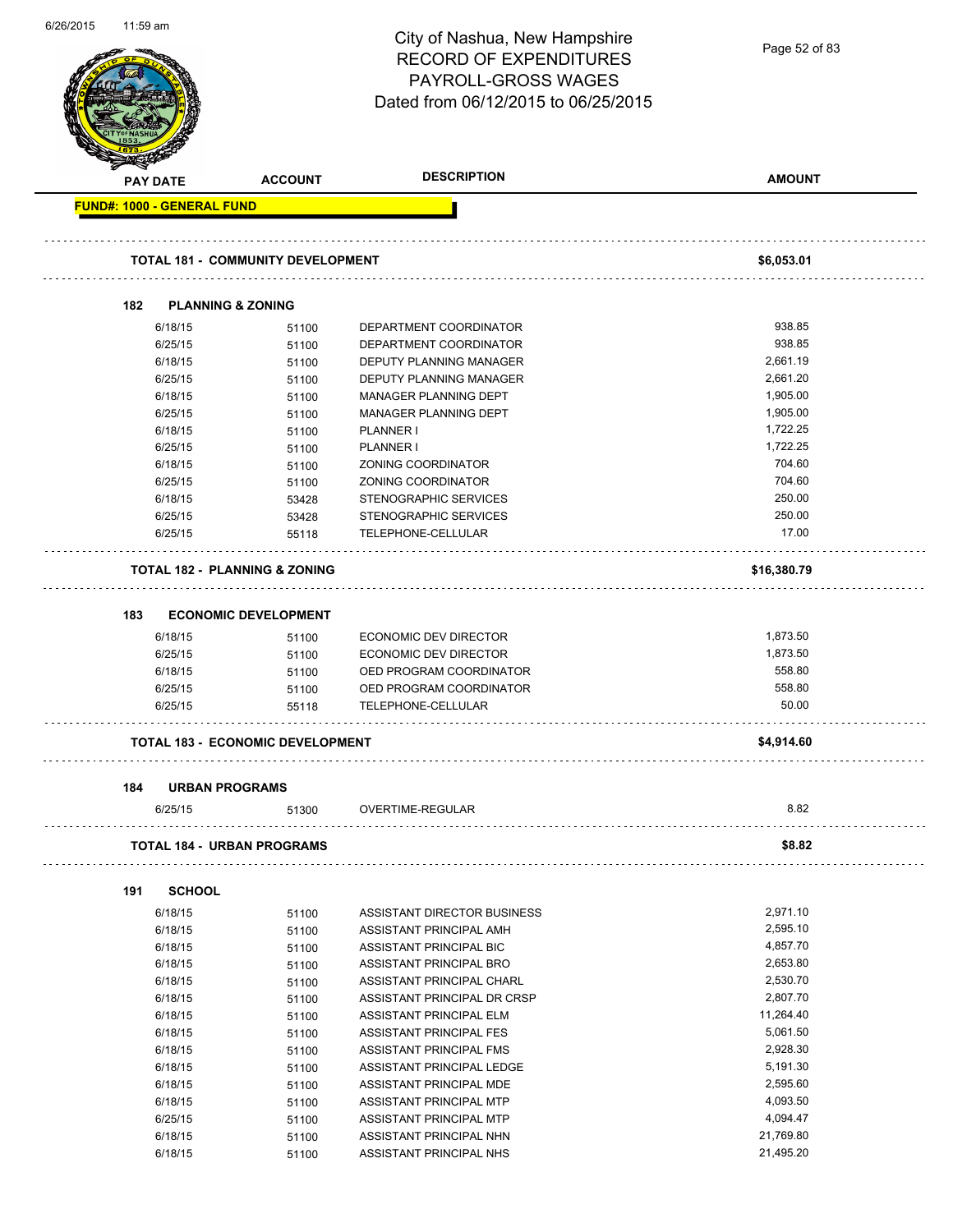# City of Nashua, New Hampshire
## RECORD OF EXPENDITURES
## PAYROLL-GROSS WAGES
## Dated from 06/12/2015 to 06/25/2015

**FUND#: 1000 - GENERAL FUND**

| PAY DATE | ACCOUNT | DESCRIPTION | AMOUNT |
|---|---|---|---|
| **TOTAL 181 - COMMUNITY DEVELOPMENT** | | | **$6,053.01** |
| **182 PLANNING & ZONING** | | | |
| 6/18/15 | 51100 | DEPARTMENT COORDINATOR | 938.85 |
| 6/25/15 | 51100 | DEPARTMENT COORDINATOR | 938.85 |
| 6/18/15 | 51100 | DEPUTY PLANNING MANAGER | 2,661.19 |
| 6/25/15 | 51100 | DEPUTY PLANNING MANAGER | 2,661.20 |
| 6/18/15 | 51100 | MANAGER PLANNING DEPT | 1,905.00 |
| 6/25/15 | 51100 | MANAGER PLANNING DEPT | 1,905.00 |
| 6/18/15 | 51100 | PLANNER I | 1,722.25 |
| 6/25/15 | 51100 | PLANNER I | 1,722.25 |
| 6/18/15 | 51100 | ZONING COORDINATOR | 704.60 |
| 6/25/15 | 51100 | ZONING COORDINATOR | 704.60 |
| 6/18/15 | 53428 | STENOGRAPHIC SERVICES | 250.00 |
| 6/25/15 | 53428 | STENOGRAPHIC SERVICES | 250.00 |
| 6/25/15 | 55118 | TELEPHONE-CELLULAR | 17.00 |
| **TOTAL 182 - PLANNING & ZONING** | | | **$16,380.79** |
| **183 ECONOMIC DEVELOPMENT** | | | |
| 6/18/15 | 51100 | ECONOMIC DEV DIRECTOR | 1,873.50 |
| 6/25/15 | 51100 | ECONOMIC DEV DIRECTOR | 1,873.50 |
| 6/18/15 | 51100 | OED PROGRAM COORDINATOR | 558.80 |
| 6/25/15 | 51100 | OED PROGRAM COORDINATOR | 558.80 |
| 6/25/15 | 55118 | TELEPHONE-CELLULAR | 50.00 |
| **TOTAL 183 - ECONOMIC DEVELOPMENT** | | | **$4,914.60** |
| **184 URBAN PROGRAMS** | | | |
| 6/25/15 | 51300 | OVERTIME-REGULAR | 8.82 |
| **TOTAL 184 - URBAN PROGRAMS** | | | **$8.82** |
| **191 SCHOOL** | | | |
| 6/18/15 | 51100 | ASSISTANT DIRECTOR BUSINESS | 2,971.10 |
| 6/18/15 | 51100 | ASSISTANT PRINCIPAL AMH | 2,595.10 |
| 6/18/15 | 51100 | ASSISTANT PRINCIPAL BIC | 4,857.70 |
| 6/18/15 | 51100 | ASSISTANT PRINCIPAL BRO | 2,653.80 |
| 6/18/15 | 51100 | ASSISTANT PRINCIPAL CHARL | 2,530.70 |
| 6/18/15 | 51100 | ASSISTANT PRINCIPAL DR CRSP | 2,807.70 |
| 6/18/15 | 51100 | ASSISTANT PRINCIPAL ELM | 11,264.40 |
| 6/18/15 | 51100 | ASSISTANT PRINCIPAL FES | 5,061.50 |
| 6/18/15 | 51100 | ASSISTANT PRINCIPAL FMS | 2,928.30 |
| 6/18/15 | 51100 | ASSISTANT PRINCIPAL LEDGE | 5,191.30 |
| 6/18/15 | 51100 | ASSISTANT PRINCIPAL MDE | 2,595.60 |
| 6/18/15 | 51100 | ASSISTANT PRINCIPAL MTP | 4,093.50 |
| 6/25/15 | 51100 | ASSISTANT PRINCIPAL MTP | 4,094.47 |
| 6/18/15 | 51100 | ASSISTANT PRINCIPAL NHN | 21,769.80 |
| 6/18/15 | 51100 | ASSISTANT PRINCIPAL NHS | 21,495.20 |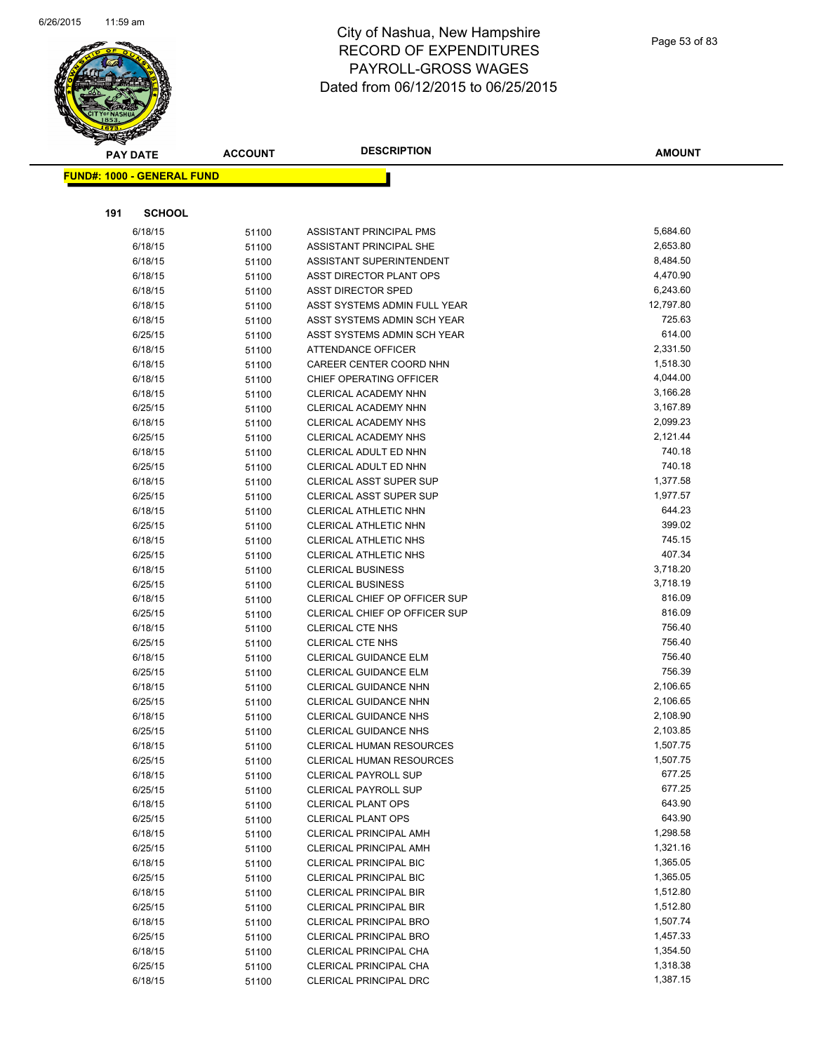# City of Nashua, New Hampshire
## RECORD OF EXPENDITURES
## PAYROLL-GROSS WAGES
## Dated from 06/12/2015 to 06/25/2015

**FUND#: 1000 - GENERAL FUND**

**191 SCHOOL**

| PAY DATE | ACCOUNT | DESCRIPTION | AMOUNT |
|---|---|---|---|
| 6/18/15 | 51100 | ASSISTANT PRINCIPAL PMS | 5,684.60 |
| 6/18/15 | 51100 | ASSISTANT PRINCIPAL SHE | 2,653.80 |
| 6/18/15 | 51100 | ASSISTANT SUPERINTENDENT | 8,484.50 |
| 6/18/15 | 51100 | ASST DIRECTOR PLANT OPS | 4,470.90 |
| 6/18/15 | 51100 | ASST DIRECTOR SPED | 6,243.60 |
| 6/18/15 | 51100 | ASST SYSTEMS ADMIN FULL YEAR | 12,797.80 |
| 6/18/15 | 51100 | ASST SYSTEMS ADMIN SCH YEAR | 725.63 |
| 6/25/15 | 51100 | ASST SYSTEMS ADMIN SCH YEAR | 614.00 |
| 6/18/15 | 51100 | ATTENDANCE OFFICER | 2,331.50 |
| 6/18/15 | 51100 | CAREER CENTER COORD NHN | 1,518.30 |
| 6/18/15 | 51100 | CHIEF OPERATING OFFICER | 4,044.00 |
| 6/18/15 | 51100 | CLERICAL ACADEMY NHN | 3,166.28 |
| 6/25/15 | 51100 | CLERICAL ACADEMY NHN | 3,167.89 |
| 6/18/15 | 51100 | CLERICAL ACADEMY NHS | 2,099.23 |
| 6/25/15 | 51100 | CLERICAL ACADEMY NHS | 2,121.44 |
| 6/18/15 | 51100 | CLERICAL ADULT ED NHN | 740.18 |
| 6/25/15 | 51100 | CLERICAL ADULT ED NHN | 740.18 |
| 6/18/15 | 51100 | CLERICAL ASST SUPER SUP | 1,377.58 |
| 6/25/15 | 51100 | CLERICAL ASST SUPER SUP | 1,977.57 |
| 6/18/15 | 51100 | CLERICAL ATHLETIC NHN | 644.23 |
| 6/25/15 | 51100 | CLERICAL ATHLETIC NHN | 399.02 |
| 6/18/15 | 51100 | CLERICAL ATHLETIC NHS | 745.15 |
| 6/25/15 | 51100 | CLERICAL ATHLETIC NHS | 407.34 |
| 6/18/15 | 51100 | CLERICAL BUSINESS | 3,718.20 |
| 6/25/15 | 51100 | CLERICAL BUSINESS | 3,718.19 |
| 6/18/15 | 51100 | CLERICAL CHIEF OP OFFICER SUP | 816.09 |
| 6/25/15 | 51100 | CLERICAL CHIEF OP OFFICER SUP | 816.09 |
| 6/18/15 | 51100 | CLERICAL CTE NHS | 756.40 |
| 6/25/15 | 51100 | CLERICAL CTE NHS | 756.40 |
| 6/18/15 | 51100 | CLERICAL GUIDANCE ELM | 756.40 |
| 6/25/15 | 51100 | CLERICAL GUIDANCE ELM | 756.39 |
| 6/18/15 | 51100 | CLERICAL GUIDANCE NHN | 2,106.65 |
| 6/25/15 | 51100 | CLERICAL GUIDANCE NHN | 2,106.65 |
| 6/18/15 | 51100 | CLERICAL GUIDANCE NHS | 2,108.90 |
| 6/25/15 | 51100 | CLERICAL GUIDANCE NHS | 2,103.85 |
| 6/18/15 | 51100 | CLERICAL HUMAN RESOURCES | 1,507.75 |
| 6/25/15 | 51100 | CLERICAL HUMAN RESOURCES | 1,507.75 |
| 6/18/15 | 51100 | CLERICAL PAYROLL SUP | 677.25 |
| 6/25/15 | 51100 | CLERICAL PAYROLL SUP | 677.25 |
| 6/18/15 | 51100 | CLERICAL PLANT OPS | 643.90 |
| 6/25/15 | 51100 | CLERICAL PLANT OPS | 643.90 |
| 6/18/15 | 51100 | CLERICAL PRINCIPAL AMH | 1,298.58 |
| 6/25/15 | 51100 | CLERICAL PRINCIPAL AMH | 1,321.16 |
| 6/18/15 | 51100 | CLERICAL PRINCIPAL BIC | 1,365.05 |
| 6/25/15 | 51100 | CLERICAL PRINCIPAL BIC | 1,365.05 |
| 6/18/15 | 51100 | CLERICAL PRINCIPAL BIR | 1,512.80 |
| 6/25/15 | 51100 | CLERICAL PRINCIPAL BIR | 1,512.80 |
| 6/18/15 | 51100 | CLERICAL PRINCIPAL BRO | 1,507.74 |
| 6/25/15 | 51100 | CLERICAL PRINCIPAL BRO | 1,457.33 |
| 6/18/15 | 51100 | CLERICAL PRINCIPAL CHA | 1,354.50 |
| 6/25/15 | 51100 | CLERICAL PRINCIPAL CHA | 1,318.38 |
| 6/18/15 | 51100 | CLERICAL PRINCIPAL DRC | 1,387.15 |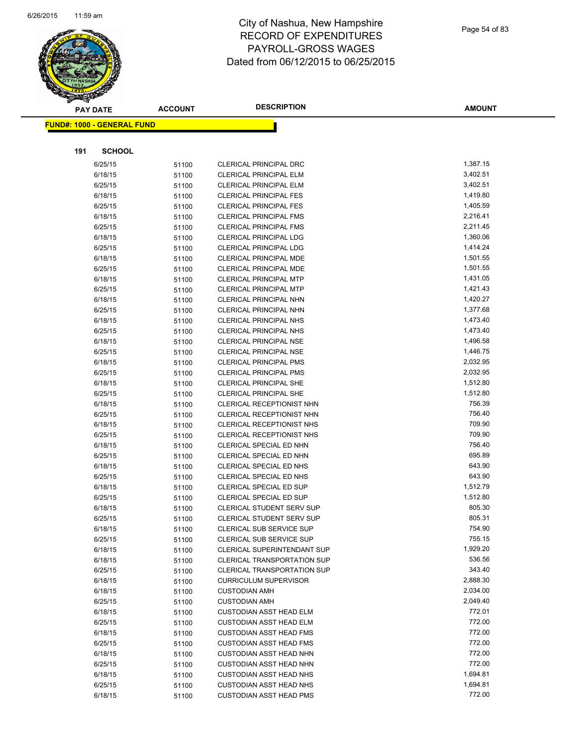# City of Nashua, New Hampshire
# RECORD OF EXPENDITURES
# PAYROLL-GROSS WAGES
# Dated from 06/12/2015 to 06/25/2015

| PAY DATE | ACCOUNT | DESCRIPTION | AMOUNT |
|---|---|---|---|

**FUND#: 1000 - GENERAL FUND**

**191 SCHOOL**

| PAY DATE | ACCOUNT | DESCRIPTION | AMOUNT |
|---|---|---|---|
| 6/25/15 | 51100 | CLERICAL PRINCIPAL DRC | 1,387.15 |
| 6/18/15 | 51100 | CLERICAL PRINCIPAL ELM | 3,402.51 |
| 6/25/15 | 51100 | CLERICAL PRINCIPAL ELM | 3,402.51 |
| 6/18/15 | 51100 | CLERICAL PRINCIPAL FES | 1,419.80 |
| 6/25/15 | 51100 | CLERICAL PRINCIPAL FES | 1,405.59 |
| 6/18/15 | 51100 | CLERICAL PRINCIPAL FMS | 2,216.41 |
| 6/25/15 | 51100 | CLERICAL PRINCIPAL FMS | 2,211.45 |
| 6/18/15 | 51100 | CLERICAL PRINCIPAL LDG | 1,360.06 |
| 6/25/15 | 51100 | CLERICAL PRINCIPAL LDG | 1,414.24 |
| 6/18/15 | 51100 | CLERICAL PRINCIPAL MDE | 1,501.55 |
| 6/25/15 | 51100 | CLERICAL PRINCIPAL MDE | 1,501.55 |
| 6/18/15 | 51100 | CLERICAL PRINCIPAL MTP | 1,431.05 |
| 6/25/15 | 51100 | CLERICAL PRINCIPAL MTP | 1,421.43 |
| 6/18/15 | 51100 | CLERICAL PRINCIPAL NHN | 1,420.27 |
| 6/25/15 | 51100 | CLERICAL PRINCIPAL NHN | 1,377.68 |
| 6/18/15 | 51100 | CLERICAL PRINCIPAL NHS | 1,473.40 |
| 6/25/15 | 51100 | CLERICAL PRINCIPAL NHS | 1,473.40 |
| 6/18/15 | 51100 | CLERICAL PRINCIPAL NSE | 1,496.58 |
| 6/25/15 | 51100 | CLERICAL PRINCIPAL NSE | 1,446.75 |
| 6/18/15 | 51100 | CLERICAL PRINCIPAL PMS | 2,032.95 |
| 6/25/15 | 51100 | CLERICAL PRINCIPAL PMS | 2,032.95 |
| 6/18/15 | 51100 | CLERICAL PRINCIPAL SHE | 1,512.80 |
| 6/25/15 | 51100 | CLERICAL PRINCIPAL SHE | 1,512.80 |
| 6/18/15 | 51100 | CLERICAL RECEPTIONIST NHN | 756.39 |
| 6/25/15 | 51100 | CLERICAL RECEPTIONIST NHN | 756.40 |
| 6/18/15 | 51100 | CLERICAL RECEPTIONIST NHS | 709.90 |
| 6/25/15 | 51100 | CLERICAL RECEPTIONIST NHS | 709.90 |
| 6/18/15 | 51100 | CLERICAL SPECIAL ED NHN | 756.40 |
| 6/25/15 | 51100 | CLERICAL SPECIAL ED NHN | 695.89 |
| 6/18/15 | 51100 | CLERICAL SPECIAL ED NHS | 643.90 |
| 6/25/15 | 51100 | CLERICAL SPECIAL ED NHS | 643.90 |
| 6/18/15 | 51100 | CLERICAL SPECIAL ED SUP | 1,512.79 |
| 6/25/15 | 51100 | CLERICAL SPECIAL ED SUP | 1,512.80 |
| 6/18/15 | 51100 | CLERICAL STUDENT SERV SUP | 805.30 |
| 6/25/15 | 51100 | CLERICAL STUDENT SERV SUP | 805.31 |
| 6/18/15 | 51100 | CLERICAL SUB SERVICE SUP | 754.90 |
| 6/25/15 | 51100 | CLERICAL SUB SERVICE SUP | 755.15 |
| 6/18/15 | 51100 | CLERICAL SUPERINTENDANT SUP | 1,929.20 |
| 6/18/15 | 51100 | CLERICAL TRANSPORTATION SUP | 536.56 |
| 6/25/15 | 51100 | CLERICAL TRANSPORTATION SUP | 343.40 |
| 6/18/15 | 51100 | CURRICULUM SUPERVISOR | 2,888.30 |
| 6/18/15 | 51100 | CUSTODIAN AMH | 2,034.00 |
| 6/25/15 | 51100 | CUSTODIAN AMH | 2,049.40 |
| 6/18/15 | 51100 | CUSTODIAN ASST HEAD ELM | 772.01 |
| 6/25/15 | 51100 | CUSTODIAN ASST HEAD ELM | 772.00 |
| 6/18/15 | 51100 | CUSTODIAN ASST HEAD FMS | 772.00 |
| 6/25/15 | 51100 | CUSTODIAN ASST HEAD FMS | 772.00 |
| 6/18/15 | 51100 | CUSTODIAN ASST HEAD NHN | 772.00 |
| 6/25/15 | 51100 | CUSTODIAN ASST HEAD NHN | 772.00 |
| 6/18/15 | 51100 | CUSTODIAN ASST HEAD NHS | 1,694.81 |
| 6/25/15 | 51100 | CUSTODIAN ASST HEAD NHS | 1,694.81 |
| 6/18/15 | 51100 | CUSTODIAN ASST HEAD PMS | 772.00 |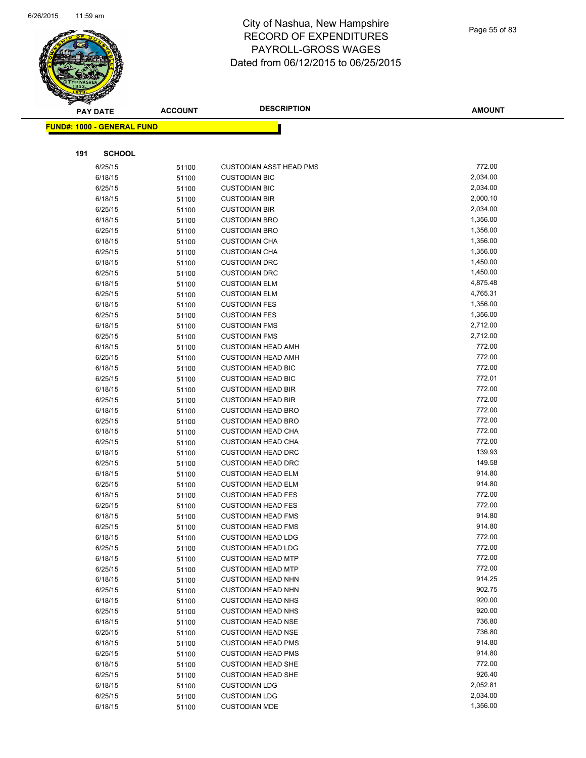# City of Nashua, New Hampshire
# RECORD OF EXPENDITURES
# PAYROLL-GROSS WAGES
# Dated from 06/12/2015 to 06/25/2015

**FUND#: 1000 - GENERAL FUND**

**191 SCHOOL**

| PAY DATE | ACCOUNT | DESCRIPTION | AMOUNT |
|---|---|---|---|
| 6/25/15 | 51100 | CUSTODIAN ASST HEAD PMS | 772.00 |
| 6/18/15 | 51100 | CUSTODIAN BIC | 2,034.00 |
| 6/25/15 | 51100 | CUSTODIAN BIC | 2,034.00 |
| 6/18/15 | 51100 | CUSTODIAN BIR | 2,000.10 |
| 6/25/15 | 51100 | CUSTODIAN BIR | 2,034.00 |
| 6/18/15 | 51100 | CUSTODIAN BRO | 1,356.00 |
| 6/25/15 | 51100 | CUSTODIAN BRO | 1,356.00 |
| 6/18/15 | 51100 | CUSTODIAN CHA | 1,356.00 |
| 6/25/15 | 51100 | CUSTODIAN CHA | 1,356.00 |
| 6/18/15 | 51100 | CUSTODIAN DRC | 1,450.00 |
| 6/25/15 | 51100 | CUSTODIAN DRC | 1,450.00 |
| 6/18/15 | 51100 | CUSTODIAN ELM | 4,875.48 |
| 6/25/15 | 51100 | CUSTODIAN ELM | 4,765.31 |
| 6/18/15 | 51100 | CUSTODIAN FES | 1,356.00 |
| 6/25/15 | 51100 | CUSTODIAN FES | 1,356.00 |
| 6/18/15 | 51100 | CUSTODIAN FMS | 2,712.00 |
| 6/25/15 | 51100 | CUSTODIAN FMS | 2,712.00 |
| 6/18/15 | 51100 | CUSTODIAN HEAD AMH | 772.00 |
| 6/25/15 | 51100 | CUSTODIAN HEAD AMH | 772.00 |
| 6/18/15 | 51100 | CUSTODIAN HEAD BIC | 772.00 |
| 6/25/15 | 51100 | CUSTODIAN HEAD BIC | 772.01 |
| 6/18/15 | 51100 | CUSTODIAN HEAD BIR | 772.00 |
| 6/25/15 | 51100 | CUSTODIAN HEAD BIR | 772.00 |
| 6/18/15 | 51100 | CUSTODIAN HEAD BRO | 772.00 |
| 6/25/15 | 51100 | CUSTODIAN HEAD BRO | 772.00 |
| 6/18/15 | 51100 | CUSTODIAN HEAD CHA | 772.00 |
| 6/25/15 | 51100 | CUSTODIAN HEAD CHA | 772.00 |
| 6/18/15 | 51100 | CUSTODIAN HEAD DRC | 139.93 |
| 6/25/15 | 51100 | CUSTODIAN HEAD DRC | 149.58 |
| 6/18/15 | 51100 | CUSTODIAN HEAD ELM | 914.80 |
| 6/25/15 | 51100 | CUSTODIAN HEAD ELM | 914.80 |
| 6/18/15 | 51100 | CUSTODIAN HEAD FES | 772.00 |
| 6/25/15 | 51100 | CUSTODIAN HEAD FES | 772.00 |
| 6/18/15 | 51100 | CUSTODIAN HEAD FMS | 914.80 |
| 6/25/15 | 51100 | CUSTODIAN HEAD FMS | 914.80 |
| 6/18/15 | 51100 | CUSTODIAN HEAD LDG | 772.00 |
| 6/25/15 | 51100 | CUSTODIAN HEAD LDG | 772.00 |
| 6/18/15 | 51100 | CUSTODIAN HEAD MTP | 772.00 |
| 6/25/15 | 51100 | CUSTODIAN HEAD MTP | 772.00 |
| 6/18/15 | 51100 | CUSTODIAN HEAD NHN | 914.25 |
| 6/25/15 | 51100 | CUSTODIAN HEAD NHN | 902.75 |
| 6/18/15 | 51100 | CUSTODIAN HEAD NHS | 920.00 |
| 6/25/15 | 51100 | CUSTODIAN HEAD NHS | 920.00 |
| 6/18/15 | 51100 | CUSTODIAN HEAD NSE | 736.80 |
| 6/25/15 | 51100 | CUSTODIAN HEAD NSE | 736.80 |
| 6/18/15 | 51100 | CUSTODIAN HEAD PMS | 914.80 |
| 6/25/15 | 51100 | CUSTODIAN HEAD PMS | 914.80 |
| 6/18/15 | 51100 | CUSTODIAN HEAD SHE | 772.00 |
| 6/25/15 | 51100 | CUSTODIAN HEAD SHE | 926.40 |
| 6/18/15 | 51100 | CUSTODIAN LDG | 2,052.81 |
| 6/25/15 | 51100 | CUSTODIAN LDG | 2,034.00 |
| 6/18/15 | 51100 | CUSTODIAN MDE | 1,356.00 |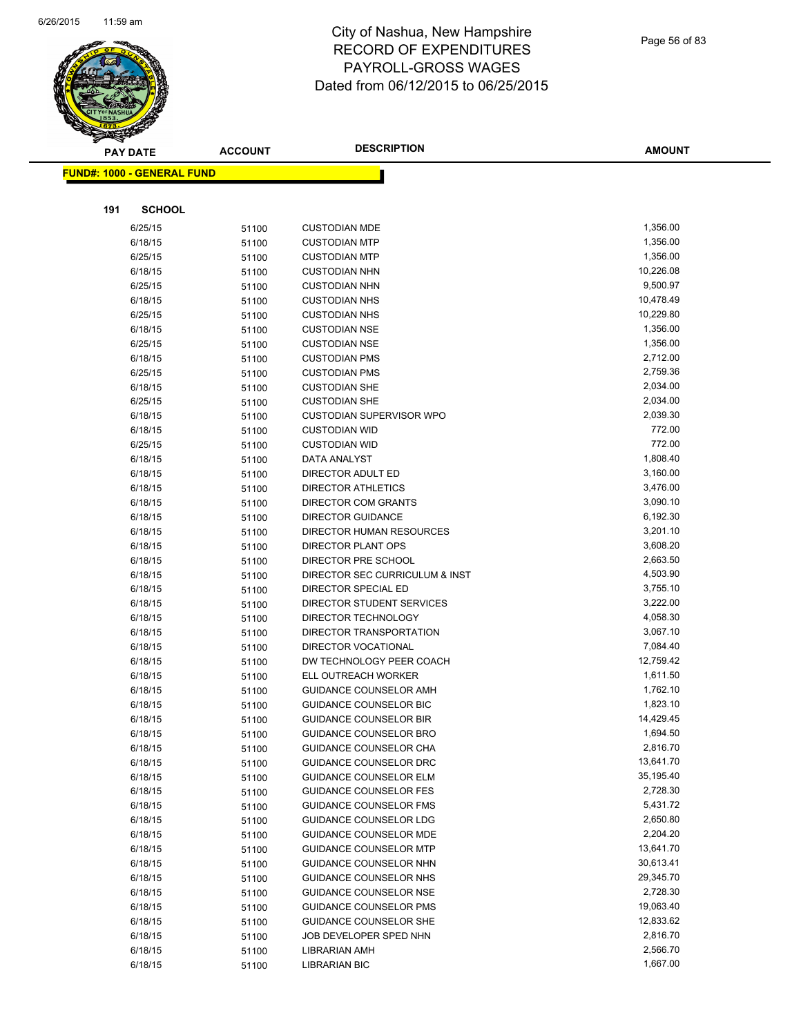# City of Nashua, New Hampshire
## RECORD OF EXPENDITURES
## PAYROLL-GROSS WAGES
## Dated from 06/12/2015 to 06/25/2015

| PAY DATE | ACCOUNT | DESCRIPTION | AMOUNT |
|---|---|---|---|

**FUND#: 1000 - GENERAL FUND**

**191 SCHOOL**

| PAY DATE | ACCOUNT | DESCRIPTION | AMOUNT |
|---|---|---|---|
| 6/25/15 | 51100 | CUSTODIAN MDE | 1,356.00 |
| 6/18/15 | 51100 | CUSTODIAN MTP | 1,356.00 |
| 6/25/15 | 51100 | CUSTODIAN MTP | 1,356.00 |
| 6/18/15 | 51100 | CUSTODIAN NHN | 10,226.08 |
| 6/25/15 | 51100 | CUSTODIAN NHN | 9,500.97 |
| 6/18/15 | 51100 | CUSTODIAN NHS | 10,478.49 |
| 6/25/15 | 51100 | CUSTODIAN NHS | 10,229.80 |
| 6/18/15 | 51100 | CUSTODIAN NSE | 1,356.00 |
| 6/25/15 | 51100 | CUSTODIAN NSE | 1,356.00 |
| 6/18/15 | 51100 | CUSTODIAN PMS | 2,712.00 |
| 6/25/15 | 51100 | CUSTODIAN PMS | 2,759.36 |
| 6/18/15 | 51100 | CUSTODIAN SHE | 2,034.00 |
| 6/25/15 | 51100 | CUSTODIAN SHE | 2,034.00 |
| 6/18/15 | 51100 | CUSTODIAN SUPERVISOR WPO | 2,039.30 |
| 6/18/15 | 51100 | CUSTODIAN WID | 772.00 |
| 6/25/15 | 51100 | CUSTODIAN WID | 772.00 |
| 6/18/15 | 51100 | DATA ANALYST | 1,808.40 |
| 6/18/15 | 51100 | DIRECTOR ADULT ED | 3,160.00 |
| 6/18/15 | 51100 | DIRECTOR ATHLETICS | 3,476.00 |
| 6/18/15 | 51100 | DIRECTOR COM GRANTS | 3,090.10 |
| 6/18/15 | 51100 | DIRECTOR GUIDANCE | 6,192.30 |
| 6/18/15 | 51100 | DIRECTOR HUMAN RESOURCES | 3,201.10 |
| 6/18/15 | 51100 | DIRECTOR PLANT OPS | 3,608.20 |
| 6/18/15 | 51100 | DIRECTOR PRE SCHOOL | 2,663.50 |
| 6/18/15 | 51100 | DIRECTOR SEC CURRICULUM & INST | 4,503.90 |
| 6/18/15 | 51100 | DIRECTOR SPECIAL ED | 3,755.10 |
| 6/18/15 | 51100 | DIRECTOR STUDENT SERVICES | 3,222.00 |
| 6/18/15 | 51100 | DIRECTOR TECHNOLOGY | 4,058.30 |
| 6/18/15 | 51100 | DIRECTOR TRANSPORTATION | 3,067.10 |
| 6/18/15 | 51100 | DIRECTOR VOCATIONAL | 7,084.40 |
| 6/18/15 | 51100 | DW TECHNOLOGY PEER COACH | 12,759.42 |
| 6/18/15 | 51100 | ELL OUTREACH WORKER | 1,611.50 |
| 6/18/15 | 51100 | GUIDANCE COUNSELOR AMH | 1,762.10 |
| 6/18/15 | 51100 | GUIDANCE COUNSELOR BIC | 1,823.10 |
| 6/18/15 | 51100 | GUIDANCE COUNSELOR BIR | 14,429.45 |
| 6/18/15 | 51100 | GUIDANCE COUNSELOR BRO | 1,694.50 |
| 6/18/15 | 51100 | GUIDANCE COUNSELOR CHA | 2,816.70 |
| 6/18/15 | 51100 | GUIDANCE COUNSELOR DRC | 13,641.70 |
| 6/18/15 | 51100 | GUIDANCE COUNSELOR ELM | 35,195.40 |
| 6/18/15 | 51100 | GUIDANCE COUNSELOR FES | 2,728.30 |
| 6/18/15 | 51100 | GUIDANCE COUNSELOR FMS | 5,431.72 |
| 6/18/15 | 51100 | GUIDANCE COUNSELOR LDG | 2,650.80 |
| 6/18/15 | 51100 | GUIDANCE COUNSELOR MDE | 2,204.20 |
| 6/18/15 | 51100 | GUIDANCE COUNSELOR MTP | 13,641.70 |
| 6/18/15 | 51100 | GUIDANCE COUNSELOR NHN | 30,613.41 |
| 6/18/15 | 51100 | GUIDANCE COUNSELOR NHS | 29,345.70 |
| 6/18/15 | 51100 | GUIDANCE COUNSELOR NSE | 2,728.30 |
| 6/18/15 | 51100 | GUIDANCE COUNSELOR PMS | 19,063.40 |
| 6/18/15 | 51100 | GUIDANCE COUNSELOR SHE | 12,833.62 |
| 6/18/15 | 51100 | JOB DEVELOPER SPED NHN | 2,816.70 |
| 6/18/15 | 51100 | LIBRARIAN AMH | 2,566.70 |
| 6/18/15 | 51100 | LIBRARIAN BIC | 1,667.00 |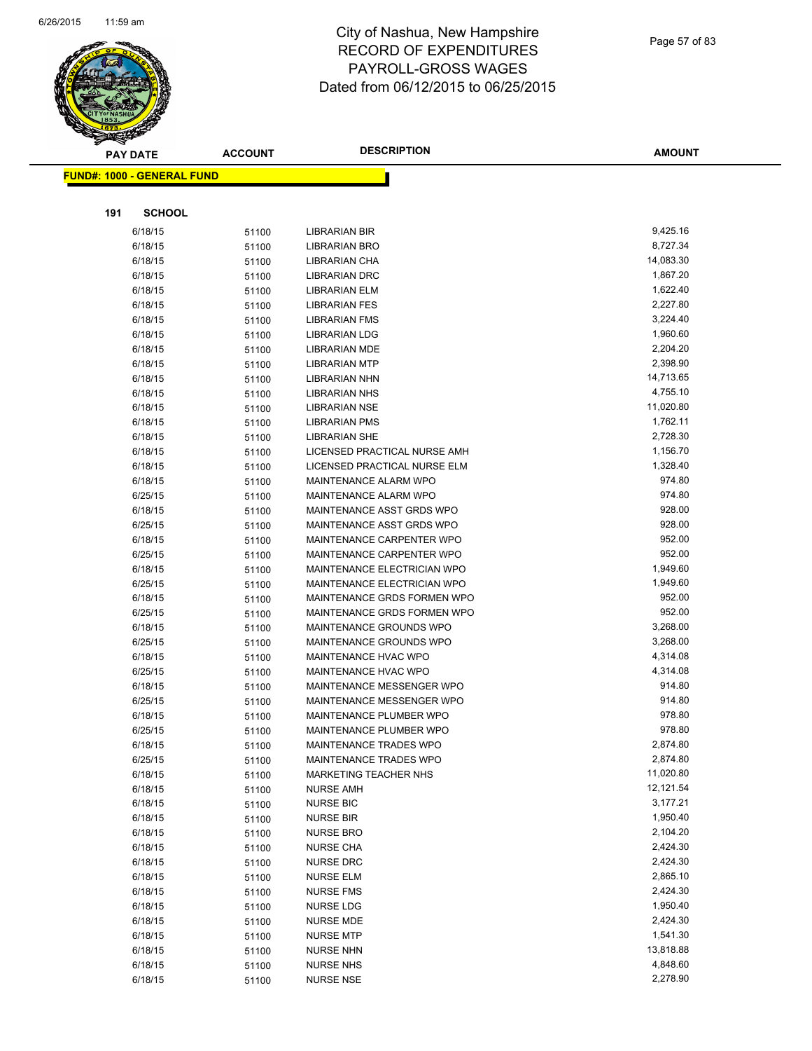# City of Nashua, New Hampshire
## RECORD OF EXPENDITURES
## PAYROLL-GROSS WAGES
## Dated from 06/12/2015 to 06/25/2015

**FUND#: 1000 - GENERAL FUND**

**191 SCHOOL**

| PAY DATE | ACCOUNT | DESCRIPTION | AMOUNT |
|---|---|---|---|
| 6/18/15 | 51100 | LIBRARIAN BIR | 9,425.16 |
| 6/18/15 | 51100 | LIBRARIAN BRO | 8,727.34 |
| 6/18/15 | 51100 | LIBRARIAN CHA | 14,083.30 |
| 6/18/15 | 51100 | LIBRARIAN DRC | 1,867.20 |
| 6/18/15 | 51100 | LIBRARIAN ELM | 1,622.40 |
| 6/18/15 | 51100 | LIBRARIAN FES | 2,227.80 |
| 6/18/15 | 51100 | LIBRARIAN FMS | 3,224.40 |
| 6/18/15 | 51100 | LIBRARIAN LDG | 1,960.60 |
| 6/18/15 | 51100 | LIBRARIAN MDE | 2,204.20 |
| 6/18/15 | 51100 | LIBRARIAN MTP | 2,398.90 |
| 6/18/15 | 51100 | LIBRARIAN NHN | 14,713.65 |
| 6/18/15 | 51100 | LIBRARIAN NHS | 4,755.10 |
| 6/18/15 | 51100 | LIBRARIAN NSE | 11,020.80 |
| 6/18/15 | 51100 | LIBRARIAN PMS | 1,762.11 |
| 6/18/15 | 51100 | LIBRARIAN SHE | 2,728.30 |
| 6/18/15 | 51100 | LICENSED PRACTICAL NURSE AMH | 1,156.70 |
| 6/18/15 | 51100 | LICENSED PRACTICAL NURSE ELM | 1,328.40 |
| 6/18/15 | 51100 | MAINTENANCE ALARM WPO | 974.80 |
| 6/25/15 | 51100 | MAINTENANCE ALARM WPO | 974.80 |
| 6/18/15 | 51100 | MAINTENANCE ASST GRDS WPO | 928.00 |
| 6/25/15 | 51100 | MAINTENANCE ASST GRDS WPO | 928.00 |
| 6/18/15 | 51100 | MAINTENANCE CARPENTER WPO | 952.00 |
| 6/25/15 | 51100 | MAINTENANCE CARPENTER WPO | 952.00 |
| 6/18/15 | 51100 | MAINTENANCE ELECTRICIAN WPO | 1,949.60 |
| 6/25/15 | 51100 | MAINTENANCE ELECTRICIAN WPO | 1,949.60 |
| 6/18/15 | 51100 | MAINTENANCE GRDS FORMEN WPO | 952.00 |
| 6/25/15 | 51100 | MAINTENANCE GRDS FORMEN WPO | 952.00 |
| 6/18/15 | 51100 | MAINTENANCE GROUNDS WPO | 3,268.00 |
| 6/25/15 | 51100 | MAINTENANCE GROUNDS WPO | 3,268.00 |
| 6/18/15 | 51100 | MAINTENANCE HVAC WPO | 4,314.08 |
| 6/25/15 | 51100 | MAINTENANCE HVAC WPO | 4,314.08 |
| 6/18/15 | 51100 | MAINTENANCE MESSENGER WPO | 914.80 |
| 6/25/15 | 51100 | MAINTENANCE MESSENGER WPO | 914.80 |
| 6/18/15 | 51100 | MAINTENANCE PLUMBER WPO | 978.80 |
| 6/25/15 | 51100 | MAINTENANCE PLUMBER WPO | 978.80 |
| 6/18/15 | 51100 | MAINTENANCE TRADES WPO | 2,874.80 |
| 6/25/15 | 51100 | MAINTENANCE TRADES WPO | 2,874.80 |
| 6/18/15 | 51100 | MARKETING TEACHER NHS | 11,020.80 |
| 6/18/15 | 51100 | NURSE AMH | 12,121.54 |
| 6/18/15 | 51100 | NURSE BIC | 3,177.21 |
| 6/18/15 | 51100 | NURSE BIR | 1,950.40 |
| 6/18/15 | 51100 | NURSE BRO | 2,104.20 |
| 6/18/15 | 51100 | NURSE CHA | 2,424.30 |
| 6/18/15 | 51100 | NURSE DRC | 2,424.30 |
| 6/18/15 | 51100 | NURSE ELM | 2,865.10 |
| 6/18/15 | 51100 | NURSE FMS | 2,424.30 |
| 6/18/15 | 51100 | NURSE LDG | 1,950.40 |
| 6/18/15 | 51100 | NURSE MDE | 2,424.30 |
| 6/18/15 | 51100 | NURSE MTP | 1,541.30 |
| 6/18/15 | 51100 | NURSE NHN | 13,818.88 |
| 6/18/15 | 51100 | NURSE NHS | 4,848.60 |
| 6/18/15 | 51100 | NURSE NSE | 2,278.90 |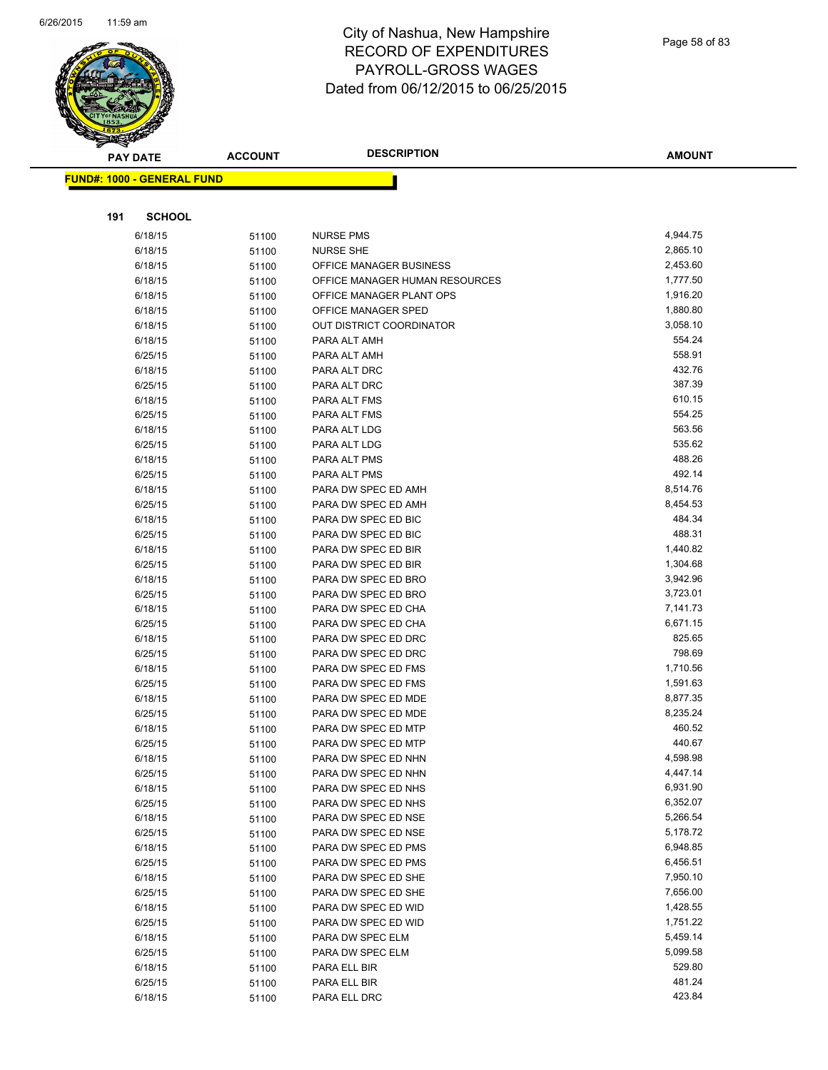# City of Nashua, New Hampshire
# RECORD OF EXPENDITURES
# PAYROLL-GROSS WAGES
# Dated from 06/12/2015 to 06/25/2015

**FUND#: 1000 - GENERAL FUND**

**191 SCHOOL**

| PAY DATE | ACCOUNT | DESCRIPTION | AMOUNT |
|---|---|---|---|
| 6/18/15 | 51100 | NURSE PMS | 4,944.75 |
| 6/18/15 | 51100 | NURSE SHE | 2,865.10 |
| 6/18/15 | 51100 | OFFICE MANAGER BUSINESS | 2,453.60 |
| 6/18/15 | 51100 | OFFICE MANAGER HUMAN RESOURCES | 1,777.50 |
| 6/18/15 | 51100 | OFFICE MANAGER PLANT OPS | 1,916.20 |
| 6/18/15 | 51100 | OFFICE MANAGER SPED | 1,880.80 |
| 6/18/15 | 51100 | OUT DISTRICT COORDINATOR | 3,058.10 |
| 6/18/15 | 51100 | PARA ALT AMH | 554.24 |
| 6/25/15 | 51100 | PARA ALT AMH | 558.91 |
| 6/18/15 | 51100 | PARA ALT DRC | 432.76 |
| 6/25/15 | 51100 | PARA ALT DRC | 387.39 |
| 6/18/15 | 51100 | PARA ALT FMS | 610.15 |
| 6/25/15 | 51100 | PARA ALT FMS | 554.25 |
| 6/18/15 | 51100 | PARA ALT LDG | 563.56 |
| 6/25/15 | 51100 | PARA ALT LDG | 535.62 |
| 6/18/15 | 51100 | PARA ALT PMS | 488.26 |
| 6/25/15 | 51100 | PARA ALT PMS | 492.14 |
| 6/18/15 | 51100 | PARA DW SPEC ED AMH | 8,514.76 |
| 6/25/15 | 51100 | PARA DW SPEC ED AMH | 8,454.53 |
| 6/18/15 | 51100 | PARA DW SPEC ED BIC | 484.34 |
| 6/25/15 | 51100 | PARA DW SPEC ED BIC | 488.31 |
| 6/18/15 | 51100 | PARA DW SPEC ED BIR | 1,440.82 |
| 6/25/15 | 51100 | PARA DW SPEC ED BIR | 1,304.68 |
| 6/18/15 | 51100 | PARA DW SPEC ED BRO | 3,942.96 |
| 6/25/15 | 51100 | PARA DW SPEC ED BRO | 3,723.01 |
| 6/18/15 | 51100 | PARA DW SPEC ED CHA | 7,141.73 |
| 6/25/15 | 51100 | PARA DW SPEC ED CHA | 6,671.15 |
| 6/18/15 | 51100 | PARA DW SPEC ED DRC | 825.65 |
| 6/25/15 | 51100 | PARA DW SPEC ED DRC | 798.69 |
| 6/18/15 | 51100 | PARA DW SPEC ED FMS | 1,710.56 |
| 6/25/15 | 51100 | PARA DW SPEC ED FMS | 1,591.63 |
| 6/18/15 | 51100 | PARA DW SPEC ED MDE | 8,877.35 |
| 6/25/15 | 51100 | PARA DW SPEC ED MDE | 8,235.24 |
| 6/18/15 | 51100 | PARA DW SPEC ED MTP | 460.52 |
| 6/25/15 | 51100 | PARA DW SPEC ED MTP | 440.67 |
| 6/18/15 | 51100 | PARA DW SPEC ED NHN | 4,598.98 |
| 6/25/15 | 51100 | PARA DW SPEC ED NHN | 4,447.14 |
| 6/18/15 | 51100 | PARA DW SPEC ED NHS | 6,931.90 |
| 6/25/15 | 51100 | PARA DW SPEC ED NHS | 6,352.07 |
| 6/18/15 | 51100 | PARA DW SPEC ED NSE | 5,266.54 |
| 6/25/15 | 51100 | PARA DW SPEC ED NSE | 5,178.72 |
| 6/18/15 | 51100 | PARA DW SPEC ED PMS | 6,948.85 |
| 6/25/15 | 51100 | PARA DW SPEC ED PMS | 6,456.51 |
| 6/18/15 | 51100 | PARA DW SPEC ED SHE | 7,950.10 |
| 6/25/15 | 51100 | PARA DW SPEC ED SHE | 7,656.00 |
| 6/18/15 | 51100 | PARA DW SPEC ED WID | 1,428.55 |
| 6/25/15 | 51100 | PARA DW SPEC ED WID | 1,751.22 |
| 6/18/15 | 51100 | PARA DW SPEC ELM | 5,459.14 |
| 6/25/15 | 51100 | PARA DW SPEC ELM | 5,099.58 |
| 6/18/15 | 51100 | PARA ELL BIR | 529.80 |
| 6/25/15 | 51100 | PARA ELL BIR | 481.24 |
| 6/18/15 | 51100 | PARA ELL DRC | 423.84 |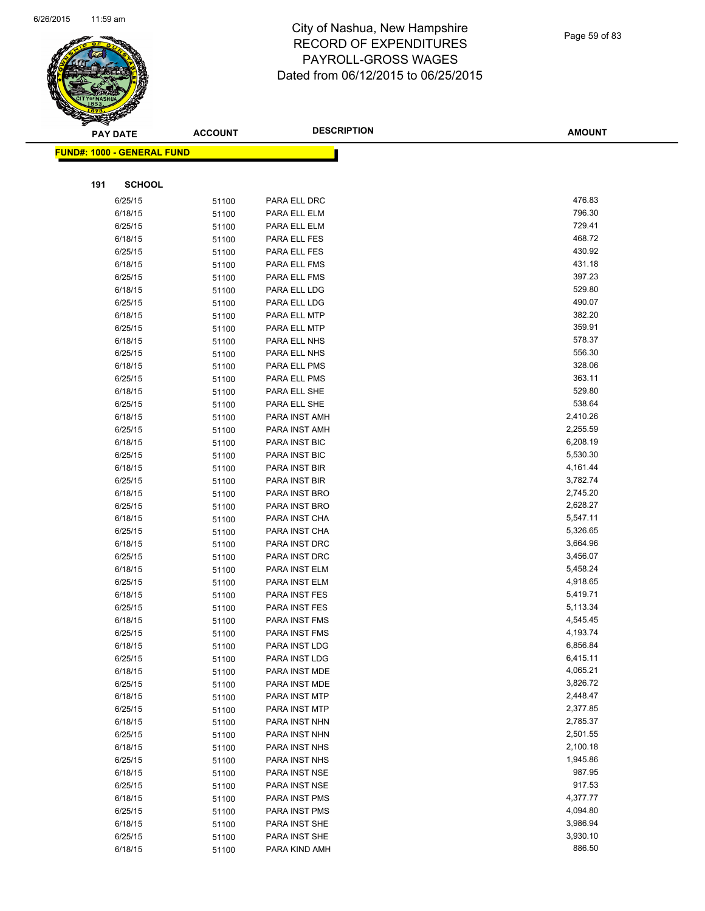# City of Nashua, New Hampshire
# RECORD OF EXPENDITURES
# PAYROLL-GROSS WAGES
# Dated from 06/12/2015 to 06/25/2015

**FUND#: 1000 - GENERAL FUND**

**191 SCHOOL**

| PAY DATE | ACCOUNT | DESCRIPTION | AMOUNT |
|---|---|---|---|
| 6/25/15 | 51100 | PARA ELL DRC | 476.83 |
| 6/18/15 | 51100 | PARA ELL ELM | 796.30 |
| 6/25/15 | 51100 | PARA ELL ELM | 729.41 |
| 6/18/15 | 51100 | PARA ELL FES | 468.72 |
| 6/25/15 | 51100 | PARA ELL FES | 430.92 |
| 6/18/15 | 51100 | PARA ELL FMS | 431.18 |
| 6/25/15 | 51100 | PARA ELL FMS | 397.23 |
| 6/18/15 | 51100 | PARA ELL LDG | 529.80 |
| 6/25/15 | 51100 | PARA ELL LDG | 490.07 |
| 6/18/15 | 51100 | PARA ELL MTP | 382.20 |
| 6/25/15 | 51100 | PARA ELL MTP | 359.91 |
| 6/18/15 | 51100 | PARA ELL NHS | 578.37 |
| 6/25/15 | 51100 | PARA ELL NHS | 556.30 |
| 6/18/15 | 51100 | PARA ELL PMS | 328.06 |
| 6/25/15 | 51100 | PARA ELL PMS | 363.11 |
| 6/18/15 | 51100 | PARA ELL SHE | 529.80 |
| 6/25/15 | 51100 | PARA ELL SHE | 538.64 |
| 6/18/15 | 51100 | PARA INST AMH | 2,410.26 |
| 6/25/15 | 51100 | PARA INST AMH | 2,255.59 |
| 6/18/15 | 51100 | PARA INST BIC | 6,208.19 |
| 6/25/15 | 51100 | PARA INST BIC | 5,530.30 |
| 6/18/15 | 51100 | PARA INST BIR | 4,161.44 |
| 6/25/15 | 51100 | PARA INST BIR | 3,782.74 |
| 6/18/15 | 51100 | PARA INST BRO | 2,745.20 |
| 6/25/15 | 51100 | PARA INST BRO | 2,628.27 |
| 6/18/15 | 51100 | PARA INST CHA | 5,547.11 |
| 6/25/15 | 51100 | PARA INST CHA | 5,326.65 |
| 6/18/15 | 51100 | PARA INST DRC | 3,664.96 |
| 6/25/15 | 51100 | PARA INST DRC | 3,456.07 |
| 6/18/15 | 51100 | PARA INST ELM | 5,458.24 |
| 6/25/15 | 51100 | PARA INST ELM | 4,918.65 |
| 6/18/15 | 51100 | PARA INST FES | 5,419.71 |
| 6/25/15 | 51100 | PARA INST FES | 5,113.34 |
| 6/18/15 | 51100 | PARA INST FMS | 4,545.45 |
| 6/25/15 | 51100 | PARA INST FMS | 4,193.74 |
| 6/18/15 | 51100 | PARA INST LDG | 6,856.84 |
| 6/25/15 | 51100 | PARA INST LDG | 6,415.11 |
| 6/18/15 | 51100 | PARA INST MDE | 4,065.21 |
| 6/25/15 | 51100 | PARA INST MDE | 3,826.72 |
| 6/18/15 | 51100 | PARA INST MTP | 2,448.47 |
| 6/25/15 | 51100 | PARA INST MTP | 2,377.85 |
| 6/18/15 | 51100 | PARA INST NHN | 2,785.37 |
| 6/25/15 | 51100 | PARA INST NHN | 2,501.55 |
| 6/18/15 | 51100 | PARA INST NHS | 2,100.18 |
| 6/25/15 | 51100 | PARA INST NHS | 1,945.86 |
| 6/18/15 | 51100 | PARA INST NSE | 987.95 |
| 6/25/15 | 51100 | PARA INST NSE | 917.53 |
| 6/18/15 | 51100 | PARA INST PMS | 4,377.77 |
| 6/25/15 | 51100 | PARA INST PMS | 4,094.80 |
| 6/18/15 | 51100 | PARA INST SHE | 3,986.94 |
| 6/25/15 | 51100 | PARA INST SHE | 3,930.10 |
| 6/18/15 | 51100 | PARA KIND AMH | 886.50 |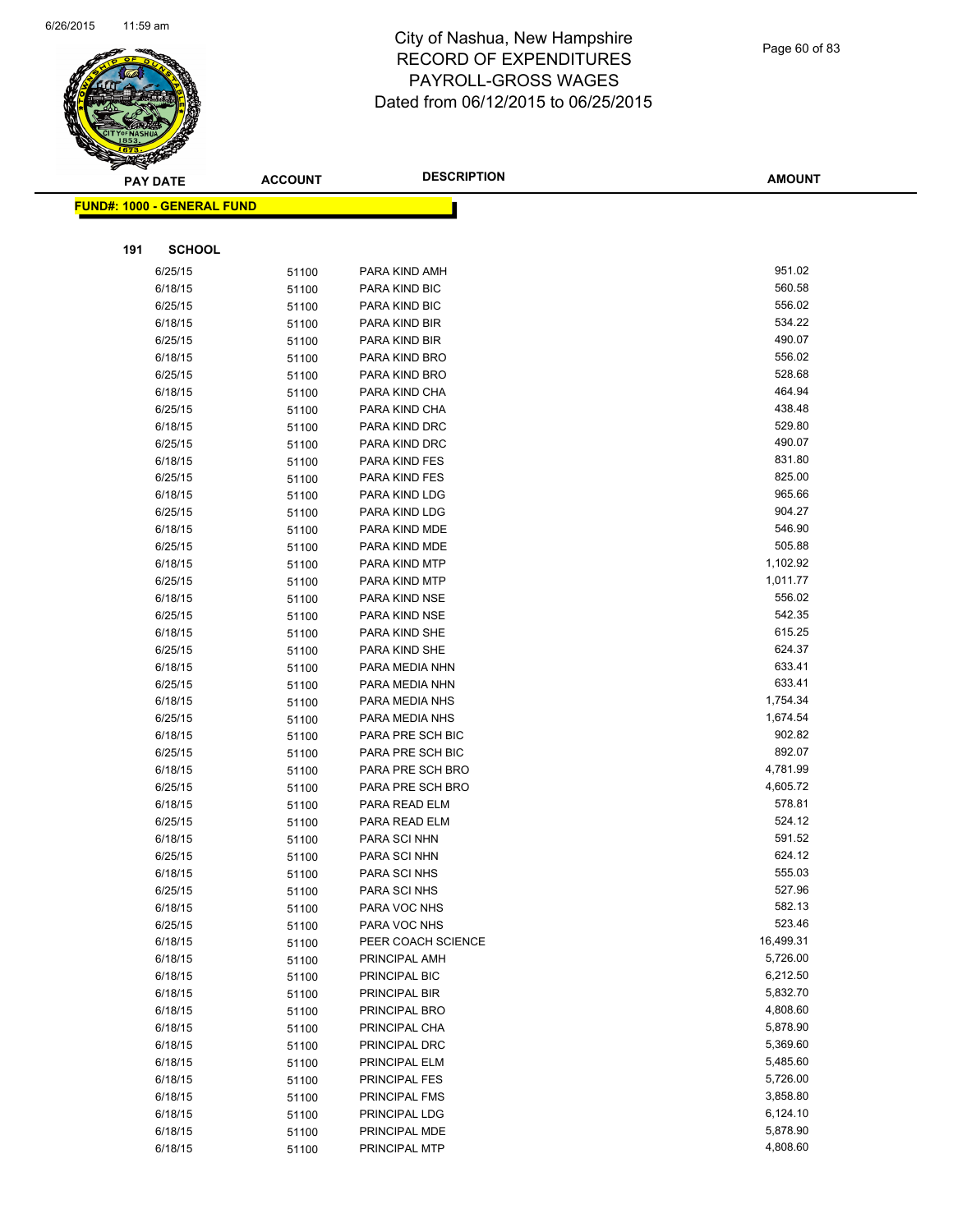# City of Nashua, New Hampshire
# RECORD OF EXPENDITURES
# PAYROLL-GROSS WAGES
# Dated from 06/12/2015 to 06/25/2015

| PAY DATE | ACCOUNT | DESCRIPTION | AMOUNT |
|---|---|---|---|

**FUND#: 1000 - GENERAL FUND**

**191 SCHOOL**

| PAY DATE | ACCOUNT | DESCRIPTION | AMOUNT |
|---|---|---|---|
| 6/25/15 | 51100 | PARA KIND AMH | 951.02 |
| 6/18/15 | 51100 | PARA KIND BIC | 560.58 |
| 6/25/15 | 51100 | PARA KIND BIC | 556.02 |
| 6/18/15 | 51100 | PARA KIND BIR | 534.22 |
| 6/25/15 | 51100 | PARA KIND BIR | 490.07 |
| 6/18/15 | 51100 | PARA KIND BRO | 556.02 |
| 6/25/15 | 51100 | PARA KIND BRO | 528.68 |
| 6/18/15 | 51100 | PARA KIND CHA | 464.94 |
| 6/25/15 | 51100 | PARA KIND CHA | 438.48 |
| 6/18/15 | 51100 | PARA KIND DRC | 529.80 |
| 6/25/15 | 51100 | PARA KIND DRC | 490.07 |
| 6/18/15 | 51100 | PARA KIND FES | 831.80 |
| 6/25/15 | 51100 | PARA KIND FES | 825.00 |
| 6/18/15 | 51100 | PARA KIND LDG | 965.66 |
| 6/25/15 | 51100 | PARA KIND LDG | 904.27 |
| 6/18/15 | 51100 | PARA KIND MDE | 546.90 |
| 6/25/15 | 51100 | PARA KIND MDE | 505.88 |
| 6/18/15 | 51100 | PARA KIND MTP | 1,102.92 |
| 6/25/15 | 51100 | PARA KIND MTP | 1,011.77 |
| 6/18/15 | 51100 | PARA KIND NSE | 556.02 |
| 6/25/15 | 51100 | PARA KIND NSE | 542.35 |
| 6/18/15 | 51100 | PARA KIND SHE | 615.25 |
| 6/25/15 | 51100 | PARA KIND SHE | 624.37 |
| 6/18/15 | 51100 | PARA MEDIA NHN | 633.41 |
| 6/25/15 | 51100 | PARA MEDIA NHN | 633.41 |
| 6/18/15 | 51100 | PARA MEDIA NHS | 1,754.34 |
| 6/25/15 | 51100 | PARA MEDIA NHS | 1,674.54 |
| 6/18/15 | 51100 | PARA PRE SCH BIC | 902.82 |
| 6/25/15 | 51100 | PARA PRE SCH BIC | 892.07 |
| 6/18/15 | 51100 | PARA PRE SCH BRO | 4,781.99 |
| 6/25/15 | 51100 | PARA PRE SCH BRO | 4,605.72 |
| 6/18/15 | 51100 | PARA READ ELM | 578.81 |
| 6/25/15 | 51100 | PARA READ ELM | 524.12 |
| 6/18/15 | 51100 | PARA SCI NHN | 591.52 |
| 6/25/15 | 51100 | PARA SCI NHN | 624.12 |
| 6/18/15 | 51100 | PARA SCI NHS | 555.03 |
| 6/25/15 | 51100 | PARA SCI NHS | 527.96 |
| 6/18/15 | 51100 | PARA VOC NHS | 582.13 |
| 6/25/15 | 51100 | PARA VOC NHS | 523.46 |
| 6/18/15 | 51100 | PEER COACH SCIENCE | 16,499.31 |
| 6/18/15 | 51100 | PRINCIPAL AMH | 5,726.00 |
| 6/18/15 | 51100 | PRINCIPAL BIC | 6,212.50 |
| 6/18/15 | 51100 | PRINCIPAL BIR | 5,832.70 |
| 6/18/15 | 51100 | PRINCIPAL BRO | 4,808.60 |
| 6/18/15 | 51100 | PRINCIPAL CHA | 5,878.90 |
| 6/18/15 | 51100 | PRINCIPAL DRC | 5,369.60 |
| 6/18/15 | 51100 | PRINCIPAL ELM | 5,485.60 |
| 6/18/15 | 51100 | PRINCIPAL FES | 5,726.00 |
| 6/18/15 | 51100 | PRINCIPAL FMS | 3,858.80 |
| 6/18/15 | 51100 | PRINCIPAL LDG | 6,124.10 |
| 6/18/15 | 51100 | PRINCIPAL MDE | 5,878.90 |
| 6/18/15 | 51100 | PRINCIPAL MTP | 4,808.60 |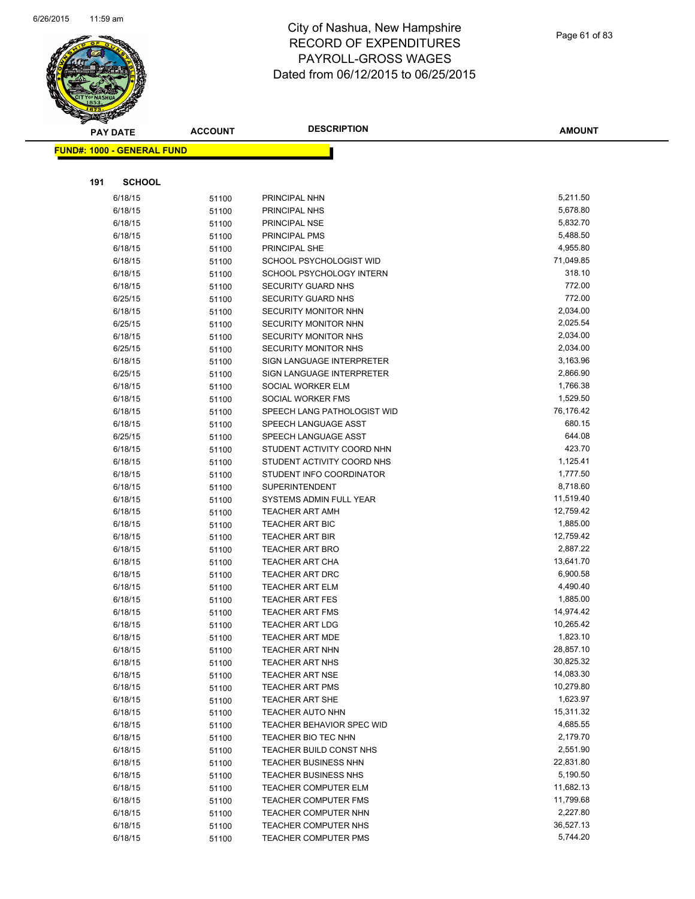# City of Nashua, New Hampshire
## RECORD OF EXPENDITURES
## PAYROLL-GROSS WAGES
## Dated from 06/12/2015 to 06/25/2015

**FUND#: 1000 - GENERAL FUND**

**191 SCHOOL**

| PAY DATE | ACCOUNT | DESCRIPTION | AMOUNT |
|---|---|---|---|
| 6/18/15 | 51100 | PRINCIPAL NHN | 5,211.50 |
| 6/18/15 | 51100 | PRINCIPAL NHS | 5,678.80 |
| 6/18/15 | 51100 | PRINCIPAL NSE | 5,832.70 |
| 6/18/15 | 51100 | PRINCIPAL PMS | 5,488.50 |
| 6/18/15 | 51100 | PRINCIPAL SHE | 4,955.80 |
| 6/18/15 | 51100 | SCHOOL PSYCHOLOGIST WID | 71,049.85 |
| 6/18/15 | 51100 | SCHOOL PSYCHOLOGY INTERN | 318.10 |
| 6/18/15 | 51100 | SECURITY GUARD NHS | 772.00 |
| 6/25/15 | 51100 | SECURITY GUARD NHS | 772.00 |
| 6/18/15 | 51100 | SECURITY MONITOR NHN | 2,034.00 |
| 6/25/15 | 51100 | SECURITY MONITOR NHN | 2,025.54 |
| 6/18/15 | 51100 | SECURITY MONITOR NHS | 2,034.00 |
| 6/25/15 | 51100 | SECURITY MONITOR NHS | 2,034.00 |
| 6/18/15 | 51100 | SIGN LANGUAGE INTERPRETER | 3,163.96 |
| 6/25/15 | 51100 | SIGN LANGUAGE INTERPRETER | 2,866.90 |
| 6/18/15 | 51100 | SOCIAL WORKER ELM | 1,766.38 |
| 6/18/15 | 51100 | SOCIAL WORKER FMS | 1,529.50 |
| 6/18/15 | 51100 | SPEECH LANG PATHOLOGIST WID | 76,176.42 |
| 6/18/15 | 51100 | SPEECH LANGUAGE ASST | 680.15 |
| 6/25/15 | 51100 | SPEECH LANGUAGE ASST | 644.08 |
| 6/18/15 | 51100 | STUDENT ACTIVITY COORD NHN | 423.70 |
| 6/18/15 | 51100 | STUDENT ACTIVITY COORD NHS | 1,125.41 |
| 6/18/15 | 51100 | STUDENT INFO COORDINATOR | 1,777.50 |
| 6/18/15 | 51100 | SUPERINTENDENT | 8,718.60 |
| 6/18/15 | 51100 | SYSTEMS ADMIN FULL YEAR | 11,519.40 |
| 6/18/15 | 51100 | TEACHER ART AMH | 12,759.42 |
| 6/18/15 | 51100 | TEACHER ART BIC | 1,885.00 |
| 6/18/15 | 51100 | TEACHER ART BIR | 12,759.42 |
| 6/18/15 | 51100 | TEACHER ART BRO | 2,887.22 |
| 6/18/15 | 51100 | TEACHER ART CHA | 13,641.70 |
| 6/18/15 | 51100 | TEACHER ART DRC | 6,900.58 |
| 6/18/15 | 51100 | TEACHER ART ELM | 4,490.40 |
| 6/18/15 | 51100 | TEACHER ART FES | 1,885.00 |
| 6/18/15 | 51100 | TEACHER ART FMS | 14,974.42 |
| 6/18/15 | 51100 | TEACHER ART LDG | 10,265.42 |
| 6/18/15 | 51100 | TEACHER ART MDE | 1,823.10 |
| 6/18/15 | 51100 | TEACHER ART NHN | 28,857.10 |
| 6/18/15 | 51100 | TEACHER ART NHS | 30,825.32 |
| 6/18/15 | 51100 | TEACHER ART NSE | 14,083.30 |
| 6/18/15 | 51100 | TEACHER ART PMS | 10,279.80 |
| 6/18/15 | 51100 | TEACHER ART SHE | 1,623.97 |
| 6/18/15 | 51100 | TEACHER AUTO NHN | 15,311.32 |
| 6/18/15 | 51100 | TEACHER BEHAVIOR SPEC WID | 4,685.55 |
| 6/18/15 | 51100 | TEACHER BIO TEC NHN | 2,179.70 |
| 6/18/15 | 51100 | TEACHER BUILD CONST NHS | 2,551.90 |
| 6/18/15 | 51100 | TEACHER BUSINESS NHN | 22,831.80 |
| 6/18/15 | 51100 | TEACHER BUSINESS NHS | 5,190.50 |
| 6/18/15 | 51100 | TEACHER COMPUTER ELM | 11,682.13 |
| 6/18/15 | 51100 | TEACHER COMPUTER FMS | 11,799.68 |
| 6/18/15 | 51100 | TEACHER COMPUTER NHN | 2,227.80 |
| 6/18/15 | 51100 | TEACHER COMPUTER NHS | 36,527.13 |
| 6/18/15 | 51100 | TEACHER COMPUTER PMS | 5,744.20 |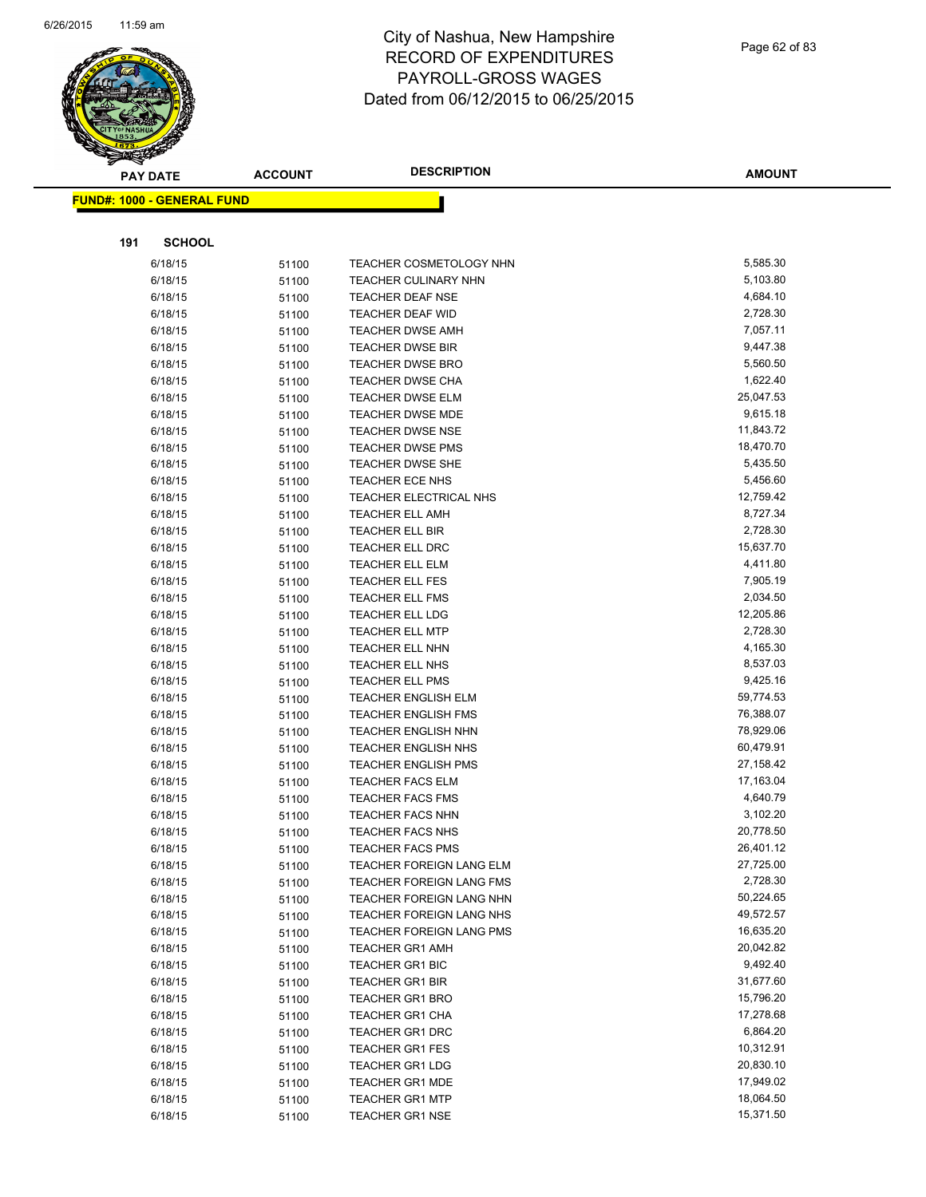# City of Nashua, New Hampshire
# RECORD OF EXPENDITURES
# PAYROLL-GROSS WAGES
# Dated from 06/12/2015 to 06/25/2015

**FUND#: 1000 - GENERAL FUND**

**191 SCHOOL**

| PAY DATE | ACCOUNT | DESCRIPTION | AMOUNT |
|---|---|---|---|
| 6/18/15 | 51100 | TEACHER COSMETOLOGY NHN | 5,585.30 |
| 6/18/15 | 51100 | TEACHER CULINARY NHN | 5,103.80 |
| 6/18/15 | 51100 | TEACHER DEAF NSE | 4,684.10 |
| 6/18/15 | 51100 | TEACHER DEAF WID | 2,728.30 |
| 6/18/15 | 51100 | TEACHER DWSE AMH | 7,057.11 |
| 6/18/15 | 51100 | TEACHER DWSE BIR | 9,447.38 |
| 6/18/15 | 51100 | TEACHER DWSE BRO | 5,560.50 |
| 6/18/15 | 51100 | TEACHER DWSE CHA | 1,622.40 |
| 6/18/15 | 51100 | TEACHER DWSE ELM | 25,047.53 |
| 6/18/15 | 51100 | TEACHER DWSE MDE | 9,615.18 |
| 6/18/15 | 51100 | TEACHER DWSE NSE | 11,843.72 |
| 6/18/15 | 51100 | TEACHER DWSE PMS | 18,470.70 |
| 6/18/15 | 51100 | TEACHER DWSE SHE | 5,435.50 |
| 6/18/15 | 51100 | TEACHER ECE NHS | 5,456.60 |
| 6/18/15 | 51100 | TEACHER ELECTRICAL NHS | 12,759.42 |
| 6/18/15 | 51100 | TEACHER ELL AMH | 8,727.34 |
| 6/18/15 | 51100 | TEACHER ELL BIR | 2,728.30 |
| 6/18/15 | 51100 | TEACHER ELL DRC | 15,637.70 |
| 6/18/15 | 51100 | TEACHER ELL ELM | 4,411.80 |
| 6/18/15 | 51100 | TEACHER ELL FES | 7,905.19 |
| 6/18/15 | 51100 | TEACHER ELL FMS | 2,034.50 |
| 6/18/15 | 51100 | TEACHER ELL LDG | 12,205.86 |
| 6/18/15 | 51100 | TEACHER ELL MTP | 2,728.30 |
| 6/18/15 | 51100 | TEACHER ELL NHN | 4,165.30 |
| 6/18/15 | 51100 | TEACHER ELL NHS | 8,537.03 |
| 6/18/15 | 51100 | TEACHER ELL PMS | 9,425.16 |
| 6/18/15 | 51100 | TEACHER ENGLISH ELM | 59,774.53 |
| 6/18/15 | 51100 | TEACHER ENGLISH FMS | 76,388.07 |
| 6/18/15 | 51100 | TEACHER ENGLISH NHN | 78,929.06 |
| 6/18/15 | 51100 | TEACHER ENGLISH NHS | 60,479.91 |
| 6/18/15 | 51100 | TEACHER ENGLISH PMS | 27,158.42 |
| 6/18/15 | 51100 | TEACHER FACS ELM | 17,163.04 |
| 6/18/15 | 51100 | TEACHER FACS FMS | 4,640.79 |
| 6/18/15 | 51100 | TEACHER FACS NHN | 3,102.20 |
| 6/18/15 | 51100 | TEACHER FACS NHS | 20,778.50 |
| 6/18/15 | 51100 | TEACHER FACS PMS | 26,401.12 |
| 6/18/15 | 51100 | TEACHER FOREIGN LANG ELM | 27,725.00 |
| 6/18/15 | 51100 | TEACHER FOREIGN LANG FMS | 2,728.30 |
| 6/18/15 | 51100 | TEACHER FOREIGN LANG NHN | 50,224.65 |
| 6/18/15 | 51100 | TEACHER FOREIGN LANG NHS | 49,572.57 |
| 6/18/15 | 51100 | TEACHER FOREIGN LANG PMS | 16,635.20 |
| 6/18/15 | 51100 | TEACHER GR1 AMH | 20,042.82 |
| 6/18/15 | 51100 | TEACHER GR1 BIC | 9,492.40 |
| 6/18/15 | 51100 | TEACHER GR1 BIR | 31,677.60 |
| 6/18/15 | 51100 | TEACHER GR1 BRO | 15,796.20 |
| 6/18/15 | 51100 | TEACHER GR1 CHA | 17,278.68 |
| 6/18/15 | 51100 | TEACHER GR1 DRC | 6,864.20 |
| 6/18/15 | 51100 | TEACHER GR1 FES | 10,312.91 |
| 6/18/15 | 51100 | TEACHER GR1 LDG | 20,830.10 |
| 6/18/15 | 51100 | TEACHER GR1 MDE | 17,949.02 |
| 6/18/15 | 51100 | TEACHER GR1 MTP | 18,064.50 |
| 6/18/15 | 51100 | TEACHER GR1 NSE | 15,371.50 |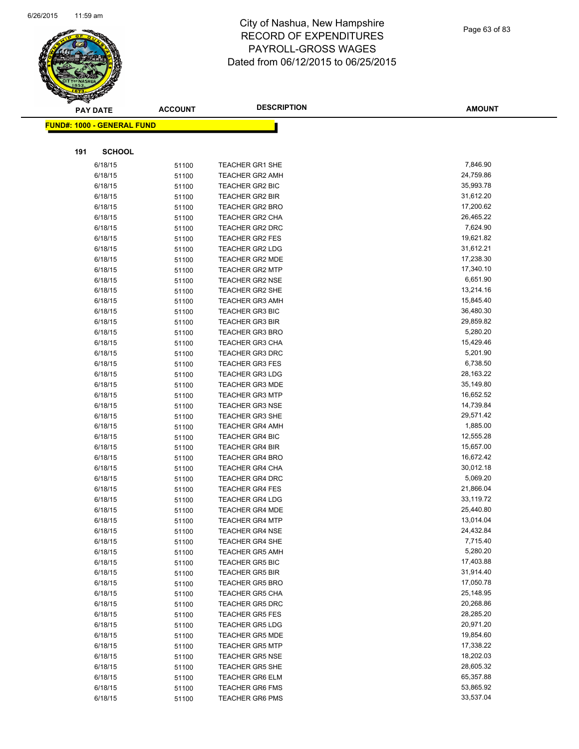# City of Nashua, New Hampshire
## RECORD OF EXPENDITURES
## PAYROLL-GROSS WAGES
## Dated from 06/12/2015 to 06/25/2015

**FUND#: 1000 - GENERAL FUND**

**191 SCHOOL**

| PAY DATE | ACCOUNT | DESCRIPTION | AMOUNT |
|---|---|---|---|
| 6/18/15 | 51100 | TEACHER GR1 SHE | 7,846.90 |
| 6/18/15 | 51100 | TEACHER GR2 AMH | 24,759.86 |
| 6/18/15 | 51100 | TEACHER GR2 BIC | 35,993.78 |
| 6/18/15 | 51100 | TEACHER GR2 BIR | 31,612.20 |
| 6/18/15 | 51100 | TEACHER GR2 BRO | 17,200.62 |
| 6/18/15 | 51100 | TEACHER GR2 CHA | 26,465.22 |
| 6/18/15 | 51100 | TEACHER GR2 DRC | 7,624.90 |
| 6/18/15 | 51100 | TEACHER GR2 FES | 19,621.82 |
| 6/18/15 | 51100 | TEACHER GR2 LDG | 31,612.21 |
| 6/18/15 | 51100 | TEACHER GR2 MDE | 17,238.30 |
| 6/18/15 | 51100 | TEACHER GR2 MTP | 17,340.10 |
| 6/18/15 | 51100 | TEACHER GR2 NSE | 6,651.90 |
| 6/18/15 | 51100 | TEACHER GR2 SHE | 13,214.16 |
| 6/18/15 | 51100 | TEACHER GR3 AMH | 15,845.40 |
| 6/18/15 | 51100 | TEACHER GR3 BIC | 36,480.30 |
| 6/18/15 | 51100 | TEACHER GR3 BIR | 29,859.82 |
| 6/18/15 | 51100 | TEACHER GR3 BRO | 5,280.20 |
| 6/18/15 | 51100 | TEACHER GR3 CHA | 15,429.46 |
| 6/18/15 | 51100 | TEACHER GR3 DRC | 5,201.90 |
| 6/18/15 | 51100 | TEACHER GR3 FES | 6,738.50 |
| 6/18/15 | 51100 | TEACHER GR3 LDG | 28,163.22 |
| 6/18/15 | 51100 | TEACHER GR3 MDE | 35,149.80 |
| 6/18/15 | 51100 | TEACHER GR3 MTP | 16,652.52 |
| 6/18/15 | 51100 | TEACHER GR3 NSE | 14,739.84 |
| 6/18/15 | 51100 | TEACHER GR3 SHE | 29,571.42 |
| 6/18/15 | 51100 | TEACHER GR4 AMH | 1,885.00 |
| 6/18/15 | 51100 | TEACHER GR4 BIC | 12,555.28 |
| 6/18/15 | 51100 | TEACHER GR4 BIR | 15,657.00 |
| 6/18/15 | 51100 | TEACHER GR4 BRO | 16,672.42 |
| 6/18/15 | 51100 | TEACHER GR4 CHA | 30,012.18 |
| 6/18/15 | 51100 | TEACHER GR4 DRC | 5,069.20 |
| 6/18/15 | 51100 | TEACHER GR4 FES | 21,866.04 |
| 6/18/15 | 51100 | TEACHER GR4 LDG | 33,119.72 |
| 6/18/15 | 51100 | TEACHER GR4 MDE | 25,440.80 |
| 6/18/15 | 51100 | TEACHER GR4 MTP | 13,014.04 |
| 6/18/15 | 51100 | TEACHER GR4 NSE | 24,432.84 |
| 6/18/15 | 51100 | TEACHER GR4 SHE | 7,715.40 |
| 6/18/15 | 51100 | TEACHER GR5 AMH | 5,280.20 |
| 6/18/15 | 51100 | TEACHER GR5 BIC | 17,403.88 |
| 6/18/15 | 51100 | TEACHER GR5 BIR | 31,914.40 |
| 6/18/15 | 51100 | TEACHER GR5 BRO | 17,050.78 |
| 6/18/15 | 51100 | TEACHER GR5 CHA | 25,148.95 |
| 6/18/15 | 51100 | TEACHER GR5 DRC | 20,268.86 |
| 6/18/15 | 51100 | TEACHER GR5 FES | 28,285.20 |
| 6/18/15 | 51100 | TEACHER GR5 LDG | 20,971.20 |
| 6/18/15 | 51100 | TEACHER GR5 MDE | 19,854.60 |
| 6/18/15 | 51100 | TEACHER GR5 MTP | 17,338.22 |
| 6/18/15 | 51100 | TEACHER GR5 NSE | 18,202.03 |
| 6/18/15 | 51100 | TEACHER GR5 SHE | 28,605.32 |
| 6/18/15 | 51100 | TEACHER GR6 ELM | 65,357.88 |
| 6/18/15 | 51100 | TEACHER GR6 FMS | 53,865.92 |
| 6/18/15 | 51100 | TEACHER GR6 PMS | 33,537.04 |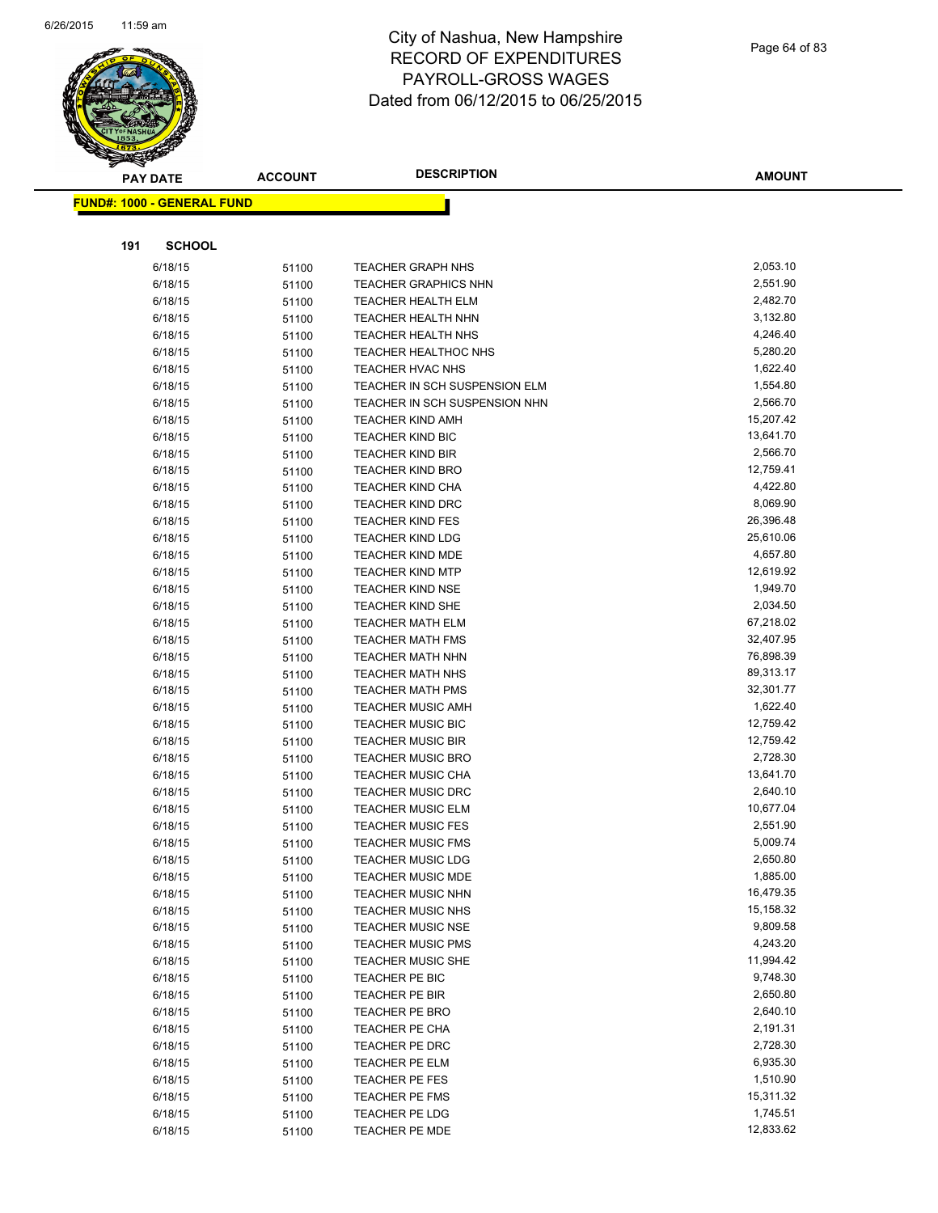# City of Nashua, New Hampshire
## RECORD OF EXPENDITURES
## PAYROLL-GROSS WAGES
## Dated from 06/12/2015 to 06/25/2015

**FUND#: 1000 - GENERAL FUND**

**191 SCHOOL**

| PAY DATE | ACCOUNT | DESCRIPTION | AMOUNT |
|---|---|---|---|
| 6/18/15 | 51100 | TEACHER GRAPH NHS | 2,053.10 |
| 6/18/15 | 51100 | TEACHER GRAPHICS NHN | 2,551.90 |
| 6/18/15 | 51100 | TEACHER HEALTH ELM | 2,482.70 |
| 6/18/15 | 51100 | TEACHER HEALTH NHN | 3,132.80 |
| 6/18/15 | 51100 | TEACHER HEALTH NHS | 4,246.40 |
| 6/18/15 | 51100 | TEACHER HEALTHOC NHS | 5,280.20 |
| 6/18/15 | 51100 | TEACHER HVAC NHS | 1,622.40 |
| 6/18/15 | 51100 | TEACHER IN SCH SUSPENSION ELM | 1,554.80 |
| 6/18/15 | 51100 | TEACHER IN SCH SUSPENSION NHN | 2,566.70 |
| 6/18/15 | 51100 | TEACHER KIND AMH | 15,207.42 |
| 6/18/15 | 51100 | TEACHER KIND BIC | 13,641.70 |
| 6/18/15 | 51100 | TEACHER KIND BIR | 2,566.70 |
| 6/18/15 | 51100 | TEACHER KIND BRO | 12,759.41 |
| 6/18/15 | 51100 | TEACHER KIND CHA | 4,422.80 |
| 6/18/15 | 51100 | TEACHER KIND DRC | 8,069.90 |
| 6/18/15 | 51100 | TEACHER KIND FES | 26,396.48 |
| 6/18/15 | 51100 | TEACHER KIND LDG | 25,610.06 |
| 6/18/15 | 51100 | TEACHER KIND MDE | 4,657.80 |
| 6/18/15 | 51100 | TEACHER KIND MTP | 12,619.92 |
| 6/18/15 | 51100 | TEACHER KIND NSE | 1,949.70 |
| 6/18/15 | 51100 | TEACHER KIND SHE | 2,034.50 |
| 6/18/15 | 51100 | TEACHER MATH ELM | 67,218.02 |
| 6/18/15 | 51100 | TEACHER MATH FMS | 32,407.95 |
| 6/18/15 | 51100 | TEACHER MATH NHN | 76,898.39 |
| 6/18/15 | 51100 | TEACHER MATH NHS | 89,313.17 |
| 6/18/15 | 51100 | TEACHER MATH PMS | 32,301.77 |
| 6/18/15 | 51100 | TEACHER MUSIC AMH | 1,622.40 |
| 6/18/15 | 51100 | TEACHER MUSIC BIC | 12,759.42 |
| 6/18/15 | 51100 | TEACHER MUSIC BIR | 12,759.42 |
| 6/18/15 | 51100 | TEACHER MUSIC BRO | 2,728.30 |
| 6/18/15 | 51100 | TEACHER MUSIC CHA | 13,641.70 |
| 6/18/15 | 51100 | TEACHER MUSIC DRC | 2,640.10 |
| 6/18/15 | 51100 | TEACHER MUSIC ELM | 10,677.04 |
| 6/18/15 | 51100 | TEACHER MUSIC FES | 2,551.90 |
| 6/18/15 | 51100 | TEACHER MUSIC FMS | 5,009.74 |
| 6/18/15 | 51100 | TEACHER MUSIC LDG | 2,650.80 |
| 6/18/15 | 51100 | TEACHER MUSIC MDE | 1,885.00 |
| 6/18/15 | 51100 | TEACHER MUSIC NHN | 16,479.35 |
| 6/18/15 | 51100 | TEACHER MUSIC NHS | 15,158.32 |
| 6/18/15 | 51100 | TEACHER MUSIC NSE | 9,809.58 |
| 6/18/15 | 51100 | TEACHER MUSIC PMS | 4,243.20 |
| 6/18/15 | 51100 | TEACHER MUSIC SHE | 11,994.42 |
| 6/18/15 | 51100 | TEACHER PE BIC | 9,748.30 |
| 6/18/15 | 51100 | TEACHER PE BIR | 2,650.80 |
| 6/18/15 | 51100 | TEACHER PE BRO | 2,640.10 |
| 6/18/15 | 51100 | TEACHER PE CHA | 2,191.31 |
| 6/18/15 | 51100 | TEACHER PE DRC | 2,728.30 |
| 6/18/15 | 51100 | TEACHER PE ELM | 6,935.30 |
| 6/18/15 | 51100 | TEACHER PE FES | 1,510.90 |
| 6/18/15 | 51100 | TEACHER PE FMS | 15,311.32 |
| 6/18/15 | 51100 | TEACHER PE LDG | 1,745.51 |
| 6/18/15 | 51100 | TEACHER PE MDE | 12,833.62 |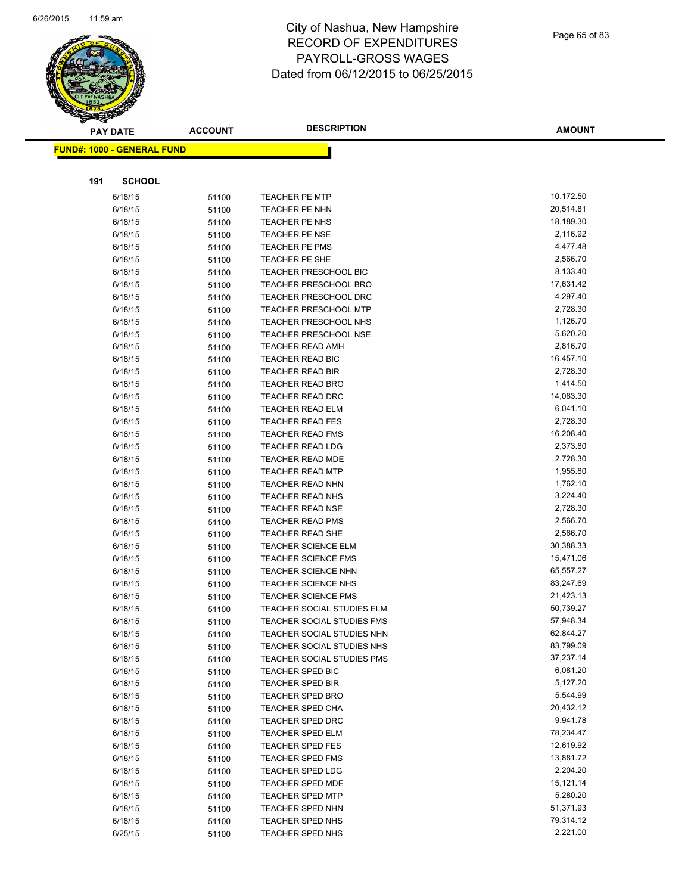# City of Nashua, New Hampshire
## RECORD OF EXPENDITURES
## PAYROLL-GROSS WAGES
## Dated from 06/12/2015 to 06/25/2015

**FUND#: 1000 - GENERAL FUND**

**191 SCHOOL**

| PAY DATE | ACCOUNT | DESCRIPTION | AMOUNT |
|---|---|---|---|
| 6/18/15 | 51100 | TEACHER PE MTP | 10,172.50 |
| 6/18/15 | 51100 | TEACHER PE NHN | 20,514.81 |
| 6/18/15 | 51100 | TEACHER PE NHS | 18,189.30 |
| 6/18/15 | 51100 | TEACHER PE NSE | 2,116.92 |
| 6/18/15 | 51100 | TEACHER PE PMS | 4,477.48 |
| 6/18/15 | 51100 | TEACHER PE SHE | 2,566.70 |
| 6/18/15 | 51100 | TEACHER PRESCHOOL BIC | 8,133.40 |
| 6/18/15 | 51100 | TEACHER PRESCHOOL BRO | 17,631.42 |
| 6/18/15 | 51100 | TEACHER PRESCHOOL DRC | 4,297.40 |
| 6/18/15 | 51100 | TEACHER PRESCHOOL MTP | 2,728.30 |
| 6/18/15 | 51100 | TEACHER PRESCHOOL NHS | 1,126.70 |
| 6/18/15 | 51100 | TEACHER PRESCHOOL NSE | 5,620.20 |
| 6/18/15 | 51100 | TEACHER READ AMH | 2,816.70 |
| 6/18/15 | 51100 | TEACHER READ BIC | 16,457.10 |
| 6/18/15 | 51100 | TEACHER READ BIR | 2,728.30 |
| 6/18/15 | 51100 | TEACHER READ BRO | 1,414.50 |
| 6/18/15 | 51100 | TEACHER READ DRC | 14,083.30 |
| 6/18/15 | 51100 | TEACHER READ ELM | 6,041.10 |
| 6/18/15 | 51100 | TEACHER READ FES | 2,728.30 |
| 6/18/15 | 51100 | TEACHER READ FMS | 16,208.40 |
| 6/18/15 | 51100 | TEACHER READ LDG | 2,373.80 |
| 6/18/15 | 51100 | TEACHER READ MDE | 2,728.30 |
| 6/18/15 | 51100 | TEACHER READ MTP | 1,955.80 |
| 6/18/15 | 51100 | TEACHER READ NHN | 1,762.10 |
| 6/18/15 | 51100 | TEACHER READ NHS | 3,224.40 |
| 6/18/15 | 51100 | TEACHER READ NSE | 2,728.30 |
| 6/18/15 | 51100 | TEACHER READ PMS | 2,566.70 |
| 6/18/15 | 51100 | TEACHER READ SHE | 2,566.70 |
| 6/18/15 | 51100 | TEACHER SCIENCE ELM | 30,388.33 |
| 6/18/15 | 51100 | TEACHER SCIENCE FMS | 15,471.06 |
| 6/18/15 | 51100 | TEACHER SCIENCE NHN | 65,557.27 |
| 6/18/15 | 51100 | TEACHER SCIENCE NHS | 83,247.69 |
| 6/18/15 | 51100 | TEACHER SCIENCE PMS | 21,423.13 |
| 6/18/15 | 51100 | TEACHER SOCIAL STUDIES ELM | 50,739.27 |
| 6/18/15 | 51100 | TEACHER SOCIAL STUDIES FMS | 57,948.34 |
| 6/18/15 | 51100 | TEACHER SOCIAL STUDIES NHN | 62,844.27 |
| 6/18/15 | 51100 | TEACHER SOCIAL STUDIES NHS | 83,799.09 |
| 6/18/15 | 51100 | TEACHER SOCIAL STUDIES PMS | 37,237.14 |
| 6/18/15 | 51100 | TEACHER SPED BIC | 6,081.20 |
| 6/18/15 | 51100 | TEACHER SPED BIR | 5,127.20 |
| 6/18/15 | 51100 | TEACHER SPED BRO | 5,544.99 |
| 6/18/15 | 51100 | TEACHER SPED CHA | 20,432.12 |
| 6/18/15 | 51100 | TEACHER SPED DRC | 9,941.78 |
| 6/18/15 | 51100 | TEACHER SPED ELM | 78,234.47 |
| 6/18/15 | 51100 | TEACHER SPED FES | 12,619.92 |
| 6/18/15 | 51100 | TEACHER SPED FMS | 13,881.72 |
| 6/18/15 | 51100 | TEACHER SPED LDG | 2,204.20 |
| 6/18/15 | 51100 | TEACHER SPED MDE | 15,121.14 |
| 6/18/15 | 51100 | TEACHER SPED MTP | 5,280.20 |
| 6/18/15 | 51100 | TEACHER SPED NHN | 51,371.93 |
| 6/18/15 | 51100 | TEACHER SPED NHS | 79,314.12 |
| 6/25/15 | 51100 | TEACHER SPED NHS | 2,221.00 |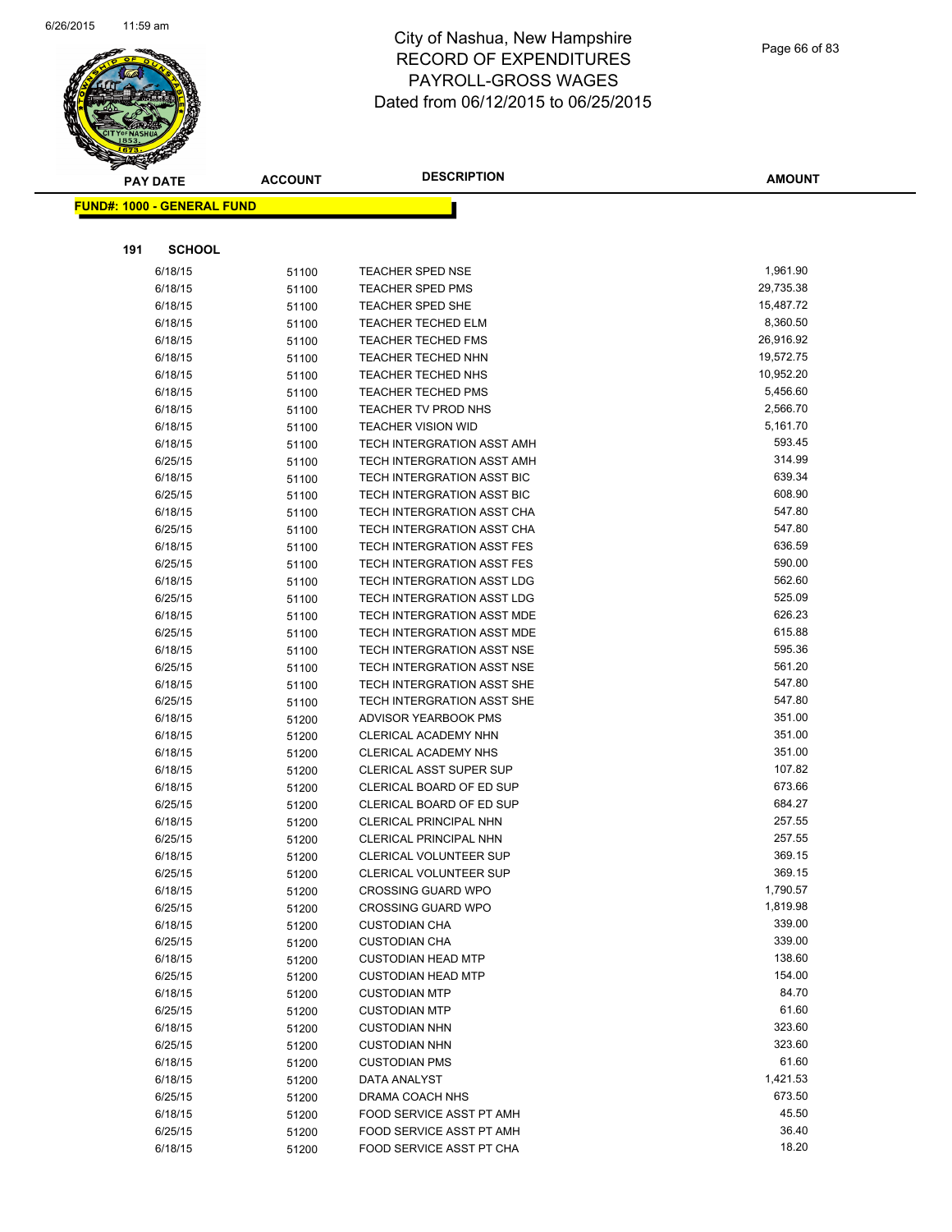# City of Nashua, New Hampshire
# RECORD OF EXPENDITURES
# PAYROLL-GROSS WAGES
# Dated from 06/12/2015 to 06/25/2015

**FUND#: 1000 - GENERAL FUND**

**191 SCHOOL**

| PAY DATE | ACCOUNT | DESCRIPTION | AMOUNT |
|---|---|---|---|
| 6/18/15 | 51100 | TEACHER SPED NSE | 1,961.90 |
| 6/18/15 | 51100 | TEACHER SPED PMS | 29,735.38 |
| 6/18/15 | 51100 | TEACHER SPED SHE | 15,487.72 |
| 6/18/15 | 51100 | TEACHER TECHED ELM | 8,360.50 |
| 6/18/15 | 51100 | TEACHER TECHED FMS | 26,916.92 |
| 6/18/15 | 51100 | TEACHER TECHED NHN | 19,572.75 |
| 6/18/15 | 51100 | TEACHER TECHED NHS | 10,952.20 |
| 6/18/15 | 51100 | TEACHER TECHED PMS | 5,456.60 |
| 6/18/15 | 51100 | TEACHER TV PROD NHS | 2,566.70 |
| 6/18/15 | 51100 | TEACHER VISION WID | 5,161.70 |
| 6/18/15 | 51100 | TECH INTERGRATION ASST AMH | 593.45 |
| 6/25/15 | 51100 | TECH INTERGRATION ASST AMH | 314.99 |
| 6/18/15 | 51100 | TECH INTERGRATION ASST BIC | 639.34 |
| 6/25/15 | 51100 | TECH INTERGRATION ASST BIC | 608.90 |
| 6/18/15 | 51100 | TECH INTERGRATION ASST CHA | 547.80 |
| 6/25/15 | 51100 | TECH INTERGRATION ASST CHA | 547.80 |
| 6/18/15 | 51100 | TECH INTERGRATION ASST FES | 636.59 |
| 6/25/15 | 51100 | TECH INTERGRATION ASST FES | 590.00 |
| 6/18/15 | 51100 | TECH INTERGRATION ASST LDG | 562.60 |
| 6/25/15 | 51100 | TECH INTERGRATION ASST LDG | 525.09 |
| 6/18/15 | 51100 | TECH INTERGRATION ASST MDE | 626.23 |
| 6/25/15 | 51100 | TECH INTERGRATION ASST MDE | 615.88 |
| 6/18/15 | 51100 | TECH INTERGRATION ASST NSE | 595.36 |
| 6/25/15 | 51100 | TECH INTERGRATION ASST NSE | 561.20 |
| 6/18/15 | 51100 | TECH INTERGRATION ASST SHE | 547.80 |
| 6/25/15 | 51100 | TECH INTERGRATION ASST SHE | 547.80 |
| 6/18/15 | 51200 | ADVISOR YEARBOOK PMS | 351.00 |
| 6/18/15 | 51200 | CLERICAL ACADEMY NHN | 351.00 |
| 6/18/15 | 51200 | CLERICAL ACADEMY NHS | 351.00 |
| 6/18/15 | 51200 | CLERICAL ASST SUPER SUP | 107.82 |
| 6/18/15 | 51200 | CLERICAL BOARD OF ED SUP | 673.66 |
| 6/25/15 | 51200 | CLERICAL BOARD OF ED SUP | 684.27 |
| 6/18/15 | 51200 | CLERICAL PRINCIPAL NHN | 257.55 |
| 6/25/15 | 51200 | CLERICAL PRINCIPAL NHN | 257.55 |
| 6/18/15 | 51200 | CLERICAL VOLUNTEER SUP | 369.15 |
| 6/25/15 | 51200 | CLERICAL VOLUNTEER SUP | 369.15 |
| 6/18/15 | 51200 | CROSSING GUARD WPO | 1,790.57 |
| 6/25/15 | 51200 | CROSSING GUARD WPO | 1,819.98 |
| 6/18/15 | 51200 | CUSTODIAN CHA | 339.00 |
| 6/25/15 | 51200 | CUSTODIAN CHA | 339.00 |
| 6/18/15 | 51200 | CUSTODIAN HEAD MTP | 138.60 |
| 6/25/15 | 51200 | CUSTODIAN HEAD MTP | 154.00 |
| 6/18/15 | 51200 | CUSTODIAN MTP | 84.70 |
| 6/25/15 | 51200 | CUSTODIAN MTP | 61.60 |
| 6/18/15 | 51200 | CUSTODIAN NHN | 323.60 |
| 6/25/15 | 51200 | CUSTODIAN NHN | 323.60 |
| 6/18/15 | 51200 | CUSTODIAN PMS | 61.60 |
| 6/18/15 | 51200 | DATA ANALYST | 1,421.53 |
| 6/25/15 | 51200 | DRAMA COACH NHS | 673.50 |
| 6/18/15 | 51200 | FOOD SERVICE ASST PT AMH | 45.50 |
| 6/25/15 | 51200 | FOOD SERVICE ASST PT AMH | 36.40 |
| 6/18/15 | 51200 | FOOD SERVICE ASST PT CHA | 18.20 |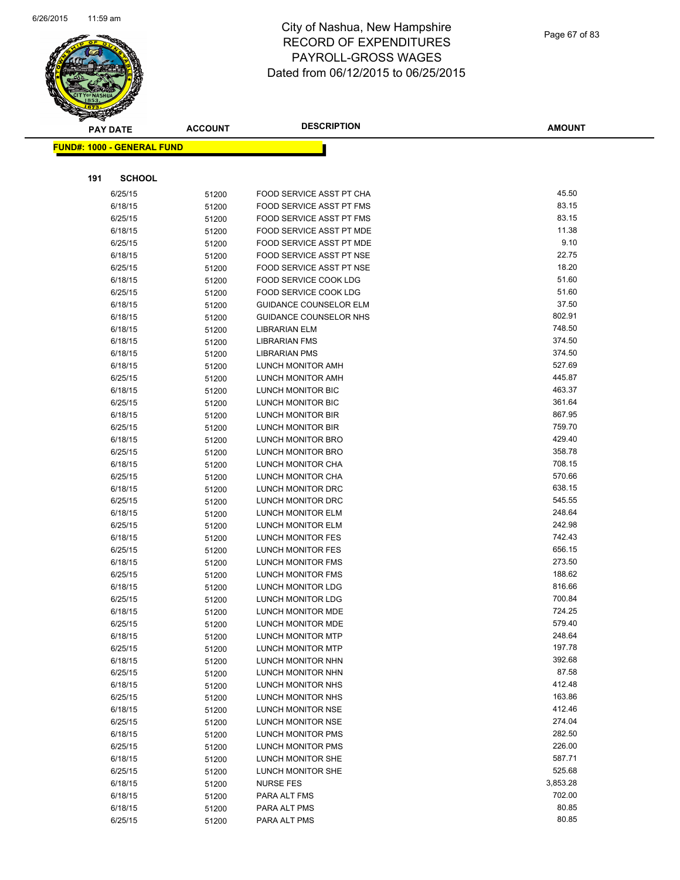# City of Nashua, New Hampshire
## RECORD OF EXPENDITURES
## PAYROLL-GROSS WAGES
## Dated from 06/12/2015 to 06/25/2015

| PAY DATE | ACCOUNT | DESCRIPTION | AMOUNT |
|---|---|---|---|

**FUND#: 1000 - GENERAL FUND**

**191 SCHOOL**

| PAY DATE | ACCOUNT | DESCRIPTION | AMOUNT |
|---|---|---|---|
| 6/25/15 | 51200 | FOOD SERVICE ASST PT CHA | 45.50 |
| 6/18/15 | 51200 | FOOD SERVICE ASST PT FMS | 83.15 |
| 6/25/15 | 51200 | FOOD SERVICE ASST PT FMS | 83.15 |
| 6/18/15 | 51200 | FOOD SERVICE ASST PT MDE | 11.38 |
| 6/25/15 | 51200 | FOOD SERVICE ASST PT MDE | 9.10 |
| 6/18/15 | 51200 | FOOD SERVICE ASST PT NSE | 22.75 |
| 6/25/15 | 51200 | FOOD SERVICE ASST PT NSE | 18.20 |
| 6/18/15 | 51200 | FOOD SERVICE COOK LDG | 51.60 |
| 6/25/15 | 51200 | FOOD SERVICE COOK LDG | 51.60 |
| 6/18/15 | 51200 | GUIDANCE COUNSELOR ELM | 37.50 |
| 6/18/15 | 51200 | GUIDANCE COUNSELOR NHS | 802.91 |
| 6/18/15 | 51200 | LIBRARIAN ELM | 748.50 |
| 6/18/15 | 51200 | LIBRARIAN FMS | 374.50 |
| 6/18/15 | 51200 | LIBRARIAN PMS | 374.50 |
| 6/18/15 | 51200 | LUNCH MONITOR AMH | 527.69 |
| 6/25/15 | 51200 | LUNCH MONITOR AMH | 445.87 |
| 6/18/15 | 51200 | LUNCH MONITOR BIC | 463.37 |
| 6/25/15 | 51200 | LUNCH MONITOR BIC | 361.64 |
| 6/18/15 | 51200 | LUNCH MONITOR BIR | 867.95 |
| 6/25/15 | 51200 | LUNCH MONITOR BIR | 759.70 |
| 6/18/15 | 51200 | LUNCH MONITOR BRO | 429.40 |
| 6/25/15 | 51200 | LUNCH MONITOR BRO | 358.78 |
| 6/18/15 | 51200 | LUNCH MONITOR CHA | 708.15 |
| 6/25/15 | 51200 | LUNCH MONITOR CHA | 570.66 |
| 6/18/15 | 51200 | LUNCH MONITOR DRC | 638.15 |
| 6/25/15 | 51200 | LUNCH MONITOR DRC | 545.55 |
| 6/18/15 | 51200 | LUNCH MONITOR ELM | 248.64 |
| 6/25/15 | 51200 | LUNCH MONITOR ELM | 242.98 |
| 6/18/15 | 51200 | LUNCH MONITOR FES | 742.43 |
| 6/25/15 | 51200 | LUNCH MONITOR FES | 656.15 |
| 6/18/15 | 51200 | LUNCH MONITOR FMS | 273.50 |
| 6/25/15 | 51200 | LUNCH MONITOR FMS | 188.62 |
| 6/18/15 | 51200 | LUNCH MONITOR LDG | 816.66 |
| 6/25/15 | 51200 | LUNCH MONITOR LDG | 700.84 |
| 6/18/15 | 51200 | LUNCH MONITOR MDE | 724.25 |
| 6/25/15 | 51200 | LUNCH MONITOR MDE | 579.40 |
| 6/18/15 | 51200 | LUNCH MONITOR MTP | 248.64 |
| 6/25/15 | 51200 | LUNCH MONITOR MTP | 197.78 |
| 6/18/15 | 51200 | LUNCH MONITOR NHN | 392.68 |
| 6/25/15 | 51200 | LUNCH MONITOR NHN | 87.58 |
| 6/18/15 | 51200 | LUNCH MONITOR NHS | 412.48 |
| 6/25/15 | 51200 | LUNCH MONITOR NHS | 163.86 |
| 6/18/15 | 51200 | LUNCH MONITOR NSE | 412.46 |
| 6/25/15 | 51200 | LUNCH MONITOR NSE | 274.04 |
| 6/18/15 | 51200 | LUNCH MONITOR PMS | 282.50 |
| 6/25/15 | 51200 | LUNCH MONITOR PMS | 226.00 |
| 6/18/15 | 51200 | LUNCH MONITOR SHE | 587.71 |
| 6/25/15 | 51200 | LUNCH MONITOR SHE | 525.68 |
| 6/18/15 | 51200 | NURSE FES | 3,853.28 |
| 6/18/15 | 51200 | PARA ALT FMS | 702.00 |
| 6/18/15 | 51200 | PARA ALT PMS | 80.85 |
| 6/25/15 | 51200 | PARA ALT PMS | 80.85 |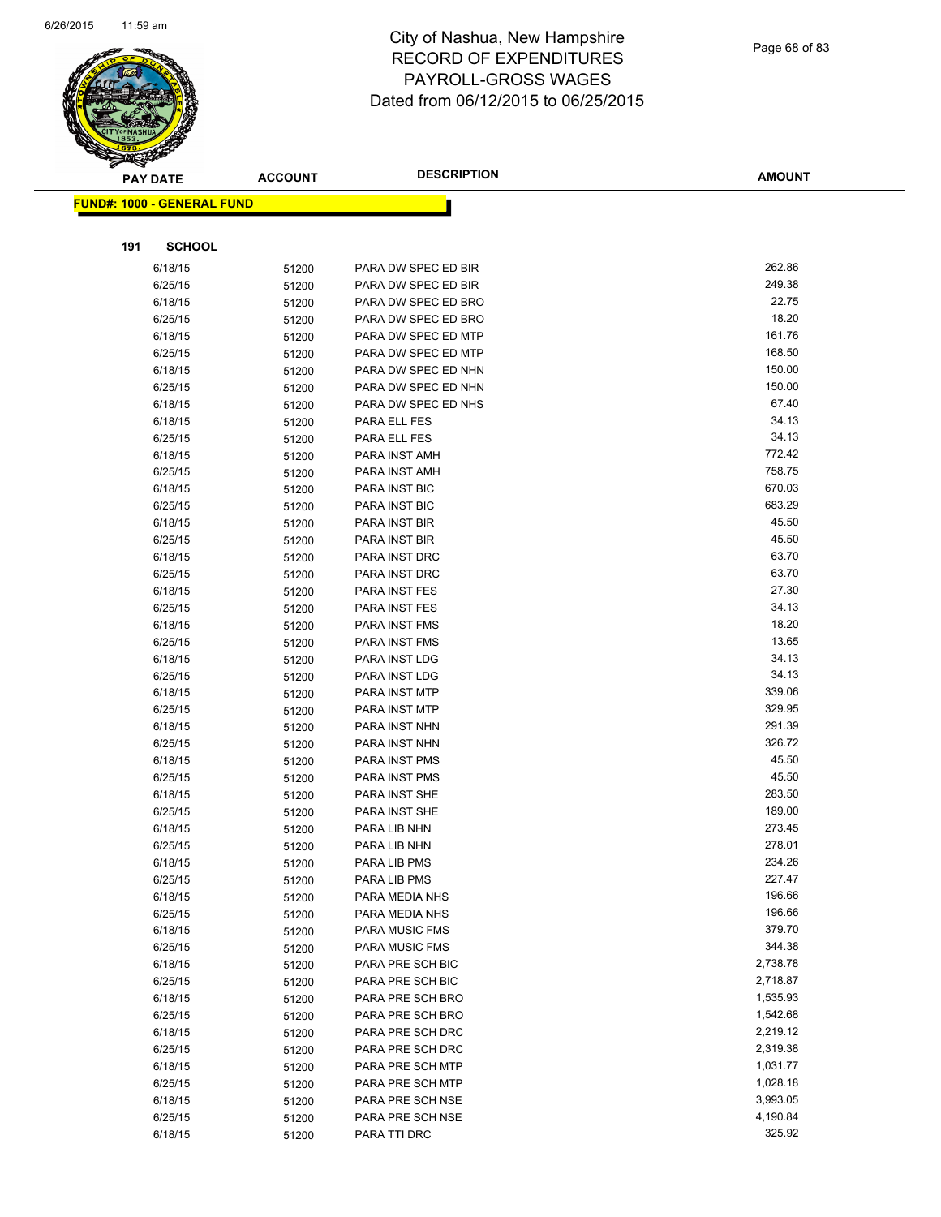# City of Nashua, New Hampshire
# RECORD OF EXPENDITURES
# PAYROLL-GROSS WAGES
# Dated from 06/12/2015 to 06/25/2015

| PAY DATE | ACCOUNT | DESCRIPTION | AMOUNT |
|---|---|---|---|

**FUND#: 1000 - GENERAL FUND**

**191 SCHOOL**

| PAY DATE | ACCOUNT | DESCRIPTION | AMOUNT |
|---|---|---|---|
| 6/18/15 | 51200 | PARA DW SPEC ED BIR | 262.86 |
| 6/25/15 | 51200 | PARA DW SPEC ED BIR | 249.38 |
| 6/18/15 | 51200 | PARA DW SPEC ED BRO | 22.75 |
| 6/25/15 | 51200 | PARA DW SPEC ED BRO | 18.20 |
| 6/18/15 | 51200 | PARA DW SPEC ED MTP | 161.76 |
| 6/25/15 | 51200 | PARA DW SPEC ED MTP | 168.50 |
| 6/18/15 | 51200 | PARA DW SPEC ED NHN | 150.00 |
| 6/25/15 | 51200 | PARA DW SPEC ED NHN | 150.00 |
| 6/18/15 | 51200 | PARA DW SPEC ED NHS | 67.40 |
| 6/18/15 | 51200 | PARA ELL FES | 34.13 |
| 6/25/15 | 51200 | PARA ELL FES | 34.13 |
| 6/18/15 | 51200 | PARA INST AMH | 772.42 |
| 6/25/15 | 51200 | PARA INST AMH | 758.75 |
| 6/18/15 | 51200 | PARA INST BIC | 670.03 |
| 6/25/15 | 51200 | PARA INST BIC | 683.29 |
| 6/18/15 | 51200 | PARA INST BIR | 45.50 |
| 6/25/15 | 51200 | PARA INST BIR | 45.50 |
| 6/18/15 | 51200 | PARA INST DRC | 63.70 |
| 6/25/15 | 51200 | PARA INST DRC | 63.70 |
| 6/18/15 | 51200 | PARA INST FES | 27.30 |
| 6/25/15 | 51200 | PARA INST FES | 34.13 |
| 6/18/15 | 51200 | PARA INST FMS | 18.20 |
| 6/25/15 | 51200 | PARA INST FMS | 13.65 |
| 6/18/15 | 51200 | PARA INST LDG | 34.13 |
| 6/25/15 | 51200 | PARA INST LDG | 34.13 |
| 6/18/15 | 51200 | PARA INST MTP | 339.06 |
| 6/25/15 | 51200 | PARA INST MTP | 329.95 |
| 6/18/15 | 51200 | PARA INST NHN | 291.39 |
| 6/25/15 | 51200 | PARA INST NHN | 326.72 |
| 6/18/15 | 51200 | PARA INST PMS | 45.50 |
| 6/25/15 | 51200 | PARA INST PMS | 45.50 |
| 6/18/15 | 51200 | PARA INST SHE | 283.50 |
| 6/25/15 | 51200 | PARA INST SHE | 189.00 |
| 6/18/15 | 51200 | PARA LIB NHN | 273.45 |
| 6/25/15 | 51200 | PARA LIB NHN | 278.01 |
| 6/18/15 | 51200 | PARA LIB PMS | 234.26 |
| 6/25/15 | 51200 | PARA LIB PMS | 227.47 |
| 6/18/15 | 51200 | PARA MEDIA NHS | 196.66 |
| 6/25/15 | 51200 | PARA MEDIA NHS | 196.66 |
| 6/18/15 | 51200 | PARA MUSIC FMS | 379.70 |
| 6/25/15 | 51200 | PARA MUSIC FMS | 344.38 |
| 6/18/15 | 51200 | PARA PRE SCH BIC | 2,738.78 |
| 6/25/15 | 51200 | PARA PRE SCH BIC | 2,718.87 |
| 6/18/15 | 51200 | PARA PRE SCH BRO | 1,535.93 |
| 6/25/15 | 51200 | PARA PRE SCH BRO | 1,542.68 |
| 6/18/15 | 51200 | PARA PRE SCH DRC | 2,219.12 |
| 6/25/15 | 51200 | PARA PRE SCH DRC | 2,319.38 |
| 6/18/15 | 51200 | PARA PRE SCH MTP | 1,031.77 |
| 6/25/15 | 51200 | PARA PRE SCH MTP | 1,028.18 |
| 6/18/15 | 51200 | PARA PRE SCH NSE | 3,993.05 |
| 6/25/15 | 51200 | PARA PRE SCH NSE | 4,190.84 |
| 6/18/15 | 51200 | PARA TTI DRC | 325.92 |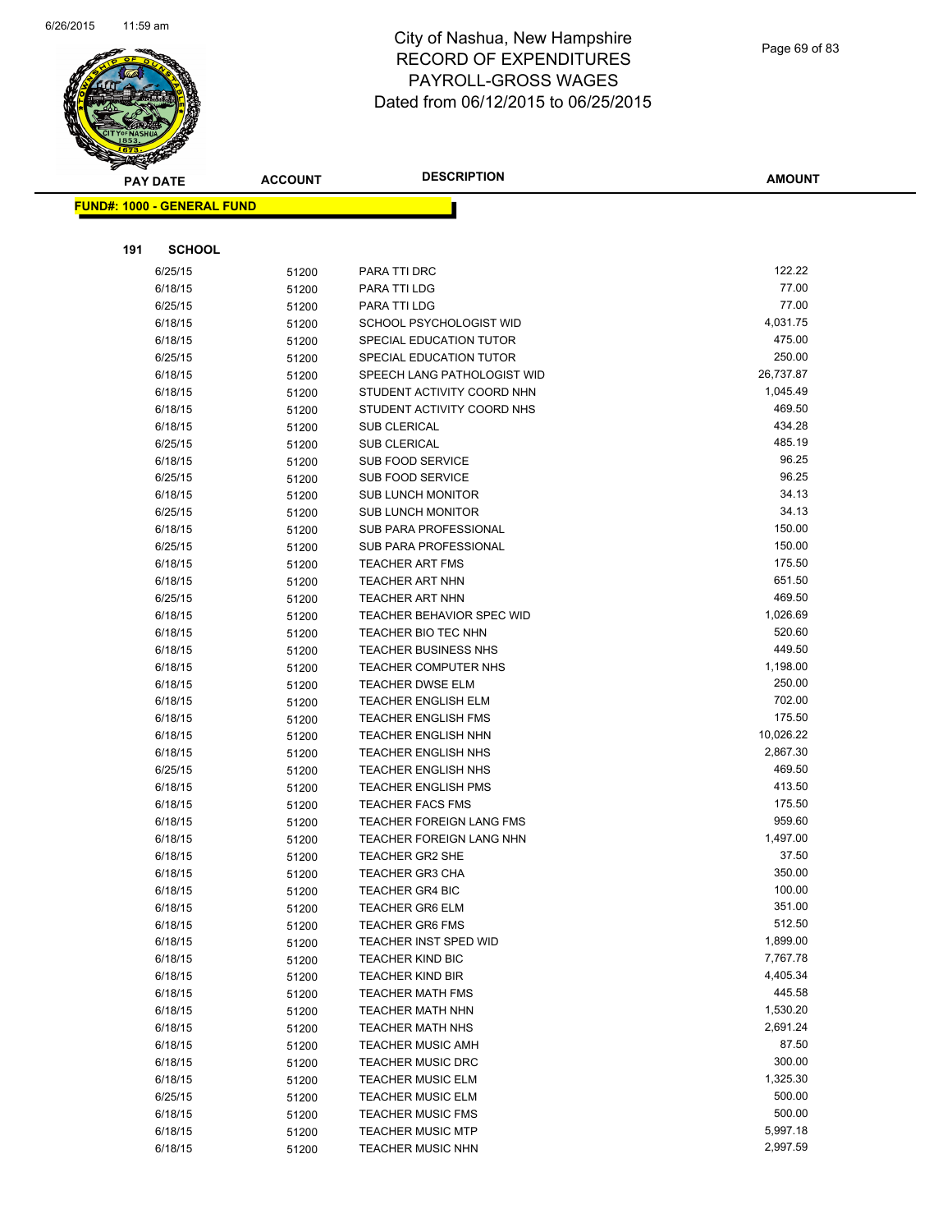# City of Nashua, New Hampshire
# RECORD OF EXPENDITURES
# PAYROLL-GROSS WAGES
# Dated from 06/12/2015 to 06/25/2015

**FUND#: 1000 - GENERAL FUND**

**191 SCHOOL**

| PAY DATE | ACCOUNT | DESCRIPTION | AMOUNT |
|---|---|---|---|
| 6/25/15 | 51200 | PARA TTI DRC | 122.22 |
| 6/18/15 | 51200 | PARA TTI LDG | 77.00 |
| 6/25/15 | 51200 | PARA TTI LDG | 77.00 |
| 6/18/15 | 51200 | SCHOOL PSYCHOLOGIST WID | 4,031.75 |
| 6/18/15 | 51200 | SPECIAL EDUCATION TUTOR | 475.00 |
| 6/25/15 | 51200 | SPECIAL EDUCATION TUTOR | 250.00 |
| 6/18/15 | 51200 | SPEECH LANG PATHOLOGIST WID | 26,737.87 |
| 6/18/15 | 51200 | STUDENT ACTIVITY COORD NHN | 1,045.49 |
| 6/18/15 | 51200 | STUDENT ACTIVITY COORD NHS | 469.50 |
| 6/18/15 | 51200 | SUB CLERICAL | 434.28 |
| 6/25/15 | 51200 | SUB CLERICAL | 485.19 |
| 6/18/15 | 51200 | SUB FOOD SERVICE | 96.25 |
| 6/25/15 | 51200 | SUB FOOD SERVICE | 96.25 |
| 6/18/15 | 51200 | SUB LUNCH MONITOR | 34.13 |
| 6/25/15 | 51200 | SUB LUNCH MONITOR | 34.13 |
| 6/18/15 | 51200 | SUB PARA PROFESSIONAL | 150.00 |
| 6/25/15 | 51200 | SUB PARA PROFESSIONAL | 150.00 |
| 6/18/15 | 51200 | TEACHER ART FMS | 175.50 |
| 6/18/15 | 51200 | TEACHER ART NHN | 651.50 |
| 6/25/15 | 51200 | TEACHER ART NHN | 469.50 |
| 6/18/15 | 51200 | TEACHER BEHAVIOR SPEC WID | 1,026.69 |
| 6/18/15 | 51200 | TEACHER BIO TEC NHN | 520.60 |
| 6/18/15 | 51200 | TEACHER BUSINESS NHS | 449.50 |
| 6/18/15 | 51200 | TEACHER COMPUTER NHS | 1,198.00 |
| 6/18/15 | 51200 | TEACHER DWSE ELM | 250.00 |
| 6/18/15 | 51200 | TEACHER ENGLISH ELM | 702.00 |
| 6/18/15 | 51200 | TEACHER ENGLISH FMS | 175.50 |
| 6/18/15 | 51200 | TEACHER ENGLISH NHN | 10,026.22 |
| 6/18/15 | 51200 | TEACHER ENGLISH NHS | 2,867.30 |
| 6/25/15 | 51200 | TEACHER ENGLISH NHS | 469.50 |
| 6/18/15 | 51200 | TEACHER ENGLISH PMS | 413.50 |
| 6/18/15 | 51200 | TEACHER FACS FMS | 175.50 |
| 6/18/15 | 51200 | TEACHER FOREIGN LANG FMS | 959.60 |
| 6/18/15 | 51200 | TEACHER FOREIGN LANG NHN | 1,497.00 |
| 6/18/15 | 51200 | TEACHER GR2 SHE | 37.50 |
| 6/18/15 | 51200 | TEACHER GR3 CHA | 350.00 |
| 6/18/15 | 51200 | TEACHER GR4 BIC | 100.00 |
| 6/18/15 | 51200 | TEACHER GR6 ELM | 351.00 |
| 6/18/15 | 51200 | TEACHER GR6 FMS | 512.50 |
| 6/18/15 | 51200 | TEACHER INST SPED WID | 1,899.00 |
| 6/18/15 | 51200 | TEACHER KIND BIC | 7,767.78 |
| 6/18/15 | 51200 | TEACHER KIND BIR | 4,405.34 |
| 6/18/15 | 51200 | TEACHER MATH FMS | 445.58 |
| 6/18/15 | 51200 | TEACHER MATH NHN | 1,530.20 |
| 6/18/15 | 51200 | TEACHER MATH NHS | 2,691.24 |
| 6/18/15 | 51200 | TEACHER MUSIC AMH | 87.50 |
| 6/18/15 | 51200 | TEACHER MUSIC DRC | 300.00 |
| 6/18/15 | 51200 | TEACHER MUSIC ELM | 1,325.30 |
| 6/25/15 | 51200 | TEACHER MUSIC ELM | 500.00 |
| 6/18/15 | 51200 | TEACHER MUSIC FMS | 500.00 |
| 6/18/15 | 51200 | TEACHER MUSIC MTP | 5,997.18 |
| 6/18/15 | 51200 | TEACHER MUSIC NHN | 2,997.59 |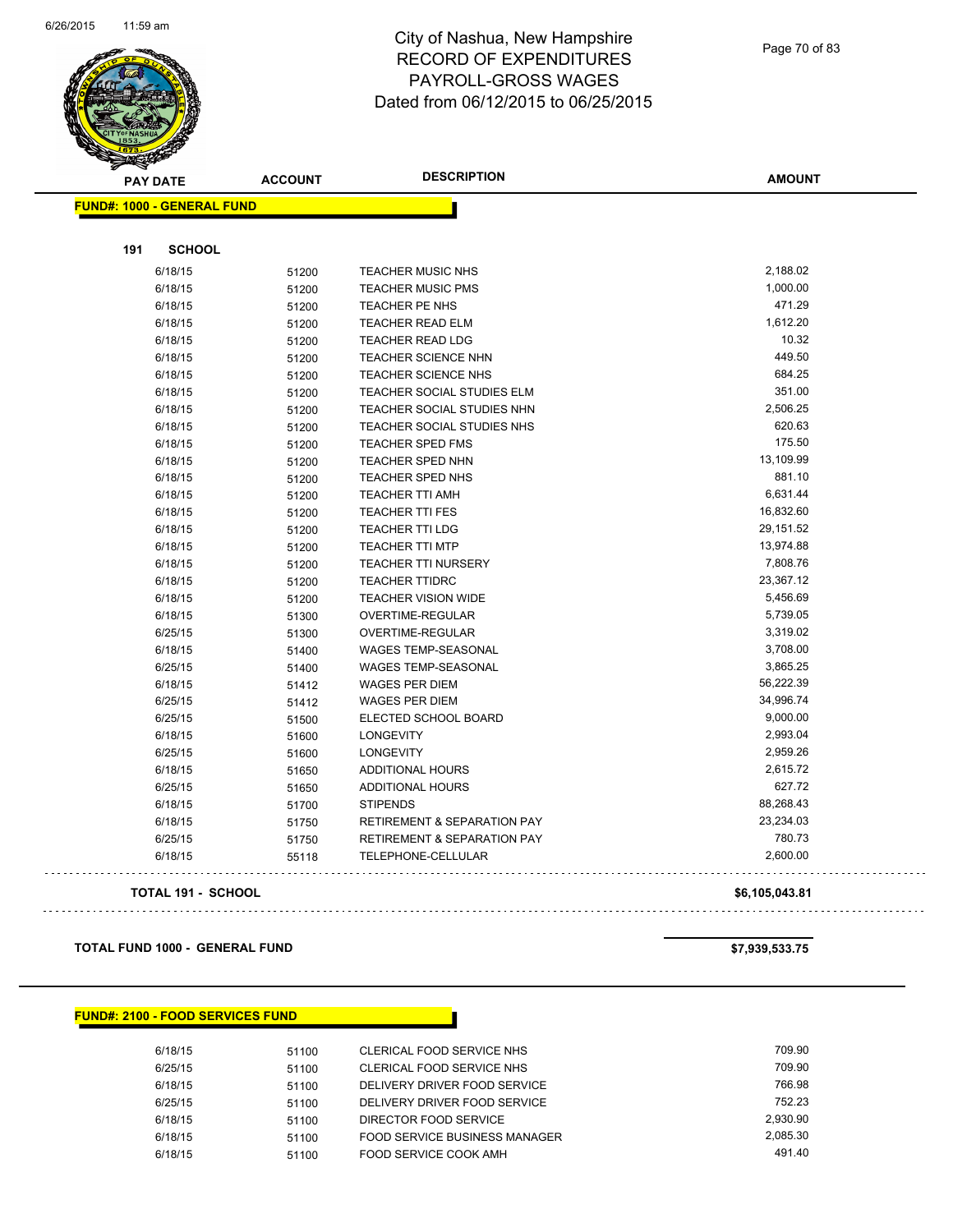# City of Nashua, New Hampshire
# RECORD OF EXPENDITURES
# PAYROLL-GROSS WAGES
# Dated from 06/12/2015 to 06/25/2015

| PAY DATE | ACCOUNT | DESCRIPTION | AMOUNT |
|---|---|---|---|
| **FUND#: 1000 - GENERAL FUND** | | | |
| **191 SCHOOL** | | | |
| 6/18/15 | 51200 | TEACHER MUSIC NHS | 2,188.02 |
| 6/18/15 | 51200 | TEACHER MUSIC PMS | 1,000.00 |
| 6/18/15 | 51200 | TEACHER PE NHS | 471.29 |
| 6/18/15 | 51200 | TEACHER READ ELM | 1,612.20 |
| 6/18/15 | 51200 | TEACHER READ LDG | 10.32 |
| 6/18/15 | 51200 | TEACHER SCIENCE NHN | 449.50 |
| 6/18/15 | 51200 | TEACHER SCIENCE NHS | 684.25 |
| 6/18/15 | 51200 | TEACHER SOCIAL STUDIES ELM | 351.00 |
| 6/18/15 | 51200 | TEACHER SOCIAL STUDIES NHN | 2,506.25 |
| 6/18/15 | 51200 | TEACHER SOCIAL STUDIES NHS | 620.63 |
| 6/18/15 | 51200 | TEACHER SPED FMS | 175.50 |
| 6/18/15 | 51200 | TEACHER SPED NHN | 13,109.99 |
| 6/18/15 | 51200 | TEACHER SPED NHS | 881.10 |
| 6/18/15 | 51200 | TEACHER TTI AMH | 6,631.44 |
| 6/18/15 | 51200 | TEACHER TTI FES | 16,832.60 |
| 6/18/15 | 51200 | TEACHER TTI LDG | 29,151.52 |
| 6/18/15 | 51200 | TEACHER TTI MTP | 13,974.88 |
| 6/18/15 | 51200 | TEACHER TTI NURSERY | 7,808.76 |
| 6/18/15 | 51200 | TEACHER TTIDRC | 23,367.12 |
| 6/18/15 | 51200 | TEACHER VISION WIDE | 5,456.69 |
| 6/18/15 | 51300 | OVERTIME-REGULAR | 5,739.05 |
| 6/25/15 | 51300 | OVERTIME-REGULAR | 3,319.02 |
| 6/18/15 | 51400 | WAGES TEMP-SEASONAL | 3,708.00 |
| 6/25/15 | 51400 | WAGES TEMP-SEASONAL | 3,865.25 |
| 6/18/15 | 51412 | WAGES PER DIEM | 56,222.39 |
| 6/25/15 | 51412 | WAGES PER DIEM | 34,996.74 |
| 6/25/15 | 51500 | ELECTED SCHOOL BOARD | 9,000.00 |
| 6/18/15 | 51600 | LONGEVITY | 2,993.04 |
| 6/25/15 | 51600 | LONGEVITY | 2,959.26 |
| 6/18/15 | 51650 | ADDITIONAL HOURS | 2,615.72 |
| 6/25/15 | 51650 | ADDITIONAL HOURS | 627.72 |
| 6/18/15 | 51700 | STIPENDS | 88,268.43 |
| 6/18/15 | 51750 | RETIREMENT & SEPARATION PAY | 23,234.03 |
| 6/25/15 | 51750 | RETIREMENT & SEPARATION PAY | 780.73 |
| 6/18/15 | 55118 | TELEPHONE-CELLULAR | 2,600.00 |
| **TOTAL 191 - SCHOOL** | | | **$6,105,043.81** |
| **TOTAL FUND 1000 - GENERAL FUND** | | | **$7,939,533.75** |

| PAY DATE | ACCOUNT | DESCRIPTION | AMOUNT |
|---|---|---|---|
| **FUND#: 2100 - FOOD SERVICES FUND** | | | |
| 6/18/15 | 51100 | CLERICAL FOOD SERVICE NHS | 709.90 |
| 6/25/15 | 51100 | CLERICAL FOOD SERVICE NHS | 709.90 |
| 6/18/15 | 51100 | DELIVERY DRIVER FOOD SERVICE | 766.98 |
| 6/25/15 | 51100 | DELIVERY DRIVER FOOD SERVICE | 752.23 |
| 6/18/15 | 51100 | DIRECTOR FOOD SERVICE | 2,930.90 |
| 6/18/15 | 51100 | FOOD SERVICE BUSINESS MANAGER | 2,085.30 |
| 6/18/15 | 51100 | FOOD SERVICE COOK AMH | 491.40 |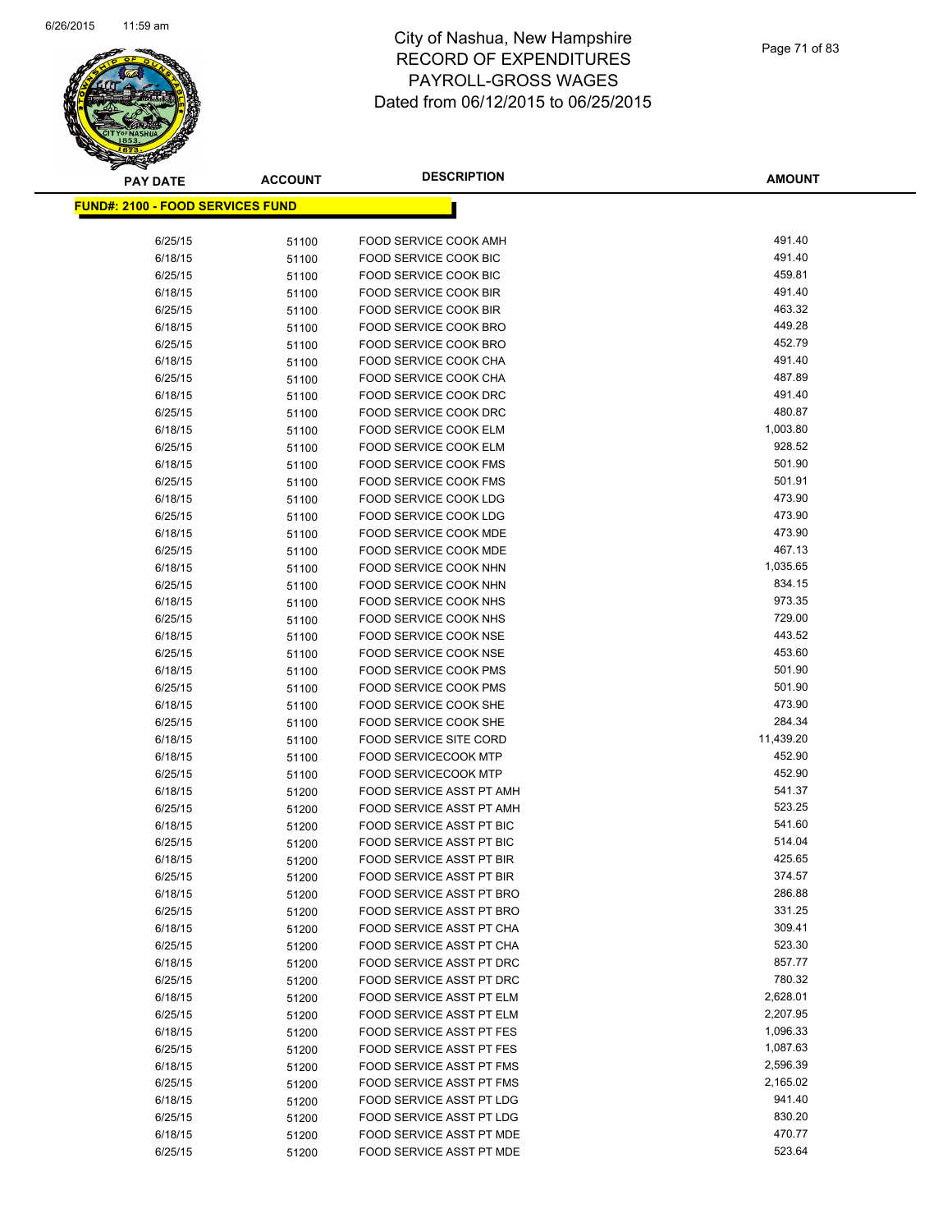# City of Nashua, New Hampshire
## RECORD OF EXPENDITURES
## PAYROLL-GROSS WAGES
## Dated from 06/12/2015 to 06/25/2015

| PAY DATE | ACCOUNT | DESCRIPTION | AMOUNT |
|---|---|---|---|
| **FUND#: 2100 - FOOD SERVICES FUND** | | | |
| 6/25/15 | 51100 | FOOD SERVICE COOK AMH | 491.40 |
| 6/18/15 | 51100 | FOOD SERVICE COOK BIC | 491.40 |
| 6/25/15 | 51100 | FOOD SERVICE COOK BIC | 459.81 |
| 6/18/15 | 51100 | FOOD SERVICE COOK BIR | 491.40 |
| 6/25/15 | 51100 | FOOD SERVICE COOK BIR | 463.32 |
| 6/18/15 | 51100 | FOOD SERVICE COOK BRO | 449.28 |
| 6/25/15 | 51100 | FOOD SERVICE COOK BRO | 452.79 |
| 6/18/15 | 51100 | FOOD SERVICE COOK CHA | 491.40 |
| 6/25/15 | 51100 | FOOD SERVICE COOK CHA | 487.89 |
| 6/18/15 | 51100 | FOOD SERVICE COOK DRC | 491.40 |
| 6/25/15 | 51100 | FOOD SERVICE COOK DRC | 480.87 |
| 6/18/15 | 51100 | FOOD SERVICE COOK ELM | 1,003.80 |
| 6/25/15 | 51100 | FOOD SERVICE COOK ELM | 928.52 |
| 6/18/15 | 51100 | FOOD SERVICE COOK FMS | 501.90 |
| 6/25/15 | 51100 | FOOD SERVICE COOK FMS | 501.91 |
| 6/18/15 | 51100 | FOOD SERVICE COOK LDG | 473.90 |
| 6/25/15 | 51100 | FOOD SERVICE COOK LDG | 473.90 |
| 6/18/15 | 51100 | FOOD SERVICE COOK MDE | 473.90 |
| 6/25/15 | 51100 | FOOD SERVICE COOK MDE | 467.13 |
| 6/18/15 | 51100 | FOOD SERVICE COOK NHN | 1,035.65 |
| 6/25/15 | 51100 | FOOD SERVICE COOK NHN | 834.15 |
| 6/18/15 | 51100 | FOOD SERVICE COOK NHS | 973.35 |
| 6/25/15 | 51100 | FOOD SERVICE COOK NHS | 729.00 |
| 6/18/15 | 51100 | FOOD SERVICE COOK NSE | 443.52 |
| 6/25/15 | 51100 | FOOD SERVICE COOK NSE | 453.60 |
| 6/18/15 | 51100 | FOOD SERVICE COOK PMS | 501.90 |
| 6/25/15 | 51100 | FOOD SERVICE COOK PMS | 501.90 |
| 6/18/15 | 51100 | FOOD SERVICE COOK SHE | 473.90 |
| 6/25/15 | 51100 | FOOD SERVICE COOK SHE | 284.34 |
| 6/18/15 | 51100 | FOOD SERVICE SITE CORD | 11,439.20 |
| 6/18/15 | 51100 | FOOD SERVICECOOK MTP | 452.90 |
| 6/25/15 | 51100 | FOOD SERVICECOOK MTP | 452.90 |
| 6/18/15 | 51200 | FOOD SERVICE ASST PT AMH | 541.37 |
| 6/25/15 | 51200 | FOOD SERVICE ASST PT AMH | 523.25 |
| 6/18/15 | 51200 | FOOD SERVICE ASST PT BIC | 541.60 |
| 6/25/15 | 51200 | FOOD SERVICE ASST PT BIC | 514.04 |
| 6/18/15 | 51200 | FOOD SERVICE ASST PT BIR | 425.65 |
| 6/25/15 | 51200 | FOOD SERVICE ASST PT BIR | 374.57 |
| 6/18/15 | 51200 | FOOD SERVICE ASST PT BRO | 286.88 |
| 6/25/15 | 51200 | FOOD SERVICE ASST PT BRO | 331.25 |
| 6/18/15 | 51200 | FOOD SERVICE ASST PT CHA | 309.41 |
| 6/25/15 | 51200 | FOOD SERVICE ASST PT CHA | 523.30 |
| 6/18/15 | 51200 | FOOD SERVICE ASST PT DRC | 857.77 |
| 6/25/15 | 51200 | FOOD SERVICE ASST PT DRC | 780.32 |
| 6/18/15 | 51200 | FOOD SERVICE ASST PT ELM | 2,628.01 |
| 6/25/15 | 51200 | FOOD SERVICE ASST PT ELM | 2,207.95 |
| 6/18/15 | 51200 | FOOD SERVICE ASST PT FES | 1,096.33 |
| 6/25/15 | 51200 | FOOD SERVICE ASST PT FES | 1,087.63 |
| 6/18/15 | 51200 | FOOD SERVICE ASST PT FMS | 2,596.39 |
| 6/25/15 | 51200 | FOOD SERVICE ASST PT FMS | 2,165.02 |
| 6/18/15 | 51200 | FOOD SERVICE ASST PT LDG | 941.40 |
| 6/25/15 | 51200 | FOOD SERVICE ASST PT LDG | 830.20 |
| 6/18/15 | 51200 | FOOD SERVICE ASST PT MDE | 470.77 |
| 6/25/15 | 51200 | FOOD SERVICE ASST PT MDE | 523.64 |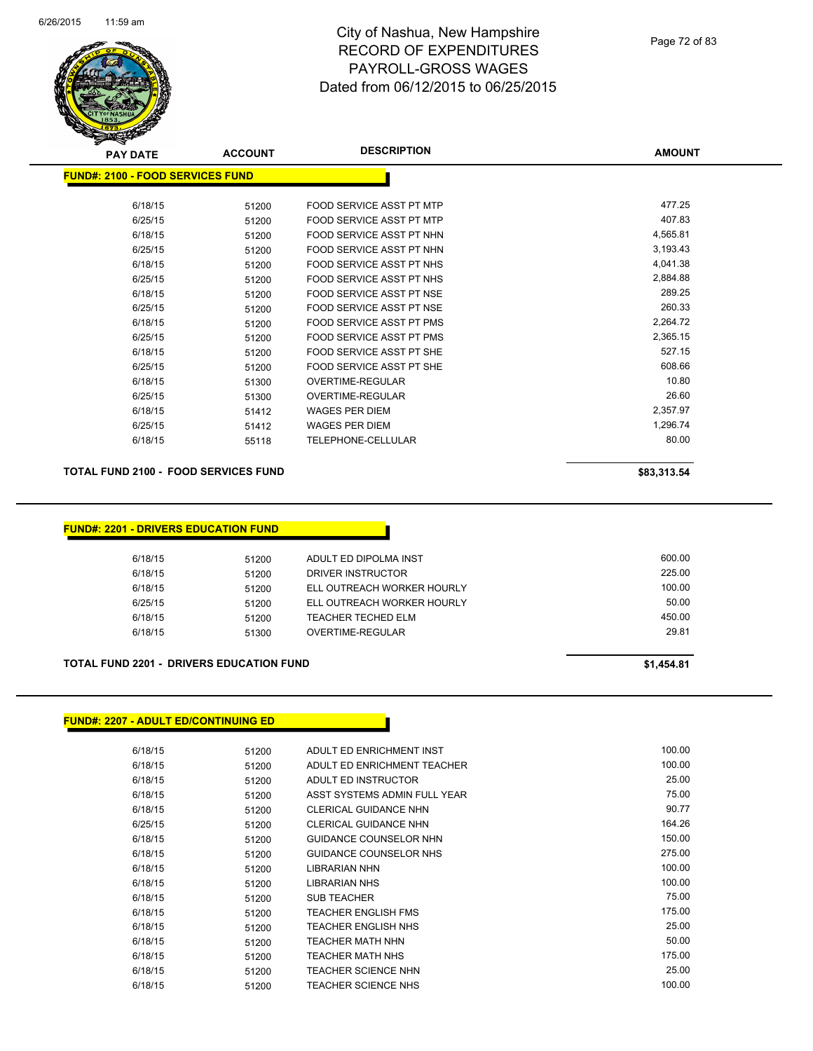# City of Nashua, New Hampshire
# RECORD OF EXPENDITURES
# PAYROLL-GROSS WAGES
# Dated from 06/12/2015 to 06/25/2015

**FUND#: 2100 - FOOD SERVICES FUND**

| PAY DATE | ACCOUNT | DESCRIPTION | AMOUNT |
|---|---|---|---|
| 6/18/15 | 51200 | FOOD SERVICE ASST PT MTP | 477.25 |
| 6/25/15 | 51200 | FOOD SERVICE ASST PT MTP | 407.83 |
| 6/18/15 | 51200 | FOOD SERVICE ASST PT NHN | 4,565.81 |
| 6/25/15 | 51200 | FOOD SERVICE ASST PT NHN | 3,193.43 |
| 6/18/15 | 51200 | FOOD SERVICE ASST PT NHS | 4,041.38 |
| 6/25/15 | 51200 | FOOD SERVICE ASST PT NHS | 2,884.88 |
| 6/18/15 | 51200 | FOOD SERVICE ASST PT NSE | 289.25 |
| 6/25/15 | 51200 | FOOD SERVICE ASST PT NSE | 260.33 |
| 6/18/15 | 51200 | FOOD SERVICE ASST PT PMS | 2,264.72 |
| 6/25/15 | 51200 | FOOD SERVICE ASST PT PMS | 2,365.15 |
| 6/18/15 | 51200 | FOOD SERVICE ASST PT SHE | 527.15 |
| 6/25/15 | 51200 | FOOD SERVICE ASST PT SHE | 608.66 |
| 6/18/15 | 51300 | OVERTIME-REGULAR | 10.80 |
| 6/25/15 | 51300 | OVERTIME-REGULAR | 26.60 |
| 6/18/15 | 51412 | WAGES PER DIEM | 2,357.97 |
| 6/25/15 | 51412 | WAGES PER DIEM | 1,296.74 |
| 6/18/15 | 55118 | TELEPHONE-CELLULAR | 80.00 |

**TOTAL FUND 2100 - FOOD SERVICES FUND** **$83,313.54**

**FUND#: 2201 - DRIVERS EDUCATION FUND**

| PAY DATE | ACCOUNT | DESCRIPTION | AMOUNT |
|---|---|---|---|
| 6/18/15 | 51200 | ADULT ED DIPOLMA INST | 600.00 |
| 6/18/15 | 51200 | DRIVER INSTRUCTOR | 225.00 |
| 6/18/15 | 51200 | ELL OUTREACH WORKER HOURLY | 100.00 |
| 6/25/15 | 51200 | ELL OUTREACH WORKER HOURLY | 50.00 |
| 6/18/15 | 51200 | TEACHER TECHED ELM | 450.00 |
| 6/18/15 | 51300 | OVERTIME-REGULAR | 29.81 |

**TOTAL FUND 2201 - DRIVERS EDUCATION FUND** **$1,454.81**

**FUND#: 2207 - ADULT ED/CONTINUING ED**

| PAY DATE | ACCOUNT | DESCRIPTION | AMOUNT |
|---|---|---|---|
| 6/18/15 | 51200 | ADULT ED ENRICHMENT INST | 100.00 |
| 6/18/15 | 51200 | ADULT ED ENRICHMENT TEACHER | 100.00 |
| 6/18/15 | 51200 | ADULT ED INSTRUCTOR | 25.00 |
| 6/18/15 | 51200 | ASST SYSTEMS ADMIN FULL YEAR | 75.00 |
| 6/18/15 | 51200 | CLERICAL GUIDANCE NHN | 90.77 |
| 6/25/15 | 51200 | CLERICAL GUIDANCE NHN | 164.26 |
| 6/18/15 | 51200 | GUIDANCE COUNSELOR NHN | 150.00 |
| 6/18/15 | 51200 | GUIDANCE COUNSELOR NHS | 275.00 |
| 6/18/15 | 51200 | LIBRARIAN NHN | 100.00 |
| 6/18/15 | 51200 | LIBRARIAN NHS | 100.00 |
| 6/18/15 | 51200 | SUB TEACHER | 75.00 |
| 6/18/15 | 51200 | TEACHER ENGLISH FMS | 175.00 |
| 6/18/15 | 51200 | TEACHER ENGLISH NHS | 25.00 |
| 6/18/15 | 51200 | TEACHER MATH NHN | 50.00 |
| 6/18/15 | 51200 | TEACHER MATH NHS | 175.00 |
| 6/18/15 | 51200 | TEACHER SCIENCE NHN | 25.00 |
| 6/18/15 | 51200 | TEACHER SCIENCE NHS | 100.00 |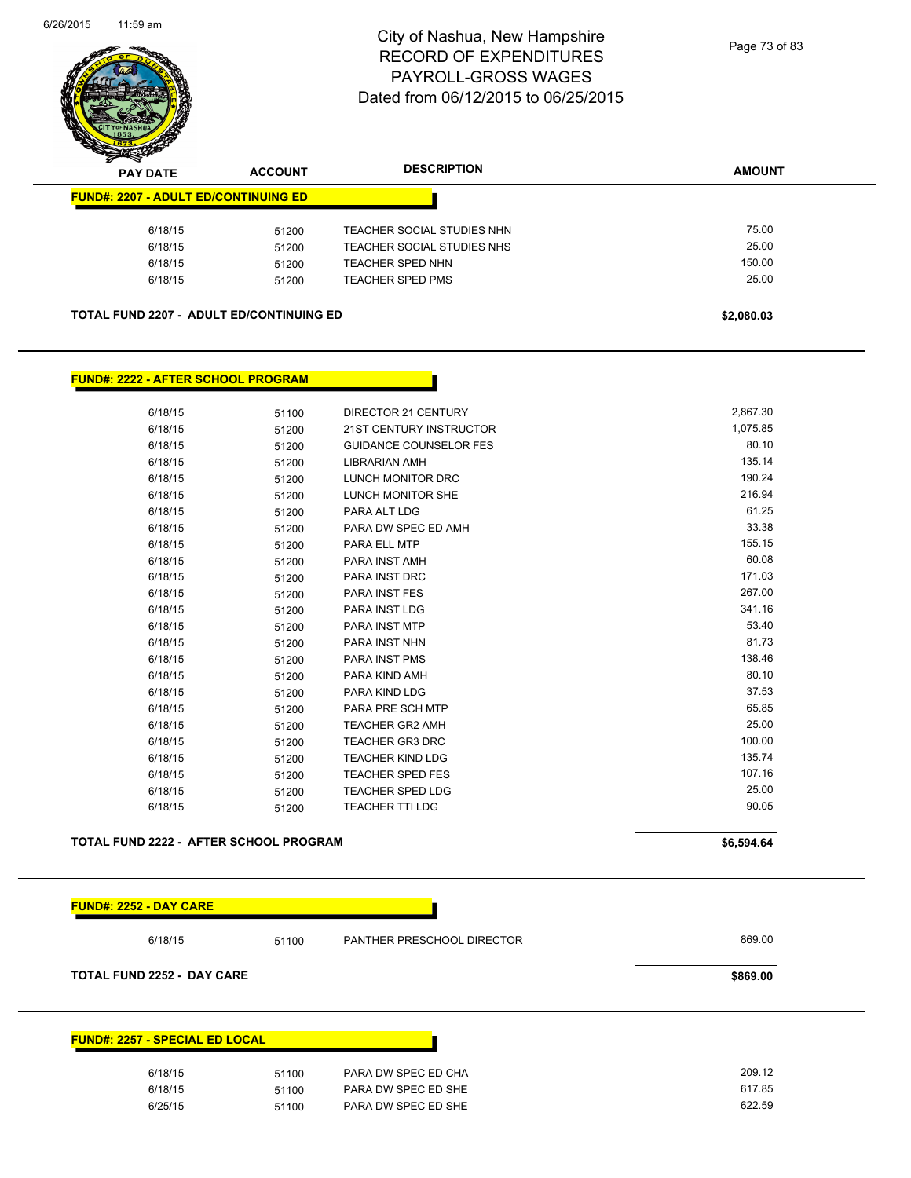# City of Nashua, New Hampshire
## RECORD OF EXPENDITURES
## PAYROLL-GROSS WAGES
## Dated from 06/12/2015 to 06/25/2015

| PAY DATE | ACCOUNT | DESCRIPTION | AMOUNT |
|---|---|---|---|
| **FUND#: 2207 - ADULT ED/CONTINUING ED** | | | |
| 6/18/15 | 51200 | TEACHER SOCIAL STUDIES NHN | 75.00 |
| 6/18/15 | 51200 | TEACHER SOCIAL STUDIES NHS | 25.00 |
| 6/18/15 | 51200 | TEACHER SPED NHN | 150.00 |
| 6/18/15 | 51200 | TEACHER SPED PMS | 25.00 |
| **TOTAL FUND 2207 - ADULT ED/CONTINUING ED** | | | **$2,080.03** |

| PAY DATE | ACCOUNT | DESCRIPTION | AMOUNT |
|---|---|---|---|
| **FUND#: 2222 - AFTER SCHOOL PROGRAM** | | | |
| 6/18/15 | 51100 | DIRECTOR 21 CENTURY | 2,867.30 |
| 6/18/15 | 51200 | 21ST CENTURY INSTRUCTOR | 1,075.85 |
| 6/18/15 | 51200 | GUIDANCE COUNSELOR FES | 80.10 |
| 6/18/15 | 51200 | LIBRARIAN AMH | 135.14 |
| 6/18/15 | 51200 | LUNCH MONITOR DRC | 190.24 |
| 6/18/15 | 51200 | LUNCH MONITOR SHE | 216.94 |
| 6/18/15 | 51200 | PARA ALT LDG | 61.25 |
| 6/18/15 | 51200 | PARA DW SPEC ED AMH | 33.38 |
| 6/18/15 | 51200 | PARA ELL MTP | 155.15 |
| 6/18/15 | 51200 | PARA INST AMH | 60.08 |
| 6/18/15 | 51200 | PARA INST DRC | 171.03 |
| 6/18/15 | 51200 | PARA INST FES | 267.00 |
| 6/18/15 | 51200 | PARA INST LDG | 341.16 |
| 6/18/15 | 51200 | PARA INST MTP | 53.40 |
| 6/18/15 | 51200 | PARA INST NHN | 81.73 |
| 6/18/15 | 51200 | PARA INST PMS | 138.46 |
| 6/18/15 | 51200 | PARA KIND AMH | 80.10 |
| 6/18/15 | 51200 | PARA KIND LDG | 37.53 |
| 6/18/15 | 51200 | PARA PRE SCH MTP | 65.85 |
| 6/18/15 | 51200 | TEACHER GR2 AMH | 25.00 |
| 6/18/15 | 51200 | TEACHER GR3 DRC | 100.00 |
| 6/18/15 | 51200 | TEACHER KIND LDG | 135.74 |
| 6/18/15 | 51200 | TEACHER SPED FES | 107.16 |
| 6/18/15 | 51200 | TEACHER SPED LDG | 25.00 |
| 6/18/15 | 51200 | TEACHER TTI LDG | 90.05 |
| **TOTAL FUND 2222 - AFTER SCHOOL PROGRAM** | | | **$6,594.64** |

| PAY DATE | ACCOUNT | DESCRIPTION | AMOUNT |
|---|---|---|---|
| **FUND#: 2252 - DAY CARE** | | | |
| 6/18/15 | 51100 | PANTHER PRESCHOOL DIRECTOR | 869.00 |
| **TOTAL FUND 2252 - DAY CARE** | | | **$869.00** |

| PAY DATE | ACCOUNT | DESCRIPTION | AMOUNT |
|---|---|---|---|
| **FUND#: 2257 - SPECIAL ED LOCAL** | | | |
| 6/18/15 | 51100 | PARA DW SPEC ED CHA | 209.12 |
| 6/18/15 | 51100 | PARA DW SPEC ED SHE | 617.85 |
| 6/25/15 | 51100 | PARA DW SPEC ED SHE | 622.59 |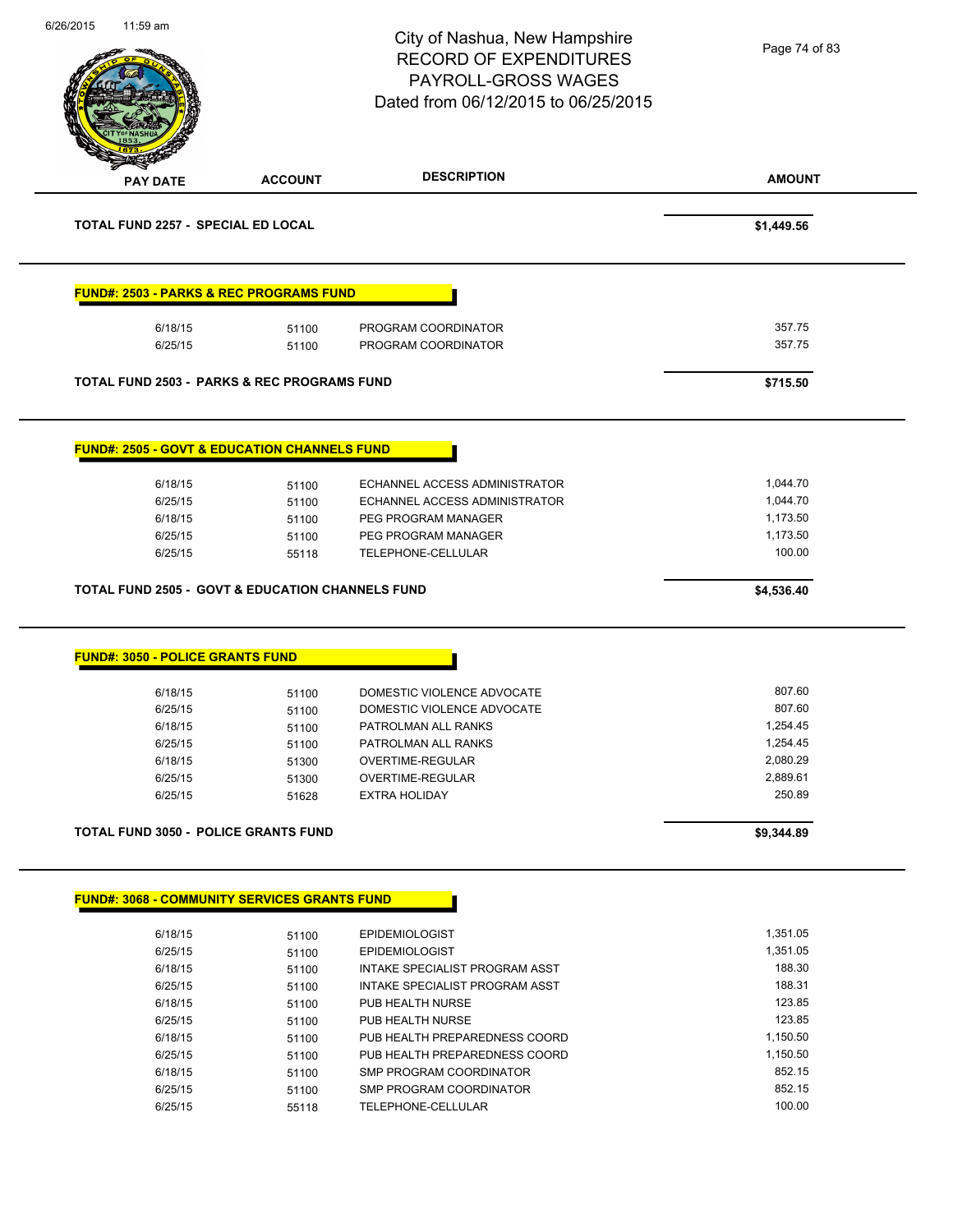# City of Nashua, New Hampshire
## RECORD OF EXPENDITURES
## PAYROLL-GROSS WAGES
## Dated from 06/12/2015 to 06/25/2015

| PAY DATE | ACCOUNT | DESCRIPTION | AMOUNT |
|---|---|---|---|
| **TOTAL FUND 2257 - SPECIAL ED LOCAL** | | | **$1,449.56** |

**FUND#: 2503 - PARKS & REC PROGRAMS FUND**

| PAY DATE | ACCOUNT | DESCRIPTION | AMOUNT |
|---|---|---|---|
| 6/18/15 | 51100 | PROGRAM COORDINATOR | 357.75 |
| 6/25/15 | 51100 | PROGRAM COORDINATOR | 357.75 |
| **TOTAL FUND 2503 - PARKS & REC PROGRAMS FUND** | | | **$715.50** |

**FUND#: 2505 - GOVT & EDUCATION CHANNELS FUND**

| PAY DATE | ACCOUNT | DESCRIPTION | AMOUNT |
|---|---|---|---|
| 6/18/15 | 51100 | ECHANNEL ACCESS ADMINISTRATOR | 1,044.70 |
| 6/25/15 | 51100 | ECHANNEL ACCESS ADMINISTRATOR | 1,044.70 |
| 6/18/15 | 51100 | PEG PROGRAM MANAGER | 1,173.50 |
| 6/25/15 | 51100 | PEG PROGRAM MANAGER | 1,173.50 |
| 6/25/15 | 55118 | TELEPHONE-CELLULAR | 100.00 |
| **TOTAL FUND 2505 - GOVT & EDUCATION CHANNELS FUND** | | | **$4,536.40** |

**FUND#: 3050 - POLICE GRANTS FUND**

| PAY DATE | ACCOUNT | DESCRIPTION | AMOUNT |
|---|---|---|---|
| 6/18/15 | 51100 | DOMESTIC VIOLENCE ADVOCATE | 807.60 |
| 6/25/15 | 51100 | DOMESTIC VIOLENCE ADVOCATE | 807.60 |
| 6/18/15 | 51100 | PATROLMAN ALL RANKS | 1,254.45 |
| 6/25/15 | 51100 | PATROLMAN ALL RANKS | 1,254.45 |
| 6/18/15 | 51300 | OVERTIME-REGULAR | 2,080.29 |
| 6/25/15 | 51300 | OVERTIME-REGULAR | 2,889.61 |
| 6/25/15 | 51628 | EXTRA HOLIDAY | 250.89 |
| **TOTAL FUND 3050 - POLICE GRANTS FUND** | | | **$9,344.89** |

**FUND#: 3068 - COMMUNITY SERVICES GRANTS FUND**

| PAY DATE | ACCOUNT | DESCRIPTION | AMOUNT |
|---|---|---|---|
| 6/18/15 | 51100 | EPIDEMIOLOGIST | 1,351.05 |
| 6/25/15 | 51100 | EPIDEMIOLOGIST | 1,351.05 |
| 6/18/15 | 51100 | INTAKE SPECIALIST PROGRAM ASST | 188.30 |
| 6/25/15 | 51100 | INTAKE SPECIALIST PROGRAM ASST | 188.31 |
| 6/18/15 | 51100 | PUB HEALTH NURSE | 123.85 |
| 6/25/15 | 51100 | PUB HEALTH NURSE | 123.85 |
| 6/18/15 | 51100 | PUB HEALTH PREPAREDNESS COORD | 1,150.50 |
| 6/25/15 | 51100 | PUB HEALTH PREPAREDNESS COORD | 1,150.50 |
| 6/18/15 | 51100 | SMP PROGRAM COORDINATOR | 852.15 |
| 6/25/15 | 51100 | SMP PROGRAM COORDINATOR | 852.15 |
| 6/25/15 | 55118 | TELEPHONE-CELLULAR | 100.00 |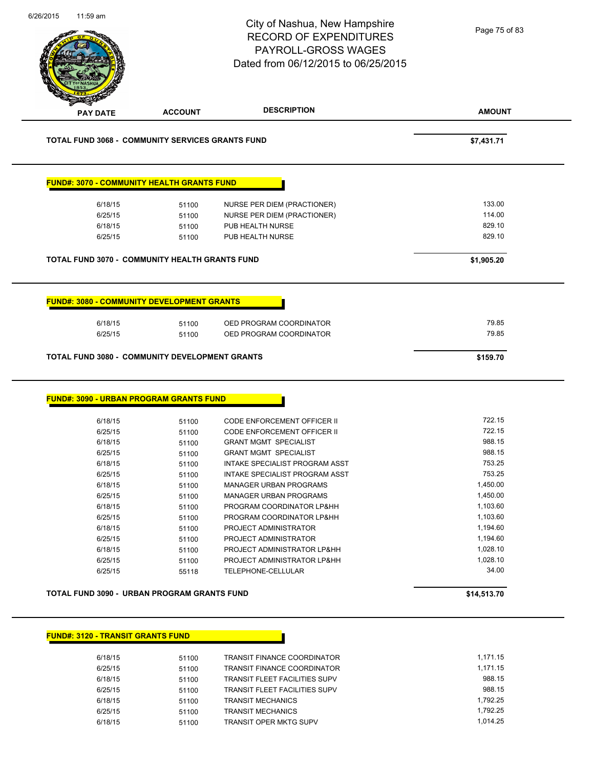City of Nashua, New Hampshire
RECORD OF EXPENDITURES
PAYROLL-GROSS WAGES
Dated from 06/12/2015 to 06/25/2015

| PAY DATE | ACCOUNT | DESCRIPTION | AMOUNT |
|---|---|---|---|
| **TOTAL FUND 3068 - COMMUNITY SERVICES GRANTS FUND** | | | **$7,431.71** |

**FUND#: 3070 - COMMUNITY HEALTH GRANTS FUND**

| PAY DATE | ACCOUNT | DESCRIPTION | AMOUNT |
|---|---|---|---|
| 6/18/15 | 51100 | NURSE PER DIEM (PRACTIONER) | 133.00 |
| 6/25/15 | 51100 | NURSE PER DIEM (PRACTIONER) | 114.00 |
| 6/18/15 | 51100 | PUB HEALTH NURSE | 829.10 |
| 6/25/15 | 51100 | PUB HEALTH NURSE | 829.10 |
| **TOTAL FUND 3070 - COMMUNITY HEALTH GRANTS FUND** | | | **$1,905.20** |

**FUND#: 3080 - COMMUNITY DEVELOPMENT GRANTS**

| PAY DATE | ACCOUNT | DESCRIPTION | AMOUNT |
|---|---|---|---|
| 6/18/15 | 51100 | OED PROGRAM COORDINATOR | 79.85 |
| 6/25/15 | 51100 | OED PROGRAM COORDINATOR | 79.85 |
| **TOTAL FUND 3080 - COMMUNITY DEVELOPMENT GRANTS** | | | **$159.70** |

**FUND#: 3090 - URBAN PROGRAM GRANTS FUND**

| PAY DATE | ACCOUNT | DESCRIPTION | AMOUNT |
|---|---|---|---|
| 6/18/15 | 51100 | CODE ENFORCEMENT OFFICER II | 722.15 |
| 6/25/15 | 51100 | CODE ENFORCEMENT OFFICER II | 722.15 |
| 6/18/15 | 51100 | GRANT MGMT SPECIALIST | 988.15 |
| 6/25/15 | 51100 | GRANT MGMT SPECIALIST | 988.15 |
| 6/18/15 | 51100 | INTAKE SPECIALIST PROGRAM ASST | 753.25 |
| 6/25/15 | 51100 | INTAKE SPECIALIST PROGRAM ASST | 753.25 |
| 6/18/15 | 51100 | MANAGER URBAN PROGRAMS | 1,450.00 |
| 6/25/15 | 51100 | MANAGER URBAN PROGRAMS | 1,450.00 |
| 6/18/15 | 51100 | PROGRAM COORDINATOR LP&HH | 1,103.60 |
| 6/25/15 | 51100 | PROGRAM COORDINATOR LP&HH | 1,103.60 |
| 6/18/15 | 51100 | PROJECT ADMINISTRATOR | 1,194.60 |
| 6/25/15 | 51100 | PROJECT ADMINISTRATOR | 1,194.60 |
| 6/18/15 | 51100 | PROJECT ADMINISTRATOR LP&HH | 1,028.10 |
| 6/25/15 | 51100 | PROJECT ADMINISTRATOR LP&HH | 1,028.10 |
| 6/25/15 | 55118 | TELEPHONE-CELLULAR | 34.00 |
| **TOTAL FUND 3090 - URBAN PROGRAM GRANTS FUND** | | | **$14,513.70** |

**FUND#: 3120 - TRANSIT GRANTS FUND**

| PAY DATE | ACCOUNT | DESCRIPTION | AMOUNT |
|---|---|---|---|
| 6/18/15 | 51100 | TRANSIT FINANCE COORDINATOR | 1,171.15 |
| 6/25/15 | 51100 | TRANSIT FINANCE COORDINATOR | 1,171.15 |
| 6/18/15 | 51100 | TRANSIT FLEET FACILITIES SUPV | 988.15 |
| 6/25/15 | 51100 | TRANSIT FLEET FACILITIES SUPV | 988.15 |
| 6/18/15 | 51100 | TRANSIT MECHANICS | 1,792.25 |
| 6/25/15 | 51100 | TRANSIT MECHANICS | 1,792.25 |
| 6/18/15 | 51100 | TRANSIT OPER MKTG SUPV | 1,014.25 |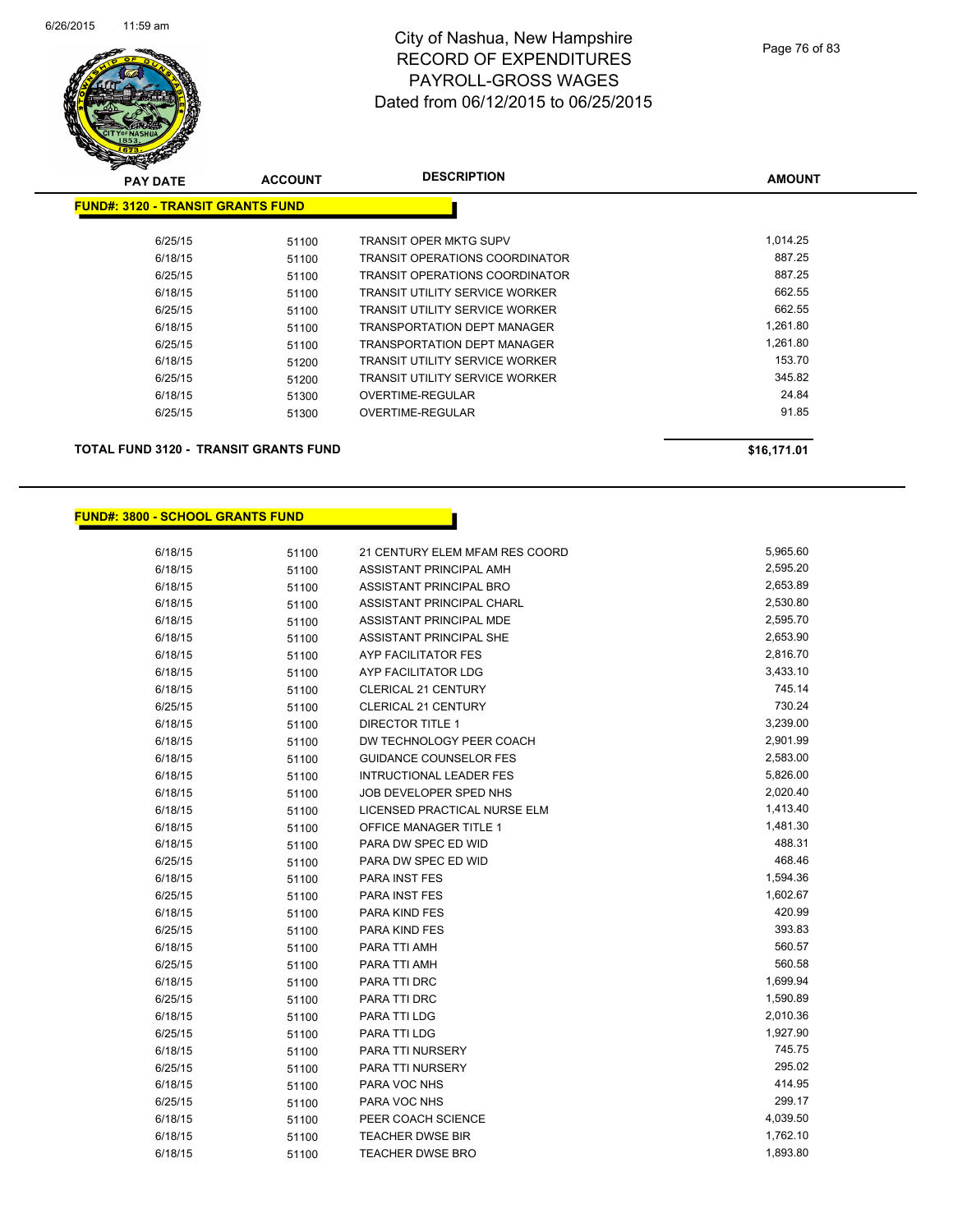# City of Nashua, New Hampshire
## RECORD OF EXPENDITURES
## PAYROLL-GROSS WAGES
## Dated from 06/12/2015 to 06/25/2015

**FUND#: 3120 - TRANSIT GRANTS FUND**

| PAY DATE | ACCOUNT | DESCRIPTION | AMOUNT |
|---|---|---|---|
| 6/25/15 | 51100 | TRANSIT OPER MKTG SUPV | 1,014.25 |
| 6/18/15 | 51100 | TRANSIT OPERATIONS COORDINATOR | 887.25 |
| 6/25/15 | 51100 | TRANSIT OPERATIONS COORDINATOR | 887.25 |
| 6/18/15 | 51100 | TRANSIT UTILITY SERVICE WORKER | 662.55 |
| 6/25/15 | 51100 | TRANSIT UTILITY SERVICE WORKER | 662.55 |
| 6/18/15 | 51100 | TRANSPORTATION DEPT MANAGER | 1,261.80 |
| 6/25/15 | 51100 | TRANSPORTATION DEPT MANAGER | 1,261.80 |
| 6/18/15 | 51200 | TRANSIT UTILITY SERVICE WORKER | 153.70 |
| 6/25/15 | 51200 | TRANSIT UTILITY SERVICE WORKER | 345.82 |
| 6/18/15 | 51300 | OVERTIME-REGULAR | 24.84 |
| 6/25/15 | 51300 | OVERTIME-REGULAR | 91.85 |

**TOTAL FUND 3120 - TRANSIT GRANTS FUND** **$16,171.01**

**FUND#: 3800 - SCHOOL GRANTS FUND**

| PAY DATE | ACCOUNT | DESCRIPTION | AMOUNT |
|---|---|---|---|
| 6/18/15 | 51100 | 21 CENTURY ELEM MFAM RES COORD | 5,965.60 |
| 6/18/15 | 51100 | ASSISTANT PRINCIPAL AMH | 2,595.20 |
| 6/18/15 | 51100 | ASSISTANT PRINCIPAL BRO | 2,653.89 |
| 6/18/15 | 51100 | ASSISTANT PRINCIPAL CHARL | 2,530.80 |
| 6/18/15 | 51100 | ASSISTANT PRINCIPAL MDE | 2,595.70 |
| 6/18/15 | 51100 | ASSISTANT PRINCIPAL SHE | 2,653.90 |
| 6/18/15 | 51100 | AYP FACILITATOR FES | 2,816.70 |
| 6/18/15 | 51100 | AYP FACILITATOR LDG | 3,433.10 |
| 6/18/15 | 51100 | CLERICAL 21 CENTURY | 745.14 |
| 6/25/15 | 51100 | CLERICAL 21 CENTURY | 730.24 |
| 6/18/15 | 51100 | DIRECTOR TITLE 1 | 3,239.00 |
| 6/18/15 | 51100 | DW TECHNOLOGY PEER COACH | 2,901.99 |
| 6/18/15 | 51100 | GUIDANCE COUNSELOR FES | 2,583.00 |
| 6/18/15 | 51100 | INTRUCTIONAL LEADER FES | 5,826.00 |
| 6/18/15 | 51100 | JOB DEVELOPER SPED NHS | 2,020.40 |
| 6/18/15 | 51100 | LICENSED PRACTICAL NURSE ELM | 1,413.40 |
| 6/18/15 | 51100 | OFFICE MANAGER TITLE 1 | 1,481.30 |
| 6/18/15 | 51100 | PARA DW SPEC ED WID | 488.31 |
| 6/25/15 | 51100 | PARA DW SPEC ED WID | 468.46 |
| 6/18/15 | 51100 | PARA INST FES | 1,594.36 |
| 6/25/15 | 51100 | PARA INST FES | 1,602.67 |
| 6/18/15 | 51100 | PARA KIND FES | 420.99 |
| 6/25/15 | 51100 | PARA KIND FES | 393.83 |
| 6/18/15 | 51100 | PARA TTI AMH | 560.57 |
| 6/25/15 | 51100 | PARA TTI AMH | 560.58 |
| 6/18/15 | 51100 | PARA TTI DRC | 1,699.94 |
| 6/25/15 | 51100 | PARA TTI DRC | 1,590.89 |
| 6/18/15 | 51100 | PARA TTI LDG | 2,010.36 |
| 6/25/15 | 51100 | PARA TTI LDG | 1,927.90 |
| 6/18/15 | 51100 | PARA TTI NURSERY | 745.75 |
| 6/25/15 | 51100 | PARA TTI NURSERY | 295.02 |
| 6/18/15 | 51100 | PARA VOC NHS | 414.95 |
| 6/25/15 | 51100 | PARA VOC NHS | 299.17 |
| 6/18/15 | 51100 | PEER COACH SCIENCE | 4,039.50 |
| 6/18/15 | 51100 | TEACHER DWSE BIR | 1,762.10 |
| 6/18/15 | 51100 | TEACHER DWSE BRO | 1,893.80 |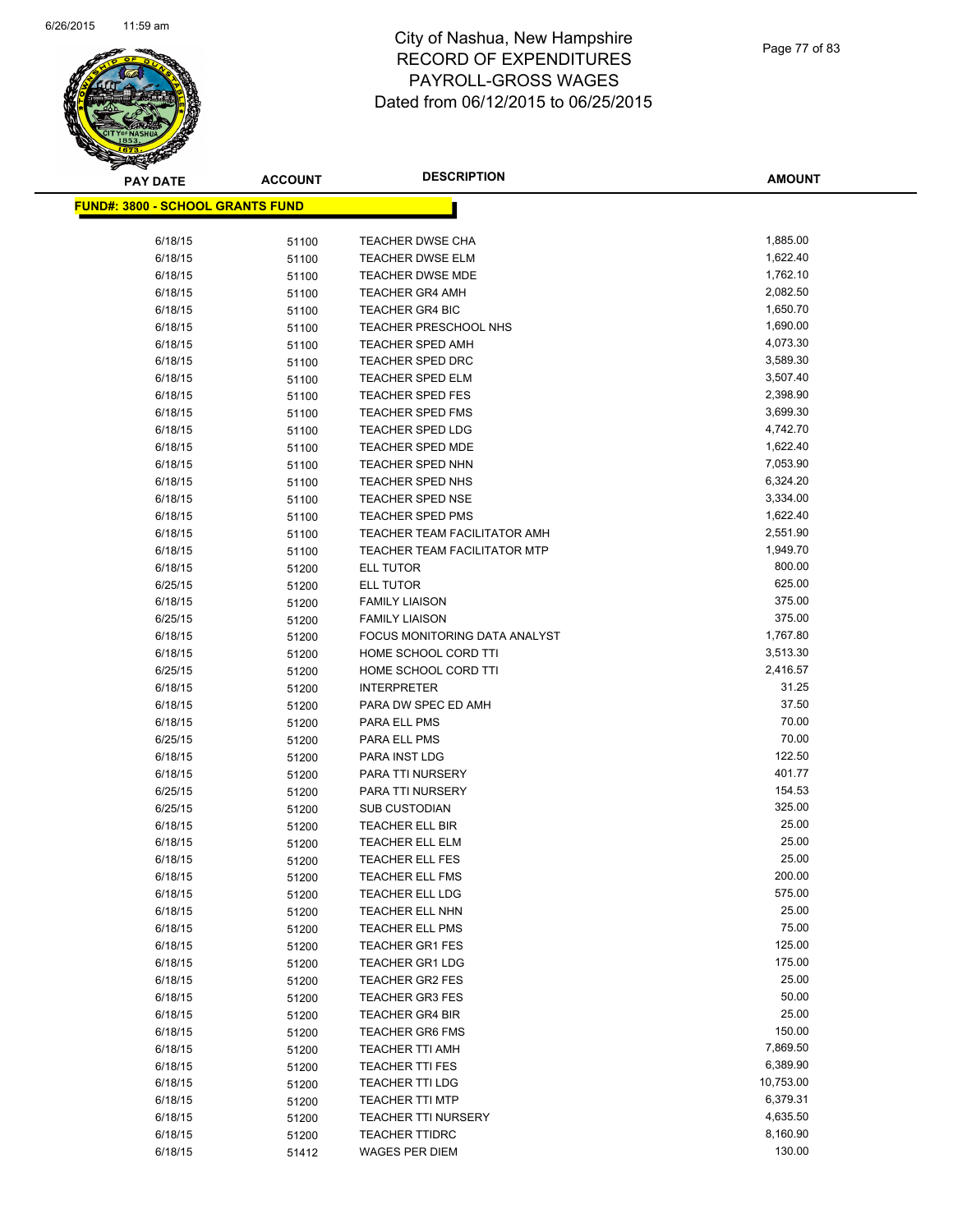# City of Nashua, New Hampshire
# RECORD OF EXPENDITURES
# PAYROLL-GROSS WAGES
# Dated from 06/12/2015 to 06/25/2015

**FUND#: 3800 - SCHOOL GRANTS FUND**

| PAY DATE | ACCOUNT | DESCRIPTION | AMOUNT |
|---|---|---|---|
| 6/18/15 | 51100 | TEACHER DWSE CHA | 1,885.00 |
| 6/18/15 | 51100 | TEACHER DWSE ELM | 1,622.40 |
| 6/18/15 | 51100 | TEACHER DWSE MDE | 1,762.10 |
| 6/18/15 | 51100 | TEACHER GR4 AMH | 2,082.50 |
| 6/18/15 | 51100 | TEACHER GR4 BIC | 1,650.70 |
| 6/18/15 | 51100 | TEACHER PRESCHOOL NHS | 1,690.00 |
| 6/18/15 | 51100 | TEACHER SPED AMH | 4,073.30 |
| 6/18/15 | 51100 | TEACHER SPED DRC | 3,589.30 |
| 6/18/15 | 51100 | TEACHER SPED ELM | 3,507.40 |
| 6/18/15 | 51100 | TEACHER SPED FES | 2,398.90 |
| 6/18/15 | 51100 | TEACHER SPED FMS | 3,699.30 |
| 6/18/15 | 51100 | TEACHER SPED LDG | 4,742.70 |
| 6/18/15 | 51100 | TEACHER SPED MDE | 1,622.40 |
| 6/18/15 | 51100 | TEACHER SPED NHN | 7,053.90 |
| 6/18/15 | 51100 | TEACHER SPED NHS | 6,324.20 |
| 6/18/15 | 51100 | TEACHER SPED NSE | 3,334.00 |
| 6/18/15 | 51100 | TEACHER SPED PMS | 1,622.40 |
| 6/18/15 | 51100 | TEACHER TEAM FACILITATOR AMH | 2,551.90 |
| 6/18/15 | 51100 | TEACHER TEAM FACILITATOR MTP | 1,949.70 |
| 6/18/15 | 51200 | ELL TUTOR | 800.00 |
| 6/25/15 | 51200 | ELL TUTOR | 625.00 |
| 6/18/15 | 51200 | FAMILY LIAISON | 375.00 |
| 6/25/15 | 51200 | FAMILY LIAISON | 375.00 |
| 6/18/15 | 51200 | FOCUS MONITORING DATA ANALYST | 1,767.80 |
| 6/18/15 | 51200 | HOME SCHOOL CORD TTI | 3,513.30 |
| 6/25/15 | 51200 | HOME SCHOOL CORD TTI | 2,416.57 |
| 6/18/15 | 51200 | INTERPRETER | 31.25 |
| 6/18/15 | 51200 | PARA DW SPEC ED AMH | 37.50 |
| 6/18/15 | 51200 | PARA ELL PMS | 70.00 |
| 6/25/15 | 51200 | PARA ELL PMS | 70.00 |
| 6/18/15 | 51200 | PARA INST LDG | 122.50 |
| 6/18/15 | 51200 | PARA TTI NURSERY | 401.77 |
| 6/25/15 | 51200 | PARA TTI NURSERY | 154.53 |
| 6/25/15 | 51200 | SUB CUSTODIAN | 325.00 |
| 6/18/15 | 51200 | TEACHER ELL BIR | 25.00 |
| 6/18/15 | 51200 | TEACHER ELL ELM | 25.00 |
| 6/18/15 | 51200 | TEACHER ELL FES | 25.00 |
| 6/18/15 | 51200 | TEACHER ELL FMS | 200.00 |
| 6/18/15 | 51200 | TEACHER ELL LDG | 575.00 |
| 6/18/15 | 51200 | TEACHER ELL NHN | 25.00 |
| 6/18/15 | 51200 | TEACHER ELL PMS | 75.00 |
| 6/18/15 | 51200 | TEACHER GR1 FES | 125.00 |
| 6/18/15 | 51200 | TEACHER GR1 LDG | 175.00 |
| 6/18/15 | 51200 | TEACHER GR2 FES | 25.00 |
| 6/18/15 | 51200 | TEACHER GR3 FES | 50.00 |
| 6/18/15 | 51200 | TEACHER GR4 BIR | 25.00 |
| 6/18/15 | 51200 | TEACHER GR6 FMS | 150.00 |
| 6/18/15 | 51200 | TEACHER TTI AMH | 7,869.50 |
| 6/18/15 | 51200 | TEACHER TTI FES | 6,389.90 |
| 6/18/15 | 51200 | TEACHER TTI LDG | 10,753.00 |
| 6/18/15 | 51200 | TEACHER TTI MTP | 6,379.31 |
| 6/18/15 | 51200 | TEACHER TTI NURSERY | 4,635.50 |
| 6/18/15 | 51200 | TEACHER TTIDRC | 8,160.90 |
| 6/18/15 | 51412 | WAGES PER DIEM | 130.00 |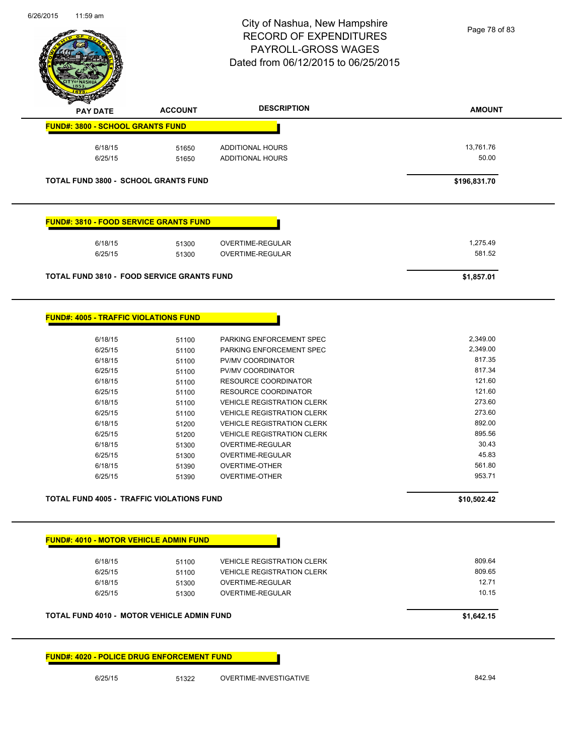City of Nashua, New Hampshire
RECORD OF EXPENDITURES
PAYROLL-GROSS WAGES
Dated from 06/12/2015 to 06/25/2015

6/26/2015 11:59 am

| PAY DATE | ACCOUNT | DESCRIPTION | AMOUNT |
|---|---|---|---|
| **FUND#: 3800 - SCHOOL GRANTS FUND** | | | |
| 6/18/15 | 51650 | ADDITIONAL HOURS | 13,761.76 |
| 6/25/15 | 51650 | ADDITIONAL HOURS | 50.00 |
| **TOTAL FUND 3800 - SCHOOL GRANTS FUND** | | | **$196,831.70** |

| PAY DATE | ACCOUNT | DESCRIPTION | AMOUNT |
|---|---|---|---|
| **FUND#: 3810 - FOOD SERVICE GRANTS FUND** | | | |
| 6/18/15 | 51300 | OVERTIME-REGULAR | 1,275.49 |
| 6/25/15 | 51300 | OVERTIME-REGULAR | 581.52 |
| **TOTAL FUND 3810 - FOOD SERVICE GRANTS FUND** | | | **$1,857.01** |

| PAY DATE | ACCOUNT | DESCRIPTION | AMOUNT |
|---|---|---|---|
| **FUND#: 4005 - TRAFFIC VIOLATIONS FUND** | | | |
| 6/18/15 | 51100 | PARKING ENFORCEMENT SPEC | 2,349.00 |
| 6/25/15 | 51100 | PARKING ENFORCEMENT SPEC | 2,349.00 |
| 6/18/15 | 51100 | PV/MV COORDINATOR | 817.35 |
| 6/25/15 | 51100 | PV/MV COORDINATOR | 817.34 |
| 6/18/15 | 51100 | RESOURCE COORDINATOR | 121.60 |
| 6/25/15 | 51100 | RESOURCE COORDINATOR | 121.60 |
| 6/18/15 | 51100 | VEHICLE REGISTRATION CLERK | 273.60 |
| 6/25/15 | 51100 | VEHICLE REGISTRATION CLERK | 273.60 |
| 6/18/15 | 51200 | VEHICLE REGISTRATION CLERK | 892.00 |
| 6/25/15 | 51200 | VEHICLE REGISTRATION CLERK | 895.56 |
| 6/18/15 | 51300 | OVERTIME-REGULAR | 30.43 |
| 6/25/15 | 51300 | OVERTIME-REGULAR | 45.83 |
| 6/18/15 | 51390 | OVERTIME-OTHER | 561.80 |
| 6/25/15 | 51390 | OVERTIME-OTHER | 953.71 |
| **TOTAL FUND 4005 - TRAFFIC VIOLATIONS FUND** | | | **$10,502.42** |

| PAY DATE | ACCOUNT | DESCRIPTION | AMOUNT |
|---|---|---|---|
| **FUND#: 4010 - MOTOR VEHICLE ADMIN FUND** | | | |
| 6/18/15 | 51100 | VEHICLE REGISTRATION CLERK | 809.64 |
| 6/25/15 | 51100 | VEHICLE REGISTRATION CLERK | 809.65 |
| 6/18/15 | 51300 | OVERTIME-REGULAR | 12.71 |
| 6/25/15 | 51300 | OVERTIME-REGULAR | 10.15 |
| **TOTAL FUND 4010 - MOTOR VEHICLE ADMIN FUND** | | | **$1,642.15** |

| PAY DATE | ACCOUNT | DESCRIPTION | AMOUNT |
|---|---|---|---|
| **FUND#: 4020 - POLICE DRUG ENFORCEMENT FUND** | | | |
| 6/25/15 | 51322 | OVERTIME-INVESTIGATIVE | 842.94 |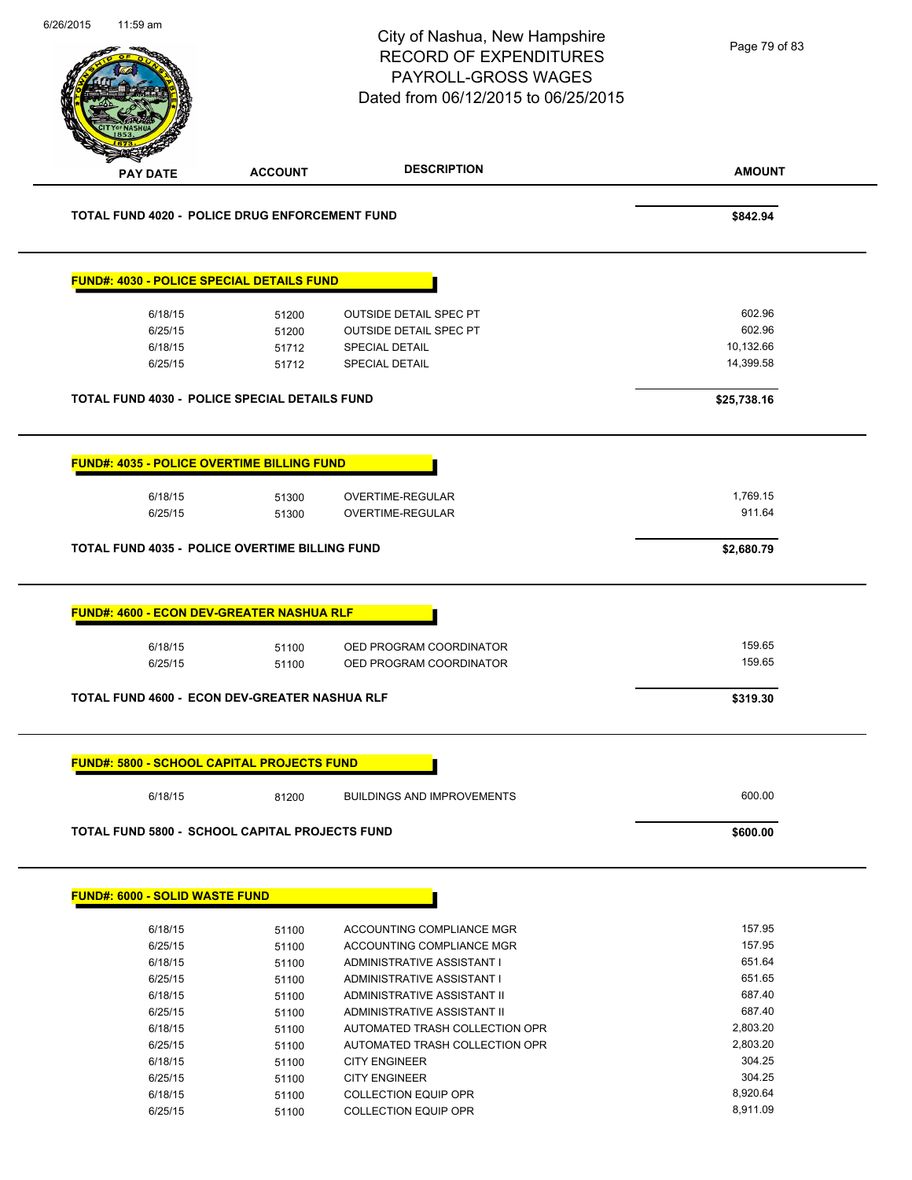# City of Nashua, New Hampshire
## RECORD OF EXPENDITURES
## PAYROLL-GROSS WAGES
### Dated from 06/12/2015 to 06/25/2015

| PAY DATE | ACCOUNT | DESCRIPTION | AMOUNT |
|---|---|---|---|
| **TOTAL FUND 4020 - POLICE DRUG ENFORCEMENT FUND** | | | **$842.94** |

**FUND#: 4030 - POLICE SPECIAL DETAILS FUND**

| PAY DATE | ACCOUNT | DESCRIPTION | AMOUNT |
|---|---|---|---|
| 6/18/15 | 51200 | OUTSIDE DETAIL SPEC PT | 602.96 |
| 6/25/15 | 51200 | OUTSIDE DETAIL SPEC PT | 602.96 |
| 6/18/15 | 51712 | SPECIAL DETAIL | 10,132.66 |
| 6/25/15 | 51712 | SPECIAL DETAIL | 14,399.58 |
| **TOTAL FUND 4030 - POLICE SPECIAL DETAILS FUND** | | | **$25,738.16** |

**FUND#: 4035 - POLICE OVERTIME BILLING FUND**

| PAY DATE | ACCOUNT | DESCRIPTION | AMOUNT |
|---|---|---|---|
| 6/18/15 | 51300 | OVERTIME-REGULAR | 1,769.15 |
| 6/25/15 | 51300 | OVERTIME-REGULAR | 911.64 |
| **TOTAL FUND 4035 - POLICE OVERTIME BILLING FUND** | | | **$2,680.79** |

**FUND#: 4600 - ECON DEV-GREATER NASHUA RLF**

| PAY DATE | ACCOUNT | DESCRIPTION | AMOUNT |
|---|---|---|---|
| 6/18/15 | 51100 | OED PROGRAM COORDINATOR | 159.65 |
| 6/25/15 | 51100 | OED PROGRAM COORDINATOR | 159.65 |
| **TOTAL FUND 4600 - ECON DEV-GREATER NASHUA RLF** | | | **$319.30** |

**FUND#: 5800 - SCHOOL CAPITAL PROJECTS FUND**

| PAY DATE | ACCOUNT | DESCRIPTION | AMOUNT |
|---|---|---|---|
| 6/18/15 | 81200 | BUILDINGS AND IMPROVEMENTS | 600.00 |
| **TOTAL FUND 5800 - SCHOOL CAPITAL PROJECTS FUND** | | | **$600.00** |

**FUND#: 6000 - SOLID WASTE FUND**

| PAY DATE | ACCOUNT | DESCRIPTION | AMOUNT |
|---|---|---|---|
| 6/18/15 | 51100 | ACCOUNTING COMPLIANCE MGR | 157.95 |
| 6/25/15 | 51100 | ACCOUNTING COMPLIANCE MGR | 157.95 |
| 6/18/15 | 51100 | ADMINISTRATIVE ASSISTANT I | 651.64 |
| 6/25/15 | 51100 | ADMINISTRATIVE ASSISTANT I | 651.65 |
| 6/18/15 | 51100 | ADMINISTRATIVE ASSISTANT II | 687.40 |
| 6/25/15 | 51100 | ADMINISTRATIVE ASSISTANT II | 687.40 |
| 6/18/15 | 51100 | AUTOMATED TRASH COLLECTION OPR | 2,803.20 |
| 6/25/15 | 51100 | AUTOMATED TRASH COLLECTION OPR | 2,803.20 |
| 6/18/15 | 51100 | CITY ENGINEER | 304.25 |
| 6/25/15 | 51100 | CITY ENGINEER | 304.25 |
| 6/18/15 | 51100 | COLLECTION EQUIP OPR | 8,920.64 |
| 6/25/15 | 51100 | COLLECTION EQUIP OPR | 8,911.09 |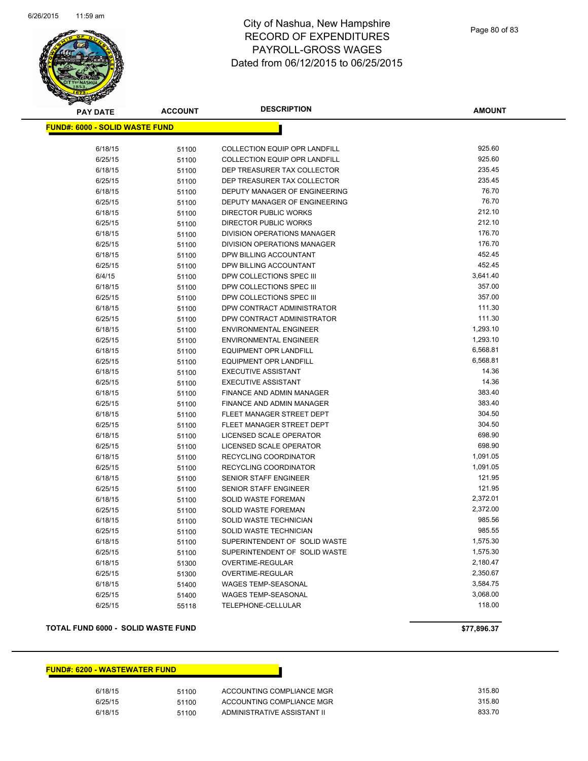# City of Nashua, New Hampshire
# RECORD OF EXPENDITURES
# PAYROLL-GROSS WAGES
# Dated from 06/12/2015 to 06/25/2015

| PAY DATE | ACCOUNT | DESCRIPTION | AMOUNT |
|---|---|---|---|
| **FUND#: 6000 - SOLID WASTE FUND** | | | |
| 6/18/15 | 51100 | COLLECTION EQUIP OPR LANDFILL | 925.60 |
| 6/25/15 | 51100 | COLLECTION EQUIP OPR LANDFILL | 925.60 |
| 6/18/15 | 51100 | DEP TREASURER TAX COLLECTOR | 235.45 |
| 6/25/15 | 51100 | DEP TREASURER TAX COLLECTOR | 235.45 |
| 6/18/15 | 51100 | DEPUTY MANAGER OF ENGINEERING | 76.70 |
| 6/25/15 | 51100 | DEPUTY MANAGER OF ENGINEERING | 76.70 |
| 6/18/15 | 51100 | DIRECTOR PUBLIC WORKS | 212.10 |
| 6/25/15 | 51100 | DIRECTOR PUBLIC WORKS | 212.10 |
| 6/18/15 | 51100 | DIVISION OPERATIONS MANAGER | 176.70 |
| 6/25/15 | 51100 | DIVISION OPERATIONS MANAGER | 176.70 |
| 6/18/15 | 51100 | DPW BILLING ACCOUNTANT | 452.45 |
| 6/25/15 | 51100 | DPW BILLING ACCOUNTANT | 452.45 |
| 6/4/15 | 51100 | DPW COLLECTIONS SPEC III | 3,641.40 |
| 6/18/15 | 51100 | DPW COLLECTIONS SPEC III | 357.00 |
| 6/25/15 | 51100 | DPW COLLECTIONS SPEC III | 357.00 |
| 6/18/15 | 51100 | DPW CONTRACT ADMINISTRATOR | 111.30 |
| 6/25/15 | 51100 | DPW CONTRACT ADMINISTRATOR | 111.30 |
| 6/18/15 | 51100 | ENVIRONMENTAL ENGINEER | 1,293.10 |
| 6/25/15 | 51100 | ENVIRONMENTAL ENGINEER | 1,293.10 |
| 6/18/15 | 51100 | EQUIPMENT OPR LANDFILL | 6,568.81 |
| 6/25/15 | 51100 | EQUIPMENT OPR LANDFILL | 6,568.81 |
| 6/18/15 | 51100 | EXECUTIVE ASSISTANT | 14.36 |
| 6/25/15 | 51100 | EXECUTIVE ASSISTANT | 14.36 |
| 6/18/15 | 51100 | FINANCE AND ADMIN MANAGER | 383.40 |
| 6/25/15 | 51100 | FINANCE AND ADMIN MANAGER | 383.40 |
| 6/18/15 | 51100 | FLEET MANAGER STREET DEPT | 304.50 |
| 6/25/15 | 51100 | FLEET MANAGER STREET DEPT | 304.50 |
| 6/18/15 | 51100 | LICENSED SCALE OPERATOR | 698.90 |
| 6/25/15 | 51100 | LICENSED SCALE OPERATOR | 698.90 |
| 6/18/15 | 51100 | RECYCLING COORDINATOR | 1,091.05 |
| 6/25/15 | 51100 | RECYCLING COORDINATOR | 1,091.05 |
| 6/18/15 | 51100 | SENIOR STAFF ENGINEER | 121.95 |
| 6/25/15 | 51100 | SENIOR STAFF ENGINEER | 121.95 |
| 6/18/15 | 51100 | SOLID WASTE FOREMAN | 2,372.01 |
| 6/25/15 | 51100 | SOLID WASTE FOREMAN | 2,372.00 |
| 6/18/15 | 51100 | SOLID WASTE TECHNICIAN | 985.56 |
| 6/25/15 | 51100 | SOLID WASTE TECHNICIAN | 985.55 |
| 6/18/15 | 51100 | SUPERINTENDENT OF SOLID WASTE | 1,575.30 |
| 6/25/15 | 51100 | SUPERINTENDENT OF SOLID WASTE | 1,575.30 |
| 6/18/15 | 51300 | OVERTIME-REGULAR | 2,180.47 |
| 6/25/15 | 51300 | OVERTIME-REGULAR | 2,350.67 |
| 6/18/15 | 51400 | WAGES TEMP-SEASONAL | 3,584.75 |
| 6/25/15 | 51400 | WAGES TEMP-SEASONAL | 3,068.00 |
| 6/25/15 | 55118 | TELEPHONE-CELLULAR | 118.00 |
| **TOTAL FUND 6000 - SOLID WASTE FUND** | | | **$77,896.37** |

| PAY DATE | ACCOUNT | DESCRIPTION | AMOUNT |
|---|---|---|---|
| **FUND#: 6200 - WASTEWATER FUND** | | | |
| 6/18/15 | 51100 | ACCOUNTING COMPLIANCE MGR | 315.80 |
| 6/25/15 | 51100 | ACCOUNTING COMPLIANCE MGR | 315.80 |
| 6/18/15 | 51100 | ADMINISTRATIVE ASSISTANT II | 833.70 |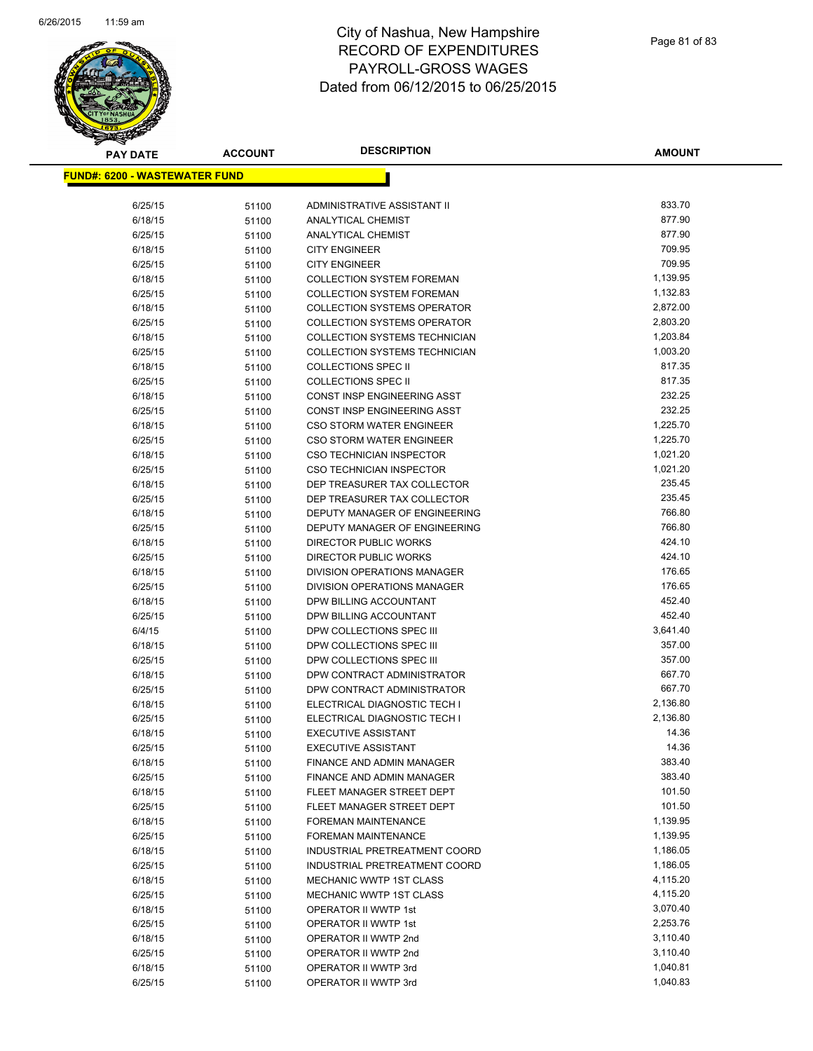# City of Nashua, New Hampshire
## RECORD OF EXPENDITURES
## PAYROLL-GROSS WAGES
## Dated from 06/12/2015 to 06/25/2015

| PAY DATE | ACCOUNT | DESCRIPTION | AMOUNT |
|---|---|---|---|

**FUND#: 6200 - WASTEWATER FUND**

| PAY DATE | ACCOUNT | DESCRIPTION | AMOUNT |
|---|---|---|---|
| 6/25/15 | 51100 | ADMINISTRATIVE ASSISTANT II | 833.70 |
| 6/18/15 | 51100 | ANALYTICAL CHEMIST | 877.90 |
| 6/25/15 | 51100 | ANALYTICAL CHEMIST | 877.90 |
| 6/18/15 | 51100 | CITY ENGINEER | 709.95 |
| 6/25/15 | 51100 | CITY ENGINEER | 709.95 |
| 6/18/15 | 51100 | COLLECTION SYSTEM FOREMAN | 1,139.95 |
| 6/25/15 | 51100 | COLLECTION SYSTEM FOREMAN | 1,132.83 |
| 6/18/15 | 51100 | COLLECTION SYSTEMS OPERATOR | 2,872.00 |
| 6/25/15 | 51100 | COLLECTION SYSTEMS OPERATOR | 2,803.20 |
| 6/18/15 | 51100 | COLLECTION SYSTEMS TECHNICIAN | 1,203.84 |
| 6/25/15 | 51100 | COLLECTION SYSTEMS TECHNICIAN | 1,003.20 |
| 6/18/15 | 51100 | COLLECTIONS SPEC II | 817.35 |
| 6/25/15 | 51100 | COLLECTIONS SPEC II | 817.35 |
| 6/18/15 | 51100 | CONST INSP ENGINEERING ASST | 232.25 |
| 6/25/15 | 51100 | CONST INSP ENGINEERING ASST | 232.25 |
| 6/18/15 | 51100 | CSO STORM WATER ENGINEER | 1,225.70 |
| 6/25/15 | 51100 | CSO STORM WATER ENGINEER | 1,225.70 |
| 6/18/15 | 51100 | CSO TECHNICIAN INSPECTOR | 1,021.20 |
| 6/25/15 | 51100 | CSO TECHNICIAN INSPECTOR | 1,021.20 |
| 6/18/15 | 51100 | DEP TREASURER TAX COLLECTOR | 235.45 |
| 6/25/15 | 51100 | DEP TREASURER TAX COLLECTOR | 235.45 |
| 6/18/15 | 51100 | DEPUTY MANAGER OF ENGINEERING | 766.80 |
| 6/25/15 | 51100 | DEPUTY MANAGER OF ENGINEERING | 766.80 |
| 6/18/15 | 51100 | DIRECTOR PUBLIC WORKS | 424.10 |
| 6/25/15 | 51100 | DIRECTOR PUBLIC WORKS | 424.10 |
| 6/18/15 | 51100 | DIVISION OPERATIONS MANAGER | 176.65 |
| 6/25/15 | 51100 | DIVISION OPERATIONS MANAGER | 176.65 |
| 6/18/15 | 51100 | DPW BILLING ACCOUNTANT | 452.40 |
| 6/25/15 | 51100 | DPW BILLING ACCOUNTANT | 452.40 |
| 6/4/15 | 51100 | DPW COLLECTIONS SPEC III | 3,641.40 |
| 6/18/15 | 51100 | DPW COLLECTIONS SPEC III | 357.00 |
| 6/25/15 | 51100 | DPW COLLECTIONS SPEC III | 357.00 |
| 6/18/15 | 51100 | DPW CONTRACT ADMINISTRATOR | 667.70 |
| 6/25/15 | 51100 | DPW CONTRACT ADMINISTRATOR | 667.70 |
| 6/18/15 | 51100 | ELECTRICAL DIAGNOSTIC TECH I | 2,136.80 |
| 6/25/15 | 51100 | ELECTRICAL DIAGNOSTIC TECH I | 2,136.80 |
| 6/18/15 | 51100 | EXECUTIVE ASSISTANT | 14.36 |
| 6/25/15 | 51100 | EXECUTIVE ASSISTANT | 14.36 |
| 6/18/15 | 51100 | FINANCE AND ADMIN MANAGER | 383.40 |
| 6/25/15 | 51100 | FINANCE AND ADMIN MANAGER | 383.40 |
| 6/18/15 | 51100 | FLEET MANAGER STREET DEPT | 101.50 |
| 6/25/15 | 51100 | FLEET MANAGER STREET DEPT | 101.50 |
| 6/18/15 | 51100 | FOREMAN MAINTENANCE | 1,139.95 |
| 6/25/15 | 51100 | FOREMAN MAINTENANCE | 1,139.95 |
| 6/18/15 | 51100 | INDUSTRIAL PRETREATMENT COORD | 1,186.05 |
| 6/25/15 | 51100 | INDUSTRIAL PRETREATMENT COORD | 1,186.05 |
| 6/18/15 | 51100 | MECHANIC WWTP 1ST CLASS | 4,115.20 |
| 6/25/15 | 51100 | MECHANIC WWTP 1ST CLASS | 4,115.20 |
| 6/18/15 | 51100 | OPERATOR II WWTP 1st | 3,070.40 |
| 6/25/15 | 51100 | OPERATOR II WWTP 1st | 2,253.76 |
| 6/18/15 | 51100 | OPERATOR II WWTP 2nd | 3,110.40 |
| 6/25/15 | 51100 | OPERATOR II WWTP 2nd | 3,110.40 |
| 6/18/15 | 51100 | OPERATOR II WWTP 3rd | 1,040.81 |
| 6/25/15 | 51100 | OPERATOR II WWTP 3rd | 1,040.83 |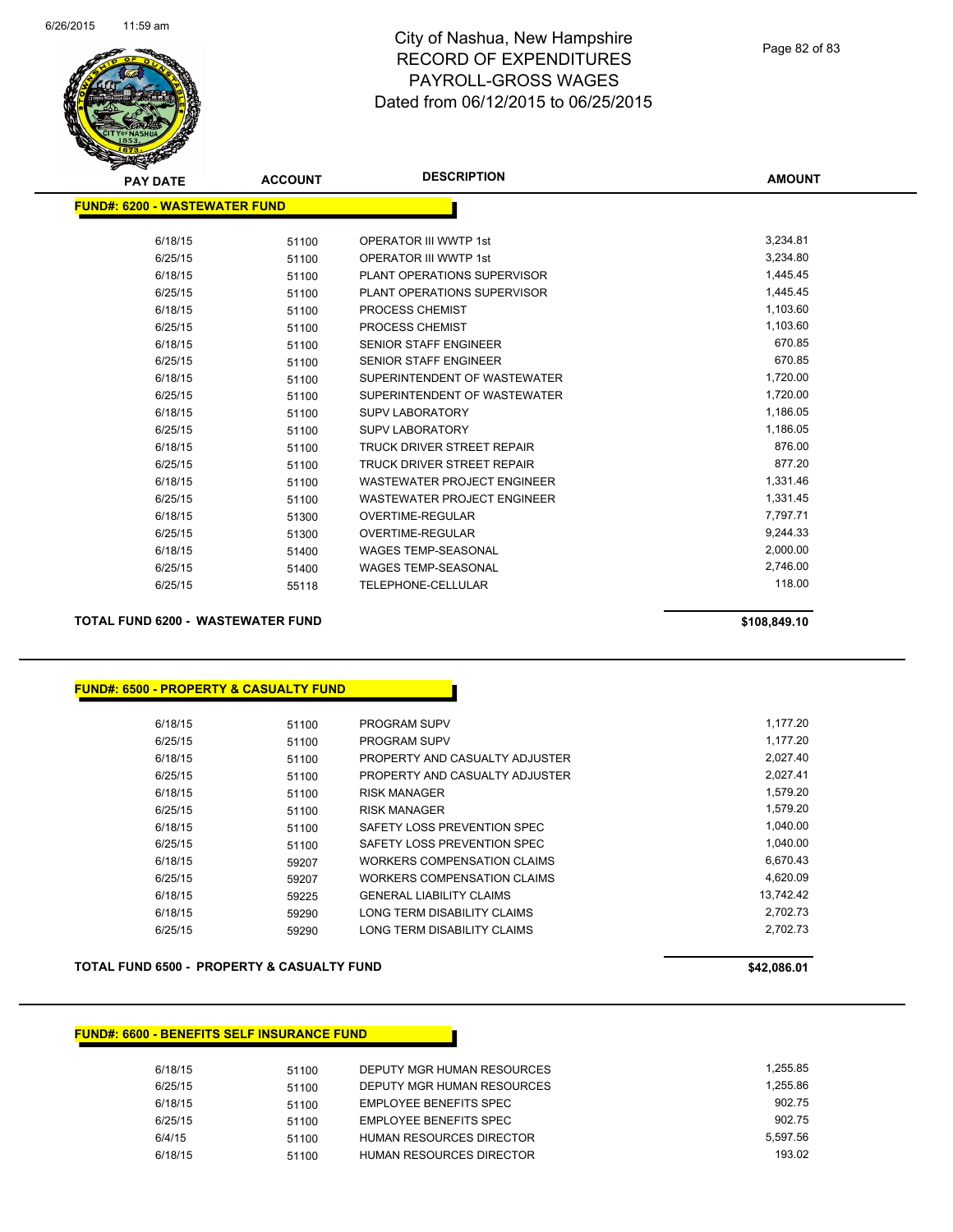# City of Nashua, New Hampshire
## RECORD OF EXPENDITURES
## PAYROLL-GROSS WAGES
## Dated from 06/12/2015 to 06/25/2015

| PAY DATE | ACCOUNT | DESCRIPTION | AMOUNT |
|---|---|---|---|
| **FUND#: 6200 - WASTEWATER FUND** | | | |
| 6/18/15 | 51100 | OPERATOR III WWTP 1st | 3,234.81 |
| 6/25/15 | 51100 | OPERATOR III WWTP 1st | 3,234.80 |
| 6/18/15 | 51100 | PLANT OPERATIONS SUPERVISOR | 1,445.45 |
| 6/25/15 | 51100 | PLANT OPERATIONS SUPERVISOR | 1,445.45 |
| 6/18/15 | 51100 | PROCESS CHEMIST | 1,103.60 |
| 6/25/15 | 51100 | PROCESS CHEMIST | 1,103.60 |
| 6/18/15 | 51100 | SENIOR STAFF ENGINEER | 670.85 |
| 6/25/15 | 51100 | SENIOR STAFF ENGINEER | 670.85 |
| 6/18/15 | 51100 | SUPERINTENDENT OF WASTEWATER | 1,720.00 |
| 6/25/15 | 51100 | SUPERINTENDENT OF WASTEWATER | 1,720.00 |
| 6/18/15 | 51100 | SUPV LABORATORY | 1,186.05 |
| 6/25/15 | 51100 | SUPV LABORATORY | 1,186.05 |
| 6/18/15 | 51100 | TRUCK DRIVER STREET REPAIR | 876.00 |
| 6/25/15 | 51100 | TRUCK DRIVER STREET REPAIR | 877.20 |
| 6/18/15 | 51100 | WASTEWATER PROJECT ENGINEER | 1,331.46 |
| 6/25/15 | 51100 | WASTEWATER PROJECT ENGINEER | 1,331.45 |
| 6/18/15 | 51300 | OVERTIME-REGULAR | 7,797.71 |
| 6/25/15 | 51300 | OVERTIME-REGULAR | 9,244.33 |
| 6/18/15 | 51400 | WAGES TEMP-SEASONAL | 2,000.00 |
| 6/25/15 | 51400 | WAGES TEMP-SEASONAL | 2,746.00 |
| 6/25/15 | 55118 | TELEPHONE-CELLULAR | 118.00 |
| **TOTAL FUND 6200 - WASTEWATER FUND** | | | **$108,849.10** |

| PAY DATE | ACCOUNT | DESCRIPTION | AMOUNT |
|---|---|---|---|
| **FUND#: 6500 - PROPERTY & CASUALTY FUND** | | | |
| 6/18/15 | 51100 | PROGRAM SUPV | 1,177.20 |
| 6/25/15 | 51100 | PROGRAM SUPV | 1,177.20 |
| 6/18/15 | 51100 | PROPERTY AND CASUALTY ADJUSTER | 2,027.40 |
| 6/25/15 | 51100 | PROPERTY AND CASUALTY ADJUSTER | 2,027.41 |
| 6/18/15 | 51100 | RISK MANAGER | 1,579.20 |
| 6/25/15 | 51100 | RISK MANAGER | 1,579.20 |
| 6/18/15 | 51100 | SAFETY LOSS PREVENTION SPEC | 1,040.00 |
| 6/25/15 | 51100 | SAFETY LOSS PREVENTION SPEC | 1,040.00 |
| 6/18/15 | 59207 | WORKERS COMPENSATION CLAIMS | 6,670.43 |
| 6/25/15 | 59207 | WORKERS COMPENSATION CLAIMS | 4,620.09 |
| 6/18/15 | 59225 | GENERAL LIABILITY CLAIMS | 13,742.42 |
| 6/18/15 | 59290 | LONG TERM DISABILITY CLAIMS | 2,702.73 |
| 6/25/15 | 59290 | LONG TERM DISABILITY CLAIMS | 2,702.73 |
| **TOTAL FUND 6500 - PROPERTY & CASUALTY FUND** | | | **$42,086.01** |

| PAY DATE | ACCOUNT | DESCRIPTION | AMOUNT |
|---|---|---|---|
| **FUND#: 6600 - BENEFITS SELF INSURANCE FUND** | | | |
| 6/18/15 | 51100 | DEPUTY MGR HUMAN RESOURCES | 1,255.85 |
| 6/25/15 | 51100 | DEPUTY MGR HUMAN RESOURCES | 1,255.86 |
| 6/18/15 | 51100 | EMPLOYEE BENEFITS SPEC | 902.75 |
| 6/25/15 | 51100 | EMPLOYEE BENEFITS SPEC | 902.75 |
| 6/4/15 | 51100 | HUMAN RESOURCES DIRECTOR | 5,597.56 |
| 6/18/15 | 51100 | HUMAN RESOURCES DIRECTOR | 193.02 |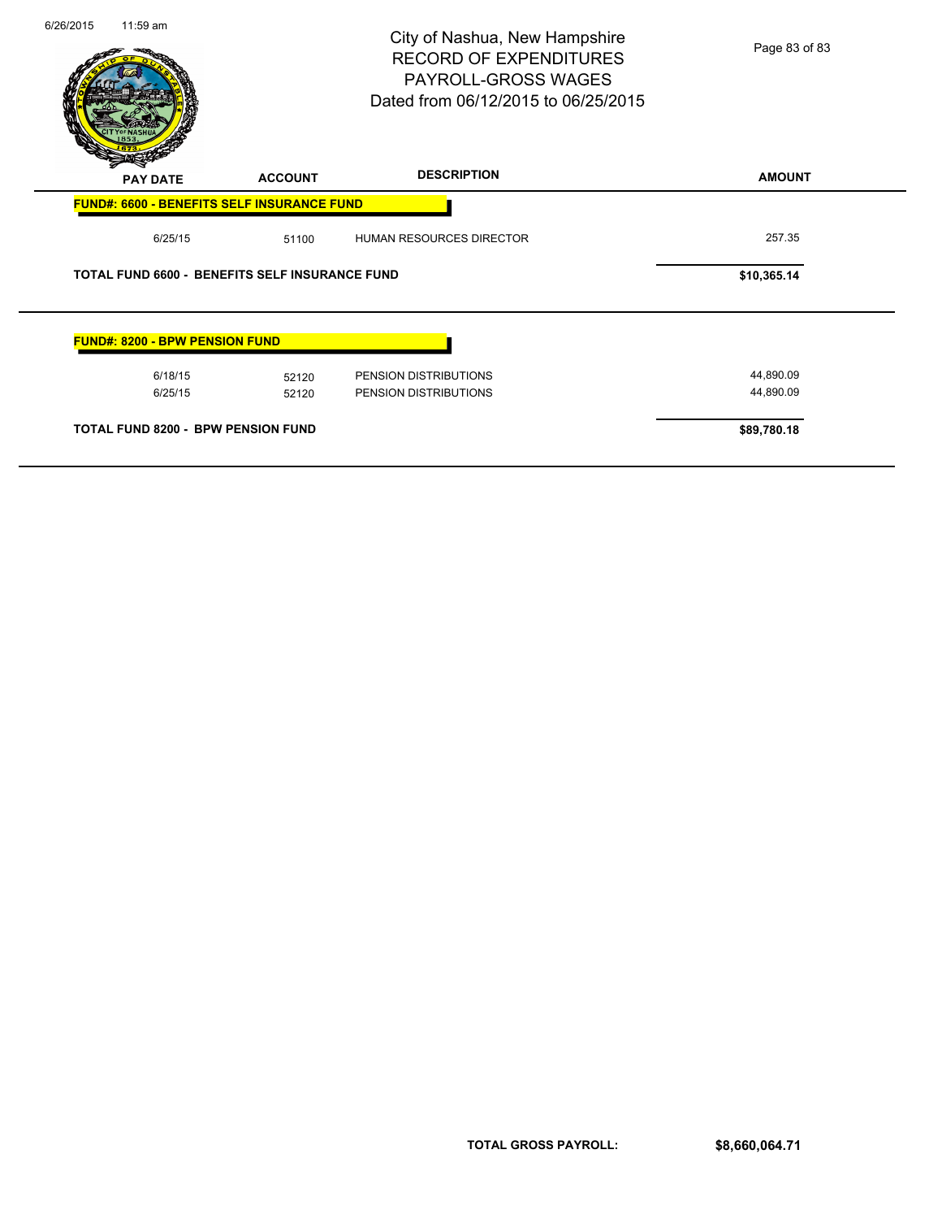# City of Nashua, New Hampshire
## RECORD OF EXPENDITURES
## PAYROLL-GROSS WAGES
## Dated from 06/12/2015 to 06/25/2015

| PAY DATE | ACCOUNT | DESCRIPTION | AMOUNT |
|---|---|---|---|
| **FUND#: 6600 - BENEFITS SELF INSURANCE FUND** | | | |
| 6/25/15 | 51100 | HUMAN RESOURCES DIRECTOR | 257.35 |
| **TOTAL FUND 6600 - BENEFITS SELF INSURANCE FUND** | | | **$10,365.14** |
| **FUND#: 8200 - BPW PENSION FUND** | | | |
| 6/18/15 | 52120 | PENSION DISTRIBUTIONS | 44,890.09 |
| 6/25/15 | 52120 | PENSION DISTRIBUTIONS | 44,890.09 |
| **TOTAL FUND 8200 - BPW PENSION FUND** | | | **$89,780.18** |

**TOTAL GROSS PAYROLL: $8,660,064.71**